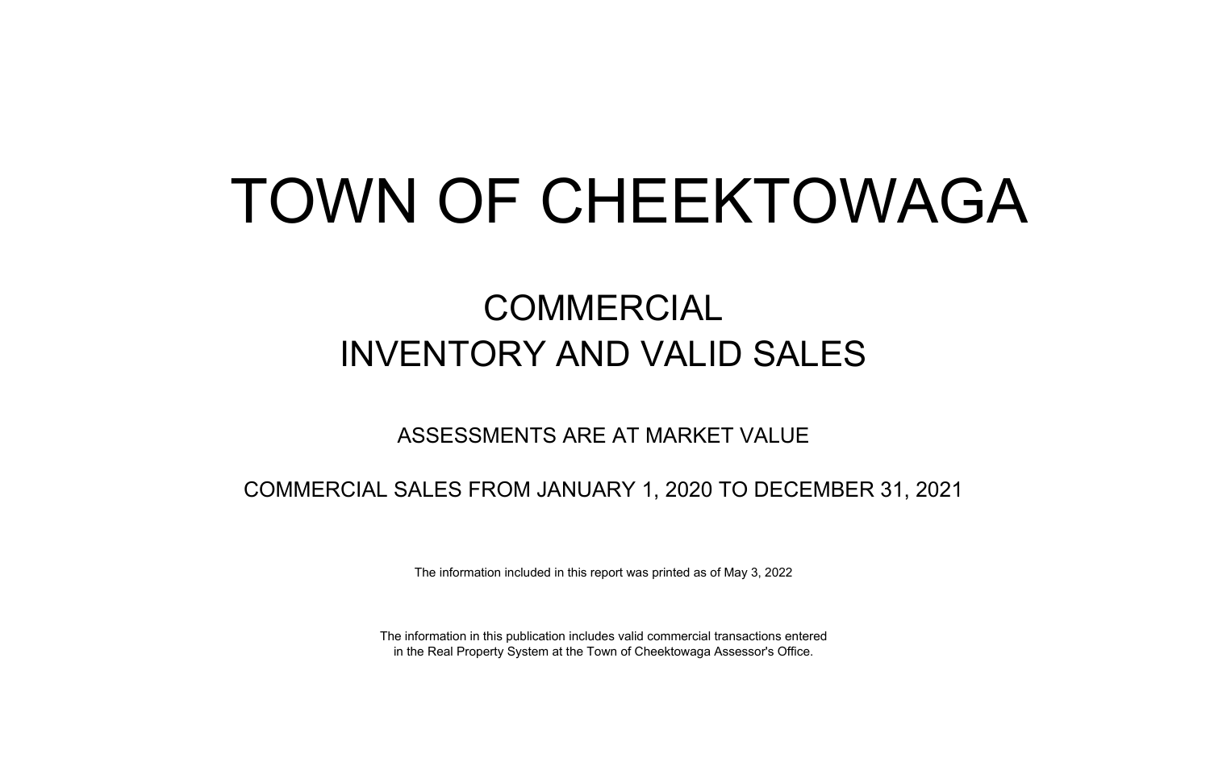# TOWN OF CHEEKTOWAGA

## COMMERCIAL
## INVENTORY AND VALID SALES

ASSESSMENTS ARE AT MARKET VALUE

COMMERCIAL SALES FROM JANUARY 1, 2020 TO DECEMBER 31, 2021

The information included in this report was printed as of May 3, 2022

The information in this publication includes valid commercial transactions entered in the Real Property System at the Town of Cheektowaga Assessor's Office.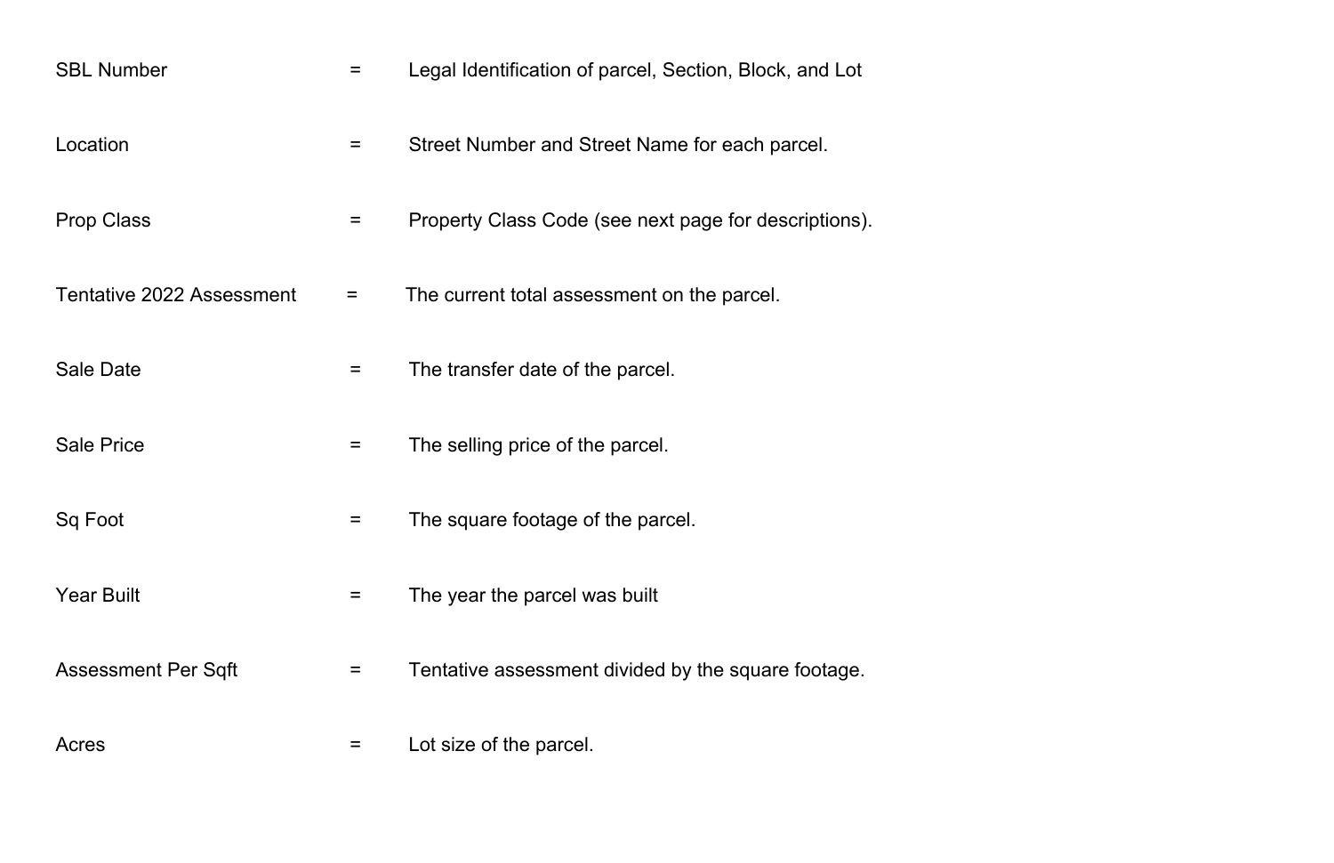| | | |
|---|---|---|
| SBL Number | = | Legal Identification of parcel, Section, Block, and Lot |
| Location | = | Street Number and Street Name for each parcel. |
| Prop Class | = | Property Class Code (see next page for descriptions). |
| Tentative 2022 Assessment | = | The current total assessment on the parcel. |
| Sale Date | = | The transfer date of the parcel. |
| Sale Price | = | The selling price of the parcel. |
| Sq Foot | = | The square footage of the parcel. |
| Year Built | = | The year the parcel was built |
| Assessment Per Sqft | = | Tentative assessment divided by the square footage. |
| Acres | = | Lot size of the parcel. |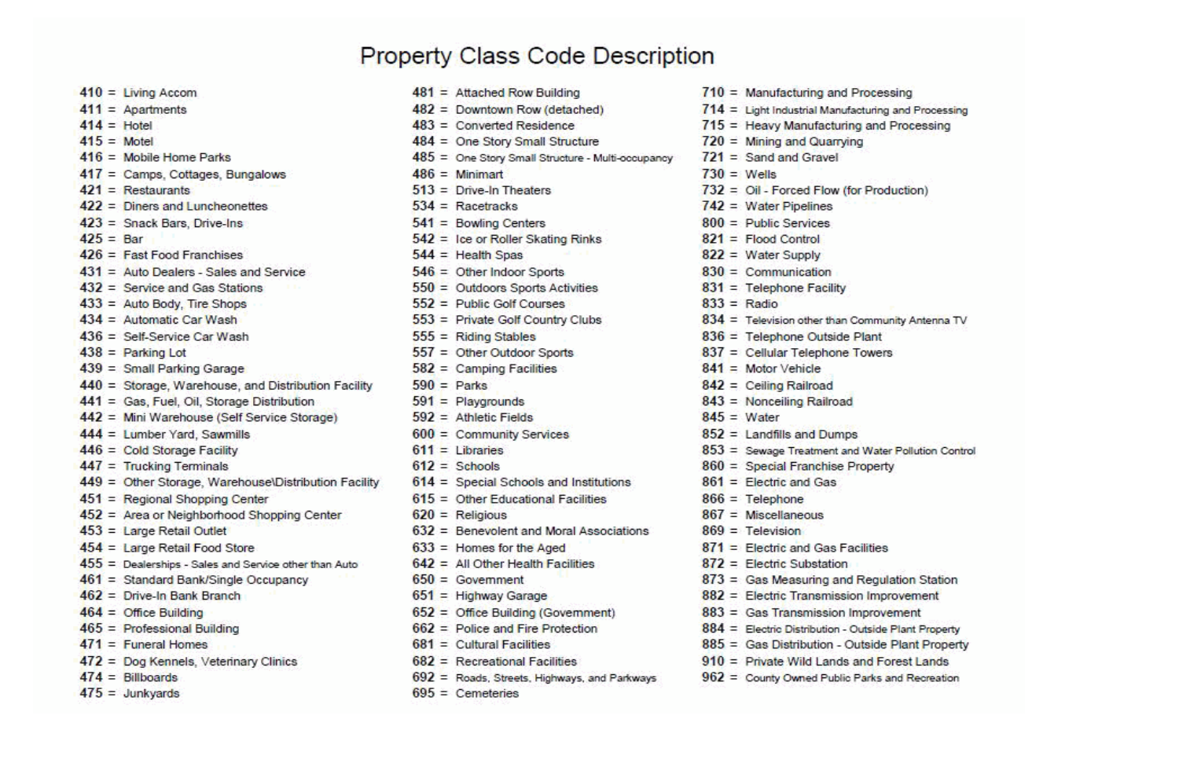# Property Class Code Description

410 = Living Accom
411 = Apartments
414 = Hotel
415 = Motel
416 = Mobile Home Parks
417 = Camps, Cottages, Bungalows
421 = Restaurants
422 = Diners and Luncheonettes
423 = Snack Bars, Drive-Ins
425 = Bar
426 = Fast Food Franchises
431 = Auto Dealers - Sales and Service
432 = Service and Gas Stations
433 = Auto Body, Tire Shops
434 = Automatic Car Wash
436 = Self-Service Car Wash
438 = Parking Lot
439 = Small Parking Garage
440 = Storage, Warehouse, and Distribution Facility
441 = Gas, Fuel, Oil, Storage Distribution
442 = Mini Warehouse (Self Service Storage)
444 = Lumber Yard, Sawmills
446 = Cold Storage Facility
447 = Trucking Terminals
449 = Other Storage, Warehouse\Distribution Facility
451 = Regional Shopping Center
452 = Area or Neighborhood Shopping Center
453 = Large Retail Outlet
454 = Large Retail Food Store
455 = Dealerships - Sales and Service other than Auto
461 = Standard Bank/Single Occupancy
462 = Drive-In Bank Branch
464 = Office Building
465 = Professional Building
471 = Funeral Homes
472 = Dog Kennels, Veterinary Clinics
474 = Billboards
475 = Junkyards
481 = Attached Row Building
482 = Downtown Row (detached)
483 = Converted Residence
484 = One Story Small Structure
485 = One Story Small Structure - Multi-occupancy
486 = Minimart
513 = Drive-In Theaters
534 = Racetracks
541 = Bowling Centers
542 = Ice or Roller Skating Rinks
544 = Health Spas
546 = Other Indoor Sports
550 = Outdoors Sports Activities
552 = Public Golf Courses
553 = Private Golf Country Clubs
555 = Riding Stables
557 = Other Outdoor Sports
582 = Camping Facilities
590 = Parks
591 = Playgrounds
592 = Athletic Fields
600 = Community Services
611 = Libraries
612 = Schools
614 = Special Schools and Institutions
615 = Other Educational Facilities
620 = Religious
632 = Benevolent and Moral Associations
633 = Homes for the Aged
642 = All Other Health Facilities
650 = Government
651 = Highway Garage
652 = Office Building (Government)
662 = Police and Fire Protection
681 = Cultural Facilities
682 = Recreational Facilities
692 = Roads, Streets, Highways, and Parkways
695 = Cemeteries
710 = Manufacturing and Processing
714 = Light Industrial Manufacturing and Processing
715 = Heavy Manufacturing and Processing
720 = Mining and Quarrying
721 = Sand and Gravel
730 = Wells
732 = Oil - Forced Flow (for Production)
742 = Water Pipelines
800 = Public Services
821 = Flood Control
822 = Water Supply
830 = Communication
831 = Telephone Facility
833 = Radio
834 = Television other than Community Antenna TV
836 = Telephone Outside Plant
837 = Cellular Telephone Towers
841 = Motor Vehicle
842 = Ceiling Railroad
843 = Nonceiling Railroad
845 = Water
852 = Landfills and Dumps
853 = Sewage Treatment and Water Pollution Control
860 = Special Franchise Property
861 = Electric and Gas
866 = Telephone
867 = Miscellaneous
869 = Television
871 = Electric and Gas Facilities
872 = Electric Substation
873 = Gas Measuring and Regulation Station
882 = Electric Transmission Improvement
883 = Gas Transmission Improvement
884 = Electric Distribution - Outside Plant Property
885 = Gas Distribution - Outside Plant Property
910 = Private Wild Lands and Forest Lands
962 = County Owned Public Parks and Recreation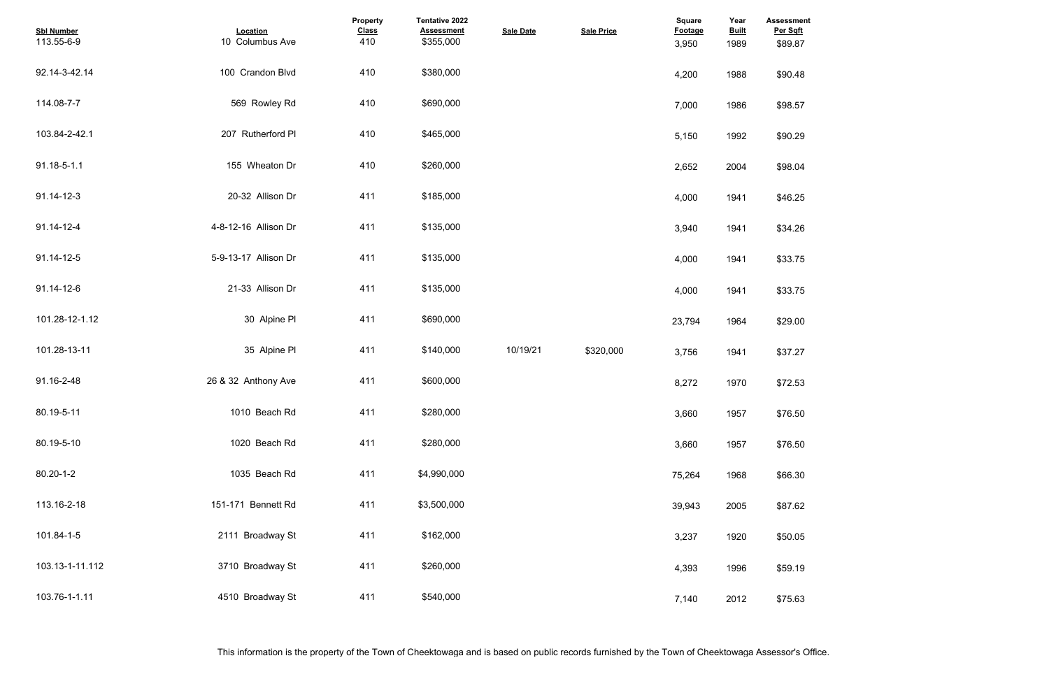| Sbl Number | Location | Property Class | Tentative 2022 Assessment | Sale Date | Sale Price | Square Footage | Year Built | Assessment Per Sqft |
|---|---|---|---|---|---|---|---|---|
| 113.55-6-9 | 10 Columbus Ave | 410 | $355,000 | | | 3,950 | 1989 | $89.87 |
| 92.14-3-42.14 | 100 Crandon Blvd | 410 | $380,000 | | | 4,200 | 1988 | $90.48 |
| 114.08-7-7 | 569 Rowley Rd | 410 | $690,000 | | | 7,000 | 1986 | $98.57 |
| 103.84-2-42.1 | 207 Rutherford Pl | 410 | $465,000 | | | 5,150 | 1992 | $90.29 |
| 91.18-5-1.1 | 155 Wheaton Dr | 410 | $260,000 | | | 2,652 | 2004 | $98.04 |
| 91.14-12-3 | 20-32 Allison Dr | 411 | $185,000 | | | 4,000 | 1941 | $46.25 |
| 91.14-12-4 | 4-8-12-16 Allison Dr | 411 | $135,000 | | | 3,940 | 1941 | $34.26 |
| 91.14-12-5 | 5-9-13-17 Allison Dr | 411 | $135,000 | | | 4,000 | 1941 | $33.75 |
| 91.14-12-6 | 21-33 Allison Dr | 411 | $135,000 | | | 4,000 | 1941 | $33.75 |
| 101.28-12-1.12 | 30 Alpine Pl | 411 | $690,000 | | | 23,794 | 1964 | $29.00 |
| 101.28-13-11 | 35 Alpine Pl | 411 | $140,000 | 10/19/21 | $320,000 | 3,756 | 1941 | $37.27 |
| 91.16-2-48 | 26 & 32 Anthony Ave | 411 | $600,000 | | | 8,272 | 1970 | $72.53 |
| 80.19-5-11 | 1010 Beach Rd | 411 | $280,000 | | | 3,660 | 1957 | $76.50 |
| 80.19-5-10 | 1020 Beach Rd | 411 | $280,000 | | | 3,660 | 1957 | $76.50 |
| 80.20-1-2 | 1035 Beach Rd | 411 | $4,990,000 | | | 75,264 | 1968 | $66.30 |
| 113.16-2-18 | 151-171 Bennett Rd | 411 | $3,500,000 | | | 39,943 | 2005 | $87.62 |
| 101.84-1-5 | 2111 Broadway St | 411 | $162,000 | | | 3,237 | 1920 | $50.05 |
| 103.13-1-11.112 | 3710 Broadway St | 411 | $260,000 | | | 4,393 | 1996 | $59.19 |
| 103.76-1-1.11 | 4510 Broadway St | 411 | $540,000 | | | 7,140 | 2012 | $75.63 |

This information is the property of the Town of Cheektowaga and is based on public records furnished by the Town of Cheektowaga Assessor's Office.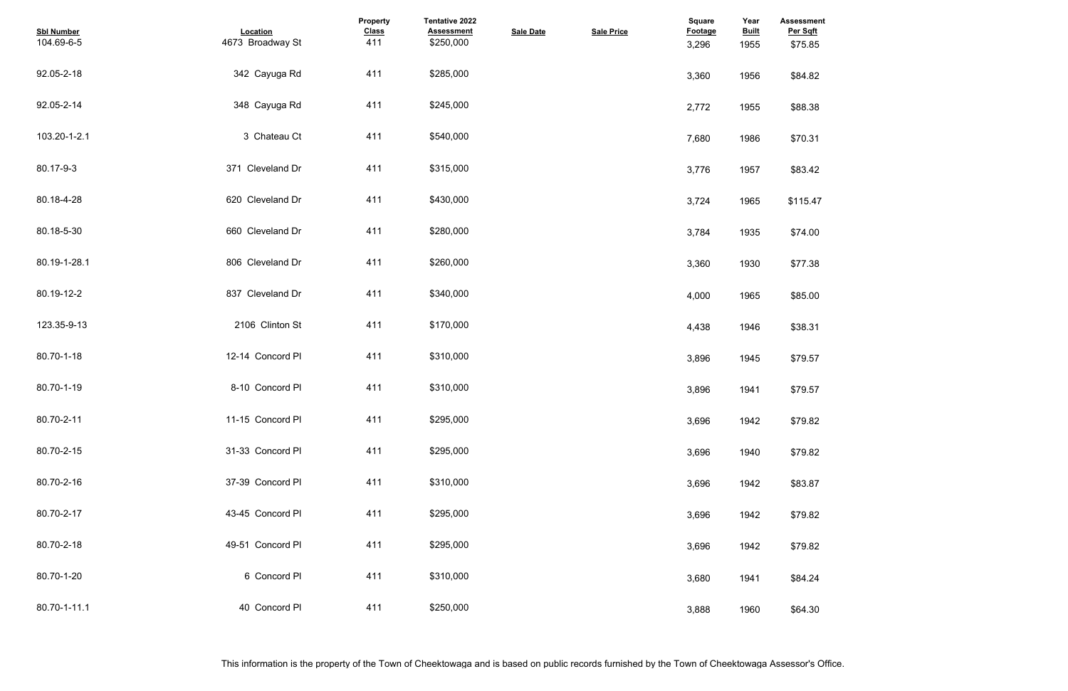| Sbl Number | Location | Property Class | Tentative 2022 Assessment | Sale Date | Sale Price | Square Footage | Year Built | Assessment Per Sqft |
|---|---|---|---|---|---|---|---|---|
| 104.69-6-5 | 4673 Broadway St | 411 | $250,000 | | | 3,296 | 1955 | $75.85 |
| 92.05-2-18 | 342 Cayuga Rd | 411 | $285,000 | | | 3,360 | 1956 | $84.82 |
| 92.05-2-14 | 348 Cayuga Rd | 411 | $245,000 | | | 2,772 | 1955 | $88.38 |
| 103.20-1-2.1 | 3 Chateau Ct | 411 | $540,000 | | | 7,680 | 1986 | $70.31 |
| 80.17-9-3 | 371 Cleveland Dr | 411 | $315,000 | | | 3,776 | 1957 | $83.42 |
| 80.18-4-28 | 620 Cleveland Dr | 411 | $430,000 | | | 3,724 | 1965 | $115.47 |
| 80.18-5-30 | 660 Cleveland Dr | 411 | $280,000 | | | 3,784 | 1935 | $74.00 |
| 80.19-1-28.1 | 806 Cleveland Dr | 411 | $260,000 | | | 3,360 | 1930 | $77.38 |
| 80.19-12-2 | 837 Cleveland Dr | 411 | $340,000 | | | 4,000 | 1965 | $85.00 |
| 123.35-9-13 | 2106 Clinton St | 411 | $170,000 | | | 4,438 | 1946 | $38.31 |
| 80.70-1-18 | 12-14 Concord Pl | 411 | $310,000 | | | 3,896 | 1945 | $79.57 |
| 80.70-1-19 | 8-10 Concord Pl | 411 | $310,000 | | | 3,896 | 1941 | $79.57 |
| 80.70-2-11 | 11-15 Concord Pl | 411 | $295,000 | | | 3,696 | 1942 | $79.82 |
| 80.70-2-15 | 31-33 Concord Pl | 411 | $295,000 | | | 3,696 | 1940 | $79.82 |
| 80.70-2-16 | 37-39 Concord Pl | 411 | $310,000 | | | 3,696 | 1942 | $83.87 |
| 80.70-2-17 | 43-45 Concord Pl | 411 | $295,000 | | | 3,696 | 1942 | $79.82 |
| 80.70-2-18 | 49-51 Concord Pl | 411 | $295,000 | | | 3,696 | 1942 | $79.82 |
| 80.70-1-20 | 6 Concord Pl | 411 | $310,000 | | | 3,680 | 1941 | $84.24 |
| 80.70-1-11.1 | 40 Concord Pl | 411 | $250,000 | | | 3,888 | 1960 | $64.30 |

This information is the property of the Town of Cheektowaga and is based on public records furnished by the Town of Cheektowaga Assessor's Office.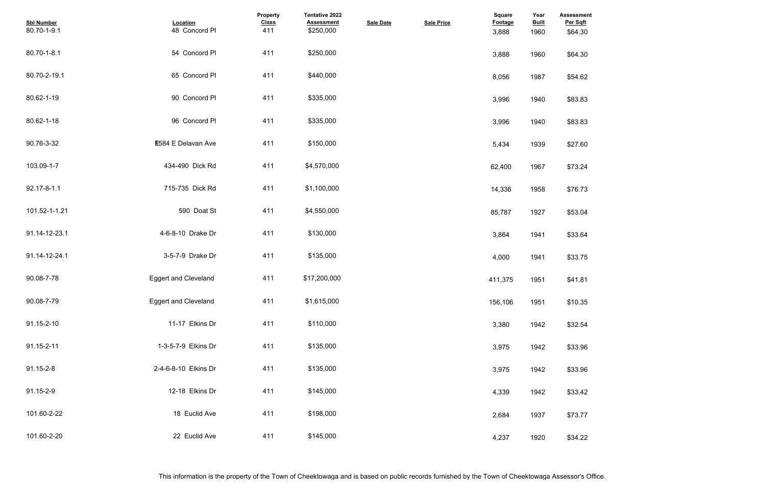| Sbl Number | Location | Property Class | Tentative 2022 Assessment | Sale Date | Sale Price | Square Footage | Year Built | Assessment Per Sqft |
|---|---|---|---|---|---|---|---|---|
| 80.70-1-9.1 | 48 Concord Pl | 411 | $250,000 | | | 3,888 | 1960 | $64.30 |
| 80.70-1-8.1 | 54 Concord Pl | 411 | $250,000 | | | 3,888 | 1960 | $64.30 |
| 80.70-2-19.1 | 65 Concord Pl | 411 | $440,000 | | | 8,056 | 1987 | $54.62 |
| 80.62-1-19 | 90 Concord Pl | 411 | $335,000 | | | 3,996 | 1940 | $83.83 |
| 80.62-1-18 | 96 Concord Pl | 411 | $335,000 | | | 3,996 | 1940 | $83.83 |
| 90.76-3-32 | 1584 E Delavan Ave | 411 | $150,000 | | | 5,434 | 1939 | $27.60 |
| 103.09-1-7 | 434-490 Dick Rd | 411 | $4,570,000 | | | 62,400 | 1967 | $73.24 |
| 92.17-8-1.1 | 715-735 Dick Rd | 411 | $1,100,000 | | | 14,336 | 1958 | $76.73 |
| 101.52-1-1.21 | 590 Doat St | 411 | $4,550,000 | | | 85,787 | 1927 | $53.04 |
| 91.14-12-23.1 | 4-6-8-10 Drake Dr | 411 | $130,000 | | | 3,864 | 1941 | $33.64 |
| 91.14-12-24.1 | 3-5-7-9 Drake Dr | 411 | $135,000 | | | 4,000 | 1941 | $33.75 |
| 90.08-7-78 | Eggert and Cleveland | 411 | $17,200,000 | | | 411,375 | 1951 | $41.81 |
| 90.08-7-79 | Eggert and Cleveland | 411 | $1,615,000 | | | 156,106 | 1951 | $10.35 |
| 91.15-2-10 | 11-17 Elkins Dr | 411 | $110,000 | | | 3,380 | 1942 | $32.54 |
| 91.15-2-11 | 1-3-5-7-9 Elkins Dr | 411 | $135,000 | | | 3,975 | 1942 | $33.96 |
| 91.15-2-8 | 2-4-6-8-10 Elkins Dr | 411 | $135,000 | | | 3,975 | 1942 | $33.96 |
| 91.15-2-9 | 12-18 Elkins Dr | 411 | $145,000 | | | 4,339 | 1942 | $33.42 |
| 101.60-2-22 | 18 Euclid Ave | 411 | $198,000 | | | 2,684 | 1937 | $73.77 |
| 101.60-2-20 | 22 Euclid Ave | 411 | $145,000 | | | 4,237 | 1920 | $34.22 |

This information is the property of the Town of Cheektowaga and is based on public records furnished by the Town of Cheektowaga Assessor's Office.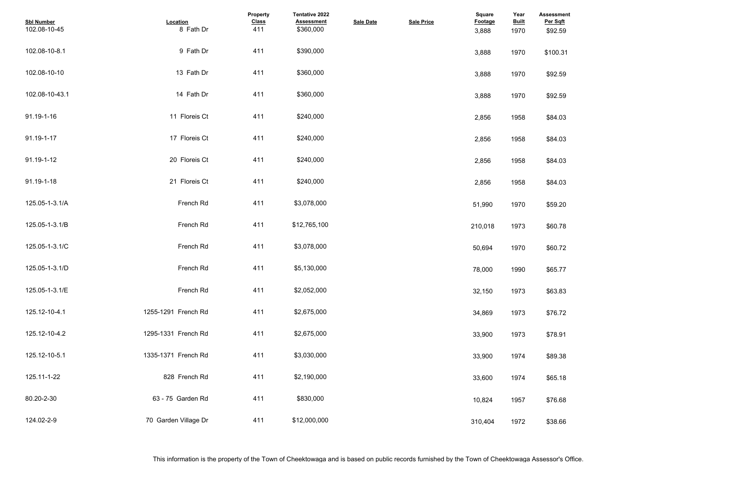| Sbl Number | Location | Property Class | Tentative 2022 Assessment | Sale Date | Sale Price | Square Footage | Year Built | Assessment Per Sqft |
|---|---|---|---|---|---|---|---|---|
| 102.08-10-45 | 8 Fath Dr | 411 | $360,000 | | | 3,888 | 1970 | $92.59 |
| 102.08-10-8.1 | 9 Fath Dr | 411 | $390,000 | | | 3,888 | 1970 | $100.31 |
| 102.08-10-10 | 13 Fath Dr | 411 | $360,000 | | | 3,888 | 1970 | $92.59 |
| 102.08-10-43.1 | 14 Fath Dr | 411 | $360,000 | | | 3,888 | 1970 | $92.59 |
| 91.19-1-16 | 11 Floreis Ct | 411 | $240,000 | | | 2,856 | 1958 | $84.03 |
| 91.19-1-17 | 17 Floreis Ct | 411 | $240,000 | | | 2,856 | 1958 | $84.03 |
| 91.19-1-12 | 20 Floreis Ct | 411 | $240,000 | | | 2,856 | 1958 | $84.03 |
| 91.19-1-18 | 21 Floreis Ct | 411 | $240,000 | | | 2,856 | 1958 | $84.03 |
| 125.05-1-3.1/A | French Rd | 411 | $3,078,000 | | | 51,990 | 1970 | $59.20 |
| 125.05-1-3.1/B | French Rd | 411 | $12,765,100 | | | 210,018 | 1973 | $60.78 |
| 125.05-1-3.1/C | French Rd | 411 | $3,078,000 | | | 50,694 | 1970 | $60.72 |
| 125.05-1-3.1/D | French Rd | 411 | $5,130,000 | | | 78,000 | 1990 | $65.77 |
| 125.05-1-3.1/E | French Rd | 411 | $2,052,000 | | | 32,150 | 1973 | $63.83 |
| 125.12-10-4.1 | 1255-1291 French Rd | 411 | $2,675,000 | | | 34,869 | 1973 | $76.72 |
| 125.12-10-4.2 | 1295-1331 French Rd | 411 | $2,675,000 | | | 33,900 | 1973 | $78.91 |
| 125.12-10-5.1 | 1335-1371 French Rd | 411 | $3,030,000 | | | 33,900 | 1974 | $89.38 |
| 125.11-1-22 | 828 French Rd | 411 | $2,190,000 | | | 33,600 | 1974 | $65.18 |
| 80.20-2-30 | 63 - 75 Garden Rd | 411 | $830,000 | | | 10,824 | 1957 | $76.68 |
| 124.02-2-9 | 70 Garden Village Dr | 411 | $12,000,000 | | | 310,404 | 1972 | $38.66 |

This information is the property of the Town of Cheektowaga and is based on public records furnished by the Town of Cheektowaga Assessor's Office.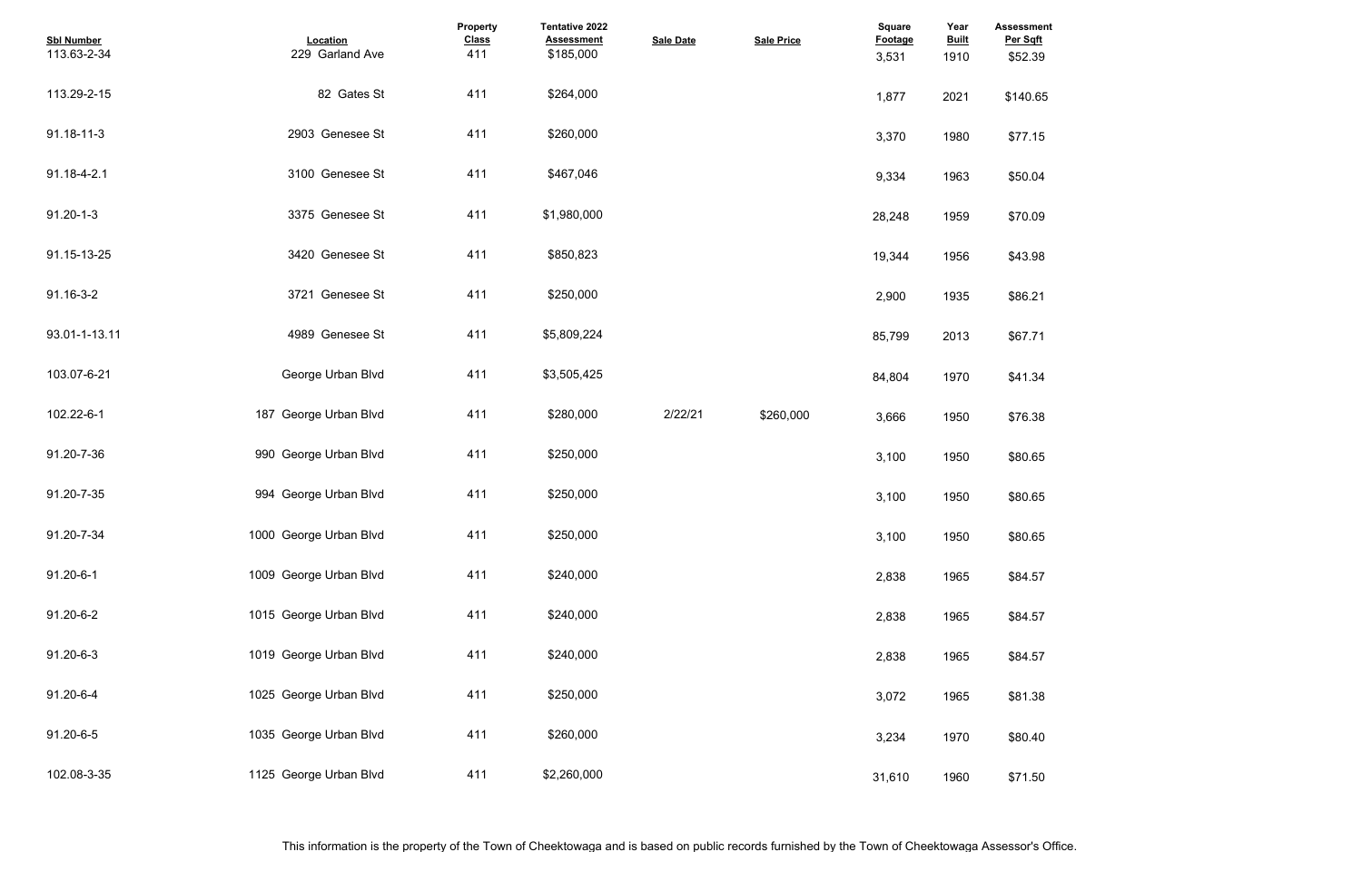| Sbl Number | Location | Property Class | Tentative 2022 Assessment | Sale Date | Sale Price | Square Footage | Year Built | Assessment Per Sqft |
|---|---|---|---|---|---|---|---|---|
| 113.63-2-34 | 229 Garland Ave | 411 | $185,000 | | | 3,531 | 1910 | $52.39 |
| 113.29-2-15 | 82 Gates St | 411 | $264,000 | | | 1,877 | 2021 | $140.65 |
| 91.18-11-3 | 2903 Genesee St | 411 | $260,000 | | | 3,370 | 1980 | $77.15 |
| 91.18-4-2.1 | 3100 Genesee St | 411 | $467,046 | | | 9,334 | 1963 | $50.04 |
| 91.20-1-3 | 3375 Genesee St | 411 | $1,980,000 | | | 28,248 | 1959 | $70.09 |
| 91.15-13-25 | 3420 Genesee St | 411 | $850,823 | | | 19,344 | 1956 | $43.98 |
| 91.16-3-2 | 3721 Genesee St | 411 | $250,000 | | | 2,900 | 1935 | $86.21 |
| 93.01-1-13.11 | 4989 Genesee St | 411 | $5,809,224 | | | 85,799 | 2013 | $67.71 |
| 103.07-6-21 | George Urban Blvd | 411 | $3,505,425 | | | 84,804 | 1970 | $41.34 |
| 102.22-6-1 | 187 George Urban Blvd | 411 | $280,000 | 2/22/21 | $260,000 | 3,666 | 1950 | $76.38 |
| 91.20-7-36 | 990 George Urban Blvd | 411 | $250,000 | | | 3,100 | 1950 | $80.65 |
| 91.20-7-35 | 994 George Urban Blvd | 411 | $250,000 | | | 3,100 | 1950 | $80.65 |
| 91.20-7-34 | 1000 George Urban Blvd | 411 | $250,000 | | | 3,100 | 1950 | $80.65 |
| 91.20-6-1 | 1009 George Urban Blvd | 411 | $240,000 | | | 2,838 | 1965 | $84.57 |
| 91.20-6-2 | 1015 George Urban Blvd | 411 | $240,000 | | | 2,838 | 1965 | $84.57 |
| 91.20-6-3 | 1019 George Urban Blvd | 411 | $240,000 | | | 2,838 | 1965 | $84.57 |
| 91.20-6-4 | 1025 George Urban Blvd | 411 | $250,000 | | | 3,072 | 1965 | $81.38 |
| 91.20-6-5 | 1035 George Urban Blvd | 411 | $260,000 | | | 3,234 | 1970 | $80.40 |
| 102.08-3-35 | 1125 George Urban Blvd | 411 | $2,260,000 | | | 31,610 | 1960 | $71.50 |

This information is the property of the Town of Cheektowaga and is based on public records furnished by the Town of Cheektowaga Assessor's Office.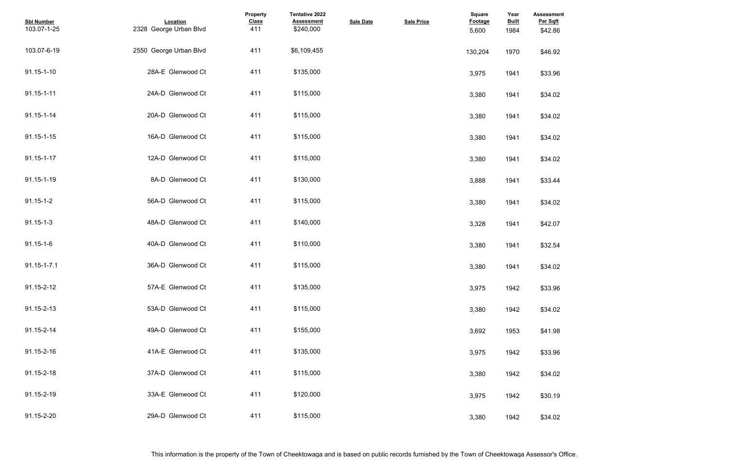| Sbl Number | Location | Property Class | Tentative 2022 Assessment | Sale Date | Sale Price | Square Footage | Year Built | Assessment Per Sqft |
|---|---|---|---|---|---|---|---|---|
| 103.07-1-25 | 2328 George Urban Blvd | 411 | $240,000 | | | 5,600 | 1984 | $42.86 |
| 103.07-6-19 | 2550 George Urban Blvd | 411 | $6,109,455 | | | 130,204 | 1970 | $46.92 |
| 91.15-1-10 | 28A-E Glenwood Ct | 411 | $135,000 | | | 3,975 | 1941 | $33.96 |
| 91.15-1-11 | 24A-D Glenwood Ct | 411 | $115,000 | | | 3,380 | 1941 | $34.02 |
| 91.15-1-14 | 20A-D Glenwood Ct | 411 | $115,000 | | | 3,380 | 1941 | $34.02 |
| 91.15-1-15 | 16A-D Glenwood Ct | 411 | $115,000 | | | 3,380 | 1941 | $34.02 |
| 91.15-1-17 | 12A-D Glenwood Ct | 411 | $115,000 | | | 3,380 | 1941 | $34.02 |
| 91.15-1-19 | 8A-D Glenwood Ct | 411 | $130,000 | | | 3,888 | 1941 | $33.44 |
| 91.15-1-2 | 56A-D Glenwood Ct | 411 | $115,000 | | | 3,380 | 1941 | $34.02 |
| 91.15-1-3 | 48A-D Glenwood Ct | 411 | $140,000 | | | 3,328 | 1941 | $42.07 |
| 91.15-1-6 | 40A-D Glenwood Ct | 411 | $110,000 | | | 3,380 | 1941 | $32.54 |
| 91.15-1-7.1 | 36A-D Glenwood Ct | 411 | $115,000 | | | 3,380 | 1941 | $34.02 |
| 91.15-2-12 | 57A-E Glenwood Ct | 411 | $135,000 | | | 3,975 | 1942 | $33.96 |
| 91.15-2-13 | 53A-D Glenwood Ct | 411 | $115,000 | | | 3,380 | 1942 | $34.02 |
| 91.15-2-14 | 49A-D Glenwood Ct | 411 | $155,000 | | | 3,692 | 1953 | $41.98 |
| 91.15-2-16 | 41A-E Glenwood Ct | 411 | $135,000 | | | 3,975 | 1942 | $33.96 |
| 91.15-2-18 | 37A-D Glenwood Ct | 411 | $115,000 | | | 3,380 | 1942 | $34.02 |
| 91.15-2-19 | 33A-E Glenwood Ct | 411 | $120,000 | | | 3,975 | 1942 | $30.19 |
| 91.15-2-20 | 29A-D Glenwood Ct | 411 | $115,000 | | | 3,380 | 1942 | $34.02 |

This information is the property of the Town of Cheektowaga and is based on public records furnished by the Town of Cheektowaga Assessor's Office.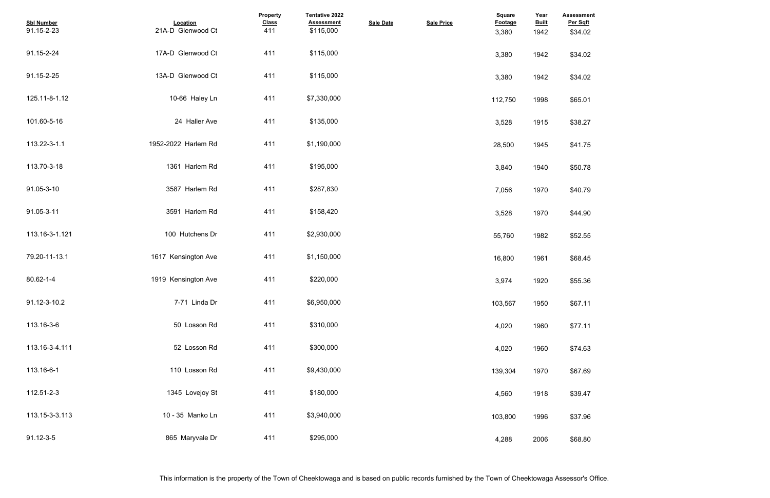| Sbl Number | Location | Property Class | Tentative 2022 Assessment | Sale Date | Sale Price | Square Footage | Year Built | Assessment Per Sqft |
|---|---|---|---|---|---|---|---|---|
| 91.15-2-23 | 21A-D Glenwood Ct | 411 | $115,000 | | | 3,380 | 1942 | $34.02 |
| 91.15-2-24 | 17A-D Glenwood Ct | 411 | $115,000 | | | 3,380 | 1942 | $34.02 |
| 91.15-2-25 | 13A-D Glenwood Ct | 411 | $115,000 | | | 3,380 | 1942 | $34.02 |
| 125.11-8-1.12 | 10-66 Haley Ln | 411 | $7,330,000 | | | 112,750 | 1998 | $65.01 |
| 101.60-5-16 | 24 Haller Ave | 411 | $135,000 | | | 3,528 | 1915 | $38.27 |
| 113.22-3-1.1 | 1952-2022 Harlem Rd | 411 | $1,190,000 | | | 28,500 | 1945 | $41.75 |
| 113.70-3-18 | 1361 Harlem Rd | 411 | $195,000 | | | 3,840 | 1940 | $50.78 |
| 91.05-3-10 | 3587 Harlem Rd | 411 | $287,830 | | | 7,056 | 1970 | $40.79 |
| 91.05-3-11 | 3591 Harlem Rd | 411 | $158,420 | | | 3,528 | 1970 | $44.90 |
| 113.16-3-1.121 | 100 Hutchens Dr | 411 | $2,930,000 | | | 55,760 | 1982 | $52.55 |
| 79.20-11-13.1 | 1617 Kensington Ave | 411 | $1,150,000 | | | 16,800 | 1961 | $68.45 |
| 80.62-1-4 | 1919 Kensington Ave | 411 | $220,000 | | | 3,974 | 1920 | $55.36 |
| 91.12-3-10.2 | 7-71 Linda Dr | 411 | $6,950,000 | | | 103,567 | 1950 | $67.11 |
| 113.16-3-6 | 50 Losson Rd | 411 | $310,000 | | | 4,020 | 1960 | $77.11 |
| 113.16-3-4.111 | 52 Losson Rd | 411 | $300,000 | | | 4,020 | 1960 | $74.63 |
| 113.16-6-1 | 110 Losson Rd | 411 | $9,430,000 | | | 139,304 | 1970 | $67.69 |
| 112.51-2-3 | 1345 Lovejoy St | 411 | $180,000 | | | 4,560 | 1918 | $39.47 |
| 113.15-3-3.113 | 10 - 35 Manko Ln | 411 | $3,940,000 | | | 103,800 | 1996 | $37.96 |
| 91.12-3-5 | 865 Maryvale Dr | 411 | $295,000 | | | 4,288 | 2006 | $68.80 |

This information is the property of the Town of Cheektowaga and is based on public records furnished by the Town of Cheektowaga Assessor's Office.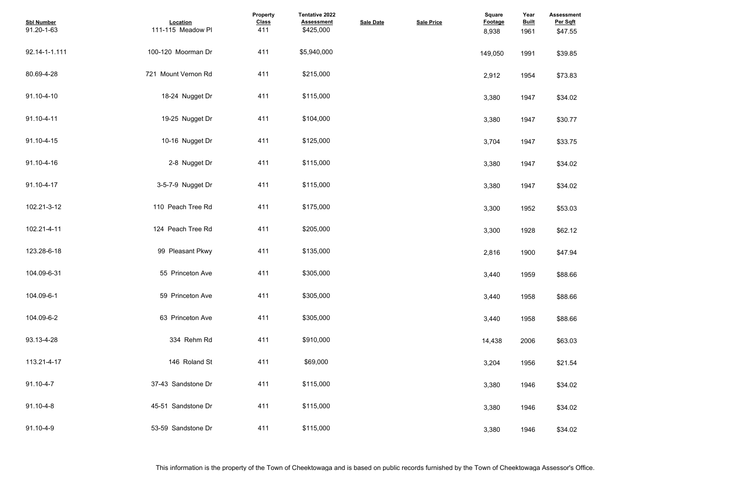| Sbl Number | Location | Property Class | Tentative 2022 Assessment | Sale Date | Sale Price | Square Footage | Year Built | Assessment Per Sqft |
|---|---|---|---|---|---|---|---|---|
| 91.20-1-63 | 111-115 Meadow Pl | 411 | $425,000 | | | 8,938 | 1961 | $47.55 |
| 92.14-1-1.111 | 100-120 Moorman Dr | 411 | $5,940,000 | | | 149,050 | 1991 | $39.85 |
| 80.69-4-28 | 721 Mount Vernon Rd | 411 | $215,000 | | | 2,912 | 1954 | $73.83 |
| 91.10-4-10 | 18-24 Nugget Dr | 411 | $115,000 | | | 3,380 | 1947 | $34.02 |
| 91.10-4-11 | 19-25 Nugget Dr | 411 | $104,000 | | | 3,380 | 1947 | $30.77 |
| 91.10-4-15 | 10-16 Nugget Dr | 411 | $125,000 | | | 3,704 | 1947 | $33.75 |
| 91.10-4-16 | 2-8 Nugget Dr | 411 | $115,000 | | | 3,380 | 1947 | $34.02 |
| 91.10-4-17 | 3-5-7-9 Nugget Dr | 411 | $115,000 | | | 3,380 | 1947 | $34.02 |
| 102.21-3-12 | 110 Peach Tree Rd | 411 | $175,000 | | | 3,300 | 1952 | $53.03 |
| 102.21-4-11 | 124 Peach Tree Rd | 411 | $205,000 | | | 3,300 | 1928 | $62.12 |
| 123.28-6-18 | 99 Pleasant Pkwy | 411 | $135,000 | | | 2,816 | 1900 | $47.94 |
| 104.09-6-31 | 55 Princeton Ave | 411 | $305,000 | | | 3,440 | 1959 | $88.66 |
| 104.09-6-1 | 59 Princeton Ave | 411 | $305,000 | | | 3,440 | 1958 | $88.66 |
| 104.09-6-2 | 63 Princeton Ave | 411 | $305,000 | | | 3,440 | 1958 | $88.66 |
| 93.13-4-28 | 334 Rehm Rd | 411 | $910,000 | | | 14,438 | 2006 | $63.03 |
| 113.21-4-17 | 146 Roland St | 411 | $69,000 | | | 3,204 | 1956 | $21.54 |
| 91.10-4-7 | 37-43 Sandstone Dr | 411 | $115,000 | | | 3,380 | 1946 | $34.02 |
| 91.10-4-8 | 45-51 Sandstone Dr | 411 | $115,000 | | | 3,380 | 1946 | $34.02 |
| 91.10-4-9 | 53-59 Sandstone Dr | 411 | $115,000 | | | 3,380 | 1946 | $34.02 |

This information is the property of the Town of Cheektowaga and is based on public records furnished by the Town of Cheektowaga Assessor's Office.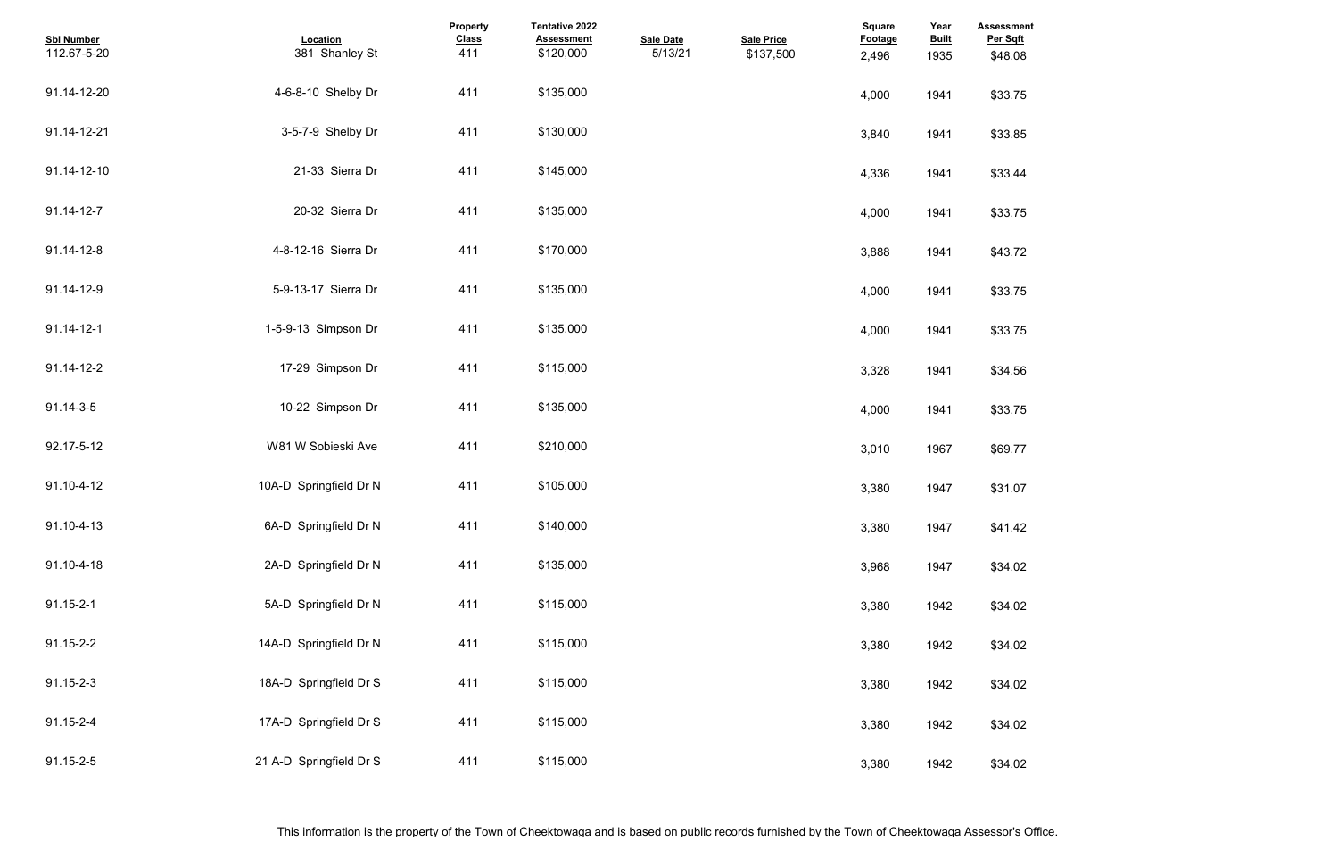| Sbl Number | Location | Property Class | Tentative 2022 Assessment | Sale Date | Sale Price | Square Footage | Year Built | Assessment Per Sqft |
|---|---|---|---|---|---|---|---|---|
| 112.67-5-20 | 381 Shanley St | 411 | $120,000 | 5/13/21 | $137,500 | 2,496 | 1935 | $48.08 |
| 91.14-12-20 | 4-6-8-10 Shelby Dr | 411 | $135,000 | | | 4,000 | 1941 | $33.75 |
| 91.14-12-21 | 3-5-7-9 Shelby Dr | 411 | $130,000 | | | 3,840 | 1941 | $33.85 |
| 91.14-12-10 | 21-33 Sierra Dr | 411 | $145,000 | | | 4,336 | 1941 | $33.44 |
| 91.14-12-7 | 20-32 Sierra Dr | 411 | $135,000 | | | 4,000 | 1941 | $33.75 |
| 91.14-12-8 | 4-8-12-16 Sierra Dr | 411 | $170,000 | | | 3,888 | 1941 | $43.72 |
| 91.14-12-9 | 5-9-13-17 Sierra Dr | 411 | $135,000 | | | 4,000 | 1941 | $33.75 |
| 91.14-12-1 | 1-5-9-13 Simpson Dr | 411 | $135,000 | | | 4,000 | 1941 | $33.75 |
| 91.14-12-2 | 17-29 Simpson Dr | 411 | $115,000 | | | 3,328 | 1941 | $34.56 |
| 91.14-3-5 | 10-22 Simpson Dr | 411 | $135,000 | | | 4,000 | 1941 | $33.75 |
| 92.17-5-12 | W81 W Sobieski Ave | 411 | $210,000 | | | 3,010 | 1967 | $69.77 |
| 91.10-4-12 | 10A-D Springfield Dr N | 411 | $105,000 | | | 3,380 | 1947 | $31.07 |
| 91.10-4-13 | 6A-D Springfield Dr N | 411 | $140,000 | | | 3,380 | 1947 | $41.42 |
| 91.10-4-18 | 2A-D Springfield Dr N | 411 | $135,000 | | | 3,968 | 1947 | $34.02 |
| 91.15-2-1 | 5A-D Springfield Dr N | 411 | $115,000 | | | 3,380 | 1942 | $34.02 |
| 91.15-2-2 | 14A-D Springfield Dr N | 411 | $115,000 | | | 3,380 | 1942 | $34.02 |
| 91.15-2-3 | 18A-D Springfield Dr S | 411 | $115,000 | | | 3,380 | 1942 | $34.02 |
| 91.15-2-4 | 17A-D Springfield Dr S | 411 | $115,000 | | | 3,380 | 1942 | $34.02 |
| 91.15-2-5 | 21 A-D Springfield Dr S | 411 | $115,000 | | | 3,380 | 1942 | $34.02 |

This information is the property of the Town of Cheektowaga and is based on public records furnished by the Town of Cheektowaga Assessor's Office.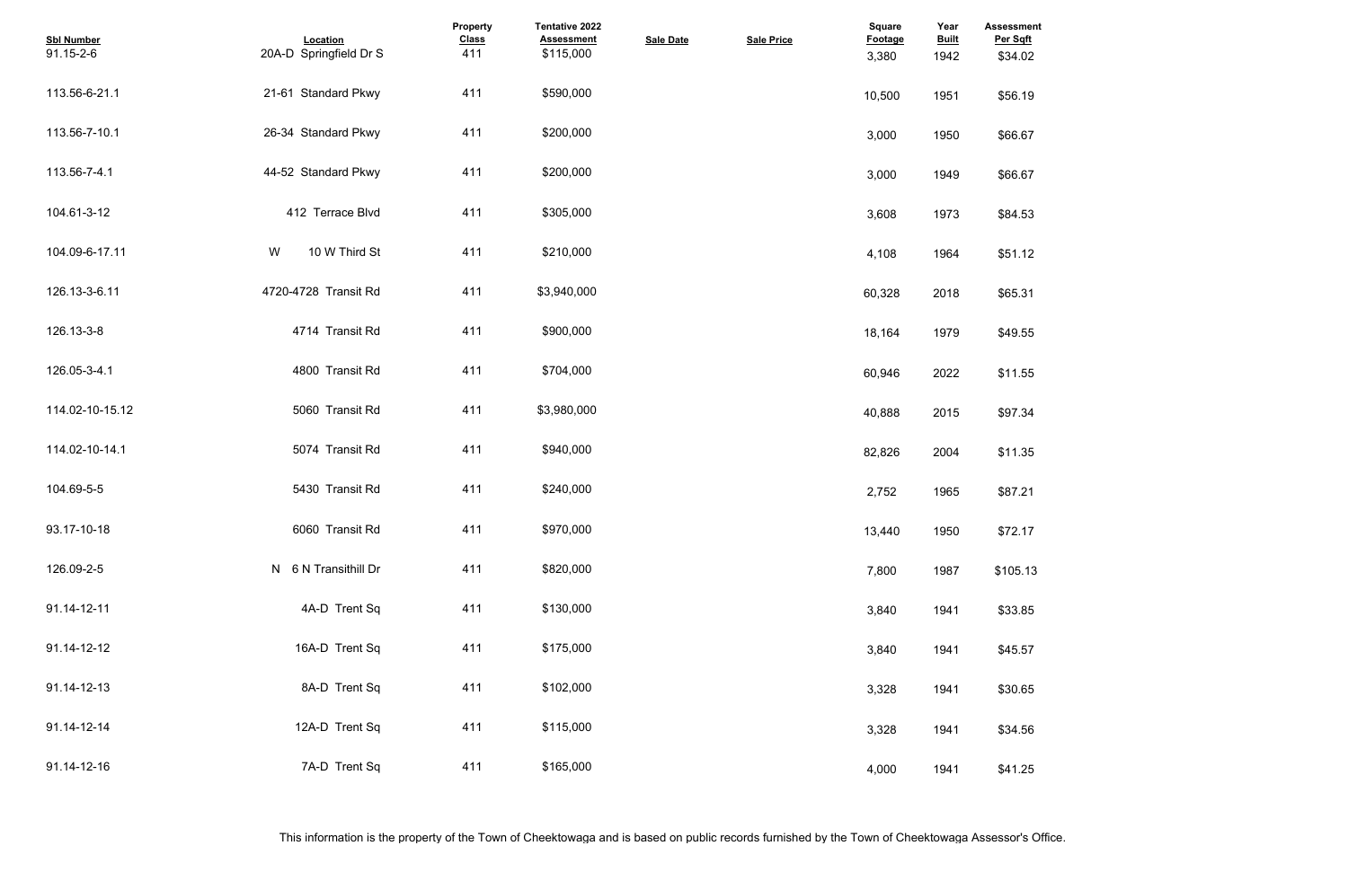| Sbl Number | Location | Property Class | Tentative 2022 Assessment | Sale Date | Sale Price | Square Footage | Year Built | Assessment Per Sqft |
|---|---|---|---|---|---|---|---|---|
| 91.15-2-6 | 20A-D Springfield Dr S | 411 | $115,000 | | | 3,380 | 1942 | $34.02 |
| 113.56-6-21.1 | 21-61 Standard Pkwy | 411 | $590,000 | | | 10,500 | 1951 | $56.19 |
| 113.56-7-10.1 | 26-34 Standard Pkwy | 411 | $200,000 | | | 3,000 | 1950 | $66.67 |
| 113.56-7-4.1 | 44-52 Standard Pkwy | 411 | $200,000 | | | 3,000 | 1949 | $66.67 |
| 104.61-3-12 | 412 Terrace Blvd | 411 | $305,000 | | | 3,608 | 1973 | $84.53 |
| 104.09-6-17.11 | W 10 W Third St | 411 | $210,000 | | | 4,108 | 1964 | $51.12 |
| 126.13-3-6.11 | 4720-4728 Transit Rd | 411 | $3,940,000 | | | 60,328 | 2018 | $65.31 |
| 126.13-3-8 | 4714 Transit Rd | 411 | $900,000 | | | 18,164 | 1979 | $49.55 |
| 126.05-3-4.1 | 4800 Transit Rd | 411 | $704,000 | | | 60,946 | 2022 | $11.55 |
| 114.02-10-15.12 | 5060 Transit Rd | 411 | $3,980,000 | | | 40,888 | 2015 | $97.34 |
| 114.02-10-14.1 | 5074 Transit Rd | 411 | $940,000 | | | 82,826 | 2004 | $11.35 |
| 104.69-5-5 | 5430 Transit Rd | 411 | $240,000 | | | 2,752 | 1965 | $87.21 |
| 93.17-10-18 | 6060 Transit Rd | 411 | $970,000 | | | 13,440 | 1950 | $72.17 |
| 126.09-2-5 | N 6 N Transithill Dr | 411 | $820,000 | | | 7,800 | 1987 | $105.13 |
| 91.14-12-11 | 4A-D Trent Sq | 411 | $130,000 | | | 3,840 | 1941 | $33.85 |
| 91.14-12-12 | 16A-D Trent Sq | 411 | $175,000 | | | 3,840 | 1941 | $45.57 |
| 91.14-12-13 | 8A-D Trent Sq | 411 | $102,000 | | | 3,328 | 1941 | $30.65 |
| 91.14-12-14 | 12A-D Trent Sq | 411 | $115,000 | | | 3,328 | 1941 | $34.56 |
| 91.14-12-16 | 7A-D Trent Sq | 411 | $165,000 | | | 4,000 | 1941 | $41.25 |

This information is the property of the Town of Cheektowaga and is based on public records furnished by the Town of Cheektowaga Assessor's Office.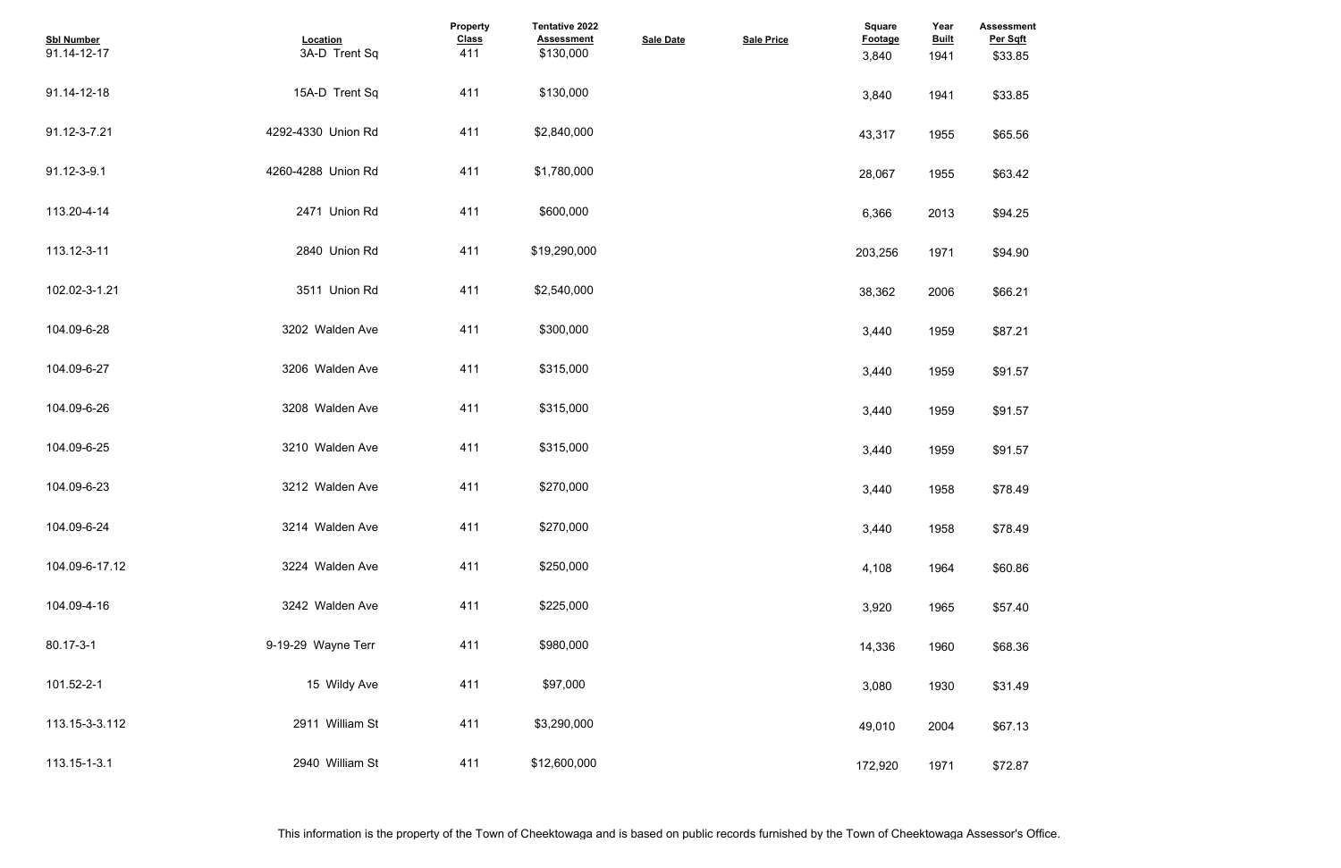| Sbl Number | Location | Property Class | Tentative 2022 Assessment | Sale Date | Sale Price | Square Footage | Year Built | Assessment Per Sqft |
|---|---|---|---|---|---|---|---|---|
| 91.14-12-17 | 3A-D Trent Sq | 411 | $130,000 | | | 3,840 | 1941 | $33.85 |
| 91.14-12-18 | 15A-D Trent Sq | 411 | $130,000 | | | 3,840 | 1941 | $33.85 |
| 91.12-3-7.21 | 4292-4330 Union Rd | 411 | $2,840,000 | | | 43,317 | 1955 | $65.56 |
| 91.12-3-9.1 | 4260-4288 Union Rd | 411 | $1,780,000 | | | 28,067 | 1955 | $63.42 |
| 113.20-4-14 | 2471 Union Rd | 411 | $600,000 | | | 6,366 | 2013 | $94.25 |
| 113.12-3-11 | 2840 Union Rd | 411 | $19,290,000 | | | 203,256 | 1971 | $94.90 |
| 102.02-3-1.21 | 3511 Union Rd | 411 | $2,540,000 | | | 38,362 | 2006 | $66.21 |
| 104.09-6-28 | 3202 Walden Ave | 411 | $300,000 | | | 3,440 | 1959 | $87.21 |
| 104.09-6-27 | 3206 Walden Ave | 411 | $315,000 | | | 3,440 | 1959 | $91.57 |
| 104.09-6-26 | 3208 Walden Ave | 411 | $315,000 | | | 3,440 | 1959 | $91.57 |
| 104.09-6-25 | 3210 Walden Ave | 411 | $315,000 | | | 3,440 | 1959 | $91.57 |
| 104.09-6-23 | 3212 Walden Ave | 411 | $270,000 | | | 3,440 | 1958 | $78.49 |
| 104.09-6-24 | 3214 Walden Ave | 411 | $270,000 | | | 3,440 | 1958 | $78.49 |
| 104.09-6-17.12 | 3224 Walden Ave | 411 | $250,000 | | | 4,108 | 1964 | $60.86 |
| 104.09-4-16 | 3242 Walden Ave | 411 | $225,000 | | | 3,920 | 1965 | $57.40 |
| 80.17-3-1 | 9-19-29 Wayne Terr | 411 | $980,000 | | | 14,336 | 1960 | $68.36 |
| 101.52-2-1 | 15 Wildy Ave | 411 | $97,000 | | | 3,080 | 1930 | $31.49 |
| 113.15-3-3.112 | 2911 William St | 411 | $3,290,000 | | | 49,010 | 2004 | $67.13 |
| 113.15-1-3.1 | 2940 William St | 411 | $12,600,000 | | | 172,920 | 1971 | $72.87 |

This information is the property of the Town of Cheektowaga and is based on public records furnished by the Town of Cheektowaga Assessor's Office.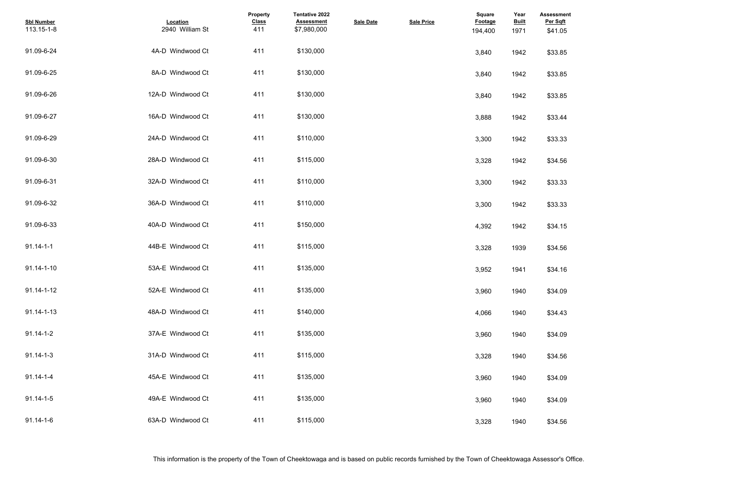| Sbl Number | Location | Property Class | Tentative 2022 Assessment | Sale Date | Sale Price | Square Footage | Year Built | Assessment Per Sqft |
|---|---|---|---|---|---|---|---|---|
| 113.15-1-8 | 2940 William St | 411 | $7,980,000 | | | 194,400 | 1971 | $41.05 |
| 91.09-6-24 | 4A-D Windwood Ct | 411 | $130,000 | | | 3,840 | 1942 | $33.85 |
| 91.09-6-25 | 8A-D Windwood Ct | 411 | $130,000 | | | 3,840 | 1942 | $33.85 |
| 91.09-6-26 | 12A-D Windwood Ct | 411 | $130,000 | | | 3,840 | 1942 | $33.85 |
| 91.09-6-27 | 16A-D Windwood Ct | 411 | $130,000 | | | 3,888 | 1942 | $33.44 |
| 91.09-6-29 | 24A-D Windwood Ct | 411 | $110,000 | | | 3,300 | 1942 | $33.33 |
| 91.09-6-30 | 28A-D Windwood Ct | 411 | $115,000 | | | 3,328 | 1942 | $34.56 |
| 91.09-6-31 | 32A-D Windwood Ct | 411 | $110,000 | | | 3,300 | 1942 | $33.33 |
| 91.09-6-32 | 36A-D Windwood Ct | 411 | $110,000 | | | 3,300 | 1942 | $33.33 |
| 91.09-6-33 | 40A-D Windwood Ct | 411 | $150,000 | | | 4,392 | 1942 | $34.15 |
| 91.14-1-1 | 44B-E Windwood Ct | 411 | $115,000 | | | 3,328 | 1939 | $34.56 |
| 91.14-1-10 | 53A-E Windwood Ct | 411 | $135,000 | | | 3,952 | 1941 | $34.16 |
| 91.14-1-12 | 52A-E Windwood Ct | 411 | $135,000 | | | 3,960 | 1940 | $34.09 |
| 91.14-1-13 | 48A-D Windwood Ct | 411 | $140,000 | | | 4,066 | 1940 | $34.43 |
| 91.14-1-2 | 37A-E Windwood Ct | 411 | $135,000 | | | 3,960 | 1940 | $34.09 |
| 91.14-1-3 | 31A-D Windwood Ct | 411 | $115,000 | | | 3,328 | 1940 | $34.56 |
| 91.14-1-4 | 45A-E Windwood Ct | 411 | $135,000 | | | 3,960 | 1940 | $34.09 |
| 91.14-1-5 | 49A-E Windwood Ct | 411 | $135,000 | | | 3,960 | 1940 | $34.09 |
| 91.14-1-6 | 63A-D Windwood Ct | 411 | $115,000 | | | 3,328 | 1940 | $34.56 |

This information is the property of the Town of Cheektowaga and is based on public records furnished by the Town of Cheektowaga Assessor's Office.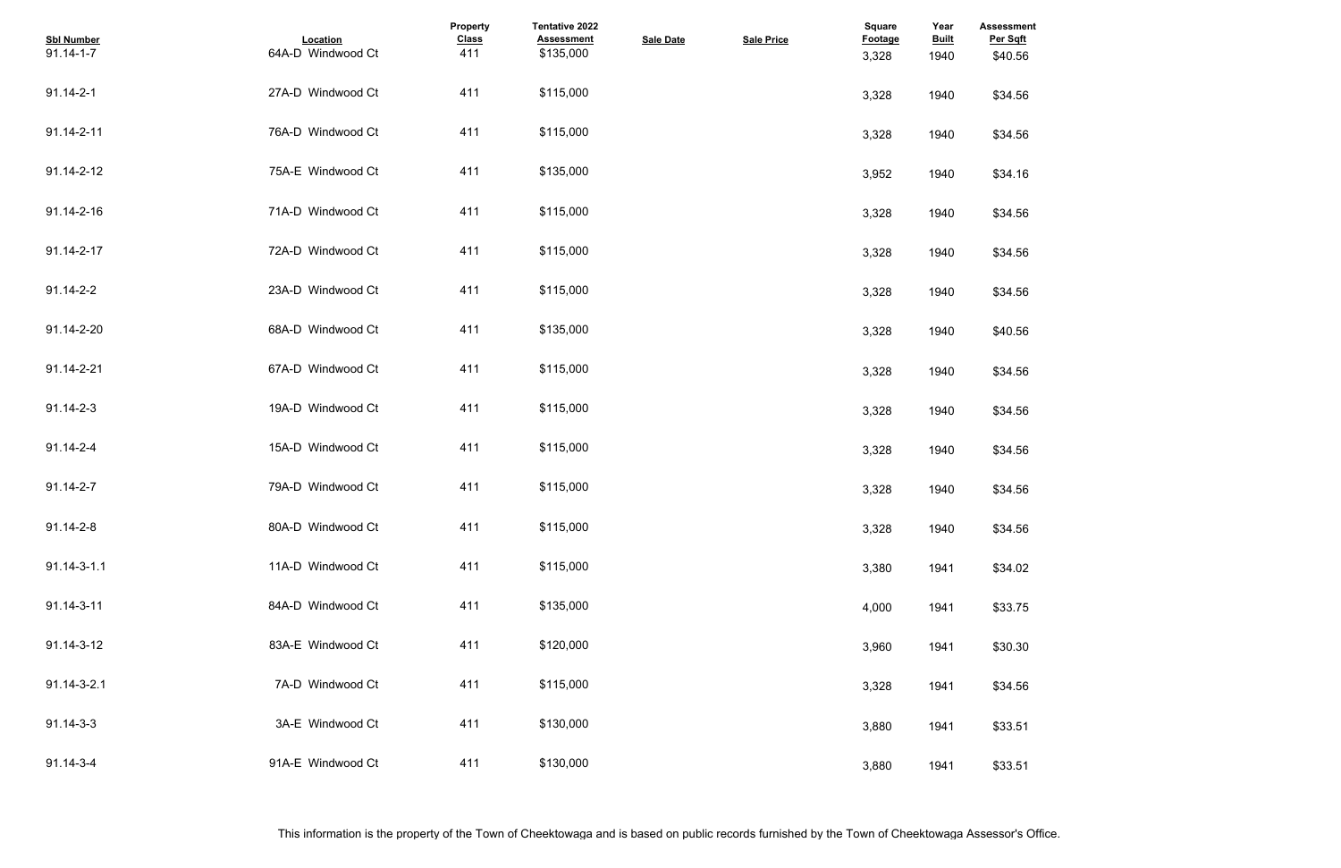| Sbl Number | Location | Property Class | Tentative 2022 Assessment | Sale Date | Sale Price | Square Footage | Year Built | Assessment Per Sqft |
|---|---|---|---|---|---|---|---|---|
| 91.14-1-7 | 64A-D Windwood Ct | 411 | $135,000 | | | 3,328 | 1940 | $40.56 |
| 91.14-2-1 | 27A-D Windwood Ct | 411 | $115,000 | | | 3,328 | 1940 | $34.56 |
| 91.14-2-11 | 76A-D Windwood Ct | 411 | $115,000 | | | 3,328 | 1940 | $34.56 |
| 91.14-2-12 | 75A-E Windwood Ct | 411 | $135,000 | | | 3,952 | 1940 | $34.16 |
| 91.14-2-16 | 71A-D Windwood Ct | 411 | $115,000 | | | 3,328 | 1940 | $34.56 |
| 91.14-2-17 | 72A-D Windwood Ct | 411 | $115,000 | | | 3,328 | 1940 | $34.56 |
| 91.14-2-2 | 23A-D Windwood Ct | 411 | $115,000 | | | 3,328 | 1940 | $34.56 |
| 91.14-2-20 | 68A-D Windwood Ct | 411 | $135,000 | | | 3,328 | 1940 | $40.56 |
| 91.14-2-21 | 67A-D Windwood Ct | 411 | $115,000 | | | 3,328 | 1940 | $34.56 |
| 91.14-2-3 | 19A-D Windwood Ct | 411 | $115,000 | | | 3,328 | 1940 | $34.56 |
| 91.14-2-4 | 15A-D Windwood Ct | 411 | $115,000 | | | 3,328 | 1940 | $34.56 |
| 91.14-2-7 | 79A-D Windwood Ct | 411 | $115,000 | | | 3,328 | 1940 | $34.56 |
| 91.14-2-8 | 80A-D Windwood Ct | 411 | $115,000 | | | 3,328 | 1940 | $34.56 |
| 91.14-3-1.1 | 11A-D Windwood Ct | 411 | $115,000 | | | 3,380 | 1941 | $34.02 |
| 91.14-3-11 | 84A-D Windwood Ct | 411 | $135,000 | | | 4,000 | 1941 | $33.75 |
| 91.14-3-12 | 83A-E Windwood Ct | 411 | $120,000 | | | 3,960 | 1941 | $30.30 |
| 91.14-3-2.1 | 7A-D Windwood Ct | 411 | $115,000 | | | 3,328 | 1941 | $34.56 |
| 91.14-3-3 | 3A-E Windwood Ct | 411 | $130,000 | | | 3,880 | 1941 | $33.51 |
| 91.14-3-4 | 91A-E Windwood Ct | 411 | $130,000 | | | 3,880 | 1941 | $33.51 |

This information is the property of the Town of Cheektowaga and is based on public records furnished by the Town of Cheektowaga Assessor's Office.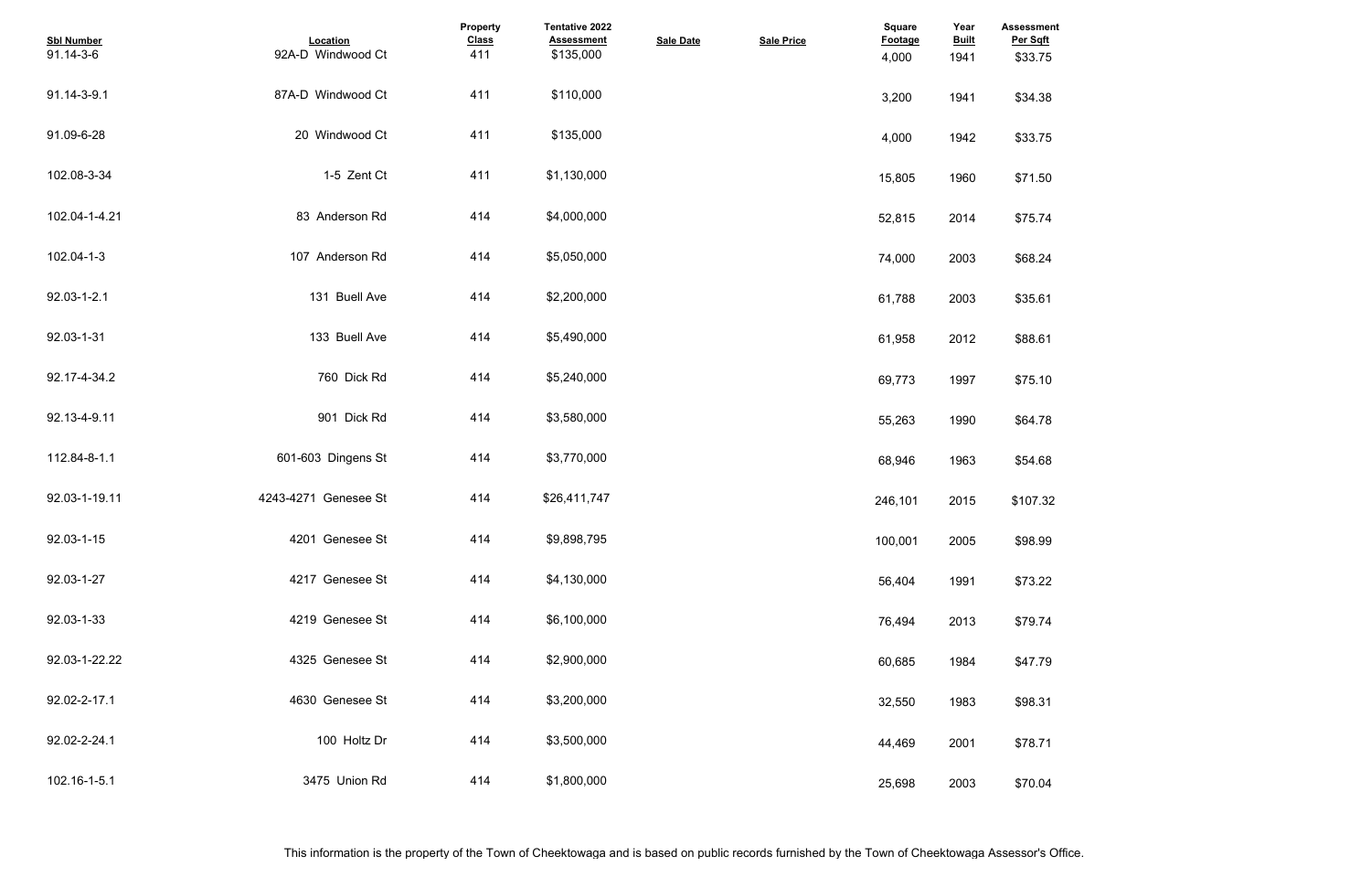| Sbl Number | Location | Property Class | Tentative 2022 Assessment | Sale Date | Sale Price | Square Footage | Year Built | Assessment Per Sqft |
|---|---|---|---|---|---|---|---|---|
| 91.14-3-6 | 92A-D Windwood Ct | 411 | $135,000 | | | 4,000 | 1941 | $33.75 |
| 91.14-3-9.1 | 87A-D Windwood Ct | 411 | $110,000 | | | 3,200 | 1941 | $34.38 |
| 91.09-6-28 | 20 Windwood Ct | 411 | $135,000 | | | 4,000 | 1942 | $33.75 |
| 102.08-3-34 | 1-5 Zent Ct | 411 | $1,130,000 | | | 15,805 | 1960 | $71.50 |
| 102.04-1-4.21 | 83 Anderson Rd | 414 | $4,000,000 | | | 52,815 | 2014 | $75.74 |
| 102.04-1-3 | 107 Anderson Rd | 414 | $5,050,000 | | | 74,000 | 2003 | $68.24 |
| 92.03-1-2.1 | 131 Buell Ave | 414 | $2,200,000 | | | 61,788 | 2003 | $35.61 |
| 92.03-1-31 | 133 Buell Ave | 414 | $5,490,000 | | | 61,958 | 2012 | $88.61 |
| 92.17-4-34.2 | 760 Dick Rd | 414 | $5,240,000 | | | 69,773 | 1997 | $75.10 |
| 92.13-4-9.11 | 901 Dick Rd | 414 | $3,580,000 | | | 55,263 | 1990 | $64.78 |
| 112.84-8-1.1 | 601-603 Dingens St | 414 | $3,770,000 | | | 68,946 | 1963 | $54.68 |
| 92.03-1-19.11 | 4243-4271 Genesee St | 414 | $26,411,747 | | | 246,101 | 2015 | $107.32 |
| 92.03-1-15 | 4201 Genesee St | 414 | $9,898,795 | | | 100,001 | 2005 | $98.99 |
| 92.03-1-27 | 4217 Genesee St | 414 | $4,130,000 | | | 56,404 | 1991 | $73.22 |
| 92.03-1-33 | 4219 Genesee St | 414 | $6,100,000 | | | 76,494 | 2013 | $79.74 |
| 92.03-1-22.22 | 4325 Genesee St | 414 | $2,900,000 | | | 60,685 | 1984 | $47.79 |
| 92.02-2-17.1 | 4630 Genesee St | 414 | $3,200,000 | | | 32,550 | 1983 | $98.31 |
| 92.02-2-24.1 | 100 Holtz Dr | 414 | $3,500,000 | | | 44,469 | 2001 | $78.71 |
| 102.16-1-5.1 | 3475 Union Rd | 414 | $1,800,000 | | | 25,698 | 2003 | $70.04 |

This information is the property of the Town of Cheektowaga and is based on public records furnished by the Town of Cheektowaga Assessor's Office.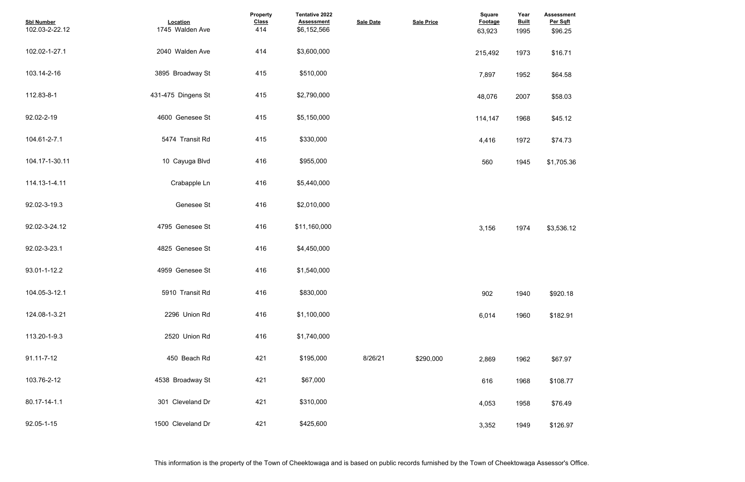| Sbl Number | Location | Property Class | Tentative 2022 Assessment | Sale Date | Sale Price | Square Footage | Year Built | Assessment Per Sqft |
|---|---|---|---|---|---|---|---|---|
| 102.03-2-22.12 | 1745 Walden Ave | 414 | $6,152,566 | | | 63,923 | 1995 | $96.25 |
| 102.02-1-27.1 | 2040 Walden Ave | 414 | $3,600,000 | | | 215,492 | 1973 | $16.71 |
| 103.14-2-16 | 3895 Broadway St | 415 | $510,000 | | | 7,897 | 1952 | $64.58 |
| 112.83-8-1 | 431-475 Dingens St | 415 | $2,790,000 | | | 48,076 | 2007 | $58.03 |
| 92.02-2-19 | 4600 Genesee St | 415 | $5,150,000 | | | 114,147 | 1968 | $45.12 |
| 104.61-2-7.1 | 5474 Transit Rd | 415 | $330,000 | | | 4,416 | 1972 | $74.73 |
| 104.17-1-30.11 | 10 Cayuga Blvd | 416 | $955,000 | | | 560 | 1945 | $1,705.36 |
| 114.13-1-4.11 | Crabapple Ln | 416 | $5,440,000 | | | | | |
| 92.02-3-19.3 | Genesee St | 416 | $2,010,000 | | | | | |
| 92.02-3-24.12 | 4795 Genesee St | 416 | $11,160,000 | | | 3,156 | 1974 | $3,536.12 |
| 92.02-3-23.1 | 4825 Genesee St | 416 | $4,450,000 | | | | | |
| 93.01-1-12.2 | 4959 Genesee St | 416 | $1,540,000 | | | | | |
| 104.05-3-12.1 | 5910 Transit Rd | 416 | $830,000 | | | 902 | 1940 | $920.18 |
| 124.08-1-3.21 | 2296 Union Rd | 416 | $1,100,000 | | | 6,014 | 1960 | $182.91 |
| 113.20-1-9.3 | 2520 Union Rd | 416 | $1,740,000 | | | | | |
| 91.11-7-12 | 450 Beach Rd | 421 | $195,000 | 8/26/21 | $290,000 | 2,869 | 1962 | $67.97 |
| 103.76-2-12 | 4538 Broadway St | 421 | $67,000 | | | 616 | 1968 | $108.77 |
| 80.17-14-1.1 | 301 Cleveland Dr | 421 | $310,000 | | | 4,053 | 1958 | $76.49 |
| 92.05-1-15 | 1500 Cleveland Dr | 421 | $425,600 | | | 3,352 | 1949 | $126.97 |

This information is the property of the Town of Cheektowaga and is based on public records furnished by the Town of Cheektowaga Assessor's Office.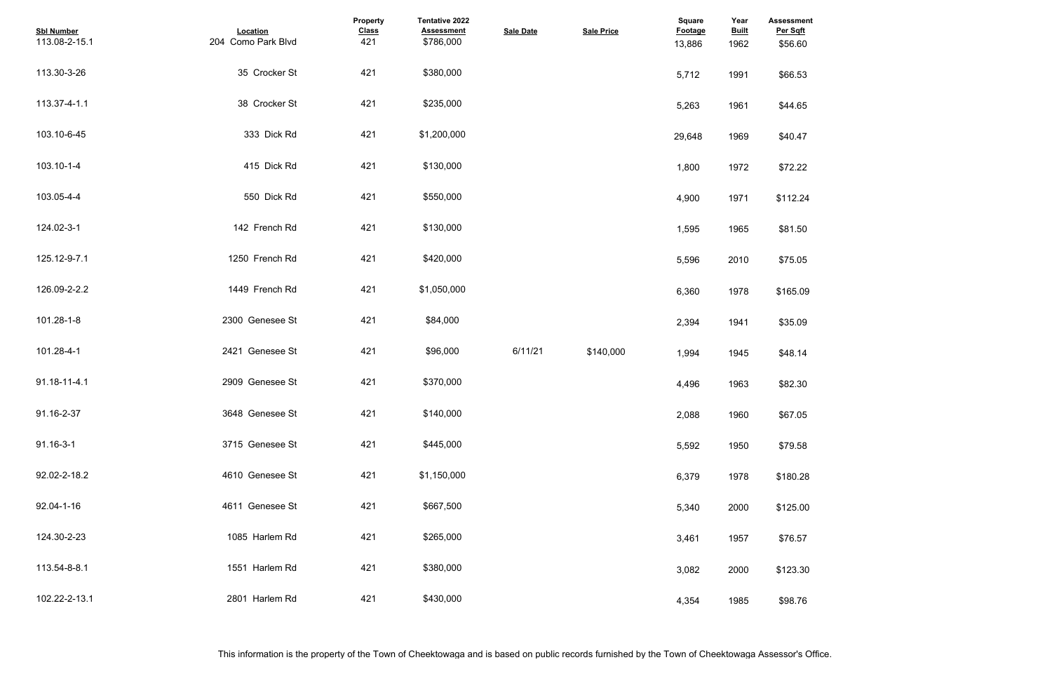| Sbl Number | Location | Property Class | Tentative 2022 Assessment | Sale Date | Sale Price | Square Footage | Year Built | Assessment Per Sqft |
|---|---|---|---|---|---|---|---|---|
| 113.08-2-15.1 | 204 Como Park Blvd | 421 | $786,000 | | | 13,886 | 1962 | $56.60 |
| 113.30-3-26 | 35 Crocker St | 421 | $380,000 | | | 5,712 | 1991 | $66.53 |
| 113.37-4-1.1 | 38 Crocker St | 421 | $235,000 | | | 5,263 | 1961 | $44.65 |
| 103.10-6-45 | 333 Dick Rd | 421 | $1,200,000 | | | 29,648 | 1969 | $40.47 |
| 103.10-1-4 | 415 Dick Rd | 421 | $130,000 | | | 1,800 | 1972 | $72.22 |
| 103.05-4-4 | 550 Dick Rd | 421 | $550,000 | | | 4,900 | 1971 | $112.24 |
| 124.02-3-1 | 142 French Rd | 421 | $130,000 | | | 1,595 | 1965 | $81.50 |
| 125.12-9-7.1 | 1250 French Rd | 421 | $420,000 | | | 5,596 | 2010 | $75.05 |
| 126.09-2-2.2 | 1449 French Rd | 421 | $1,050,000 | | | 6,360 | 1978 | $165.09 |
| 101.28-1-8 | 2300 Genesee St | 421 | $84,000 | | | 2,394 | 1941 | $35.09 |
| 101.28-4-1 | 2421 Genesee St | 421 | $96,000 | 6/11/21 | $140,000 | 1,994 | 1945 | $48.14 |
| 91.18-11-4.1 | 2909 Genesee St | 421 | $370,000 | | | 4,496 | 1963 | $82.30 |
| 91.16-2-37 | 3648 Genesee St | 421 | $140,000 | | | 2,088 | 1960 | $67.05 |
| 91.16-3-1 | 3715 Genesee St | 421 | $445,000 | | | 5,592 | 1950 | $79.58 |
| 92.02-2-18.2 | 4610 Genesee St | 421 | $1,150,000 | | | 6,379 | 1978 | $180.28 |
| 92.04-1-16 | 4611 Genesee St | 421 | $667,500 | | | 5,340 | 2000 | $125.00 |
| 124.30-2-23 | 1085 Harlem Rd | 421 | $265,000 | | | 3,461 | 1957 | $76.57 |
| 113.54-8-8.1 | 1551 Harlem Rd | 421 | $380,000 | | | 3,082 | 2000 | $123.30 |
| 102.22-2-13.1 | 2801 Harlem Rd | 421 | $430,000 | | | 4,354 | 1985 | $98.76 |

This information is the property of the Town of Cheektowaga and is based on public records furnished by the Town of Cheektowaga Assessor's Office.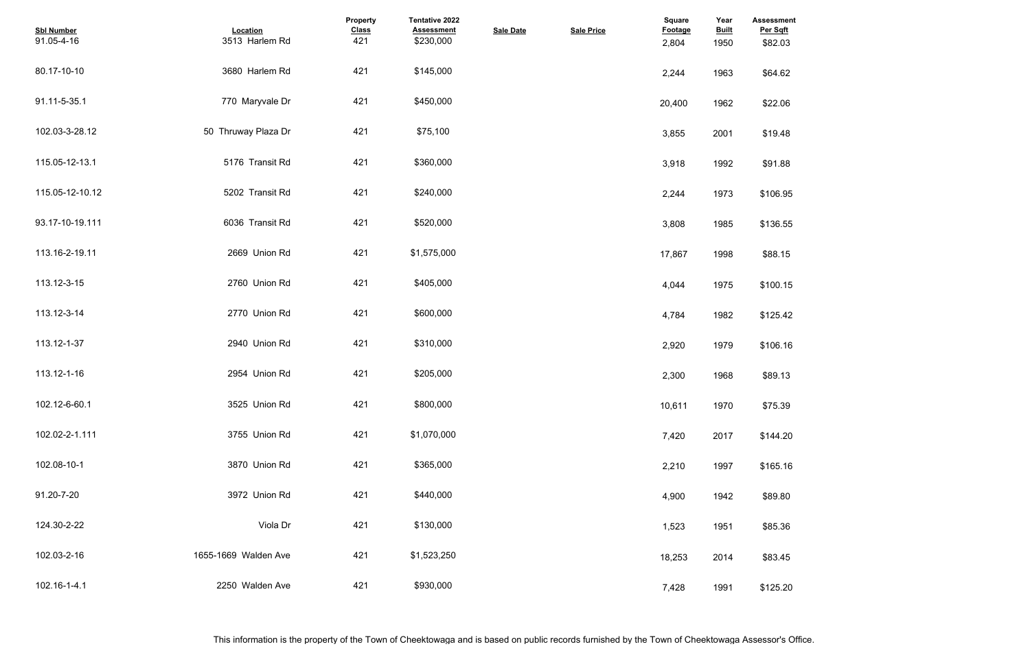| Sbl Number | Location | Property Class | Tentative 2022 Assessment | Sale Date | Sale Price | Square Footage | Year Built | Assessment Per Sqft |
|---|---|---|---|---|---|---|---|---|
| 91.05-4-16 | 3513 Harlem Rd | 421 | $230,000 | | | 2,804 | 1950 | $82.03 |
| 80.17-10-10 | 3680 Harlem Rd | 421 | $145,000 | | | 2,244 | 1963 | $64.62 |
| 91.11-5-35.1 | 770 Maryvale Dr | 421 | $450,000 | | | 20,400 | 1962 | $22.06 |
| 102.03-3-28.12 | 50 Thruway Plaza Dr | 421 | $75,100 | | | 3,855 | 2001 | $19.48 |
| 115.05-12-13.1 | 5176 Transit Rd | 421 | $360,000 | | | 3,918 | 1992 | $91.88 |
| 115.05-12-10.12 | 5202 Transit Rd | 421 | $240,000 | | | 2,244 | 1973 | $106.95 |
| 93.17-10-19.111 | 6036 Transit Rd | 421 | $520,000 | | | 3,808 | 1985 | $136.55 |
| 113.16-2-19.11 | 2669 Union Rd | 421 | $1,575,000 | | | 17,867 | 1998 | $88.15 |
| 113.12-3-15 | 2760 Union Rd | 421 | $405,000 | | | 4,044 | 1975 | $100.15 |
| 113.12-3-14 | 2770 Union Rd | 421 | $600,000 | | | 4,784 | 1982 | $125.42 |
| 113.12-1-37 | 2940 Union Rd | 421 | $310,000 | | | 2,920 | 1979 | $106.16 |
| 113.12-1-16 | 2954 Union Rd | 421 | $205,000 | | | 2,300 | 1968 | $89.13 |
| 102.12-6-60.1 | 3525 Union Rd | 421 | $800,000 | | | 10,611 | 1970 | $75.39 |
| 102.02-2-1.111 | 3755 Union Rd | 421 | $1,070,000 | | | 7,420 | 2017 | $144.20 |
| 102.08-10-1 | 3870 Union Rd | 421 | $365,000 | | | 2,210 | 1997 | $165.16 |
| 91.20-7-20 | 3972 Union Rd | 421 | $440,000 | | | 4,900 | 1942 | $89.80 |
| 124.30-2-22 | Viola Dr | 421 | $130,000 | | | 1,523 | 1951 | $85.36 |
| 102.03-2-16 | 1655-1669 Walden Ave | 421 | $1,523,250 | | | 18,253 | 2014 | $83.45 |
| 102.16-1-4.1 | 2250 Walden Ave | 421 | $930,000 | | | 7,428 | 1991 | $125.20 |

This information is the property of the Town of Cheektowaga and is based on public records furnished by the Town of Cheektowaga Assessor's Office.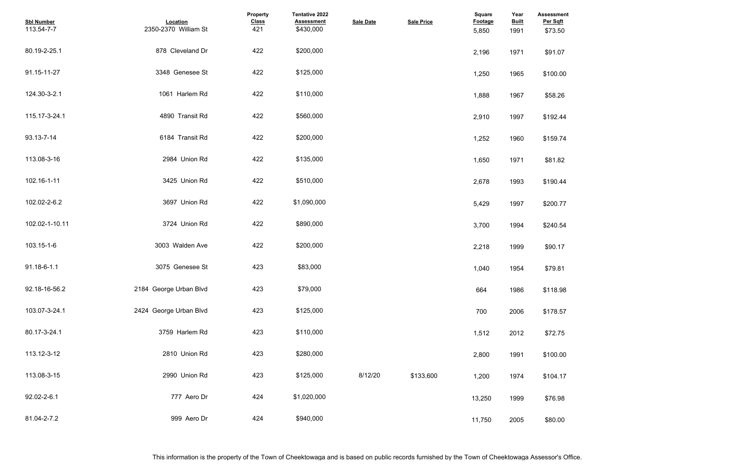| Sbl Number | Location | Property Class | Tentative 2022 Assessment | Sale Date | Sale Price | Square Footage | Year Built | Assessment Per Sqft |
|---|---|---|---|---|---|---|---|---|
| 113.54-7-7 | 2350-2370 William St | 421 | $430,000 | | | 5,850 | 1991 | $73.50 |
| 80.19-2-25.1 | 878 Cleveland Dr | 422 | $200,000 | | | 2,196 | 1971 | $91.07 |
| 91.15-11-27 | 3348 Genesee St | 422 | $125,000 | | | 1,250 | 1965 | $100.00 |
| 124.30-3-2.1 | 1061 Harlem Rd | 422 | $110,000 | | | 1,888 | 1967 | $58.26 |
| 115.17-3-24.1 | 4890 Transit Rd | 422 | $560,000 | | | 2,910 | 1997 | $192.44 |
| 93.13-7-14 | 6184 Transit Rd | 422 | $200,000 | | | 1,252 | 1960 | $159.74 |
| 113.08-3-16 | 2984 Union Rd | 422 | $135,000 | | | 1,650 | 1971 | $81.82 |
| 102.16-1-11 | 3425 Union Rd | 422 | $510,000 | | | 2,678 | 1993 | $190.44 |
| 102.02-2-6.2 | 3697 Union Rd | 422 | $1,090,000 | | | 5,429 | 1997 | $200.77 |
| 102.02-1-10.11 | 3724 Union Rd | 422 | $890,000 | | | 3,700 | 1994 | $240.54 |
| 103.15-1-6 | 3003 Walden Ave | 422 | $200,000 | | | 2,218 | 1999 | $90.17 |
| 91.18-6-1.1 | 3075 Genesee St | 423 | $83,000 | | | 1,040 | 1954 | $79.81 |
| 92.18-16-56.2 | 2184 George Urban Blvd | 423 | $79,000 | | | 664 | 1986 | $118.98 |
| 103.07-3-24.1 | 2424 George Urban Blvd | 423 | $125,000 | | | 700 | 2006 | $178.57 |
| 80.17-3-24.1 | 3759 Harlem Rd | 423 | $110,000 | | | 1,512 | 2012 | $72.75 |
| 113.12-3-12 | 2810 Union Rd | 423 | $280,000 | | | 2,800 | 1991 | $100.00 |
| 113.08-3-15 | 2990 Union Rd | 423 | $125,000 | 8/12/20 | $133,600 | 1,200 | 1974 | $104.17 |
| 92.02-2-6.1 | 777 Aero Dr | 424 | $1,020,000 | | | 13,250 | 1999 | $76.98 |
| 81.04-2-7.2 | 999 Aero Dr | 424 | $940,000 | | | 11,750 | 2005 | $80.00 |

This information is the property of the Town of Cheektowaga and is based on public records furnished by the Town of Cheektowaga Assessor's Office.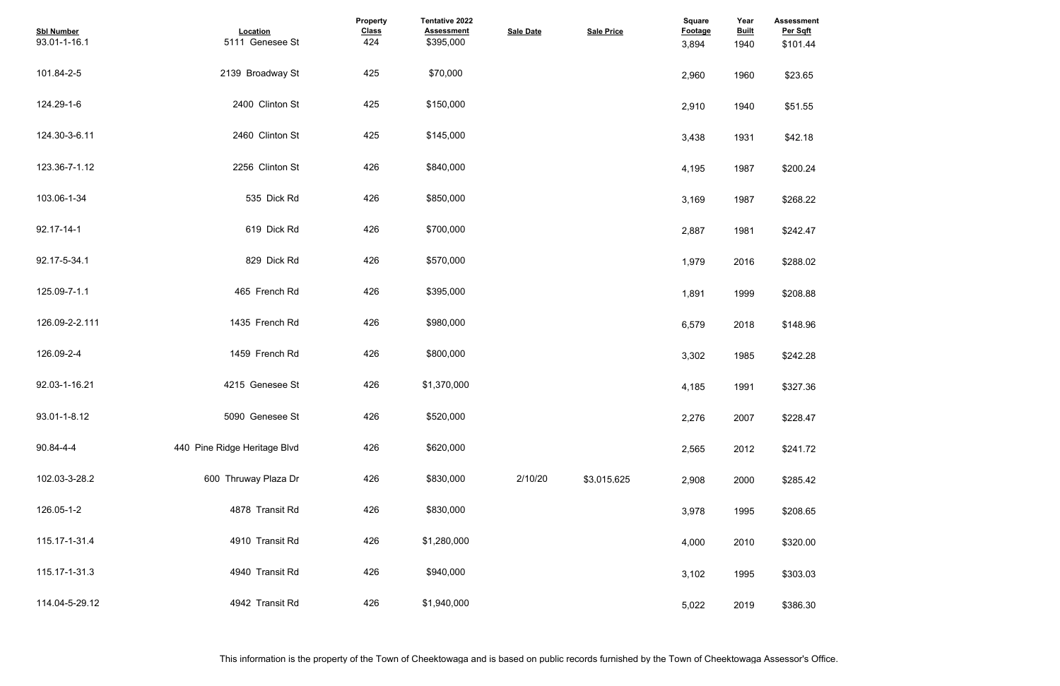| Sbl Number | Location | Property Class | Tentative 2022 Assessment | Sale Date | Sale Price | Square Footage | Year Built | Assessment Per Sqft |
|---|---|---|---|---|---|---|---|---|
| 93.01-1-16.1 | 5111 Genesee St | 424 | $395,000 | | | 3,894 | 1940 | $101.44 |
| 101.84-2-5 | 2139 Broadway St | 425 | $70,000 | | | 2,960 | 1960 | $23.65 |
| 124.29-1-6 | 2400 Clinton St | 425 | $150,000 | | | 2,910 | 1940 | $51.55 |
| 124.30-3-6.11 | 2460 Clinton St | 425 | $145,000 | | | 3,438 | 1931 | $42.18 |
| 123.36-7-1.12 | 2256 Clinton St | 426 | $840,000 | | | 4,195 | 1987 | $200.24 |
| 103.06-1-34 | 535 Dick Rd | 426 | $850,000 | | | 3,169 | 1987 | $268.22 |
| 92.17-14-1 | 619 Dick Rd | 426 | $700,000 | | | 2,887 | 1981 | $242.47 |
| 92.17-5-34.1 | 829 Dick Rd | 426 | $570,000 | | | 1,979 | 2016 | $288.02 |
| 125.09-7-1.1 | 465 French Rd | 426 | $395,000 | | | 1,891 | 1999 | $208.88 |
| 126.09-2-2.111 | 1435 French Rd | 426 | $980,000 | | | 6,579 | 2018 | $148.96 |
| 126.09-2-4 | 1459 French Rd | 426 | $800,000 | | | 3,302 | 1985 | $242.28 |
| 92.03-1-16.21 | 4215 Genesee St | 426 | $1,370,000 | | | 4,185 | 1991 | $327.36 |
| 93.01-1-8.12 | 5090 Genesee St | 426 | $520,000 | | | 2,276 | 2007 | $228.47 |
| 90.84-4-4 | 440 Pine Ridge Heritage Blvd | 426 | $620,000 | | | 2,565 | 2012 | $241.72 |
| 102.03-3-28.2 | 600 Thruway Plaza Dr | 426 | $830,000 | 2/10/20 | $3,015,625 | 2,908 | 2000 | $285.42 |
| 126.05-1-2 | 4878 Transit Rd | 426 | $830,000 | | | 3,978 | 1995 | $208.65 |
| 115.17-1-31.4 | 4910 Transit Rd | 426 | $1,280,000 | | | 4,000 | 2010 | $320.00 |
| 115.17-1-31.3 | 4940 Transit Rd | 426 | $940,000 | | | 3,102 | 1995 | $303.03 |
| 114.04-5-29.12 | 4942 Transit Rd | 426 | $1,940,000 | | | 5,022 | 2019 | $386.30 |

This information is the property of the Town of Cheektowaga and is based on public records furnished by the Town of Cheektowaga Assessor's Office.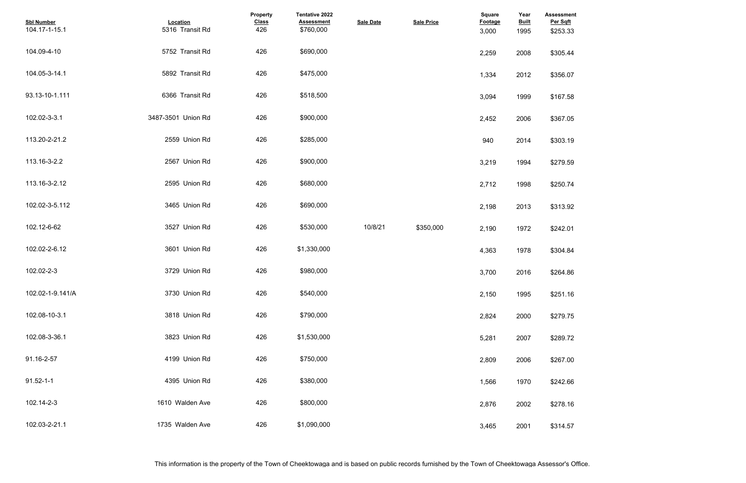| Sbl Number | Location | Property Class | Tentative 2022 Assessment | Sale Date | Sale Price | Square Footage | Year Built | Assessment Per Sqft |
|---|---|---|---|---|---|---|---|---|
| 104.17-1-15.1 | 5316 Transit Rd | 426 | $760,000 | | | 3,000 | 1995 | $253.33 |
| 104.09-4-10 | 5752 Transit Rd | 426 | $690,000 | | | 2,259 | 2008 | $305.44 |
| 104.05-3-14.1 | 5892 Transit Rd | 426 | $475,000 | | | 1,334 | 2012 | $356.07 |
| 93.13-10-1.111 | 6366 Transit Rd | 426 | $518,500 | | | 3,094 | 1999 | $167.58 |
| 102.02-3-3.1 | 3487-3501 Union Rd | 426 | $900,000 | | | 2,452 | 2006 | $367.05 |
| 113.20-2-21.2 | 2559 Union Rd | 426 | $285,000 | | | 940 | 2014 | $303.19 |
| 113.16-3-2.2 | 2567 Union Rd | 426 | $900,000 | | | 3,219 | 1994 | $279.59 |
| 113.16-3-2.12 | 2595 Union Rd | 426 | $680,000 | | | 2,712 | 1998 | $250.74 |
| 102.02-3-5.112 | 3465 Union Rd | 426 | $690,000 | | | 2,198 | 2013 | $313.92 |
| 102.12-6-62 | 3527 Union Rd | 426 | $530,000 | 10/8/21 | $350,000 | 2,190 | 1972 | $242.01 |
| 102.02-2-6.12 | 3601 Union Rd | 426 | $1,330,000 | | | 4,363 | 1978 | $304.84 |
| 102.02-2-3 | 3729 Union Rd | 426 | $980,000 | | | 3,700 | 2016 | $264.86 |
| 102.02-1-9.141/A | 3730 Union Rd | 426 | $540,000 | | | 2,150 | 1995 | $251.16 |
| 102.08-10-3.1 | 3818 Union Rd | 426 | $790,000 | | | 2,824 | 2000 | $279.75 |
| 102.08-3-36.1 | 3823 Union Rd | 426 | $1,530,000 | | | 5,281 | 2007 | $289.72 |
| 91.16-2-57 | 4199 Union Rd | 426 | $750,000 | | | 2,809 | 2006 | $267.00 |
| 91.52-1-1 | 4395 Union Rd | 426 | $380,000 | | | 1,566 | 1970 | $242.66 |
| 102.14-2-3 | 1610 Walden Ave | 426 | $800,000 | | | 2,876 | 2002 | $278.16 |
| 102.03-2-21.1 | 1735 Walden Ave | 426 | $1,090,000 | | | 3,465 | 2001 | $314.57 |

This information is the property of the Town of Cheektowaga and is based on public records furnished by the Town of Cheektowaga Assessor's Office.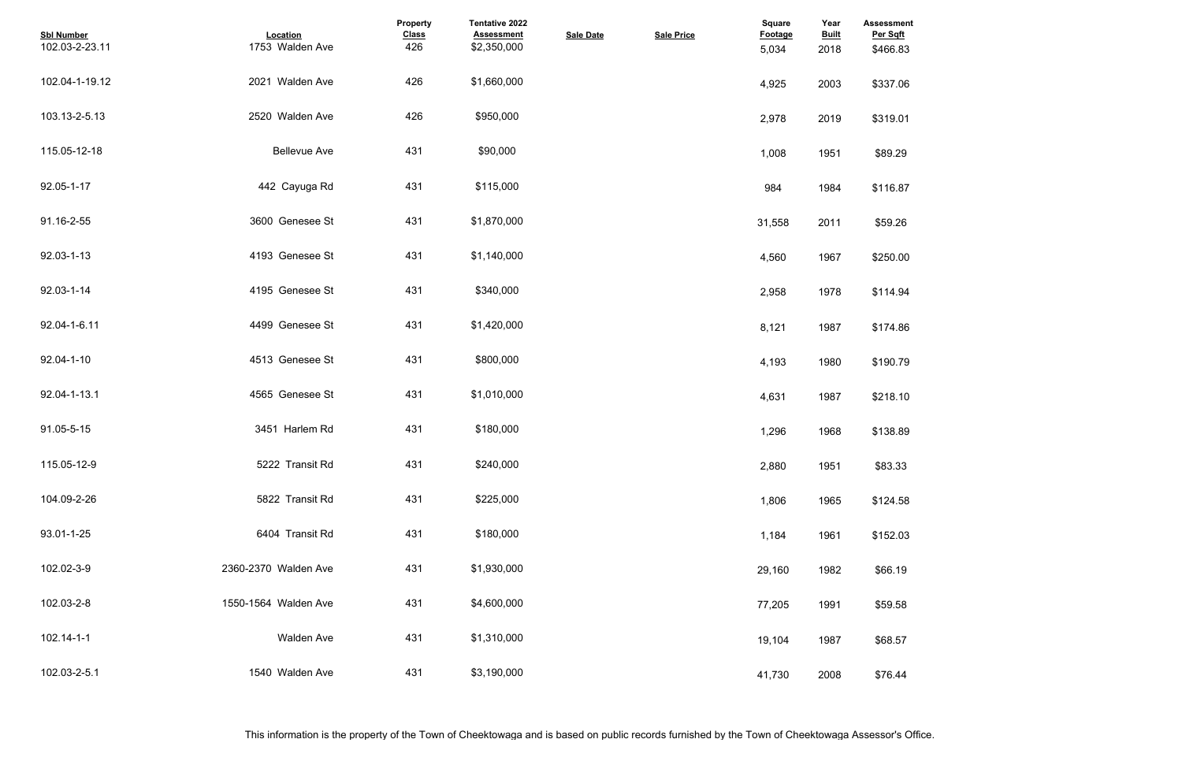| Sbl Number | Location | Property Class | Tentative 2022 Assessment | Sale Date | Sale Price | Square Footage | Year Built | Assessment Per Sqft |
|---|---|---|---|---|---|---|---|---|
| 102.03-2-23.11 | 1753 Walden Ave | 426 | $2,350,000 | | | 5,034 | 2018 | $466.83 |
| 102.04-1-19.12 | 2021 Walden Ave | 426 | $1,660,000 | | | 4,925 | 2003 | $337.06 |
| 103.13-2-5.13 | 2520 Walden Ave | 426 | $950,000 | | | 2,978 | 2019 | $319.01 |
| 115.05-12-18 | Bellevue Ave | 431 | $90,000 | | | 1,008 | 1951 | $89.29 |
| 92.05-1-17 | 442 Cayuga Rd | 431 | $115,000 | | | 984 | 1984 | $116.87 |
| 91.16-2-55 | 3600 Genesee St | 431 | $1,870,000 | | | 31,558 | 2011 | $59.26 |
| 92.03-1-13 | 4193 Genesee St | 431 | $1,140,000 | | | 4,560 | 1967 | $250.00 |
| 92.03-1-14 | 4195 Genesee St | 431 | $340,000 | | | 2,958 | 1978 | $114.94 |
| 92.04-1-6.11 | 4499 Genesee St | 431 | $1,420,000 | | | 8,121 | 1987 | $174.86 |
| 92.04-1-10 | 4513 Genesee St | 431 | $800,000 | | | 4,193 | 1980 | $190.79 |
| 92.04-1-13.1 | 4565 Genesee St | 431 | $1,010,000 | | | 4,631 | 1987 | $218.10 |
| 91.05-5-15 | 3451 Harlem Rd | 431 | $180,000 | | | 1,296 | 1968 | $138.89 |
| 115.05-12-9 | 5222 Transit Rd | 431 | $240,000 | | | 2,880 | 1951 | $83.33 |
| 104.09-2-26 | 5822 Transit Rd | 431 | $225,000 | | | 1,806 | 1965 | $124.58 |
| 93.01-1-25 | 6404 Transit Rd | 431 | $180,000 | | | 1,184 | 1961 | $152.03 |
| 102.02-3-9 | 2360-2370 Walden Ave | 431 | $1,930,000 | | | 29,160 | 1982 | $66.19 |
| 102.03-2-8 | 1550-1564 Walden Ave | 431 | $4,600,000 | | | 77,205 | 1991 | $59.58 |
| 102.14-1-1 | Walden Ave | 431 | $1,310,000 | | | 19,104 | 1987 | $68.57 |
| 102.03-2-5.1 | 1540 Walden Ave | 431 | $3,190,000 | | | 41,730 | 2008 | $76.44 |

This information is the property of the Town of Cheektowaga and is based on public records furnished by the Town of Cheektowaga Assessor's Office.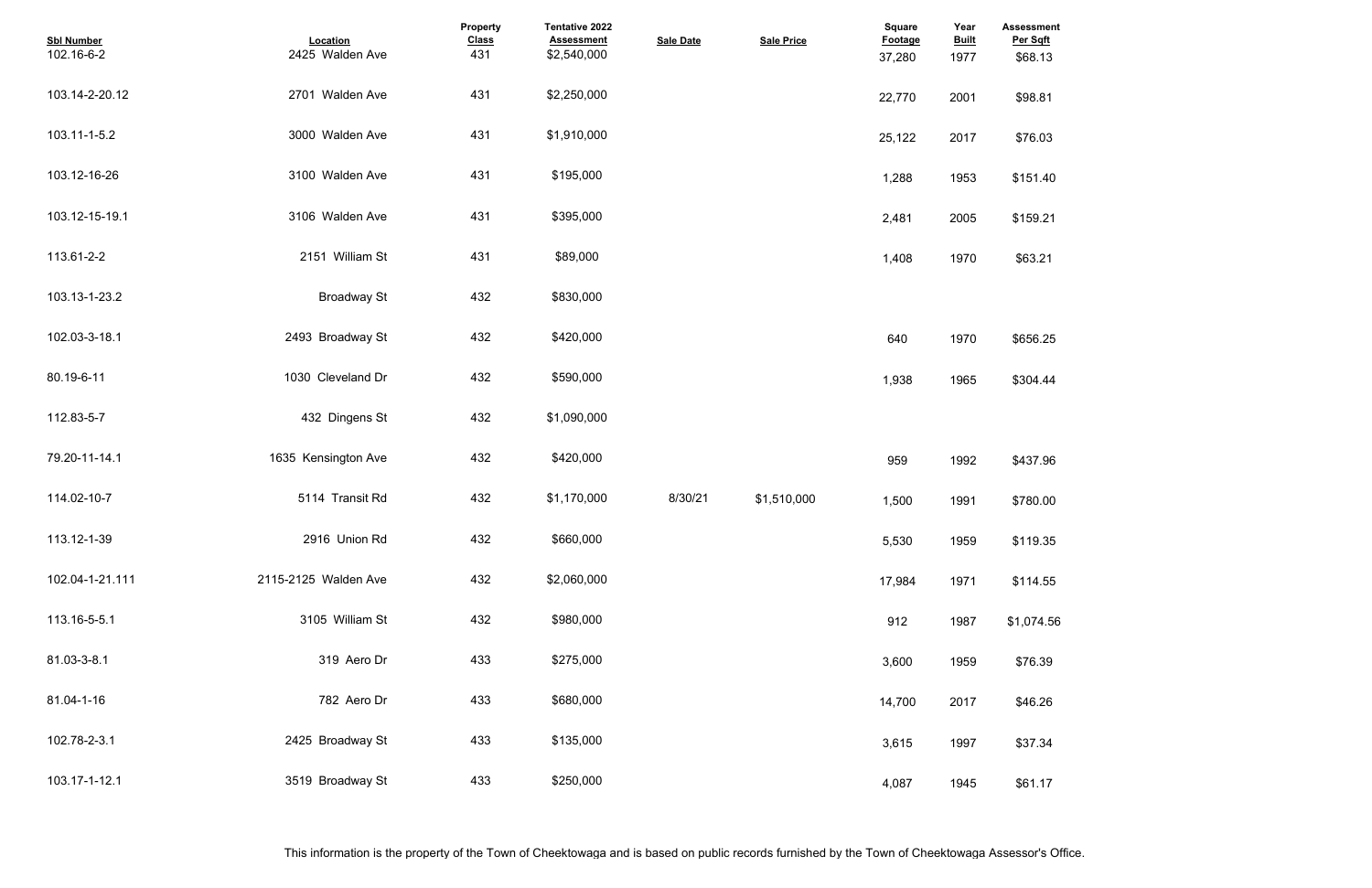| Sbl Number | Location | Property Class | Tentative 2022 Assessment | Sale Date | Sale Price | Square Footage | Year Built | Assessment Per Sqft |
|---|---|---|---|---|---|---|---|---|
| 102.16-6-2 | 2425 Walden Ave | 431 | $2,540,000 | | | 37,280 | 1977 | $68.13 |
| 103.14-2-20.12 | 2701 Walden Ave | 431 | $2,250,000 | | | 22,770 | 2001 | $98.81 |
| 103.11-1-5.2 | 3000 Walden Ave | 431 | $1,910,000 | | | 25,122 | 2017 | $76.03 |
| 103.12-16-26 | 3100 Walden Ave | 431 | $195,000 | | | 1,288 | 1953 | $151.40 |
| 103.12-15-19.1 | 3106 Walden Ave | 431 | $395,000 | | | 2,481 | 2005 | $159.21 |
| 113.61-2-2 | 2151 William St | 431 | $89,000 | | | 1,408 | 1970 | $63.21 |
| 103.13-1-23.2 | Broadway St | 432 | $830,000 | | | | | |
| 102.03-3-18.1 | 2493 Broadway St | 432 | $420,000 | | | 640 | 1970 | $656.25 |
| 80.19-6-11 | 1030 Cleveland Dr | 432 | $590,000 | | | 1,938 | 1965 | $304.44 |
| 112.83-5-7 | 432 Dingens St | 432 | $1,090,000 | | | | | |
| 79.20-11-14.1 | 1635 Kensington Ave | 432 | $420,000 | | | 959 | 1992 | $437.96 |
| 114.02-10-7 | 5114 Transit Rd | 432 | $1,170,000 | 8/30/21 | $1,510,000 | 1,500 | 1991 | $780.00 |
| 113.12-1-39 | 2916 Union Rd | 432 | $660,000 | | | 5,530 | 1959 | $119.35 |
| 102.04-1-21.111 | 2115-2125 Walden Ave | 432 | $2,060,000 | | | 17,984 | 1971 | $114.55 |
| 113.16-5-5.1 | 3105 William St | 432 | $980,000 | | | 912 | 1987 | $1,074.56 |
| 81.03-3-8.1 | 319 Aero Dr | 433 | $275,000 | | | 3,600 | 1959 | $76.39 |
| 81.04-1-16 | 782 Aero Dr | 433 | $680,000 | | | 14,700 | 2017 | $46.26 |
| 102.78-2-3.1 | 2425 Broadway St | 433 | $135,000 | | | 3,615 | 1997 | $37.34 |
| 103.17-1-12.1 | 3519 Broadway St | 433 | $250,000 | | | 4,087 | 1945 | $61.17 |

This information is the property of the Town of Cheektowaga and is based on public records furnished by the Town of Cheektowaga Assessor's Office.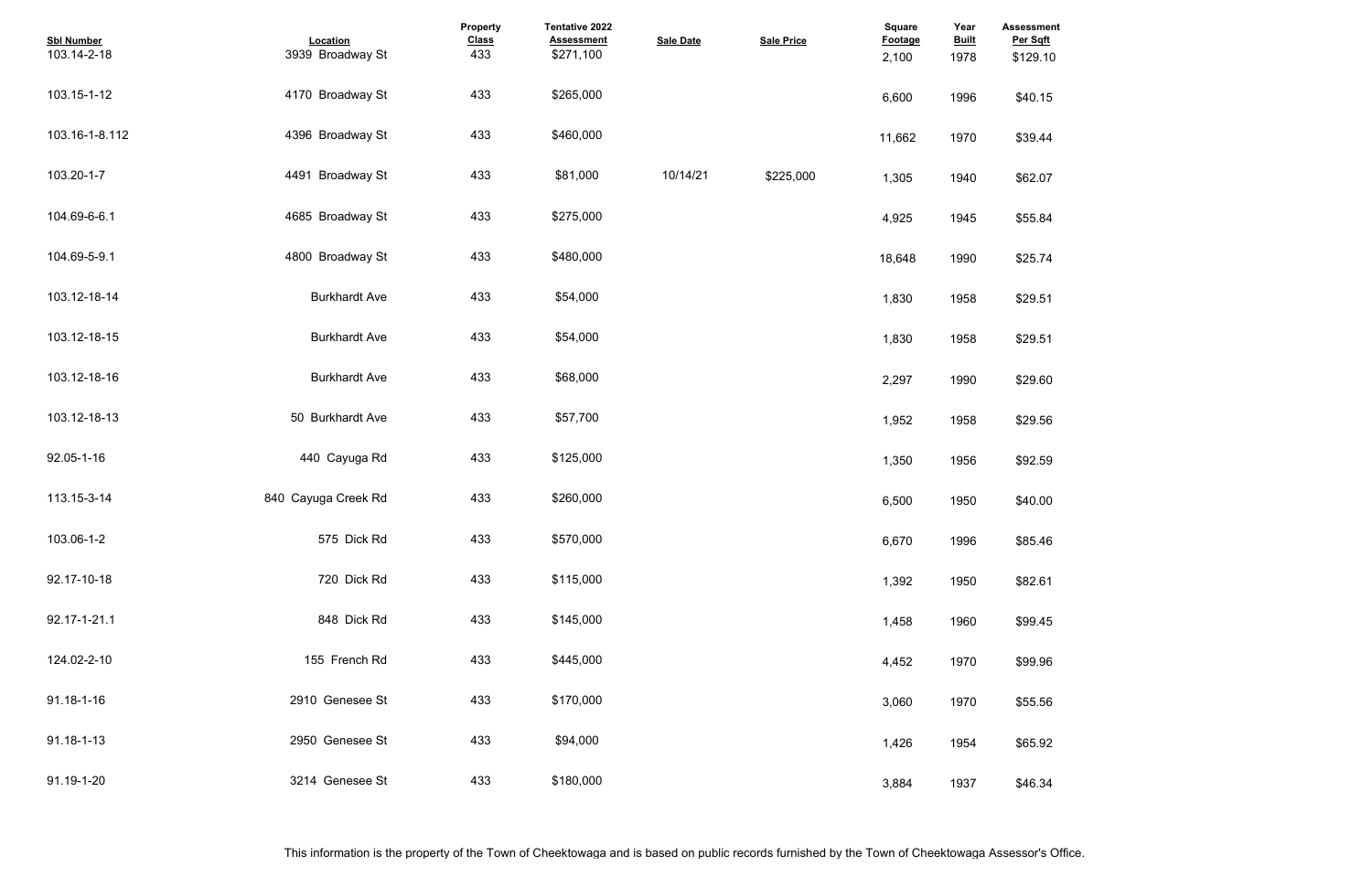| Sbl Number | Location | Property Class | Tentative 2022 Assessment | Sale Date | Sale Price | Square Footage | Year Built | Assessment Per Sqft |
|---|---|---|---|---|---|---|---|---|
| 103.14-2-18 | 3939 Broadway St | 433 | $271,100 | | | 2,100 | 1978 | $129.10 |
| 103.15-1-12 | 4170 Broadway St | 433 | $265,000 | | | 6,600 | 1996 | $40.15 |
| 103.16-1-8.112 | 4396 Broadway St | 433 | $460,000 | | | 11,662 | 1970 | $39.44 |
| 103.20-1-7 | 4491 Broadway St | 433 | $81,000 | 10/14/21 | $225,000 | 1,305 | 1940 | $62.07 |
| 104.69-6-6.1 | 4685 Broadway St | 433 | $275,000 | | | 4,925 | 1945 | $55.84 |
| 104.69-5-9.1 | 4800 Broadway St | 433 | $480,000 | | | 18,648 | 1990 | $25.74 |
| 103.12-18-14 | Burkhardt Ave | 433 | $54,000 | | | 1,830 | 1958 | $29.51 |
| 103.12-18-15 | Burkhardt Ave | 433 | $54,000 | | | 1,830 | 1958 | $29.51 |
| 103.12-18-16 | Burkhardt Ave | 433 | $68,000 | | | 2,297 | 1990 | $29.60 |
| 103.12-18-13 | 50 Burkhardt Ave | 433 | $57,700 | | | 1,952 | 1958 | $29.56 |
| 92.05-1-16 | 440 Cayuga Rd | 433 | $125,000 | | | 1,350 | 1956 | $92.59 |
| 113.15-3-14 | 840 Cayuga Creek Rd | 433 | $260,000 | | | 6,500 | 1950 | $40.00 |
| 103.06-1-2 | 575 Dick Rd | 433 | $570,000 | | | 6,670 | 1996 | $85.46 |
| 92.17-10-18 | 720 Dick Rd | 433 | $115,000 | | | 1,392 | 1950 | $82.61 |
| 92.17-1-21.1 | 848 Dick Rd | 433 | $145,000 | | | 1,458 | 1960 | $99.45 |
| 124.02-2-10 | 155 French Rd | 433 | $445,000 | | | 4,452 | 1970 | $99.96 |
| 91.18-1-16 | 2910 Genesee St | 433 | $170,000 | | | 3,060 | 1970 | $55.56 |
| 91.18-1-13 | 2950 Genesee St | 433 | $94,000 | | | 1,426 | 1954 | $65.92 |
| 91.19-1-20 | 3214 Genesee St | 433 | $180,000 | | | 3,884 | 1937 | $46.34 |

This information is the property of the Town of Cheektowaga and is based on public records furnished by the Town of Cheektowaga Assessor's Office.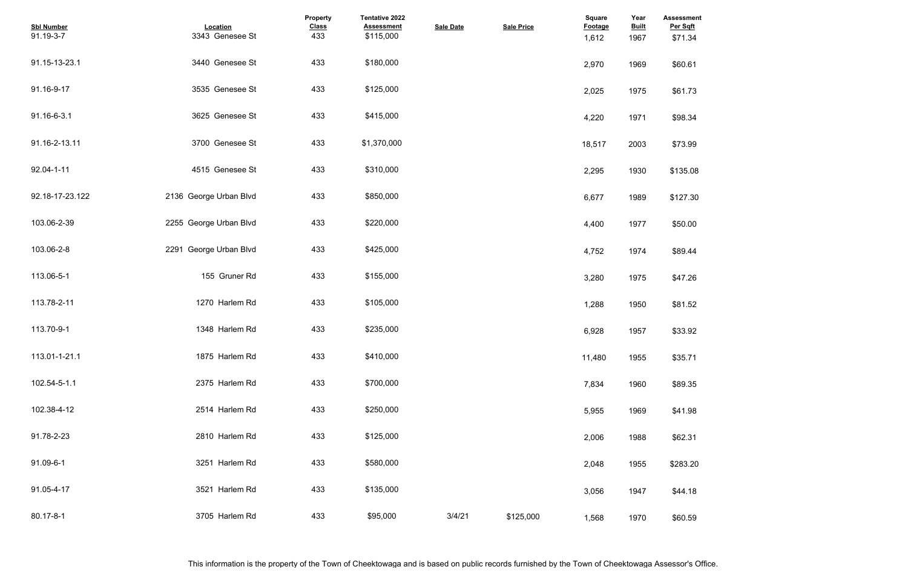| Sbl Number | Location | Property Class | Tentative 2022 Assessment | Sale Date | Sale Price | Square Footage | Year Built | Assessment Per Sqft |
|---|---|---|---|---|---|---|---|---|
| 91.19-3-7 | 3343 Genesee St | 433 | $115,000 | | | 1,612 | 1967 | $71.34 |
| 91.15-13-23.1 | 3440 Genesee St | 433 | $180,000 | | | 2,970 | 1969 | $60.61 |
| 91.16-9-17 | 3535 Genesee St | 433 | $125,000 | | | 2,025 | 1975 | $61.73 |
| 91.16-6-3.1 | 3625 Genesee St | 433 | $415,000 | | | 4,220 | 1971 | $98.34 |
| 91.16-2-13.11 | 3700 Genesee St | 433 | $1,370,000 | | | 18,517 | 2003 | $73.99 |
| 92.04-1-11 | 4515 Genesee St | 433 | $310,000 | | | 2,295 | 1930 | $135.08 |
| 92.18-17-23.122 | 2136 George Urban Blvd | 433 | $850,000 | | | 6,677 | 1989 | $127.30 |
| 103.06-2-39 | 2255 George Urban Blvd | 433 | $220,000 | | | 4,400 | 1977 | $50.00 |
| 103.06-2-8 | 2291 George Urban Blvd | 433 | $425,000 | | | 4,752 | 1974 | $89.44 |
| 113.06-5-1 | 155 Gruner Rd | 433 | $155,000 | | | 3,280 | 1975 | $47.26 |
| 113.78-2-11 | 1270 Harlem Rd | 433 | $105,000 | | | 1,288 | 1950 | $81.52 |
| 113.70-9-1 | 1348 Harlem Rd | 433 | $235,000 | | | 6,928 | 1957 | $33.92 |
| 113.01-1-21.1 | 1875 Harlem Rd | 433 | $410,000 | | | 11,480 | 1955 | $35.71 |
| 102.54-5-1.1 | 2375 Harlem Rd | 433 | $700,000 | | | 7,834 | 1960 | $89.35 |
| 102.38-4-12 | 2514 Harlem Rd | 433 | $250,000 | | | 5,955 | 1969 | $41.98 |
| 91.78-2-23 | 2810 Harlem Rd | 433 | $125,000 | | | 2,006 | 1988 | $62.31 |
| 91.09-6-1 | 3251 Harlem Rd | 433 | $580,000 | | | 2,048 | 1955 | $283.20 |
| 91.05-4-17 | 3521 Harlem Rd | 433 | $135,000 | | | 3,056 | 1947 | $44.18 |
| 80.17-8-1 | 3705 Harlem Rd | 433 | $95,000 | 3/4/21 | $125,000 | 1,568 | 1970 | $60.59 |

This information is the property of the Town of Cheektowaga and is based on public records furnished by the Town of Cheektowaga Assessor's Office.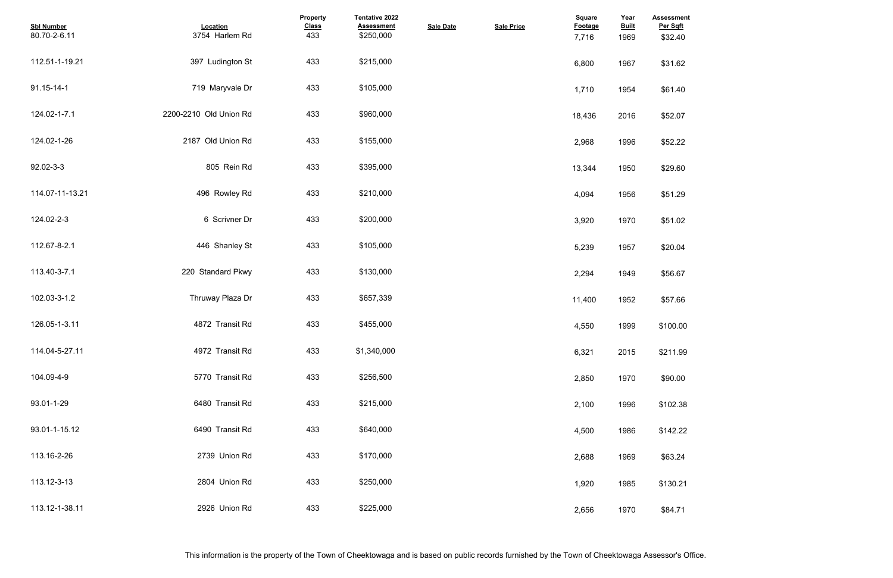| Sbl Number | Location | Property Class | Tentative 2022 Assessment | Sale Date | Sale Price | Square Footage | Year Built | Assessment Per Sqft |
|---|---|---|---|---|---|---|---|---|
| 80.70-2-6.11 | 3754 Harlem Rd | 433 | $250,000 | | | 7,716 | 1969 | $32.40 |
| 112.51-1-19.21 | 397 Ludington St | 433 | $215,000 | | | 6,800 | 1967 | $31.62 |
| 91.15-14-1 | 719 Maryvale Dr | 433 | $105,000 | | | 1,710 | 1954 | $61.40 |
| 124.02-1-7.1 | 2200-2210 Old Union Rd | 433 | $960,000 | | | 18,436 | 2016 | $52.07 |
| 124.02-1-26 | 2187 Old Union Rd | 433 | $155,000 | | | 2,968 | 1996 | $52.22 |
| 92.02-3-3 | 805 Rein Rd | 433 | $395,000 | | | 13,344 | 1950 | $29.60 |
| 114.07-11-13.21 | 496 Rowley Rd | 433 | $210,000 | | | 4,094 | 1956 | $51.29 |
| 124.02-2-3 | 6 Scrivner Dr | 433 | $200,000 | | | 3,920 | 1970 | $51.02 |
| 112.67-8-2.1 | 446 Shanley St | 433 | $105,000 | | | 5,239 | 1957 | $20.04 |
| 113.40-3-7.1 | 220 Standard Pkwy | 433 | $130,000 | | | 2,294 | 1949 | $56.67 |
| 102.03-3-1.2 | Thruway Plaza Dr | 433 | $657,339 | | | 11,400 | 1952 | $57.66 |
| 126.05-1-3.11 | 4872 Transit Rd | 433 | $455,000 | | | 4,550 | 1999 | $100.00 |
| 114.04-5-27.11 | 4972 Transit Rd | 433 | $1,340,000 | | | 6,321 | 2015 | $211.99 |
| 104.09-4-9 | 5770 Transit Rd | 433 | $256,500 | | | 2,850 | 1970 | $90.00 |
| 93.01-1-29 | 6480 Transit Rd | 433 | $215,000 | | | 2,100 | 1996 | $102.38 |
| 93.01-1-15.12 | 6490 Transit Rd | 433 | $640,000 | | | 4,500 | 1986 | $142.22 |
| 113.16-2-26 | 2739 Union Rd | 433 | $170,000 | | | 2,688 | 1969 | $63.24 |
| 113.12-3-13 | 2804 Union Rd | 433 | $250,000 | | | 1,920 | 1985 | $130.21 |
| 113.12-1-38.11 | 2926 Union Rd | 433 | $225,000 | | | 2,656 | 1970 | $84.71 |

This information is the property of the Town of Cheektowaga and is based on public records furnished by the Town of Cheektowaga Assessor's Office.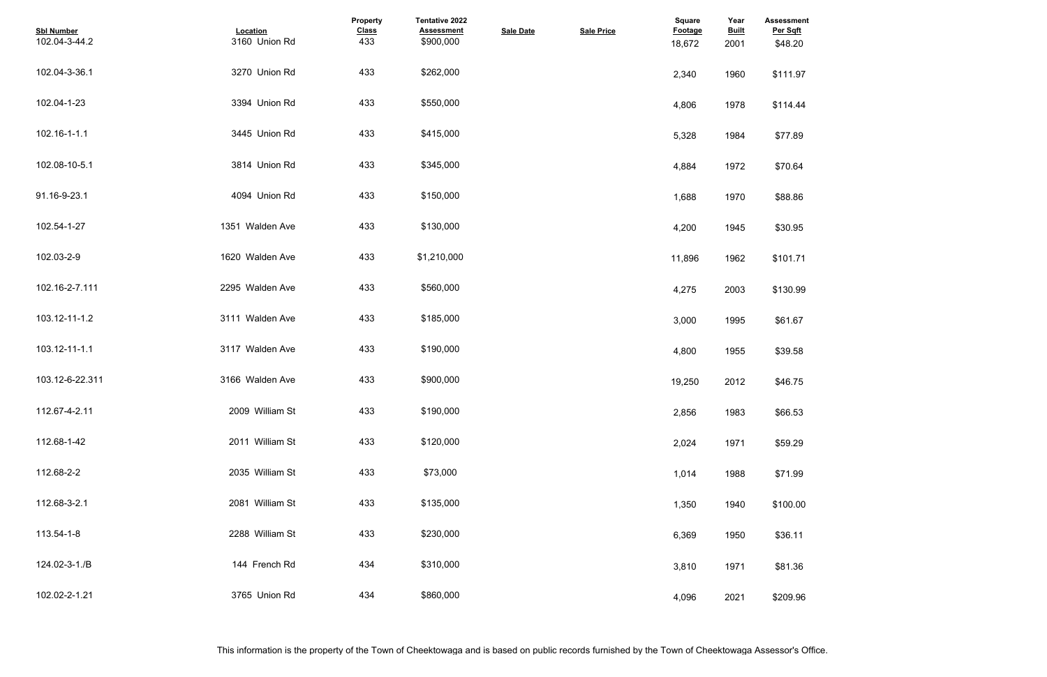| Sbl Number | Location | Property Class | Tentative 2022 Assessment | Sale Date | Sale Price | Square Footage | Year Built | Assessment Per Sqft |
|---|---|---|---|---|---|---|---|---|
| 102.04-3-44.2 | 3160 Union Rd | 433 | $900,000 | | | 18,672 | 2001 | $48.20 |
| 102.04-3-36.1 | 3270 Union Rd | 433 | $262,000 | | | 2,340 | 1960 | $111.97 |
| 102.04-1-23 | 3394 Union Rd | 433 | $550,000 | | | 4,806 | 1978 | $114.44 |
| 102.16-1-1.1 | 3445 Union Rd | 433 | $415,000 | | | 5,328 | 1984 | $77.89 |
| 102.08-10-5.1 | 3814 Union Rd | 433 | $345,000 | | | 4,884 | 1972 | $70.64 |
| 91.16-9-23.1 | 4094 Union Rd | 433 | $150,000 | | | 1,688 | 1970 | $88.86 |
| 102.54-1-27 | 1351 Walden Ave | 433 | $130,000 | | | 4,200 | 1945 | $30.95 |
| 102.03-2-9 | 1620 Walden Ave | 433 | $1,210,000 | | | 11,896 | 1962 | $101.71 |
| 102.16-2-7.111 | 2295 Walden Ave | 433 | $560,000 | | | 4,275 | 2003 | $130.99 |
| 103.12-11-1.2 | 3111 Walden Ave | 433 | $185,000 | | | 3,000 | 1995 | $61.67 |
| 103.12-11-1.1 | 3117 Walden Ave | 433 | $190,000 | | | 4,800 | 1955 | $39.58 |
| 103.12-6-22.311 | 3166 Walden Ave | 433 | $900,000 | | | 19,250 | 2012 | $46.75 |
| 112.67-4-2.11 | 2009 William St | 433 | $190,000 | | | 2,856 | 1983 | $66.53 |
| 112.68-1-42 | 2011 William St | 433 | $120,000 | | | 2,024 | 1971 | $59.29 |
| 112.68-2-2 | 2035 William St | 433 | $73,000 | | | 1,014 | 1988 | $71.99 |
| 112.68-3-2.1 | 2081 William St | 433 | $135,000 | | | 1,350 | 1940 | $100.00 |
| 113.54-1-8 | 2288 William St | 433 | $230,000 | | | 6,369 | 1950 | $36.11 |
| 124.02-3-1./B | 144 French Rd | 434 | $310,000 | | | 3,810 | 1971 | $81.36 |
| 102.02-2-1.21 | 3765 Union Rd | 434 | $860,000 | | | 4,096 | 2021 | $209.96 |

This information is the property of the Town of Cheektowaga and is based on public records furnished by the Town of Cheektowaga Assessor's Office.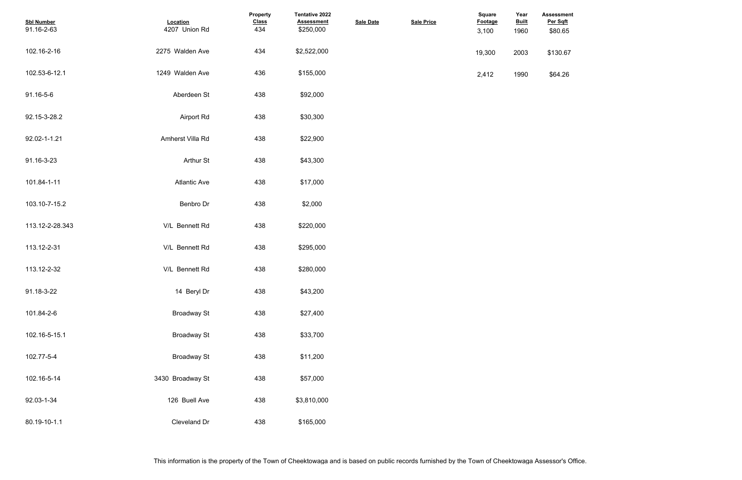| Sbl Number | Location | Property Class | Tentative 2022 Assessment | Sale Date | Sale Price | Square Footage | Year Built | Assessment Per Sqft |
|---|---|---|---|---|---|---|---|---|
| 91.16-2-63 | 4207 Union Rd | 434 | $250,000 | | | 3,100 | 1960 | $80.65 |
| 102.16-2-16 | 2275 Walden Ave | 434 | $2,522,000 | | | 19,300 | 2003 | $130.67 |
| 102.53-6-12.1 | 1249 Walden Ave | 436 | $155,000 | | | 2,412 | 1990 | $64.26 |
| 91.16-5-6 | Aberdeen St | 438 | $92,000 | | | | | |
| 92.15-3-28.2 | Airport Rd | 438 | $30,300 | | | | | |
| 92.02-1-1.21 | Amherst Villa Rd | 438 | $22,900 | | | | | |
| 91.16-3-23 | Arthur St | 438 | $43,300 | | | | | |
| 101.84-1-11 | Atlantic Ave | 438 | $17,000 | | | | | |
| 103.10-7-15.2 | Benbro Dr | 438 | $2,000 | | | | | |
| 113.12-2-28.343 | V/L Bennett Rd | 438 | $220,000 | | | | | |
| 113.12-2-31 | V/L Bennett Rd | 438 | $295,000 | | | | | |
| 113.12-2-32 | V/L Bennett Rd | 438 | $280,000 | | | | | |
| 91.18-3-22 | 14 Beryl Dr | 438 | $43,200 | | | | | |
| 101.84-2-6 | Broadway St | 438 | $27,400 | | | | | |
| 102.16-5-15.1 | Broadway St | 438 | $33,700 | | | | | |
| 102.77-5-4 | Broadway St | 438 | $11,200 | | | | | |
| 102.16-5-14 | 3430 Broadway St | 438 | $57,000 | | | | | |
| 92.03-1-34 | 126 Buell Ave | 438 | $3,810,000 | | | | | |
| 80.19-10-1.1 | Cleveland Dr | 438 | $165,000 | | | | | |

This information is the property of the Town of Cheektowaga and is based on public records furnished by the Town of Cheektowaga Assessor's Office.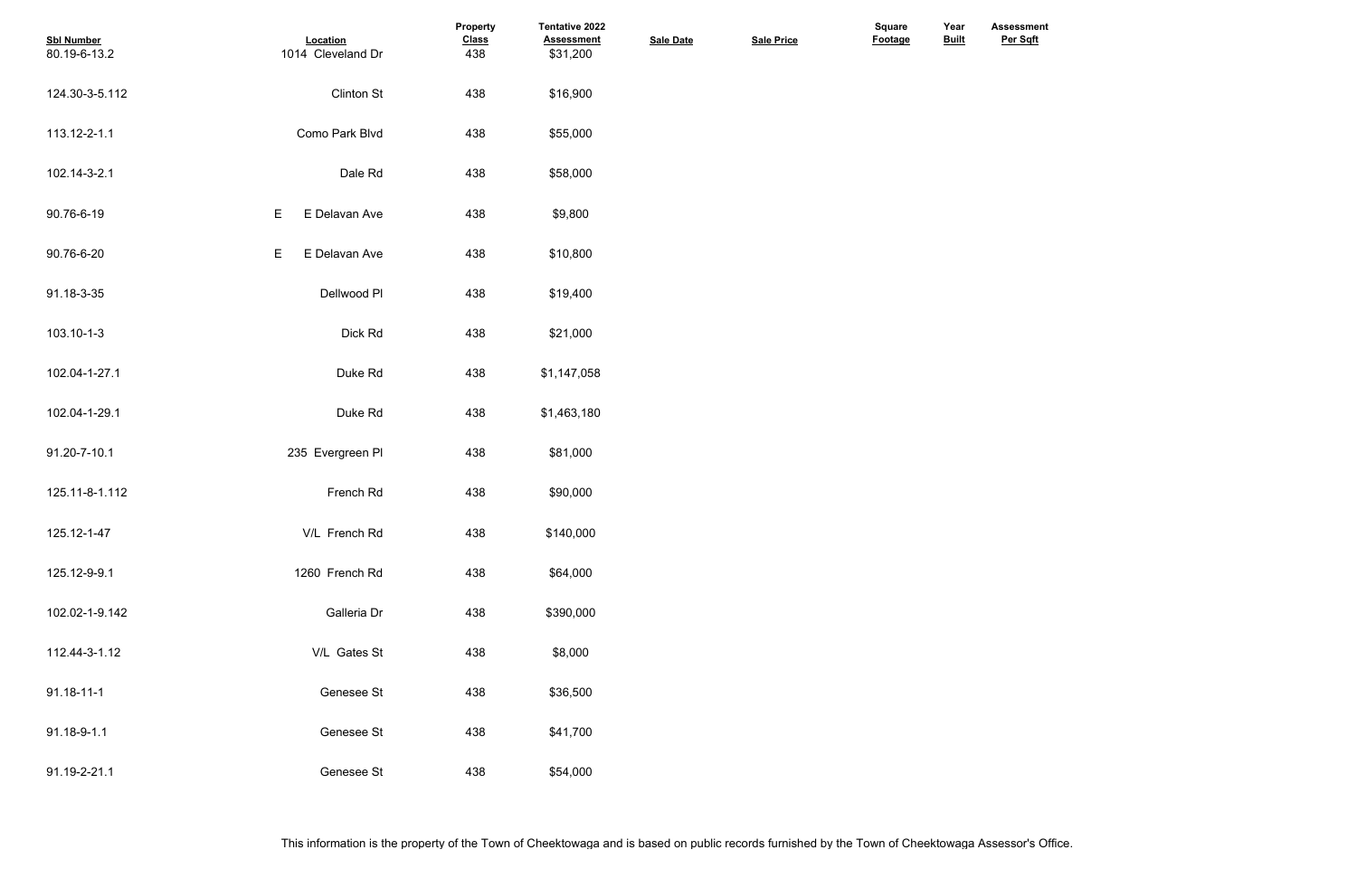| Sbl Number | Location | Property Class | Tentative 2022 Assessment | Sale Date | Sale Price | Square Footage | Year Built | Assessment Per Sqft |
|---|---|---|---|---|---|---|---|---|
| 80.19-6-13.2 | 1014 Cleveland Dr | 438 | $31,200 | | | | | |
| 124.30-3-5.112 | Clinton St | 438 | $16,900 | | | | | |
| 113.12-2-1.1 | Como Park Blvd | 438 | $55,000 | | | | | |
| 102.14-3-2.1 | Dale Rd | 438 | $58,000 | | | | | |
| 90.76-6-19 | E E Delavan Ave | 438 | $9,800 | | | | | |
| 90.76-6-20 | E E Delavan Ave | 438 | $10,800 | | | | | |
| 91.18-3-35 | Dellwood Pl | 438 | $19,400 | | | | | |
| 103.10-1-3 | Dick Rd | 438 | $21,000 | | | | | |
| 102.04-1-27.1 | Duke Rd | 438 | $1,147,058 | | | | | |
| 102.04-1-29.1 | Duke Rd | 438 | $1,463,180 | | | | | |
| 91.20-7-10.1 | 235 Evergreen Pl | 438 | $81,000 | | | | | |
| 125.11-8-1.112 | French Rd | 438 | $90,000 | | | | | |
| 125.12-1-47 | V/L French Rd | 438 | $140,000 | | | | | |
| 125.12-9-9.1 | 1260 French Rd | 438 | $64,000 | | | | | |
| 102.02-1-9.142 | Galleria Dr | 438 | $390,000 | | | | | |
| 112.44-3-1.12 | V/L Gates St | 438 | $8,000 | | | | | |
| 91.18-11-1 | Genesee St | 438 | $36,500 | | | | | |
| 91.18-9-1.1 | Genesee St | 438 | $41,700 | | | | | |
| 91.19-2-21.1 | Genesee St | 438 | $54,000 | | | | | |

This information is the property of the Town of Cheektowaga and is based on public records furnished by the Town of Cheektowaga Assessor's Office.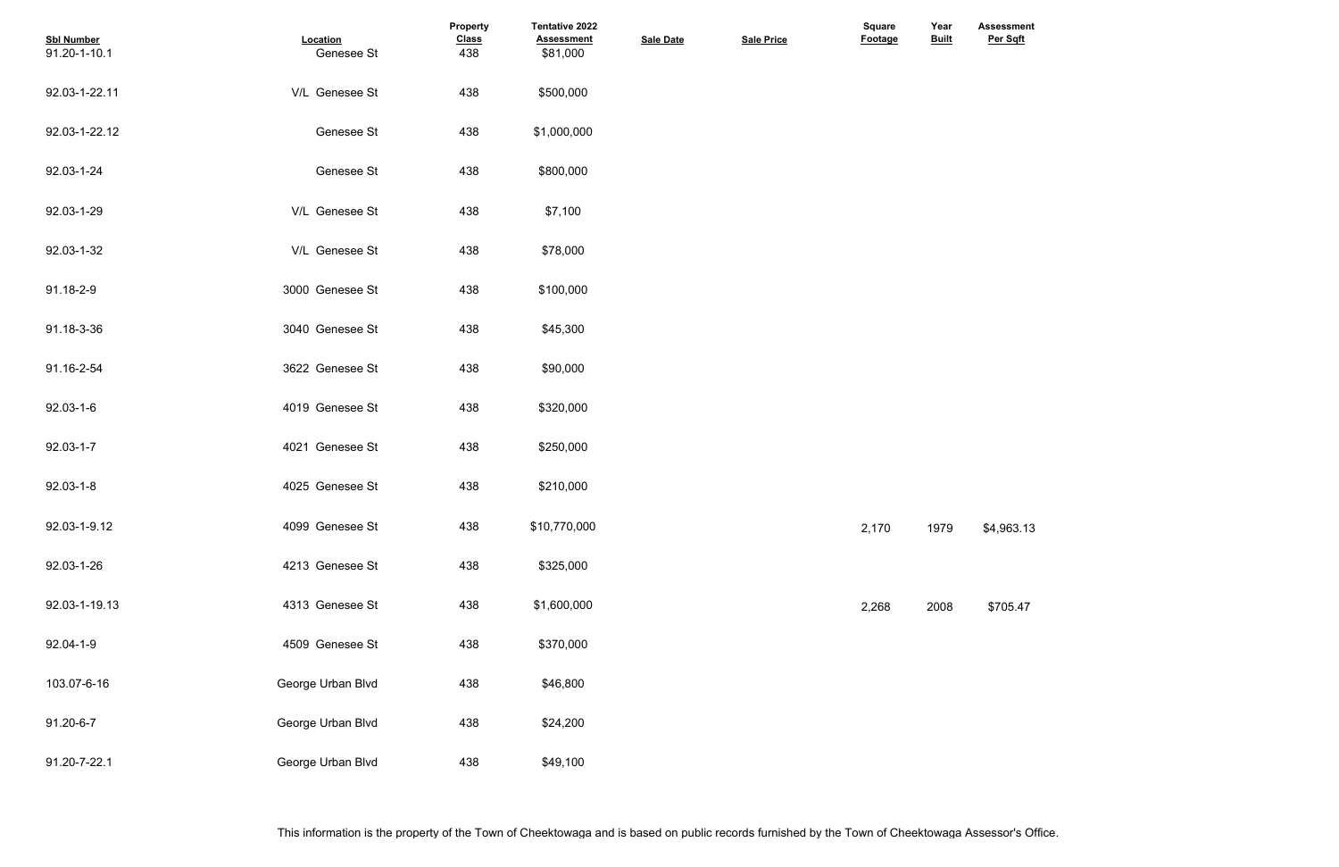| Sbl Number | Location | Property Class | Tentative 2022 Assessment | Sale Date | Sale Price | Square Footage | Year Built | Assessment Per Sqft |
|---|---|---|---|---|---|---|---|---|
| 91.20-1-10.1 | Genesee St | 438 | $81,000 | | | | | |
| 92.03-1-22.11 | V/L Genesee St | 438 | $500,000 | | | | | |
| 92.03-1-22.12 | Genesee St | 438 | $1,000,000 | | | | | |
| 92.03-1-24 | Genesee St | 438 | $800,000 | | | | | |
| 92.03-1-29 | V/L Genesee St | 438 | $7,100 | | | | | |
| 92.03-1-32 | V/L Genesee St | 438 | $78,000 | | | | | |
| 91.18-2-9 | 3000 Genesee St | 438 | $100,000 | | | | | |
| 91.18-3-36 | 3040 Genesee St | 438 | $45,300 | | | | | |
| 91.16-2-54 | 3622 Genesee St | 438 | $90,000 | | | | | |
| 92.03-1-6 | 4019 Genesee St | 438 | $320,000 | | | | | |
| 92.03-1-7 | 4021 Genesee St | 438 | $250,000 | | | | | |
| 92.03-1-8 | 4025 Genesee St | 438 | $210,000 | | | | | |
| 92.03-1-9.12 | 4099 Genesee St | 438 | $10,770,000 | | | 2,170 | 1979 | $4,963.13 |
| 92.03-1-26 | 4213 Genesee St | 438 | $325,000 | | | | | |
| 92.03-1-19.13 | 4313 Genesee St | 438 | $1,600,000 | | | 2,268 | 2008 | $705.47 |
| 92.04-1-9 | 4509 Genesee St | 438 | $370,000 | | | | | |
| 103.07-6-16 | George Urban Blvd | 438 | $46,800 | | | | | |
| 91.20-6-7 | George Urban Blvd | 438 | $24,200 | | | | | |
| 91.20-7-22.1 | George Urban Blvd | 438 | $49,100 | | | | | |

This information is the property of the Town of Cheektowaga and is based on public records furnished by the Town of Cheektowaga Assessor's Office.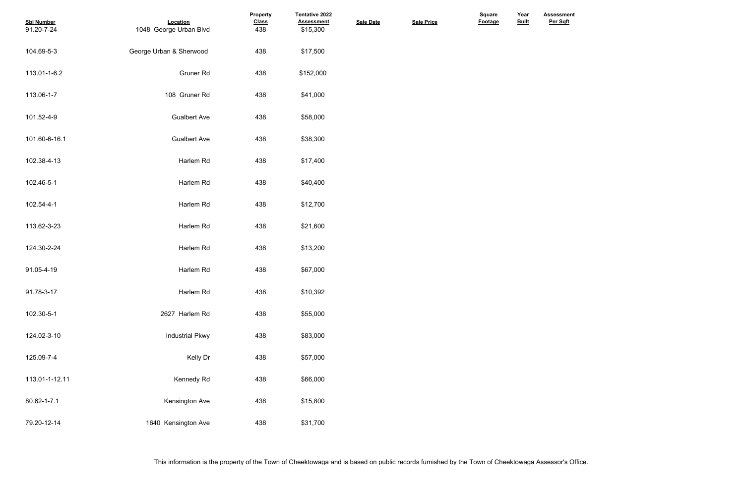| Sbl Number | Location | Property Class | Tentative 2022 Assessment | Sale Date | Sale Price | Square Footage | Year Built | Assessment Per Sqft |
|---|---|---|---|---|---|---|---|---|
| 91.20-7-24 | 1048 George Urban Blvd | 438 | $15,300 | | | | | |
| 104.69-5-3 | George Urban & Sherwood | 438 | $17,500 | | | | | |
| 113.01-1-6.2 | Gruner Rd | 438 | $152,000 | | | | | |
| 113.06-1-7 | 108 Gruner Rd | 438 | $41,000 | | | | | |
| 101.52-4-9 | Gualbert Ave | 438 | $58,000 | | | | | |
| 101.60-6-16.1 | Gualbert Ave | 438 | $38,300 | | | | | |
| 102.38-4-13 | Harlem Rd | 438 | $17,400 | | | | | |
| 102.46-5-1 | Harlem Rd | 438 | $40,400 | | | | | |
| 102.54-4-1 | Harlem Rd | 438 | $12,700 | | | | | |
| 113.62-3-23 | Harlem Rd | 438 | $21,600 | | | | | |
| 124.30-2-24 | Harlem Rd | 438 | $13,200 | | | | | |
| 91.05-4-19 | Harlem Rd | 438 | $67,000 | | | | | |
| 91.78-3-17 | Harlem Rd | 438 | $10,392 | | | | | |
| 102.30-5-1 | 2627 Harlem Rd | 438 | $55,000 | | | | | |
| 124.02-3-10 | Industrial Pkwy | 438 | $83,000 | | | | | |
| 125.09-7-4 | Kelly Dr | 438 | $57,000 | | | | | |
| 113.01-1-12.11 | Kennedy Rd | 438 | $66,000 | | | | | |
| 80.62-1-7.1 | Kensington Ave | 438 | $15,800 | | | | | |
| 79.20-12-14 | 1640 Kensington Ave | 438 | $31,700 | | | | | |

This information is the property of the Town of Cheektowaga and is based on public records furnished by the Town of Cheektowaga Assessor's Office.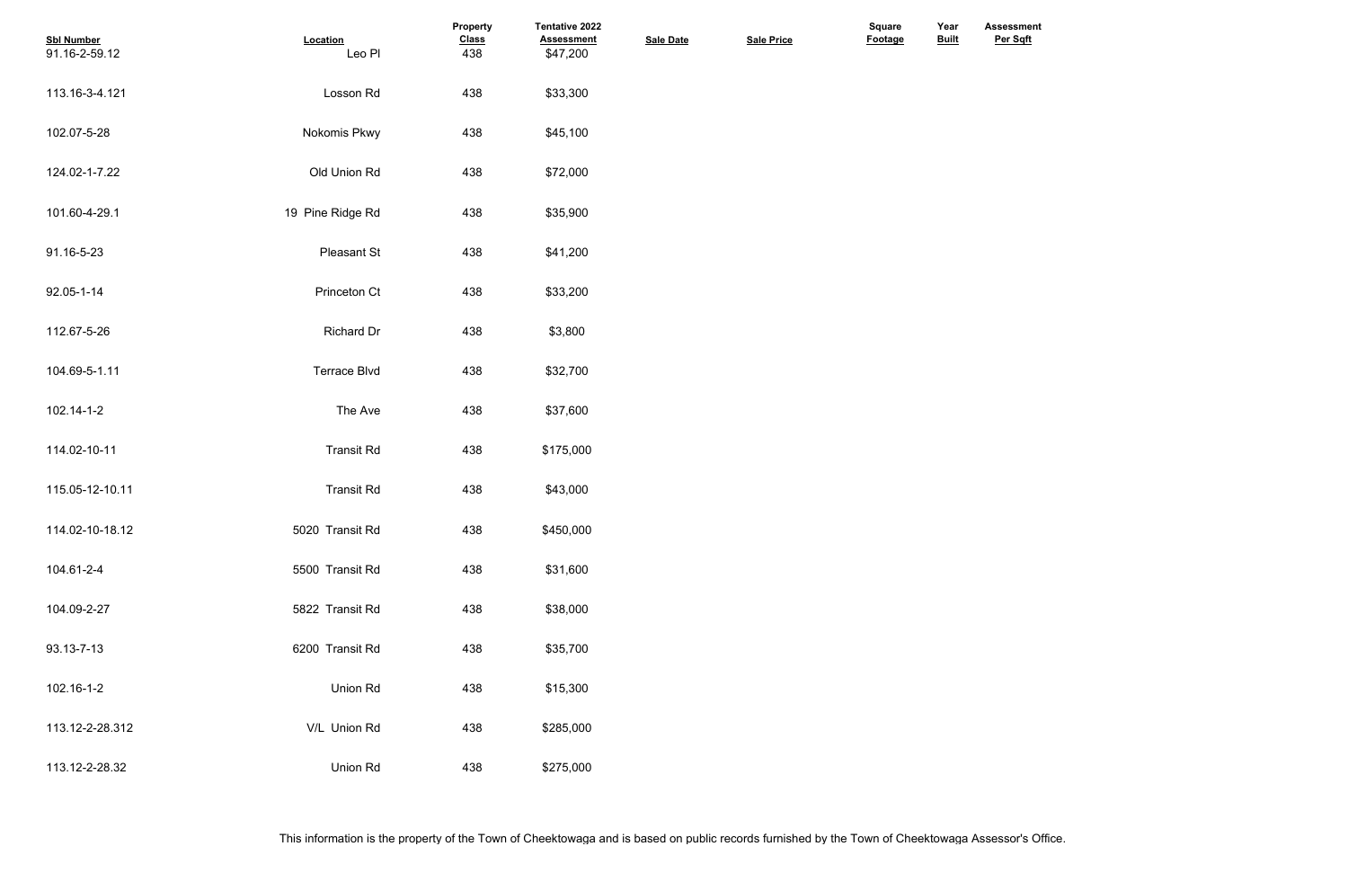| Sbl Number | Location | Property Class | Tentative 2022 Assessment | Sale Date | Sale Price | Square Footage | Year Built | Assessment Per Sqft |
|---|---|---|---|---|---|---|---|---|
| 91.16-2-59.12 | Leo Pl | 438 | $47,200 | | | | | |
| 113.16-3-4.121 | Losson Rd | 438 | $33,300 | | | | | |
| 102.07-5-28 | Nokomis Pkwy | 438 | $45,100 | | | | | |
| 124.02-1-7.22 | Old Union Rd | 438 | $72,000 | | | | | |
| 101.60-4-29.1 | 19 Pine Ridge Rd | 438 | $35,900 | | | | | |
| 91.16-5-23 | Pleasant St | 438 | $41,200 | | | | | |
| 92.05-1-14 | Princeton Ct | 438 | $33,200 | | | | | |
| 112.67-5-26 | Richard Dr | 438 | $3,800 | | | | | |
| 104.69-5-1.11 | Terrace Blvd | 438 | $32,700 | | | | | |
| 102.14-1-2 | The Ave | 438 | $37,600 | | | | | |
| 114.02-10-11 | Transit Rd | 438 | $175,000 | | | | | |
| 115.05-12-10.11 | Transit Rd | 438 | $43,000 | | | | | |
| 114.02-10-18.12 | 5020 Transit Rd | 438 | $450,000 | | | | | |
| 104.61-2-4 | 5500 Transit Rd | 438 | $31,600 | | | | | |
| 104.09-2-27 | 5822 Transit Rd | 438 | $38,000 | | | | | |
| 93.13-7-13 | 6200 Transit Rd | 438 | $35,700 | | | | | |
| 102.16-1-2 | Union Rd | 438 | $15,300 | | | | | |
| 113.12-2-28.312 | V/L Union Rd | 438 | $285,000 | | | | | |
| 113.12-2-28.32 | Union Rd | 438 | $275,000 | | | | | |

This information is the property of the Town of Cheektowaga and is based on public records furnished by the Town of Cheektowaga Assessor's Office.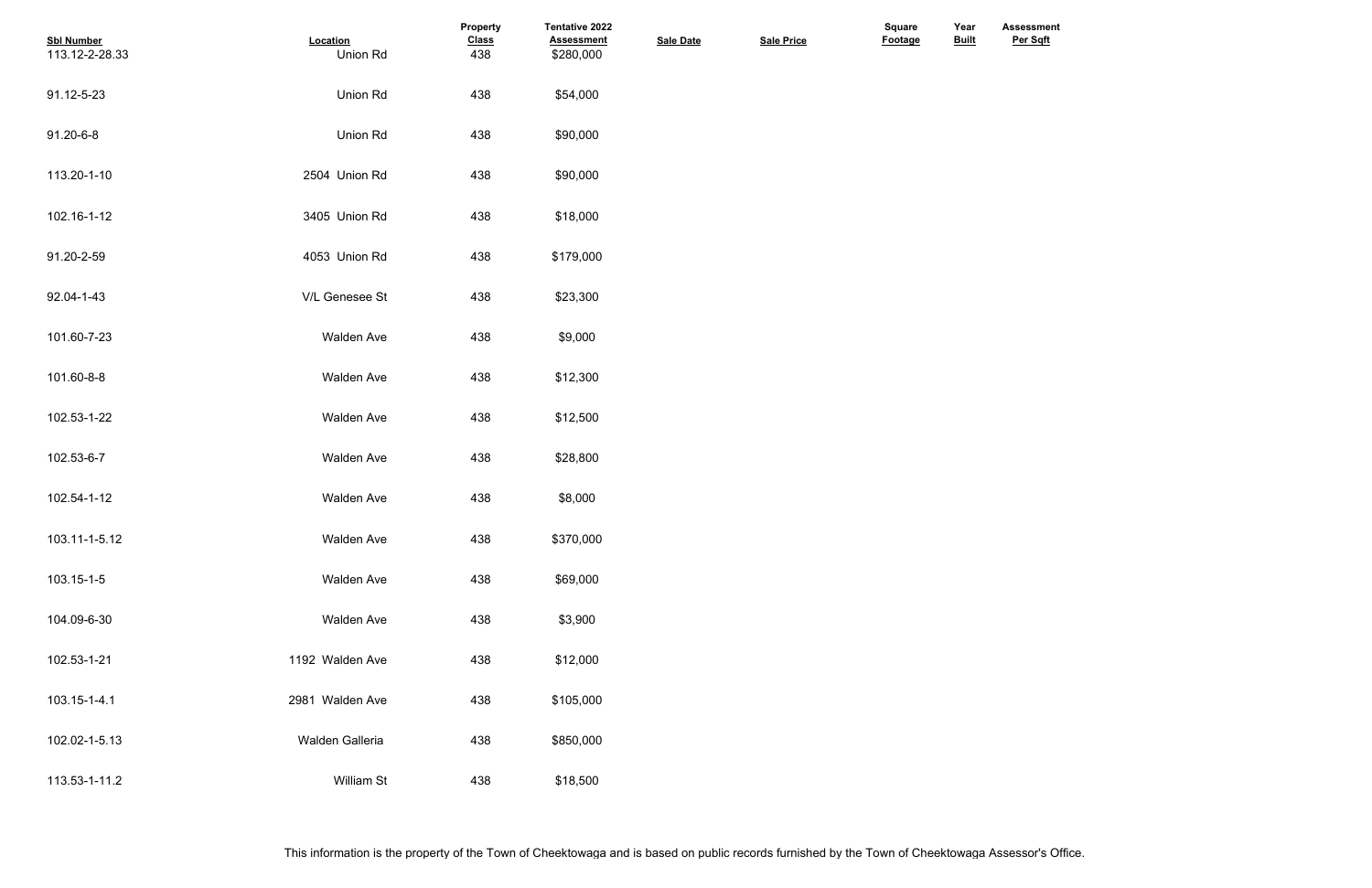| Sbl Number | Location | Property Class | Tentative 2022 Assessment | Sale Date | Sale Price | Square Footage | Year Built | Assessment Per Sqft |
|---|---|---|---|---|---|---|---|---|
| 113.12-2-28.33 | Union Rd | 438 | $280,000 | | | | | |
| 91.12-5-23 | Union Rd | 438 | $54,000 | | | | | |
| 91.20-6-8 | Union Rd | 438 | $90,000 | | | | | |
| 113.20-1-10 | 2504 Union Rd | 438 | $90,000 | | | | | |
| 102.16-1-12 | 3405 Union Rd | 438 | $18,000 | | | | | |
| 91.20-2-59 | 4053 Union Rd | 438 | $179,000 | | | | | |
| 92.04-1-43 | V/L Genesee St | 438 | $23,300 | | | | | |
| 101.60-7-23 | Walden Ave | 438 | $9,000 | | | | | |
| 101.60-8-8 | Walden Ave | 438 | $12,300 | | | | | |
| 102.53-1-22 | Walden Ave | 438 | $12,500 | | | | | |
| 102.53-6-7 | Walden Ave | 438 | $28,800 | | | | | |
| 102.54-1-12 | Walden Ave | 438 | $8,000 | | | | | |
| 103.11-1-5.12 | Walden Ave | 438 | $370,000 | | | | | |
| 103.15-1-5 | Walden Ave | 438 | $69,000 | | | | | |
| 104.09-6-30 | Walden Ave | 438 | $3,900 | | | | | |
| 102.53-1-21 | 1192 Walden Ave | 438 | $12,000 | | | | | |
| 103.15-1-4.1 | 2981 Walden Ave | 438 | $105,000 | | | | | |
| 102.02-1-5.13 | Walden Galleria | 438 | $850,000 | | | | | |
| 113.53-1-11.2 | William St | 438 | $18,500 | | | | | |

This information is the property of the Town of Cheektowaga and is based on public records furnished by the Town of Cheektowaga Assessor's Office.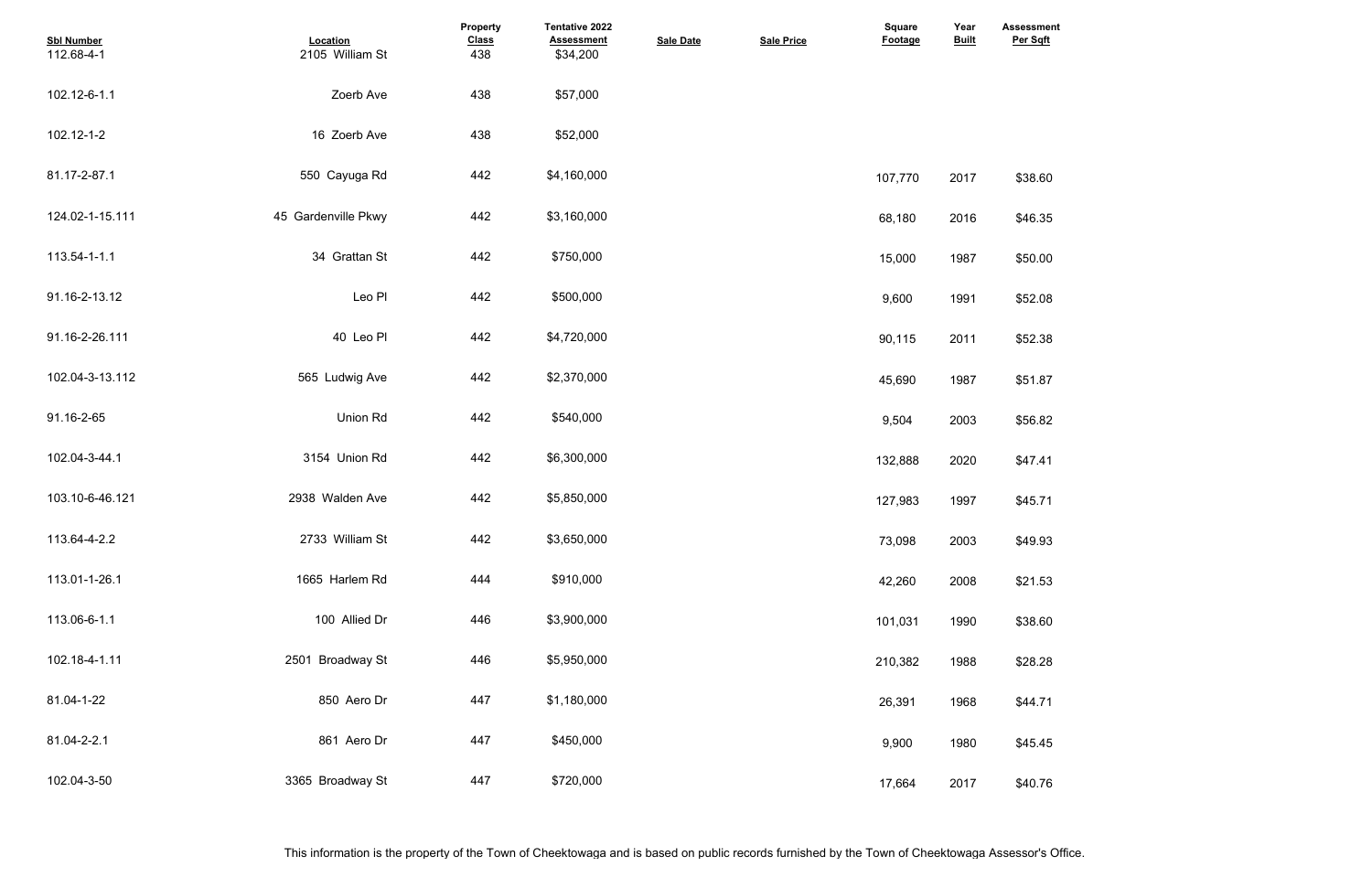| Sbl Number | Location | Property Class | Tentative 2022 Assessment | Sale Date | Sale Price | Square Footage | Year Built | Assessment Per Sqft |
|---|---|---|---|---|---|---|---|---|
| 112.68-4-1 | 2105 William St | 438 | $34,200 | | | | | |
| 102.12-6-1.1 | Zoerb Ave | 438 | $57,000 | | | | | |
| 102.12-1-2 | 16 Zoerb Ave | 438 | $52,000 | | | | | |
| 81.17-2-87.1 | 550 Cayuga Rd | 442 | $4,160,000 | | | 107,770 | 2017 | $38.60 |
| 124.02-1-15.111 | 45 Gardenville Pkwy | 442 | $3,160,000 | | | 68,180 | 2016 | $46.35 |
| 113.54-1-1.1 | 34 Grattan St | 442 | $750,000 | | | 15,000 | 1987 | $50.00 |
| 91.16-2-13.12 | Leo Pl | 442 | $500,000 | | | 9,600 | 1991 | $52.08 |
| 91.16-2-26.111 | 40 Leo Pl | 442 | $4,720,000 | | | 90,115 | 2011 | $52.38 |
| 102.04-3-13.112 | 565 Ludwig Ave | 442 | $2,370,000 | | | 45,690 | 1987 | $51.87 |
| 91.16-2-65 | Union Rd | 442 | $540,000 | | | 9,504 | 2003 | $56.82 |
| 102.04-3-44.1 | 3154 Union Rd | 442 | $6,300,000 | | | 132,888 | 2020 | $47.41 |
| 103.10-6-46.121 | 2938 Walden Ave | 442 | $5,850,000 | | | 127,983 | 1997 | $45.71 |
| 113.64-4-2.2 | 2733 William St | 442 | $3,650,000 | | | 73,098 | 2003 | $49.93 |
| 113.01-1-26.1 | 1665 Harlem Rd | 444 | $910,000 | | | 42,260 | 2008 | $21.53 |
| 113.06-6-1.1 | 100 Allied Dr | 446 | $3,900,000 | | | 101,031 | 1990 | $38.60 |
| 102.18-4-1.11 | 2501 Broadway St | 446 | $5,950,000 | | | 210,382 | 1988 | $28.28 |
| 81.04-1-22 | 850 Aero Dr | 447 | $1,180,000 | | | 26,391 | 1968 | $44.71 |
| 81.04-2-2.1 | 861 Aero Dr | 447 | $450,000 | | | 9,900 | 1980 | $45.45 |
| 102.04-3-50 | 3365 Broadway St | 447 | $720,000 | | | 17,664 | 2017 | $40.76 |

This information is the property of the Town of Cheektowaga and is based on public records furnished by the Town of Cheektowaga Assessor's Office.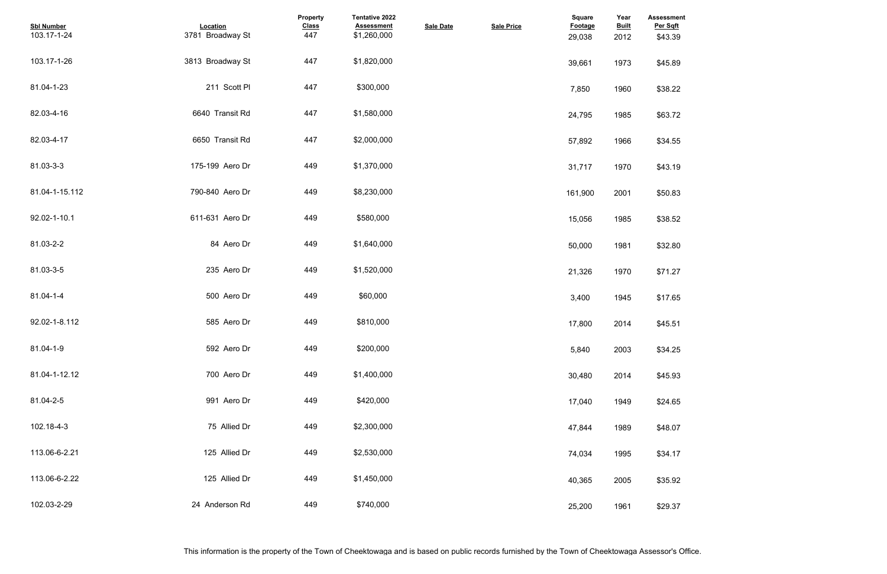| Sbl Number | Location | Property Class | Tentative 2022 Assessment | Sale Date | Sale Price | Square Footage | Year Built | Assessment Per Sqft |
|---|---|---|---|---|---|---|---|---|
| 103.17-1-24 | 3781 Broadway St | 447 | $1,260,000 | | | 29,038 | 2012 | $43.39 |
| 103.17-1-26 | 3813 Broadway St | 447 | $1,820,000 | | | 39,661 | 1973 | $45.89 |
| 81.04-1-23 | 211 Scott Pl | 447 | $300,000 | | | 7,850 | 1960 | $38.22 |
| 82.03-4-16 | 6640 Transit Rd | 447 | $1,580,000 | | | 24,795 | 1985 | $63.72 |
| 82.03-4-17 | 6650 Transit Rd | 447 | $2,000,000 | | | 57,892 | 1966 | $34.55 |
| 81.03-3-3 | 175-199 Aero Dr | 449 | $1,370,000 | | | 31,717 | 1970 | $43.19 |
| 81.04-1-15.112 | 790-840 Aero Dr | 449 | $8,230,000 | | | 161,900 | 2001 | $50.83 |
| 92.02-1-10.1 | 611-631 Aero Dr | 449 | $580,000 | | | 15,056 | 1985 | $38.52 |
| 81.03-2-2 | 84 Aero Dr | 449 | $1,640,000 | | | 50,000 | 1981 | $32.80 |
| 81.03-3-5 | 235 Aero Dr | 449 | $1,520,000 | | | 21,326 | 1970 | $71.27 |
| 81.04-1-4 | 500 Aero Dr | 449 | $60,000 | | | 3,400 | 1945 | $17.65 |
| 92.02-1-8.112 | 585 Aero Dr | 449 | $810,000 | | | 17,800 | 2014 | $45.51 |
| 81.04-1-9 | 592 Aero Dr | 449 | $200,000 | | | 5,840 | 2003 | $34.25 |
| 81.04-1-12.12 | 700 Aero Dr | 449 | $1,400,000 | | | 30,480 | 2014 | $45.93 |
| 81.04-2-5 | 991 Aero Dr | 449 | $420,000 | | | 17,040 | 1949 | $24.65 |
| 102.18-4-3 | 75 Allied Dr | 449 | $2,300,000 | | | 47,844 | 1989 | $48.07 |
| 113.06-6-2.21 | 125 Allied Dr | 449 | $2,530,000 | | | 74,034 | 1995 | $34.17 |
| 113.06-6-2.22 | 125 Allied Dr | 449 | $1,450,000 | | | 40,365 | 2005 | $35.92 |
| 102.03-2-29 | 24 Anderson Rd | 449 | $740,000 | | | 25,200 | 1961 | $29.37 |

This information is the property of the Town of Cheektowaga and is based on public records furnished by the Town of Cheektowaga Assessor's Office.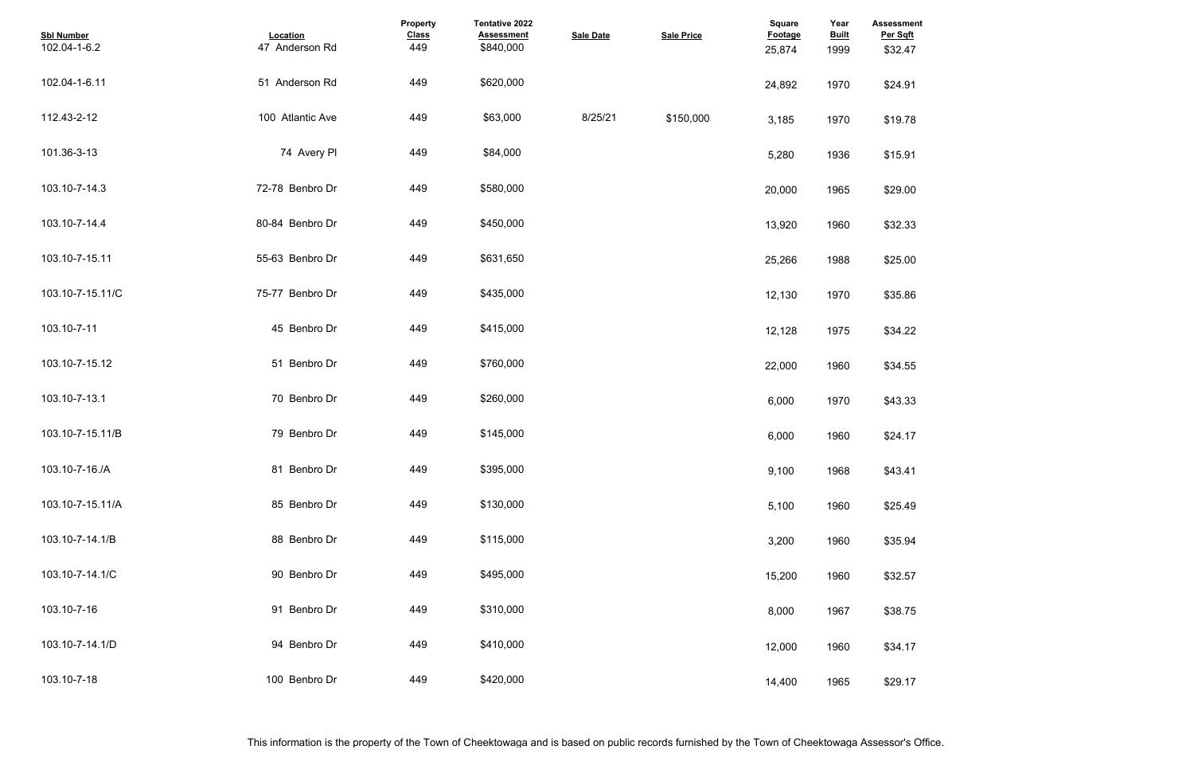| Sbl Number | Location | Property Class | Tentative 2022 Assessment | Sale Date | Sale Price | Square Footage | Year Built | Assessment Per Sqft |
|---|---|---|---|---|---|---|---|---|
| 102.04-1-6.2 | 47 Anderson Rd | 449 | $840,000 | | | 25,874 | 1999 | $32.47 |
| 102.04-1-6.11 | 51 Anderson Rd | 449 | $620,000 | | | 24,892 | 1970 | $24.91 |
| 112.43-2-12 | 100 Atlantic Ave | 449 | $63,000 | 8/25/21 | $150,000 | 3,185 | 1970 | $19.78 |
| 101.36-3-13 | 74 Avery Pl | 449 | $84,000 | | | 5,280 | 1936 | $15.91 |
| 103.10-7-14.3 | 72-78 Benbro Dr | 449 | $580,000 | | | 20,000 | 1965 | $29.00 |
| 103.10-7-14.4 | 80-84 Benbro Dr | 449 | $450,000 | | | 13,920 | 1960 | $32.33 |
| 103.10-7-15.11 | 55-63 Benbro Dr | 449 | $631,650 | | | 25,266 | 1988 | $25.00 |
| 103.10-7-15.11/C | 75-77 Benbro Dr | 449 | $435,000 | | | 12,130 | 1970 | $35.86 |
| 103.10-7-11 | 45 Benbro Dr | 449 | $415,000 | | | 12,128 | 1975 | $34.22 |
| 103.10-7-15.12 | 51 Benbro Dr | 449 | $760,000 | | | 22,000 | 1960 | $34.55 |
| 103.10-7-13.1 | 70 Benbro Dr | 449 | $260,000 | | | 6,000 | 1970 | $43.33 |
| 103.10-7-15.11/B | 79 Benbro Dr | 449 | $145,000 | | | 6,000 | 1960 | $24.17 |
| 103.10-7-16./A | 81 Benbro Dr | 449 | $395,000 | | | 9,100 | 1968 | $43.41 |
| 103.10-7-15.11/A | 85 Benbro Dr | 449 | $130,000 | | | 5,100 | 1960 | $25.49 |
| 103.10-7-14.1/B | 88 Benbro Dr | 449 | $115,000 | | | 3,200 | 1960 | $35.94 |
| 103.10-7-14.1/C | 90 Benbro Dr | 449 | $495,000 | | | 15,200 | 1960 | $32.57 |
| 103.10-7-16 | 91 Benbro Dr | 449 | $310,000 | | | 8,000 | 1967 | $38.75 |
| 103.10-7-14.1/D | 94 Benbro Dr | 449 | $410,000 | | | 12,000 | 1960 | $34.17 |
| 103.10-7-18 | 100 Benbro Dr | 449 | $420,000 | | | 14,400 | 1965 | $29.17 |

This information is the property of the Town of Cheektowaga and is based on public records furnished by the Town of Cheektowaga Assessor's Office.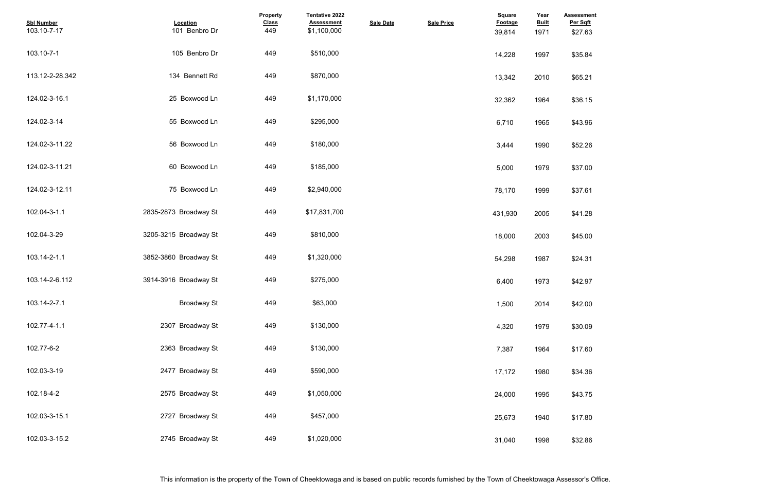| Sbl Number | Location | Property Class | Tentative 2022 Assessment | Sale Date | Sale Price | Square Footage | Year Built | Assessment Per Sqft |
|---|---|---|---|---|---|---|---|---|
| 103.10-7-17 | 101 Benbro Dr | 449 | $1,100,000 | | | 39,814 | 1971 | $27.63 |
| 103.10-7-1 | 105 Benbro Dr | 449 | $510,000 | | | 14,228 | 1997 | $35.84 |
| 113.12-2-28.342 | 134 Bennett Rd | 449 | $870,000 | | | 13,342 | 2010 | $65.21 |
| 124.02-3-16.1 | 25 Boxwood Ln | 449 | $1,170,000 | | | 32,362 | 1964 | $36.15 |
| 124.02-3-14 | 55 Boxwood Ln | 449 | $295,000 | | | 6,710 | 1965 | $43.96 |
| 124.02-3-11.22 | 56 Boxwood Ln | 449 | $180,000 | | | 3,444 | 1990 | $52.26 |
| 124.02-3-11.21 | 60 Boxwood Ln | 449 | $185,000 | | | 5,000 | 1979 | $37.00 |
| 124.02-3-12.11 | 75 Boxwood Ln | 449 | $2,940,000 | | | 78,170 | 1999 | $37.61 |
| 102.04-3-1.1 | 2835-2873 Broadway St | 449 | $17,831,700 | | | 431,930 | 2005 | $41.28 |
| 102.04-3-29 | 3205-3215 Broadway St | 449 | $810,000 | | | 18,000 | 2003 | $45.00 |
| 103.14-2-1.1 | 3852-3860 Broadway St | 449 | $1,320,000 | | | 54,298 | 1987 | $24.31 |
| 103.14-2-6.112 | 3914-3916 Broadway St | 449 | $275,000 | | | 6,400 | 1973 | $42.97 |
| 103.14-2-7.1 | Broadway St | 449 | $63,000 | | | 1,500 | 2014 | $42.00 |
| 102.77-4-1.1 | 2307 Broadway St | 449 | $130,000 | | | 4,320 | 1979 | $30.09 |
| 102.77-6-2 | 2363 Broadway St | 449 | $130,000 | | | 7,387 | 1964 | $17.60 |
| 102.03-3-19 | 2477 Broadway St | 449 | $590,000 | | | 17,172 | 1980 | $34.36 |
| 102.18-4-2 | 2575 Broadway St | 449 | $1,050,000 | | | 24,000 | 1995 | $43.75 |
| 102.03-3-15.1 | 2727 Broadway St | 449 | $457,000 | | | 25,673 | 1940 | $17.80 |
| 102.03-3-15.2 | 2745 Broadway St | 449 | $1,020,000 | | | 31,040 | 1998 | $32.86 |

This information is the property of the Town of Cheektowaga and is based on public records furnished by the Town of Cheektowaga Assessor's Office.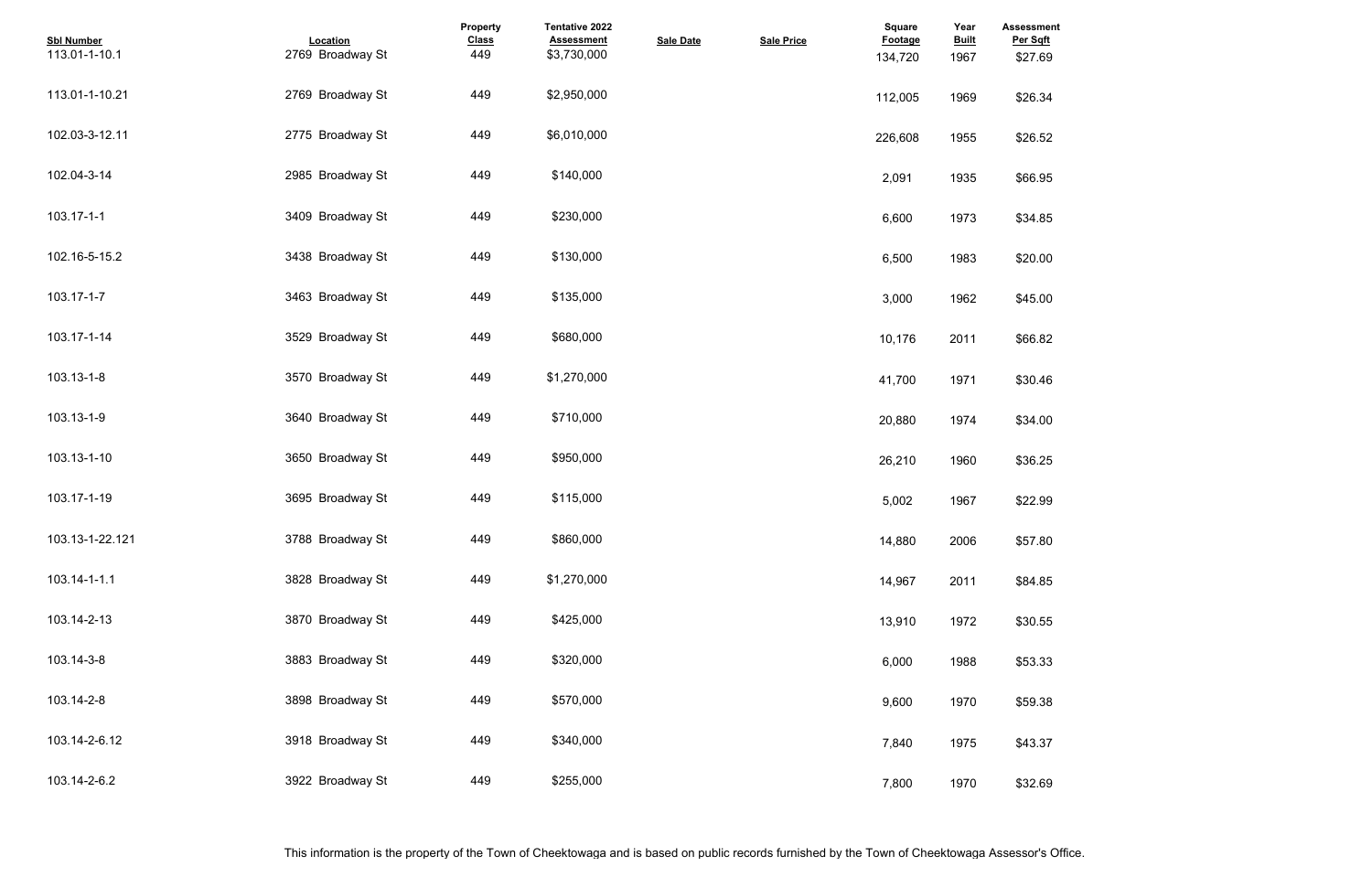| Sbl Number | Location | Property Class | Tentative 2022 Assessment | Sale Date | Sale Price | Square Footage | Year Built | Assessment Per Sqft |
|---|---|---|---|---|---|---|---|---|
| 113.01-1-10.1 | 2769 Broadway St | 449 | $3,730,000 | | | 134,720 | 1967 | $27.69 |
| 113.01-1-10.21 | 2769 Broadway St | 449 | $2,950,000 | | | 112,005 | 1969 | $26.34 |
| 102.03-3-12.11 | 2775 Broadway St | 449 | $6,010,000 | | | 226,608 | 1955 | $26.52 |
| 102.04-3-14 | 2985 Broadway St | 449 | $140,000 | | | 2,091 | 1935 | $66.95 |
| 103.17-1-1 | 3409 Broadway St | 449 | $230,000 | | | 6,600 | 1973 | $34.85 |
| 102.16-5-15.2 | 3438 Broadway St | 449 | $130,000 | | | 6,500 | 1983 | $20.00 |
| 103.17-1-7 | 3463 Broadway St | 449 | $135,000 | | | 3,000 | 1962 | $45.00 |
| 103.17-1-14 | 3529 Broadway St | 449 | $680,000 | | | 10,176 | 2011 | $66.82 |
| 103.13-1-8 | 3570 Broadway St | 449 | $1,270,000 | | | 41,700 | 1971 | $30.46 |
| 103.13-1-9 | 3640 Broadway St | 449 | $710,000 | | | 20,880 | 1974 | $34.00 |
| 103.13-1-10 | 3650 Broadway St | 449 | $950,000 | | | 26,210 | 1960 | $36.25 |
| 103.17-1-19 | 3695 Broadway St | 449 | $115,000 | | | 5,002 | 1967 | $22.99 |
| 103.13-1-22.121 | 3788 Broadway St | 449 | $860,000 | | | 14,880 | 2006 | $57.80 |
| 103.14-1-1.1 | 3828 Broadway St | 449 | $1,270,000 | | | 14,967 | 2011 | $84.85 |
| 103.14-2-13 | 3870 Broadway St | 449 | $425,000 | | | 13,910 | 1972 | $30.55 |
| 103.14-3-8 | 3883 Broadway St | 449 | $320,000 | | | 6,000 | 1988 | $53.33 |
| 103.14-2-8 | 3898 Broadway St | 449 | $570,000 | | | 9,600 | 1970 | $59.38 |
| 103.14-2-6.12 | 3918 Broadway St | 449 | $340,000 | | | 7,840 | 1975 | $43.37 |
| 103.14-2-6.2 | 3922 Broadway St | 449 | $255,000 | | | 7,800 | 1970 | $32.69 |

This information is the property of the Town of Cheektowaga and is based on public records furnished by the Town of Cheektowaga Assessor's Office.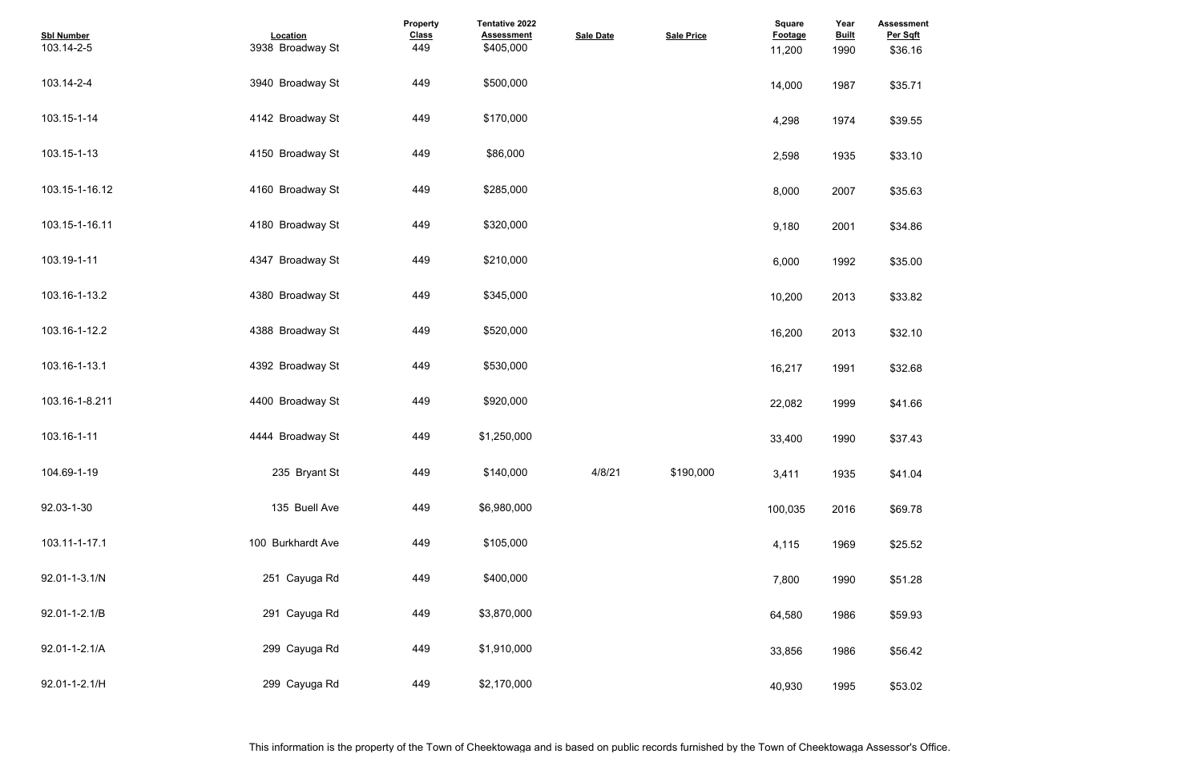| Sbl Number | Location | Property Class | Tentative 2022 Assessment | Sale Date | Sale Price | Square Footage | Year Built | Assessment Per Sqft |
|---|---|---|---|---|---|---|---|---|
| 103.14-2-5 | 3938 Broadway St | 449 | $405,000 | | | 11,200 | 1990 | $36.16 |
| 103.14-2-4 | 3940 Broadway St | 449 | $500,000 | | | 14,000 | 1987 | $35.71 |
| 103.15-1-14 | 4142 Broadway St | 449 | $170,000 | | | 4,298 | 1974 | $39.55 |
| 103.15-1-13 | 4150 Broadway St | 449 | $86,000 | | | 2,598 | 1935 | $33.10 |
| 103.15-1-16.12 | 4160 Broadway St | 449 | $285,000 | | | 8,000 | 2007 | $35.63 |
| 103.15-1-16.11 | 4180 Broadway St | 449 | $320,000 | | | 9,180 | 2001 | $34.86 |
| 103.19-1-11 | 4347 Broadway St | 449 | $210,000 | | | 6,000 | 1992 | $35.00 |
| 103.16-1-13.2 | 4380 Broadway St | 449 | $345,000 | | | 10,200 | 2013 | $33.82 |
| 103.16-1-12.2 | 4388 Broadway St | 449 | $520,000 | | | 16,200 | 2013 | $32.10 |
| 103.16-1-13.1 | 4392 Broadway St | 449 | $530,000 | | | 16,217 | 1991 | $32.68 |
| 103.16-1-8.211 | 4400 Broadway St | 449 | $920,000 | | | 22,082 | 1999 | $41.66 |
| 103.16-1-11 | 4444 Broadway St | 449 | $1,250,000 | | | 33,400 | 1990 | $37.43 |
| 104.69-1-19 | 235 Bryant St | 449 | $140,000 | 4/8/21 | $190,000 | 3,411 | 1935 | $41.04 |
| 92.03-1-30 | 135 Buell Ave | 449 | $6,980,000 | | | 100,035 | 2016 | $69.78 |
| 103.11-1-17.1 | 100 Burkhardt Ave | 449 | $105,000 | | | 4,115 | 1969 | $25.52 |
| 92.01-1-3.1/N | 251 Cayuga Rd | 449 | $400,000 | | | 7,800 | 1990 | $51.28 |
| 92.01-1-2.1/B | 291 Cayuga Rd | 449 | $3,870,000 | | | 64,580 | 1986 | $59.93 |
| 92.01-1-2.1/A | 299 Cayuga Rd | 449 | $1,910,000 | | | 33,856 | 1986 | $56.42 |
| 92.01-1-2.1/H | 299 Cayuga Rd | 449 | $2,170,000 | | | 40,930 | 1995 | $53.02 |

This information is the property of the Town of Cheektowaga and is based on public records furnished by the Town of Cheektowaga Assessor's Office.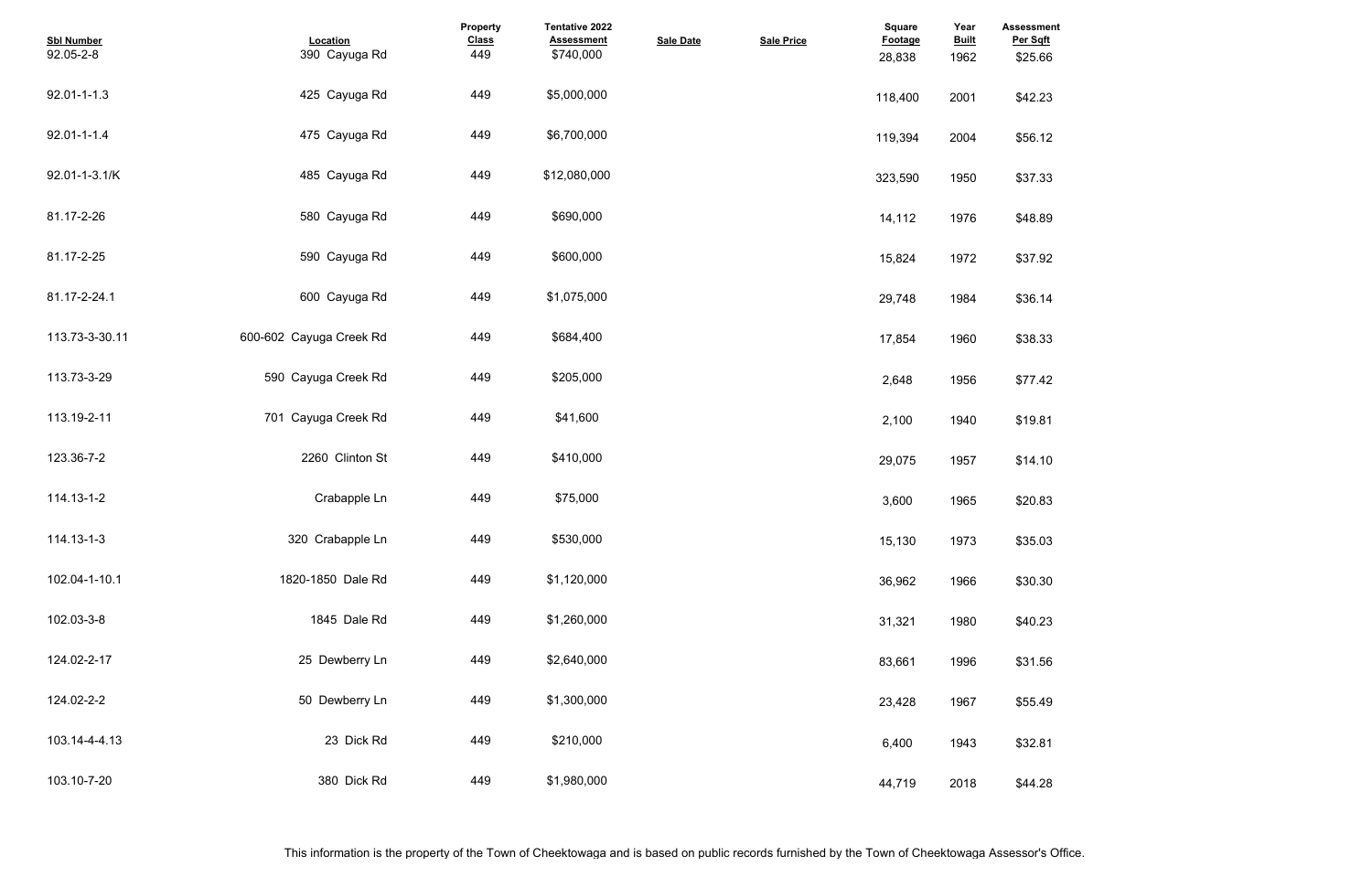| Sbl Number | Location | Property Class | Tentative 2022 Assessment | Sale Date | Sale Price | Square Footage | Year Built | Assessment Per Sqft |
|---|---|---|---|---|---|---|---|---|
| 92.05-2-8 | 390 Cayuga Rd | 449 | $740,000 | | | 28,838 | 1962 | $25.66 |
| 92.01-1-1.3 | 425 Cayuga Rd | 449 | $5,000,000 | | | 118,400 | 2001 | $42.23 |
| 92.01-1-1.4 | 475 Cayuga Rd | 449 | $6,700,000 | | | 119,394 | 2004 | $56.12 |
| 92.01-1-3.1/K | 485 Cayuga Rd | 449 | $12,080,000 | | | 323,590 | 1950 | $37.33 |
| 81.17-2-26 | 580 Cayuga Rd | 449 | $690,000 | | | 14,112 | 1976 | $48.89 |
| 81.17-2-25 | 590 Cayuga Rd | 449 | $600,000 | | | 15,824 | 1972 | $37.92 |
| 81.17-2-24.1 | 600 Cayuga Rd | 449 | $1,075,000 | | | 29,748 | 1984 | $36.14 |
| 113.73-3-30.11 | 600-602 Cayuga Creek Rd | 449 | $684,400 | | | 17,854 | 1960 | $38.33 |
| 113.73-3-29 | 590 Cayuga Creek Rd | 449 | $205,000 | | | 2,648 | 1956 | $77.42 |
| 113.19-2-11 | 701 Cayuga Creek Rd | 449 | $41,600 | | | 2,100 | 1940 | $19.81 |
| 123.36-7-2 | 2260 Clinton St | 449 | $410,000 | | | 29,075 | 1957 | $14.10 |
| 114.13-1-2 | Crabapple Ln | 449 | $75,000 | | | 3,600 | 1965 | $20.83 |
| 114.13-1-3 | 320 Crabapple Ln | 449 | $530,000 | | | 15,130 | 1973 | $35.03 |
| 102.04-1-10.1 | 1820-1850 Dale Rd | 449 | $1,120,000 | | | 36,962 | 1966 | $30.30 |
| 102.03-3-8 | 1845 Dale Rd | 449 | $1,260,000 | | | 31,321 | 1980 | $40.23 |
| 124.02-2-17 | 25 Dewberry Ln | 449 | $2,640,000 | | | 83,661 | 1996 | $31.56 |
| 124.02-2-2 | 50 Dewberry Ln | 449 | $1,300,000 | | | 23,428 | 1967 | $55.49 |
| 103.14-4-4.13 | 23 Dick Rd | 449 | $210,000 | | | 6,400 | 1943 | $32.81 |
| 103.10-7-20 | 380 Dick Rd | 449 | $1,980,000 | | | 44,719 | 2018 | $44.28 |

This information is the property of the Town of Cheektowaga and is based on public records furnished by the Town of Cheektowaga Assessor's Office.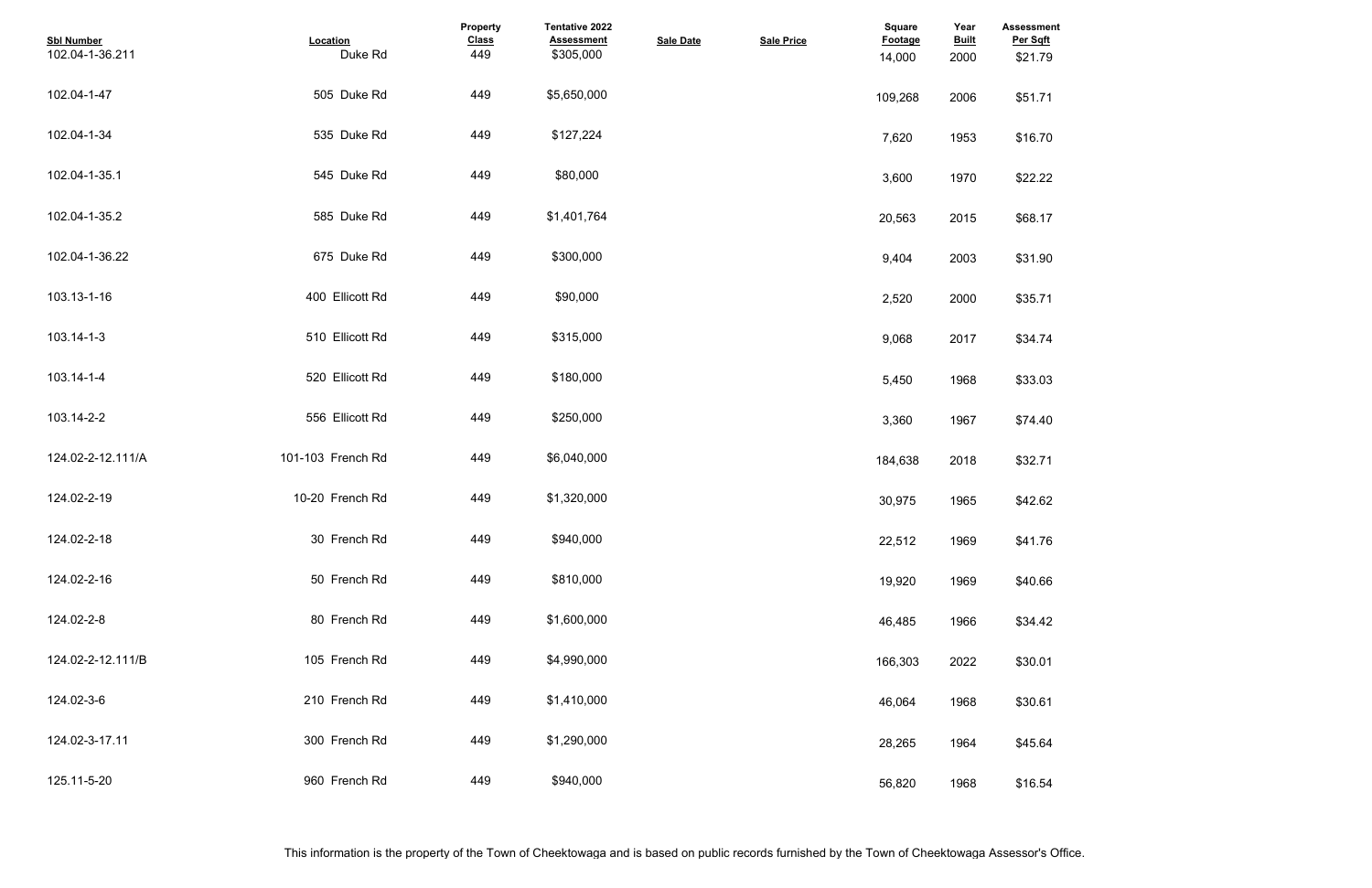| Sbl Number | Location | Property Class | Tentative 2022 Assessment | Sale Date | Sale Price | Square Footage | Year Built | Assessment Per Sqft |
|---|---|---|---|---|---|---|---|---|
| 102.04-1-36.211 | Duke Rd | 449 | $305,000 | | | 14,000 | 2000 | $21.79 |
| 102.04-1-47 | 505 Duke Rd | 449 | $5,650,000 | | | 109,268 | 2006 | $51.71 |
| 102.04-1-34 | 535 Duke Rd | 449 | $127,224 | | | 7,620 | 1953 | $16.70 |
| 102.04-1-35.1 | 545 Duke Rd | 449 | $80,000 | | | 3,600 | 1970 | $22.22 |
| 102.04-1-35.2 | 585 Duke Rd | 449 | $1,401,764 | | | 20,563 | 2015 | $68.17 |
| 102.04-1-36.22 | 675 Duke Rd | 449 | $300,000 | | | 9,404 | 2003 | $31.90 |
| 103.13-1-16 | 400 Ellicott Rd | 449 | $90,000 | | | 2,520 | 2000 | $35.71 |
| 103.14-1-3 | 510 Ellicott Rd | 449 | $315,000 | | | 9,068 | 2017 | $34.74 |
| 103.14-1-4 | 520 Ellicott Rd | 449 | $180,000 | | | 5,450 | 1968 | $33.03 |
| 103.14-2-2 | 556 Ellicott Rd | 449 | $250,000 | | | 3,360 | 1967 | $74.40 |
| 124.02-2-12.111/A | 101-103 French Rd | 449 | $6,040,000 | | | 184,638 | 2018 | $32.71 |
| 124.02-2-19 | 10-20 French Rd | 449 | $1,320,000 | | | 30,975 | 1965 | $42.62 |
| 124.02-2-18 | 30 French Rd | 449 | $940,000 | | | 22,512 | 1969 | $41.76 |
| 124.02-2-16 | 50 French Rd | 449 | $810,000 | | | 19,920 | 1969 | $40.66 |
| 124.02-2-8 | 80 French Rd | 449 | $1,600,000 | | | 46,485 | 1966 | $34.42 |
| 124.02-2-12.111/B | 105 French Rd | 449 | $4,990,000 | | | 166,303 | 2022 | $30.01 |
| 124.02-3-6 | 210 French Rd | 449 | $1,410,000 | | | 46,064 | 1968 | $30.61 |
| 124.02-3-17.11 | 300 French Rd | 449 | $1,290,000 | | | 28,265 | 1964 | $45.64 |
| 125.11-5-20 | 960 French Rd | 449 | $940,000 | | | 56,820 | 1968 | $16.54 |

This information is the property of the Town of Cheektowaga and is based on public records furnished by the Town of Cheektowaga Assessor's Office.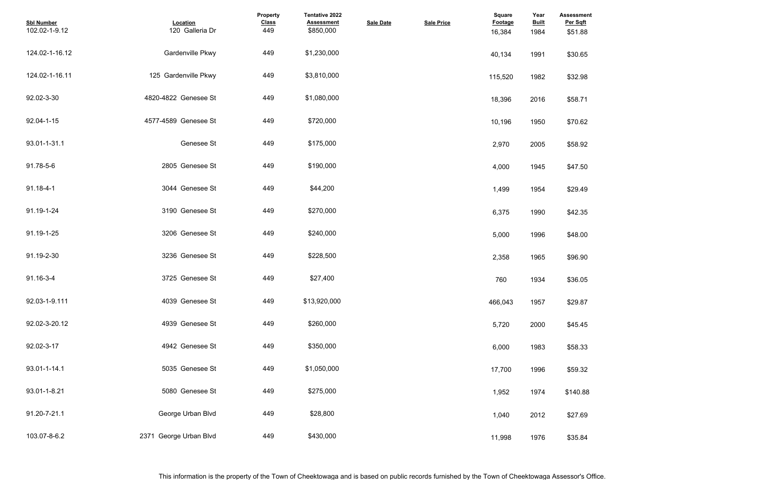| Sbl Number | Location | Property Class | Tentative 2022 Assessment | Sale Date | Sale Price | Square Footage | Year Built | Assessment Per Sqft |
|---|---|---|---|---|---|---|---|---|
| 102.02-1-9.12 | 120 Galleria Dr | 449 | $850,000 | | | 16,384 | 1984 | $51.88 |
| 124.02-1-16.12 | Gardenville Pkwy | 449 | $1,230,000 | | | 40,134 | 1991 | $30.65 |
| 124.02-1-16.11 | 125 Gardenville Pkwy | 449 | $3,810,000 | | | 115,520 | 1982 | $32.98 |
| 92.02-3-30 | 4820-4822 Genesee St | 449 | $1,080,000 | | | 18,396 | 2016 | $58.71 |
| 92.04-1-15 | 4577-4589 Genesee St | 449 | $720,000 | | | 10,196 | 1950 | $70.62 |
| 93.01-1-31.1 | Genesee St | 449 | $175,000 | | | 2,970 | 2005 | $58.92 |
| 91.78-5-6 | 2805 Genesee St | 449 | $190,000 | | | 4,000 | 1945 | $47.50 |
| 91.18-4-1 | 3044 Genesee St | 449 | $44,200 | | | 1,499 | 1954 | $29.49 |
| 91.19-1-24 | 3190 Genesee St | 449 | $270,000 | | | 6,375 | 1990 | $42.35 |
| 91.19-1-25 | 3206 Genesee St | 449 | $240,000 | | | 5,000 | 1996 | $48.00 |
| 91.19-2-30 | 3236 Genesee St | 449 | $228,500 | | | 2,358 | 1965 | $96.90 |
| 91.16-3-4 | 3725 Genesee St | 449 | $27,400 | | | 760 | 1934 | $36.05 |
| 92.03-1-9.111 | 4039 Genesee St | 449 | $13,920,000 | | | 466,043 | 1957 | $29.87 |
| 92.02-3-20.12 | 4939 Genesee St | 449 | $260,000 | | | 5,720 | 2000 | $45.45 |
| 92.02-3-17 | 4942 Genesee St | 449 | $350,000 | | | 6,000 | 1983 | $58.33 |
| 93.01-1-14.1 | 5035 Genesee St | 449 | $1,050,000 | | | 17,700 | 1996 | $59.32 |
| 93.01-1-8.21 | 5080 Genesee St | 449 | $275,000 | | | 1,952 | 1974 | $140.88 |
| 91.20-7-21.1 | George Urban Blvd | 449 | $28,800 | | | 1,040 | 2012 | $27.69 |
| 103.07-8-6.2 | 2371 George Urban Blvd | 449 | $430,000 | | | 11,998 | 1976 | $35.84 |

This information is the property of the Town of Cheektowaga and is based on public records furnished by the Town of Cheektowaga Assessor's Office.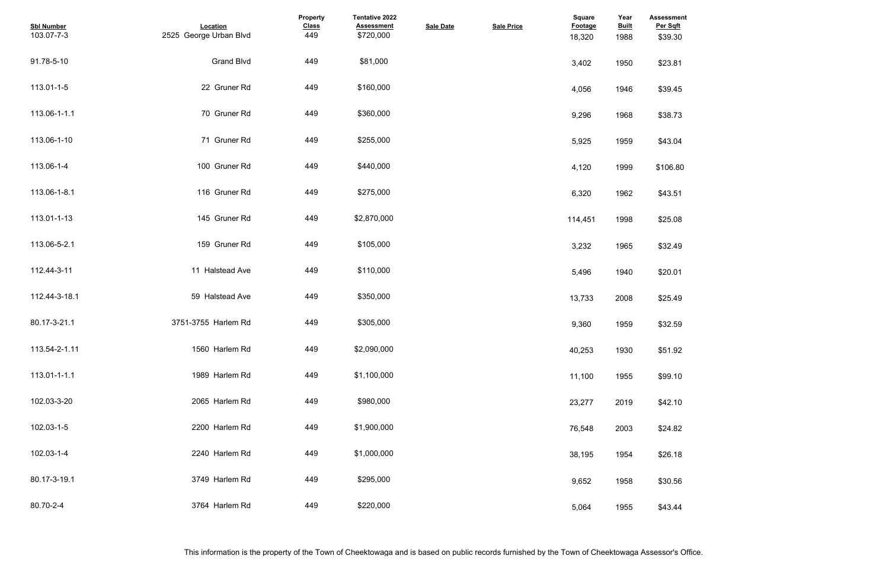| Sbl Number | Location | Property Class | Tentative 2022 Assessment | Sale Date | Sale Price | Square Footage | Year Built | Assessment Per Sqft |
|---|---|---|---|---|---|---|---|---|
| 103.07-7-3 | 2525 George Urban Blvd | 449 | $720,000 | | | 18,320 | 1988 | $39.30 |
| 91.78-5-10 | Grand Blvd | 449 | $81,000 | | | 3,402 | 1950 | $23.81 |
| 113.01-1-5 | 22 Gruner Rd | 449 | $160,000 | | | 4,056 | 1946 | $39.45 |
| 113.06-1-1.1 | 70 Gruner Rd | 449 | $360,000 | | | 9,296 | 1968 | $38.73 |
| 113.06-1-10 | 71 Gruner Rd | 449 | $255,000 | | | 5,925 | 1959 | $43.04 |
| 113.06-1-4 | 100 Gruner Rd | 449 | $440,000 | | | 4,120 | 1999 | $106.80 |
| 113.06-1-8.1 | 116 Gruner Rd | 449 | $275,000 | | | 6,320 | 1962 | $43.51 |
| 113.01-1-13 | 145 Gruner Rd | 449 | $2,870,000 | | | 114,451 | 1998 | $25.08 |
| 113.06-5-2.1 | 159 Gruner Rd | 449 | $105,000 | | | 3,232 | 1965 | $32.49 |
| 112.44-3-11 | 11 Halstead Ave | 449 | $110,000 | | | 5,496 | 1940 | $20.01 |
| 112.44-3-18.1 | 59 Halstead Ave | 449 | $350,000 | | | 13,733 | 2008 | $25.49 |
| 80.17-3-21.1 | 3751-3755 Harlem Rd | 449 | $305,000 | | | 9,360 | 1959 | $32.59 |
| 113.54-2-1.11 | 1560 Harlem Rd | 449 | $2,090,000 | | | 40,253 | 1930 | $51.92 |
| 113.01-1-1.1 | 1989 Harlem Rd | 449 | $1,100,000 | | | 11,100 | 1955 | $99.10 |
| 102.03-3-20 | 2065 Harlem Rd | 449 | $980,000 | | | 23,277 | 2019 | $42.10 |
| 102.03-1-5 | 2200 Harlem Rd | 449 | $1,900,000 | | | 76,548 | 2003 | $24.82 |
| 102.03-1-4 | 2240 Harlem Rd | 449 | $1,000,000 | | | 38,195 | 1954 | $26.18 |
| 80.17-3-19.1 | 3749 Harlem Rd | 449 | $295,000 | | | 9,652 | 1958 | $30.56 |
| 80.70-2-4 | 3764 Harlem Rd | 449 | $220,000 | | | 5,064 | 1955 | $43.44 |

This information is the property of the Town of Cheektowaga and is based on public records furnished by the Town of Cheektowaga Assessor's Office.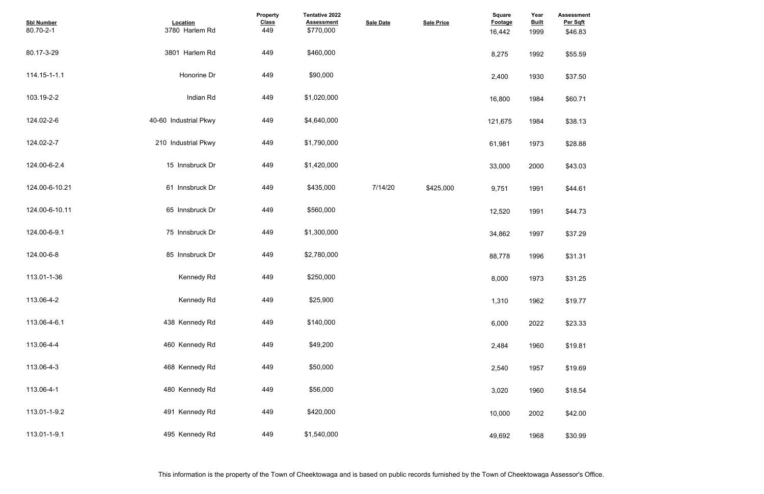| Sbl Number | Location | Property Class | Tentative 2022 Assessment | Sale Date | Sale Price | Square Footage | Year Built | Assessment Per Sqft |
|---|---|---|---|---|---|---|---|---|
| 80.70-2-1 | 3780 Harlem Rd | 449 | $770,000 | | | 16,442 | 1999 | $46.83 |
| 80.17-3-29 | 3801 Harlem Rd | 449 | $460,000 | | | 8,275 | 1992 | $55.59 |
| 114.15-1-1.1 | Honorine Dr | 449 | $90,000 | | | 2,400 | 1930 | $37.50 |
| 103.19-2-2 | Indian Rd | 449 | $1,020,000 | | | 16,800 | 1984 | $60.71 |
| 124.02-2-6 | 40-60 Industrial Pkwy | 449 | $4,640,000 | | | 121,675 | 1984 | $38.13 |
| 124.02-2-7 | 210 Industrial Pkwy | 449 | $1,790,000 | | | 61,981 | 1973 | $28.88 |
| 124.00-6-2.4 | 15 Innsbruck Dr | 449 | $1,420,000 | | | 33,000 | 2000 | $43.03 |
| 124.00-6-10.21 | 61 Innsbruck Dr | 449 | $435,000 | 7/14/20 | $425,000 | 9,751 | 1991 | $44.61 |
| 124.00-6-10.11 | 65 Innsbruck Dr | 449 | $560,000 | | | 12,520 | 1991 | $44.73 |
| 124.00-6-9.1 | 75 Innsbruck Dr | 449 | $1,300,000 | | | 34,862 | 1997 | $37.29 |
| 124.00-6-8 | 85 Innsbruck Dr | 449 | $2,780,000 | | | 88,778 | 1996 | $31.31 |
| 113.01-1-36 | Kennedy Rd | 449 | $250,000 | | | 8,000 | 1973 | $31.25 |
| 113.06-4-2 | Kennedy Rd | 449 | $25,900 | | | 1,310 | 1962 | $19.77 |
| 113.06-4-6.1 | 438 Kennedy Rd | 449 | $140,000 | | | 6,000 | 2022 | $23.33 |
| 113.06-4-4 | 460 Kennedy Rd | 449 | $49,200 | | | 2,484 | 1960 | $19.81 |
| 113.06-4-3 | 468 Kennedy Rd | 449 | $50,000 | | | 2,540 | 1957 | $19.69 |
| 113.06-4-1 | 480 Kennedy Rd | 449 | $56,000 | | | 3,020 | 1960 | $18.54 |
| 113.01-1-9.2 | 491 Kennedy Rd | 449 | $420,000 | | | 10,000 | 2002 | $42.00 |
| 113.01-1-9.1 | 495 Kennedy Rd | 449 | $1,540,000 | | | 49,692 | 1968 | $30.99 |

This information is the property of the Town of Cheektowaga and is based on public records furnished by the Town of Cheektowaga Assessor's Office.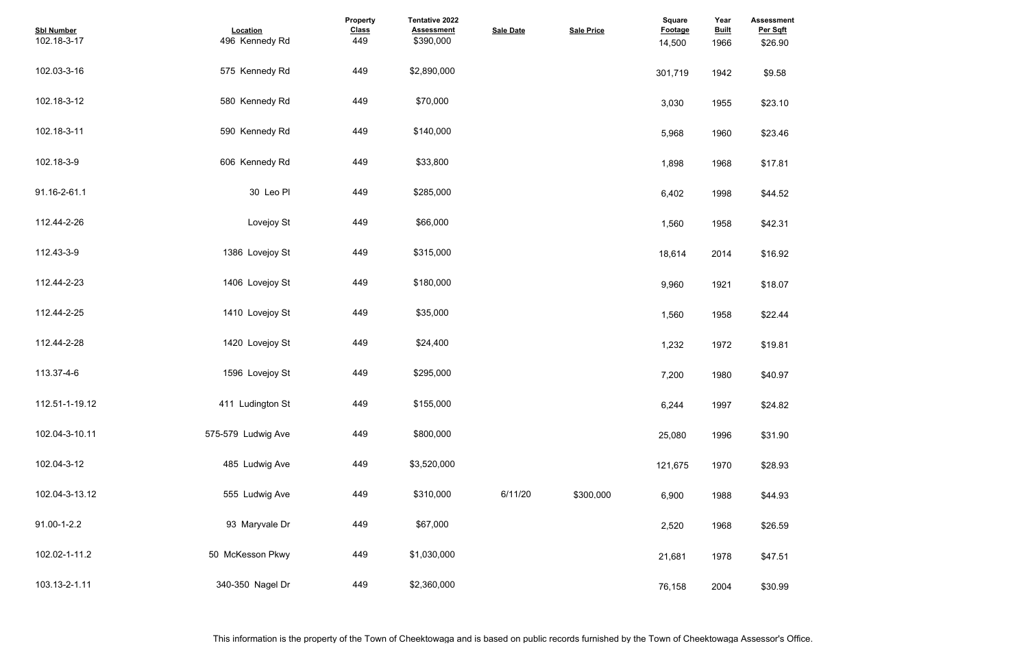| Sbl Number | Location | Property Class | Tentative 2022 Assessment | Sale Date | Sale Price | Square Footage | Year Built | Assessment Per Sqft |
|---|---|---|---|---|---|---|---|---|
| 102.18-3-17 | 496 Kennedy Rd | 449 | $390,000 | | | 14,500 | 1966 | $26.90 |
| 102.03-3-16 | 575 Kennedy Rd | 449 | $2,890,000 | | | 301,719 | 1942 | $9.58 |
| 102.18-3-12 | 580 Kennedy Rd | 449 | $70,000 | | | 3,030 | 1955 | $23.10 |
| 102.18-3-11 | 590 Kennedy Rd | 449 | $140,000 | | | 5,968 | 1960 | $23.46 |
| 102.18-3-9 | 606 Kennedy Rd | 449 | $33,800 | | | 1,898 | 1968 | $17.81 |
| 91.16-2-61.1 | 30 Leo Pl | 449 | $285,000 | | | 6,402 | 1998 | $44.52 |
| 112.44-2-26 | Lovejoy St | 449 | $66,000 | | | 1,560 | 1958 | $42.31 |
| 112.43-3-9 | 1386 Lovejoy St | 449 | $315,000 | | | 18,614 | 2014 | $16.92 |
| 112.44-2-23 | 1406 Lovejoy St | 449 | $180,000 | | | 9,960 | 1921 | $18.07 |
| 112.44-2-25 | 1410 Lovejoy St | 449 | $35,000 | | | 1,560 | 1958 | $22.44 |
| 112.44-2-28 | 1420 Lovejoy St | 449 | $24,400 | | | 1,232 | 1972 | $19.81 |
| 113.37-4-6 | 1596 Lovejoy St | 449 | $295,000 | | | 7,200 | 1980 | $40.97 |
| 112.51-1-19.12 | 411 Ludington St | 449 | $155,000 | | | 6,244 | 1997 | $24.82 |
| 102.04-3-10.11 | 575-579 Ludwig Ave | 449 | $800,000 | | | 25,080 | 1996 | $31.90 |
| 102.04-3-12 | 485 Ludwig Ave | 449 | $3,520,000 | | | 121,675 | 1970 | $28.93 |
| 102.04-3-13.12 | 555 Ludwig Ave | 449 | $310,000 | 6/11/20 | $300,000 | 6,900 | 1988 | $44.93 |
| 91.00-1-2.2 | 93 Maryvale Dr | 449 | $67,000 | | | 2,520 | 1968 | $26.59 |
| 102.02-1-11.2 | 50 McKesson Pkwy | 449 | $1,030,000 | | | 21,681 | 1978 | $47.51 |
| 103.13-2-1.11 | 340-350 Nagel Dr | 449 | $2,360,000 | | | 76,158 | 2004 | $30.99 |

This information is the property of the Town of Cheektowaga and is based on public records furnished by the Town of Cheektowaga Assessor's Office.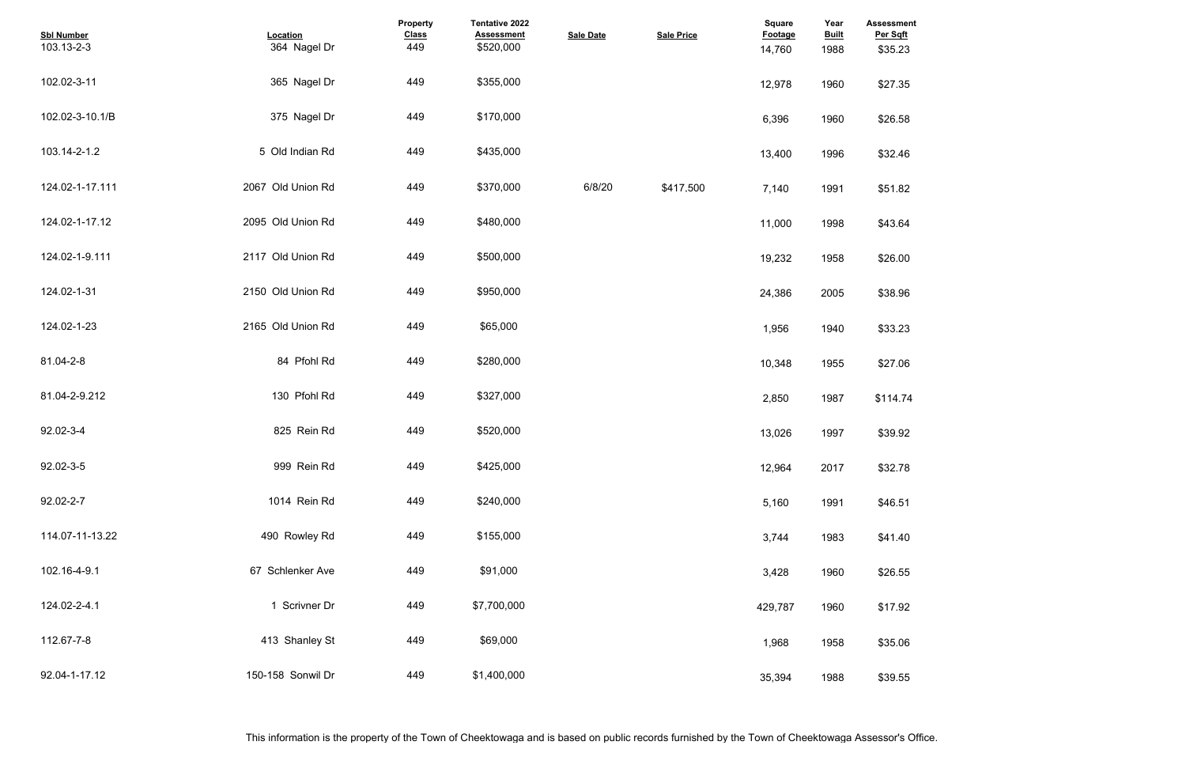| Sbl Number | Location | Property Class | Tentative 2022 Assessment | Sale Date | Sale Price | Square Footage | Year Built | Assessment Per Sqft |
|---|---|---|---|---|---|---|---|---|
| 103.13-2-3 | 364 Nagel Dr | 449 | $520,000 | | | 14,760 | 1988 | $35.23 |
| 102.02-3-11 | 365 Nagel Dr | 449 | $355,000 | | | 12,978 | 1960 | $27.35 |
| 102.02-3-10.1/B | 375 Nagel Dr | 449 | $170,000 | | | 6,396 | 1960 | $26.58 |
| 103.14-2-1.2 | 5 Old Indian Rd | 449 | $435,000 | | | 13,400 | 1996 | $32.46 |
| 124.02-1-17.111 | 2067 Old Union Rd | 449 | $370,000 | 6/8/20 | $417,500 | 7,140 | 1991 | $51.82 |
| 124.02-1-17.12 | 2095 Old Union Rd | 449 | $480,000 | | | 11,000 | 1998 | $43.64 |
| 124.02-1-9.111 | 2117 Old Union Rd | 449 | $500,000 | | | 19,232 | 1958 | $26.00 |
| 124.02-1-31 | 2150 Old Union Rd | 449 | $950,000 | | | 24,386 | 2005 | $38.96 |
| 124.02-1-23 | 2165 Old Union Rd | 449 | $65,000 | | | 1,956 | 1940 | $33.23 |
| 81.04-2-8 | 84 Pfohl Rd | 449 | $280,000 | | | 10,348 | 1955 | $27.06 |
| 81.04-2-9.212 | 130 Pfohl Rd | 449 | $327,000 | | | 2,850 | 1987 | $114.74 |
| 92.02-3-4 | 825 Rein Rd | 449 | $520,000 | | | 13,026 | 1997 | $39.92 |
| 92.02-3-5 | 999 Rein Rd | 449 | $425,000 | | | 12,964 | 2017 | $32.78 |
| 92.02-2-7 | 1014 Rein Rd | 449 | $240,000 | | | 5,160 | 1991 | $46.51 |
| 114.07-11-13.22 | 490 Rowley Rd | 449 | $155,000 | | | 3,744 | 1983 | $41.40 |
| 102.16-4-9.1 | 67 Schlenker Ave | 449 | $91,000 | | | 3,428 | 1960 | $26.55 |
| 124.02-2-4.1 | 1 Scrivner Dr | 449 | $7,700,000 | | | 429,787 | 1960 | $17.92 |
| 112.67-7-8 | 413 Shanley St | 449 | $69,000 | | | 1,968 | 1958 | $35.06 |
| 92.04-1-17.12 | 150-158 Sonwil Dr | 449 | $1,400,000 | | | 35,394 | 1988 | $39.55 |

This information is the property of the Town of Cheektowaga and is based on public records furnished by the Town of Cheektowaga Assessor's Office.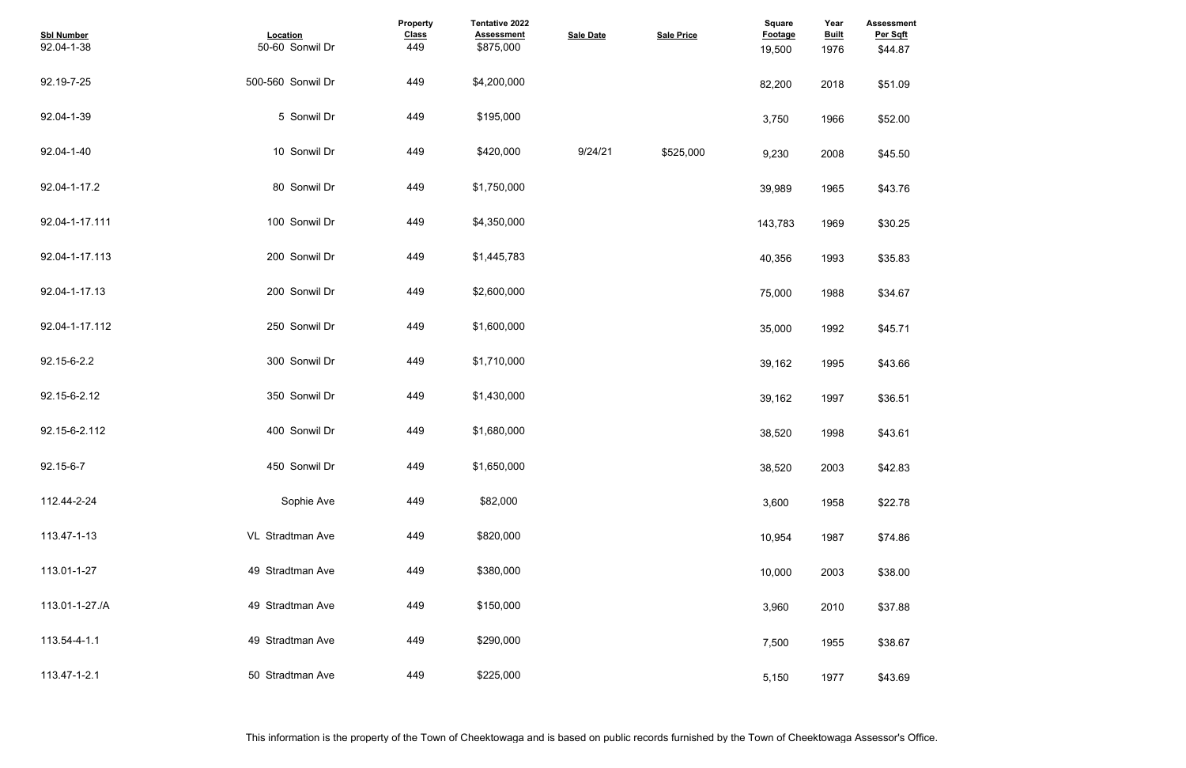| Sbl Number | Location | Property Class | Tentative 2022 Assessment | Sale Date | Sale Price | Square Footage | Year Built | Assessment Per Sqft |
|---|---|---|---|---|---|---|---|---|
| 92.04-1-38 | 50-60 Sonwil Dr | 449 | $875,000 | | | 19,500 | 1976 | $44.87 |
| 92.19-7-25 | 500-560 Sonwil Dr | 449 | $4,200,000 | | | 82,200 | 2018 | $51.09 |
| 92.04-1-39 | 5 Sonwil Dr | 449 | $195,000 | | | 3,750 | 1966 | $52.00 |
| 92.04-1-40 | 10 Sonwil Dr | 449 | $420,000 | 9/24/21 | $525,000 | 9,230 | 2008 | $45.50 |
| 92.04-1-17.2 | 80 Sonwil Dr | 449 | $1,750,000 | | | 39,989 | 1965 | $43.76 |
| 92.04-1-17.111 | 100 Sonwil Dr | 449 | $4,350,000 | | | 143,783 | 1969 | $30.25 |
| 92.04-1-17.113 | 200 Sonwil Dr | 449 | $1,445,783 | | | 40,356 | 1993 | $35.83 |
| 92.04-1-17.13 | 200 Sonwil Dr | 449 | $2,600,000 | | | 75,000 | 1988 | $34.67 |
| 92.04-1-17.112 | 250 Sonwil Dr | 449 | $1,600,000 | | | 35,000 | 1992 | $45.71 |
| 92.15-6-2.2 | 300 Sonwil Dr | 449 | $1,710,000 | | | 39,162 | 1995 | $43.66 |
| 92.15-6-2.12 | 350 Sonwil Dr | 449 | $1,430,000 | | | 39,162 | 1997 | $36.51 |
| 92.15-6-2.112 | 400 Sonwil Dr | 449 | $1,680,000 | | | 38,520 | 1998 | $43.61 |
| 92.15-6-7 | 450 Sonwil Dr | 449 | $1,650,000 | | | 38,520 | 2003 | $42.83 |
| 112.44-2-24 | Sophie Ave | 449 | $82,000 | | | 3,600 | 1958 | $22.78 |
| 113.47-1-13 | VL Stradtman Ave | 449 | $820,000 | | | 10,954 | 1987 | $74.86 |
| 113.01-1-27 | 49 Stradtman Ave | 449 | $380,000 | | | 10,000 | 2003 | $38.00 |
| 113.01-1-27./A | 49 Stradtman Ave | 449 | $150,000 | | | 3,960 | 2010 | $37.88 |
| 113.54-4-1.1 | 49 Stradtman Ave | 449 | $290,000 | | | 7,500 | 1955 | $38.67 |
| 113.47-1-2.1 | 50 Stradtman Ave | 449 | $225,000 | | | 5,150 | 1977 | $43.69 |

This information is the property of the Town of Cheektowaga and is based on public records furnished by the Town of Cheektowaga Assessor's Office.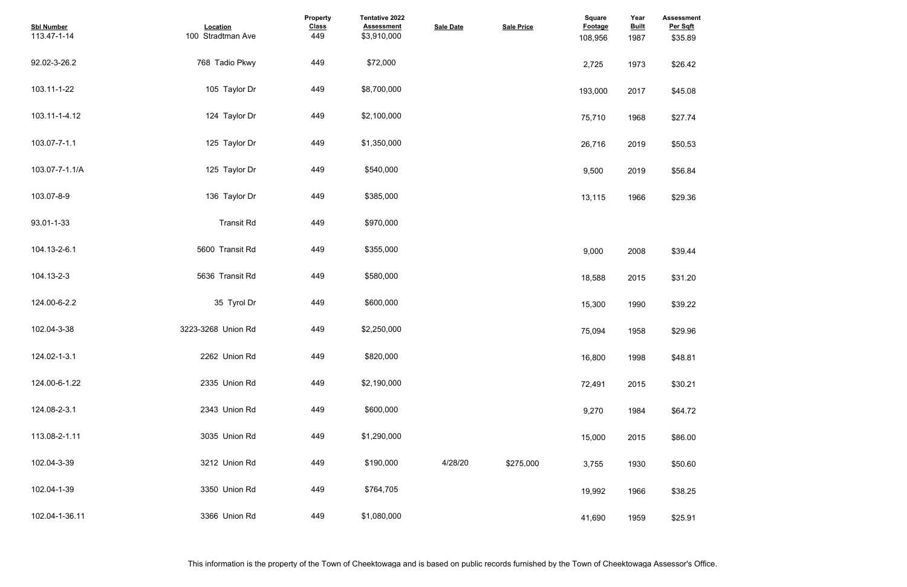| Sbl Number | Location | Property Class | Tentative 2022 Assessment | Sale Date | Sale Price | Square Footage | Year Built | Assessment Per Sqft |
|---|---|---|---|---|---|---|---|---|
| 113.47-1-14 | 100 Stradtman Ave | 449 | $3,910,000 | | | 108,956 | 1987 | $35.89 |
| 92.02-3-26.2 | 768 Tadio Pkwy | 449 | $72,000 | | | 2,725 | 1973 | $26.42 |
| 103.11-1-22 | 105 Taylor Dr | 449 | $8,700,000 | | | 193,000 | 2017 | $45.08 |
| 103.11-1-4.12 | 124 Taylor Dr | 449 | $2,100,000 | | | 75,710 | 1968 | $27.74 |
| 103.07-7-1.1 | 125 Taylor Dr | 449 | $1,350,000 | | | 26,716 | 2019 | $50.53 |
| 103.07-7-1.1/A | 125 Taylor Dr | 449 | $540,000 | | | 9,500 | 2019 | $56.84 |
| 103.07-8-9 | 136 Taylor Dr | 449 | $385,000 | | | 13,115 | 1966 | $29.36 |
| 93.01-1-33 | Transit Rd | 449 | $970,000 | | | | | |
| 104.13-2-6.1 | 5600 Transit Rd | 449 | $355,000 | | | 9,000 | 2008 | $39.44 |
| 104.13-2-3 | 5636 Transit Rd | 449 | $580,000 | | | 18,588 | 2015 | $31.20 |
| 124.00-6-2.2 | 35 Tyrol Dr | 449 | $600,000 | | | 15,300 | 1990 | $39.22 |
| 102.04-3-38 | 3223-3268 Union Rd | 449 | $2,250,000 | | | 75,094 | 1958 | $29.96 |
| 124.02-1-3.1 | 2262 Union Rd | 449 | $820,000 | | | 16,800 | 1998 | $48.81 |
| 124.00-6-1.22 | 2335 Union Rd | 449 | $2,190,000 | | | 72,491 | 2015 | $30.21 |
| 124.08-2-3.1 | 2343 Union Rd | 449 | $600,000 | | | 9,270 | 1984 | $64.72 |
| 113.08-2-1.11 | 3035 Union Rd | 449 | $1,290,000 | | | 15,000 | 2015 | $86.00 |
| 102.04-3-39 | 3212 Union Rd | 449 | $190,000 | 4/28/20 | $275,000 | 3,755 | 1930 | $50.60 |
| 102.04-1-39 | 3350 Union Rd | 449 | $764,705 | | | 19,992 | 1966 | $38.25 |
| 102.04-1-36.11 | 3366 Union Rd | 449 | $1,080,000 | | | 41,690 | 1959 | $25.91 |

This information is the property of the Town of Cheektowaga and is based on public records furnished by the Town of Cheektowaga Assessor's Office.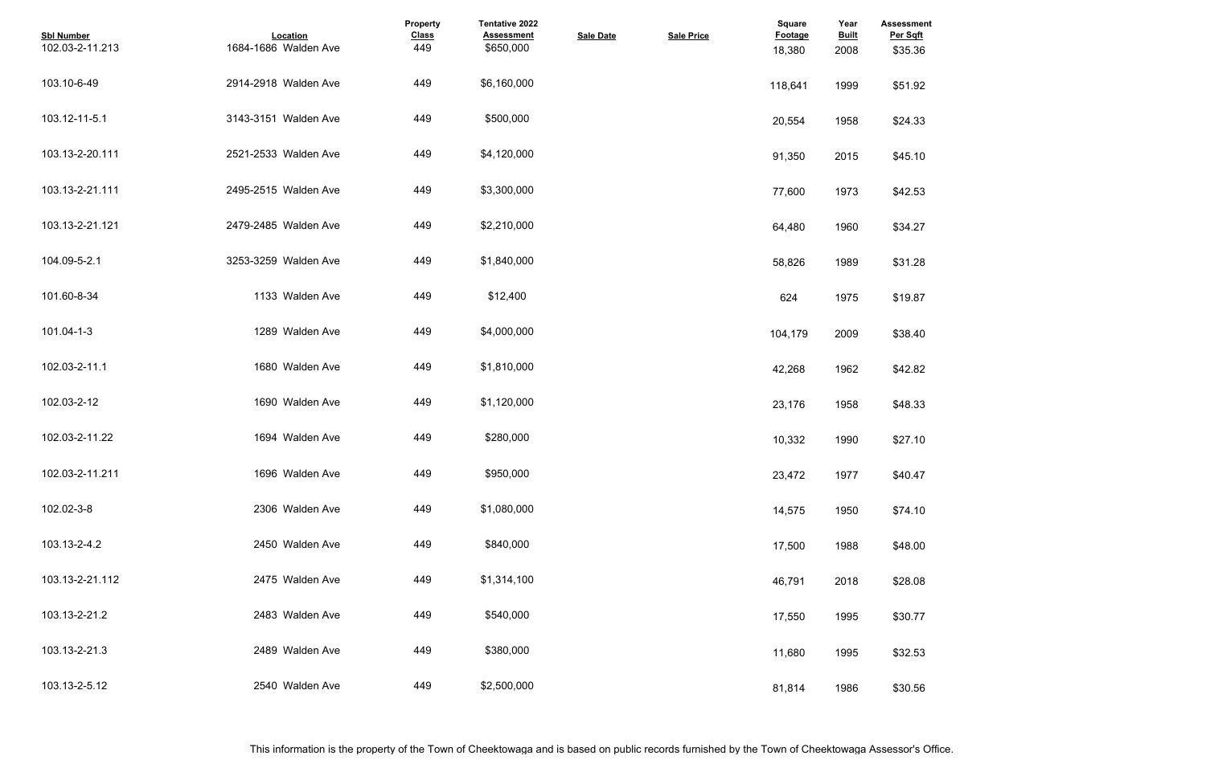| Sbl Number | Location | Property Class | Tentative 2022 Assessment | Sale Date | Sale Price | Square Footage | Year Built | Assessment Per Sqft |
|---|---|---|---|---|---|---|---|---|
| 102.03-2-11.213 | 1684-1686 Walden Ave | 449 | $650,000 | | | 18,380 | 2008 | $35.36 |
| 103.10-6-49 | 2914-2918 Walden Ave | 449 | $6,160,000 | | | 118,641 | 1999 | $51.92 |
| 103.12-11-5.1 | 3143-3151 Walden Ave | 449 | $500,000 | | | 20,554 | 1958 | $24.33 |
| 103.13-2-20.111 | 2521-2533 Walden Ave | 449 | $4,120,000 | | | 91,350 | 2015 | $45.10 |
| 103.13-2-21.111 | 2495-2515 Walden Ave | 449 | $3,300,000 | | | 77,600 | 1973 | $42.53 |
| 103.13-2-21.121 | 2479-2485 Walden Ave | 449 | $2,210,000 | | | 64,480 | 1960 | $34.27 |
| 104.09-5-2.1 | 3253-3259 Walden Ave | 449 | $1,840,000 | | | 58,826 | 1989 | $31.28 |
| 101.60-8-34 | 1133 Walden Ave | 449 | $12,400 | | | 624 | 1975 | $19.87 |
| 101.04-1-3 | 1289 Walden Ave | 449 | $4,000,000 | | | 104,179 | 2009 | $38.40 |
| 102.03-2-11.1 | 1680 Walden Ave | 449 | $1,810,000 | | | 42,268 | 1962 | $42.82 |
| 102.03-2-12 | 1690 Walden Ave | 449 | $1,120,000 | | | 23,176 | 1958 | $48.33 |
| 102.03-2-11.22 | 1694 Walden Ave | 449 | $280,000 | | | 10,332 | 1990 | $27.10 |
| 102.03-2-11.211 | 1696 Walden Ave | 449 | $950,000 | | | 23,472 | 1977 | $40.47 |
| 102.02-3-8 | 2306 Walden Ave | 449 | $1,080,000 | | | 14,575 | 1950 | $74.10 |
| 103.13-2-4.2 | 2450 Walden Ave | 449 | $840,000 | | | 17,500 | 1988 | $48.00 |
| 103.13-2-21.112 | 2475 Walden Ave | 449 | $1,314,100 | | | 46,791 | 2018 | $28.08 |
| 103.13-2-21.2 | 2483 Walden Ave | 449 | $540,000 | | | 17,550 | 1995 | $30.77 |
| 103.13-2-21.3 | 2489 Walden Ave | 449 | $380,000 | | | 11,680 | 1995 | $32.53 |
| 103.13-2-5.12 | 2540 Walden Ave | 449 | $2,500,000 | | | 81,814 | 1986 | $30.56 |

This information is the property of the Town of Cheektowaga and is based on public records furnished by the Town of Cheektowaga Assessor's Office.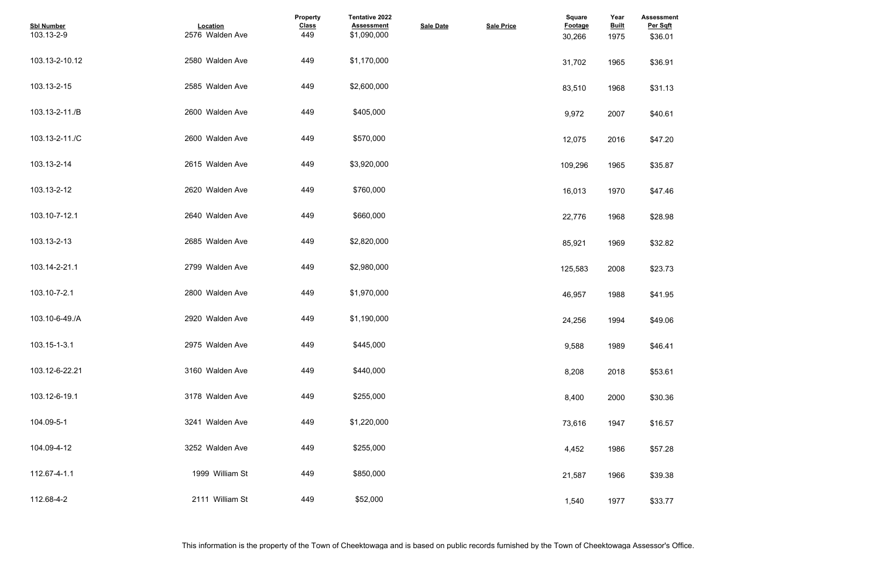| Sbl Number | Location | Property Class | Tentative 2022 Assessment | Sale Date | Sale Price | Square Footage | Year Built | Assessment Per Sqft |
|---|---|---|---|---|---|---|---|---|
| 103.13-2-9 | 2576 Walden Ave | 449 | $1,090,000 | | | 30,266 | 1975 | $36.01 |
| 103.13-2-10.12 | 2580 Walden Ave | 449 | $1,170,000 | | | 31,702 | 1965 | $36.91 |
| 103.13-2-15 | 2585 Walden Ave | 449 | $2,600,000 | | | 83,510 | 1968 | $31.13 |
| 103.13-2-11./B | 2600 Walden Ave | 449 | $405,000 | | | 9,972 | 2007 | $40.61 |
| 103.13-2-11./C | 2600 Walden Ave | 449 | $570,000 | | | 12,075 | 2016 | $47.20 |
| 103.13-2-14 | 2615 Walden Ave | 449 | $3,920,000 | | | 109,296 | 1965 | $35.87 |
| 103.13-2-12 | 2620 Walden Ave | 449 | $760,000 | | | 16,013 | 1970 | $47.46 |
| 103.10-7-12.1 | 2640 Walden Ave | 449 | $660,000 | | | 22,776 | 1968 | $28.98 |
| 103.13-2-13 | 2685 Walden Ave | 449 | $2,820,000 | | | 85,921 | 1969 | $32.82 |
| 103.14-2-21.1 | 2799 Walden Ave | 449 | $2,980,000 | | | 125,583 | 2008 | $23.73 |
| 103.10-7-2.1 | 2800 Walden Ave | 449 | $1,970,000 | | | 46,957 | 1988 | $41.95 |
| 103.10-6-49./A | 2920 Walden Ave | 449 | $1,190,000 | | | 24,256 | 1994 | $49.06 |
| 103.15-1-3.1 | 2975 Walden Ave | 449 | $445,000 | | | 9,588 | 1989 | $46.41 |
| 103.12-6-22.21 | 3160 Walden Ave | 449 | $440,000 | | | 8,208 | 2018 | $53.61 |
| 103.12-6-19.1 | 3178 Walden Ave | 449 | $255,000 | | | 8,400 | 2000 | $30.36 |
| 104.09-5-1 | 3241 Walden Ave | 449 | $1,220,000 | | | 73,616 | 1947 | $16.57 |
| 104.09-4-12 | 3252 Walden Ave | 449 | $255,000 | | | 4,452 | 1986 | $57.28 |
| 112.67-4-1.1 | 1999 William St | 449 | $850,000 | | | 21,587 | 1966 | $39.38 |
| 112.68-4-2 | 2111 William St | 449 | $52,000 | | | 1,540 | 1977 | $33.77 |

This information is the property of the Town of Cheektowaga and is based on public records furnished by the Town of Cheektowaga Assessor's Office.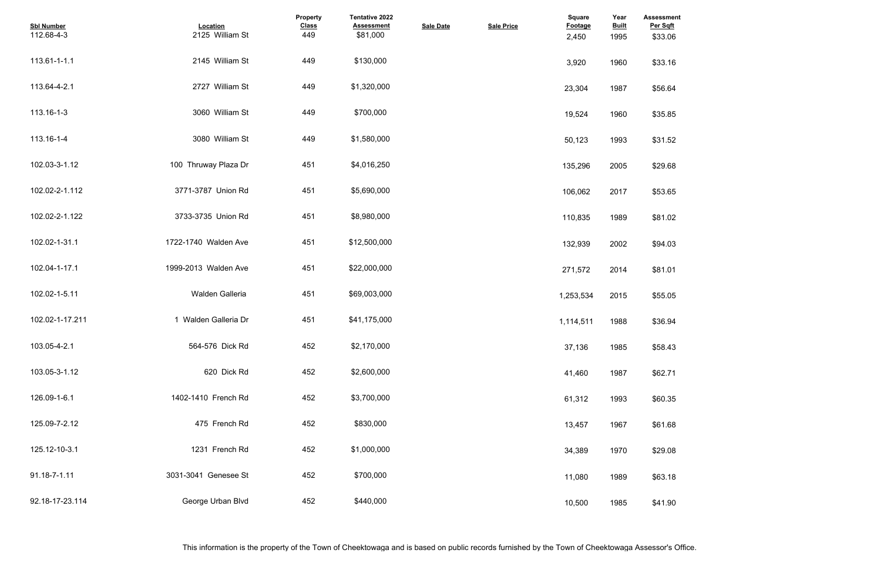| Sbl Number | Location | Property Class | Tentative 2022 Assessment | Sale Date | Sale Price | Square Footage | Year Built | Assessment Per Sqft |
|---|---|---|---|---|---|---|---|---|
| 112.68-4-3 | 2125 William St | 449 | $81,000 | | | 2,450 | 1995 | $33.06 |
| 113.61-1-1.1 | 2145 William St | 449 | $130,000 | | | 3,920 | 1960 | $33.16 |
| 113.64-4-2.1 | 2727 William St | 449 | $1,320,000 | | | 23,304 | 1987 | $56.64 |
| 113.16-1-3 | 3060 William St | 449 | $700,000 | | | 19,524 | 1960 | $35.85 |
| 113.16-1-4 | 3080 William St | 449 | $1,580,000 | | | 50,123 | 1993 | $31.52 |
| 102.03-3-1.12 | 100 Thruway Plaza Dr | 451 | $4,016,250 | | | 135,296 | 2005 | $29.68 |
| 102.02-2-1.112 | 3771-3787 Union Rd | 451 | $5,690,000 | | | 106,062 | 2017 | $53.65 |
| 102.02-2-1.122 | 3733-3735 Union Rd | 451 | $8,980,000 | | | 110,835 | 1989 | $81.02 |
| 102.02-1-31.1 | 1722-1740 Walden Ave | 451 | $12,500,000 | | | 132,939 | 2002 | $94.03 |
| 102.04-1-17.1 | 1999-2013 Walden Ave | 451 | $22,000,000 | | | 271,572 | 2014 | $81.01 |
| 102.02-1-5.11 | Walden Galleria | 451 | $69,003,000 | | | 1,253,534 | 2015 | $55.05 |
| 102.02-1-17.211 | 1 Walden Galleria Dr | 451 | $41,175,000 | | | 1,114,511 | 1988 | $36.94 |
| 103.05-4-2.1 | 564-576 Dick Rd | 452 | $2,170,000 | | | 37,136 | 1985 | $58.43 |
| 103.05-3-1.12 | 620 Dick Rd | 452 | $2,600,000 | | | 41,460 | 1987 | $62.71 |
| 126.09-1-6.1 | 1402-1410 French Rd | 452 | $3,700,000 | | | 61,312 | 1993 | $60.35 |
| 125.09-7-2.12 | 475 French Rd | 452 | $830,000 | | | 13,457 | 1967 | $61.68 |
| 125.12-10-3.1 | 1231 French Rd | 452 | $1,000,000 | | | 34,389 | 1970 | $29.08 |
| 91.18-7-1.11 | 3031-3041 Genesee St | 452 | $700,000 | | | 11,080 | 1989 | $63.18 |
| 92.18-17-23.114 | George Urban Blvd | 452 | $440,000 | | | 10,500 | 1985 | $41.90 |

This information is the property of the Town of Cheektowaga and is based on public records furnished by the Town of Cheektowaga Assessor's Office.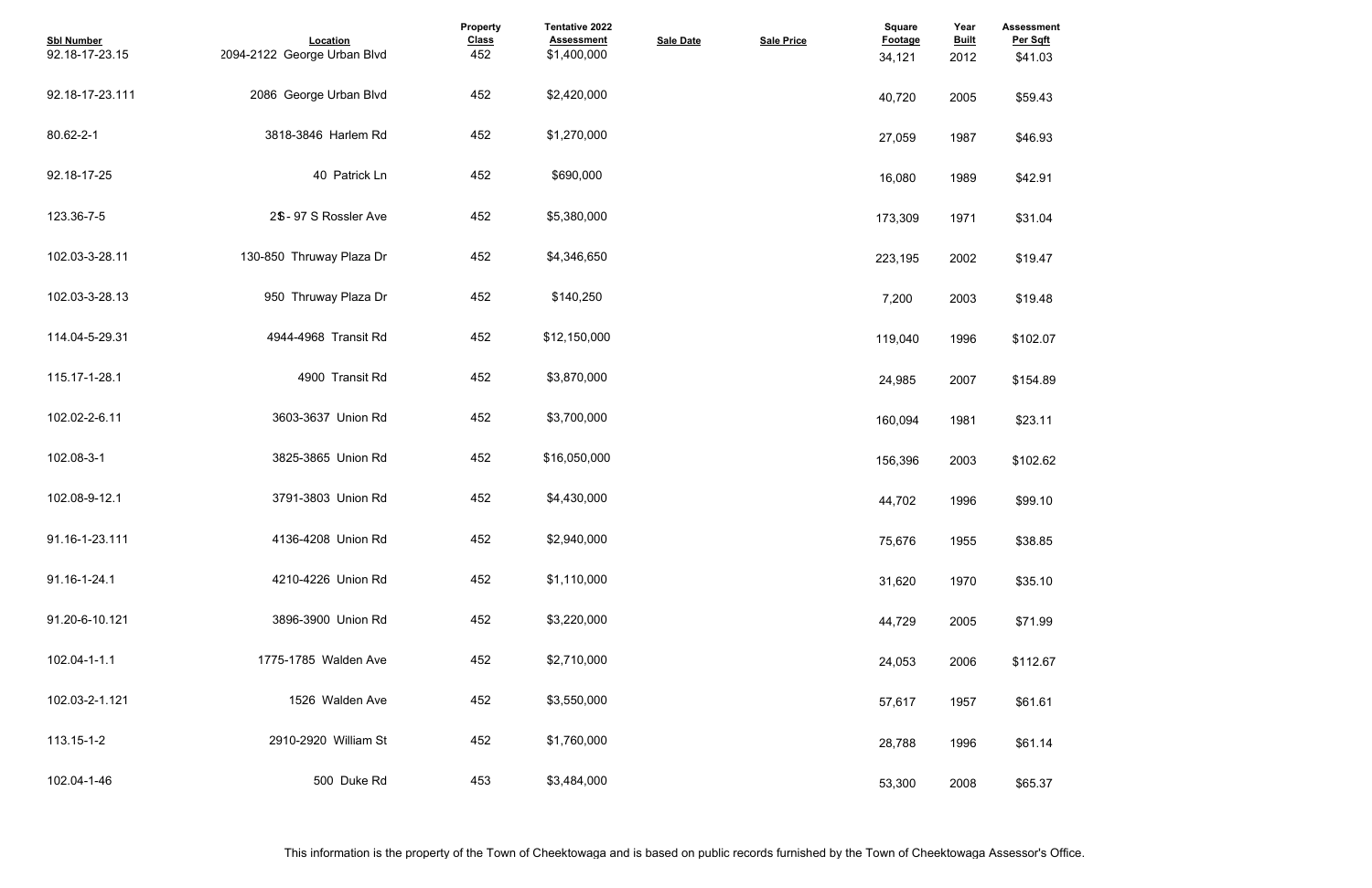| Sbl Number | Location | Property Class | Tentative 2022 Assessment | Sale Date | Sale Price | Square Footage | Year Built | Assessment Per Sqft |
|---|---|---|---|---|---|---|---|---|
| 92.18-17-23.15 | 2094-2122 George Urban Blvd | 452 | $1,400,000 | | | 34,121 | 2012 | $41.03 |
| 92.18-17-23.111 | 2086 George Urban Blvd | 452 | $2,420,000 | | | 40,720 | 2005 | $59.43 |
| 80.62-2-1 | 3818-3846 Harlem Rd | 452 | $1,270,000 | | | 27,059 | 1987 | $46.93 |
| 92.18-17-25 | 40 Patrick Ln | 452 | $690,000 | | | 16,080 | 1989 | $42.91 |
| 123.36-7-5 | 25 - 97 S Rossler Ave | 452 | $5,380,000 | | | 173,309 | 1971 | $31.04 |
| 102.03-3-28.11 | 130-850 Thruway Plaza Dr | 452 | $4,346,650 | | | 223,195 | 2002 | $19.47 |
| 102.03-3-28.13 | 950 Thruway Plaza Dr | 452 | $140,250 | | | 7,200 | 2003 | $19.48 |
| 114.04-5-29.31 | 4944-4968 Transit Rd | 452 | $12,150,000 | | | 119,040 | 1996 | $102.07 |
| 115.17-1-28.1 | 4900 Transit Rd | 452 | $3,870,000 | | | 24,985 | 2007 | $154.89 |
| 102.02-2-6.11 | 3603-3637 Union Rd | 452 | $3,700,000 | | | 160,094 | 1981 | $23.11 |
| 102.08-3-1 | 3825-3865 Union Rd | 452 | $16,050,000 | | | 156,396 | 2003 | $102.62 |
| 102.08-9-12.1 | 3791-3803 Union Rd | 452 | $4,430,000 | | | 44,702 | 1996 | $99.10 |
| 91.16-1-23.111 | 4136-4208 Union Rd | 452 | $2,940,000 | | | 75,676 | 1955 | $38.85 |
| 91.16-1-24.1 | 4210-4226 Union Rd | 452 | $1,110,000 | | | 31,620 | 1970 | $35.10 |
| 91.20-6-10.121 | 3896-3900 Union Rd | 452 | $3,220,000 | | | 44,729 | 2005 | $71.99 |
| 102.04-1-1.1 | 1775-1785 Walden Ave | 452 | $2,710,000 | | | 24,053 | 2006 | $112.67 |
| 102.03-2-1.121 | 1526 Walden Ave | 452 | $3,550,000 | | | 57,617 | 1957 | $61.61 |
| 113.15-1-2 | 2910-2920 William St | 452 | $1,760,000 | | | 28,788 | 1996 | $61.14 |
| 102.04-1-46 | 500 Duke Rd | 453 | $3,484,000 | | | 53,300 | 2008 | $65.37 |

This information is the property of the Town of Cheektowaga and is based on public records furnished by the Town of Cheektowaga Assessor's Office.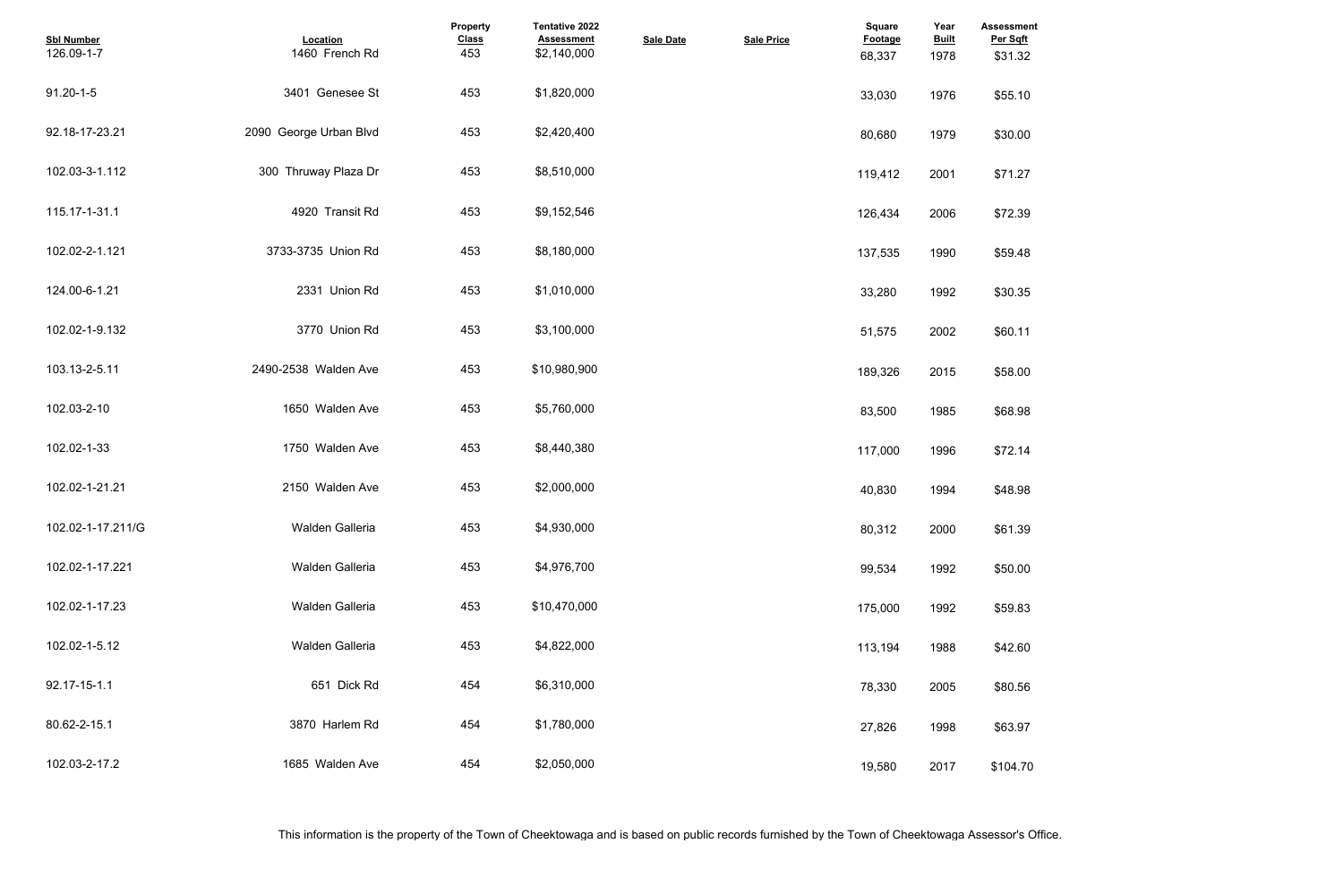| Sbl Number | Location | Property Class | Tentative 2022 Assessment | Sale Date | Sale Price | Square Footage | Year Built | Assessment Per Sqft |
|---|---|---|---|---|---|---|---|---|
| 126.09-1-7 | 1460 French Rd | 453 | $2,140,000 | | | 68,337 | 1978 | $31.32 |
| 91.20-1-5 | 3401 Genesee St | 453 | $1,820,000 | | | 33,030 | 1976 | $55.10 |
| 92.18-17-23.21 | 2090 George Urban Blvd | 453 | $2,420,400 | | | 80,680 | 1979 | $30.00 |
| 102.03-3-1.112 | 300 Thruway Plaza Dr | 453 | $8,510,000 | | | 119,412 | 2001 | $71.27 |
| 115.17-1-31.1 | 4920 Transit Rd | 453 | $9,152,546 | | | 126,434 | 2006 | $72.39 |
| 102.02-2-1.121 | 3733-3735 Union Rd | 453 | $8,180,000 | | | 137,535 | 1990 | $59.48 |
| 124.00-6-1.21 | 2331 Union Rd | 453 | $1,010,000 | | | 33,280 | 1992 | $30.35 |
| 102.02-1-9.132 | 3770 Union Rd | 453 | $3,100,000 | | | 51,575 | 2002 | $60.11 |
| 103.13-2-5.11 | 2490-2538 Walden Ave | 453 | $10,980,900 | | | 189,326 | 2015 | $58.00 |
| 102.03-2-10 | 1650 Walden Ave | 453 | $5,760,000 | | | 83,500 | 1985 | $68.98 |
| 102.02-1-33 | 1750 Walden Ave | 453 | $8,440,380 | | | 117,000 | 1996 | $72.14 |
| 102.02-1-21.21 | 2150 Walden Ave | 453 | $2,000,000 | | | 40,830 | 1994 | $48.98 |
| 102.02-1-17.211/G | Walden Galleria | 453 | $4,930,000 | | | 80,312 | 2000 | $61.39 |
| 102.02-1-17.221 | Walden Galleria | 453 | $4,976,700 | | | 99,534 | 1992 | $50.00 |
| 102.02-1-17.23 | Walden Galleria | 453 | $10,470,000 | | | 175,000 | 1992 | $59.83 |
| 102.02-1-5.12 | Walden Galleria | 453 | $4,822,000 | | | 113,194 | 1988 | $42.60 |
| 92.17-15-1.1 | 651 Dick Rd | 454 | $6,310,000 | | | 78,330 | 2005 | $80.56 |
| 80.62-2-15.1 | 3870 Harlem Rd | 454 | $1,780,000 | | | 27,826 | 1998 | $63.97 |
| 102.03-2-17.2 | 1685 Walden Ave | 454 | $2,050,000 | | | 19,580 | 2017 | $104.70 |

This information is the property of the Town of Cheektowaga and is based on public records furnished by the Town of Cheektowaga Assessor's Office.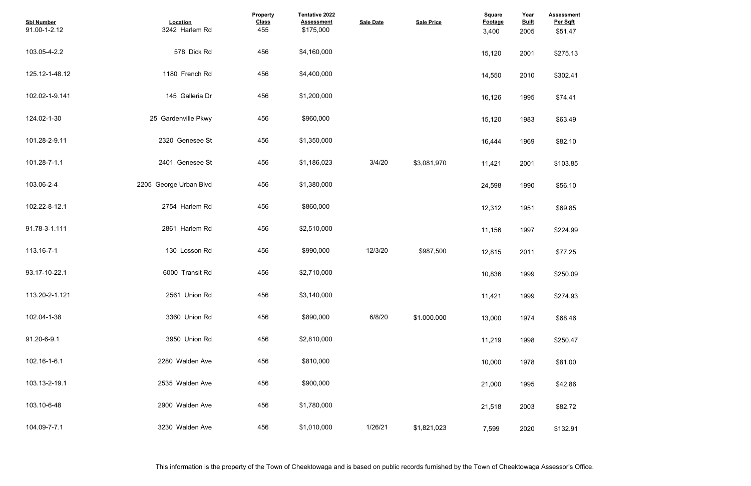| Sbl Number | Location | Property Class | Tentative 2022 Assessment | Sale Date | Sale Price | Square Footage | Year Built | Assessment Per Sqft |
|---|---|---|---|---|---|---|---|---|
| 91.00-1-2.12 | 3242 Harlem Rd | 455 | $175,000 | | | 3,400 | 2005 | $51.47 |
| 103.05-4-2.2 | 578 Dick Rd | 456 | $4,160,000 | | | 15,120 | 2001 | $275.13 |
| 125.12-1-48.12 | 1180 French Rd | 456 | $4,400,000 | | | 14,550 | 2010 | $302.41 |
| 102.02-1-9.141 | 145 Galleria Dr | 456 | $1,200,000 | | | 16,126 | 1995 | $74.41 |
| 124.02-1-30 | 25 Gardenville Pkwy | 456 | $960,000 | | | 15,120 | 1983 | $63.49 |
| 101.28-2-9.11 | 2320 Genesee St | 456 | $1,350,000 | | | 16,444 | 1969 | $82.10 |
| 101.28-7-1.1 | 2401 Genesee St | 456 | $1,186,023 | 3/4/20 | $3,081,970 | 11,421 | 2001 | $103.85 |
| 103.06-2-4 | 2205 George Urban Blvd | 456 | $1,380,000 | | | 24,598 | 1990 | $56.10 |
| 102.22-8-12.1 | 2754 Harlem Rd | 456 | $860,000 | | | 12,312 | 1951 | $69.85 |
| 91.78-3-1.111 | 2861 Harlem Rd | 456 | $2,510,000 | | | 11,156 | 1997 | $224.99 |
| 113.16-7-1 | 130 Losson Rd | 456 | $990,000 | 12/3/20 | $987,500 | 12,815 | 2011 | $77.25 |
| 93.17-10-22.1 | 6000 Transit Rd | 456 | $2,710,000 | | | 10,836 | 1999 | $250.09 |
| 113.20-2-1.121 | 2561 Union Rd | 456 | $3,140,000 | | | 11,421 | 1999 | $274.93 |
| 102.04-1-38 | 3360 Union Rd | 456 | $890,000 | 6/8/20 | $1,000,000 | 13,000 | 1974 | $68.46 |
| 91.20-6-9.1 | 3950 Union Rd | 456 | $2,810,000 | | | 11,219 | 1998 | $250.47 |
| 102.16-1-6.1 | 2280 Walden Ave | 456 | $810,000 | | | 10,000 | 1978 | $81.00 |
| 103.13-2-19.1 | 2535 Walden Ave | 456 | $900,000 | | | 21,000 | 1995 | $42.86 |
| 103.10-6-48 | 2900 Walden Ave | 456 | $1,780,000 | | | 21,518 | 2003 | $82.72 |
| 104.09-7-7.1 | 3230 Walden Ave | 456 | $1,010,000 | 1/26/21 | $1,821,023 | 7,599 | 2020 | $132.91 |

This information is the property of the Town of Cheektowaga and is based on public records furnished by the Town of Cheektowaga Assessor's Office.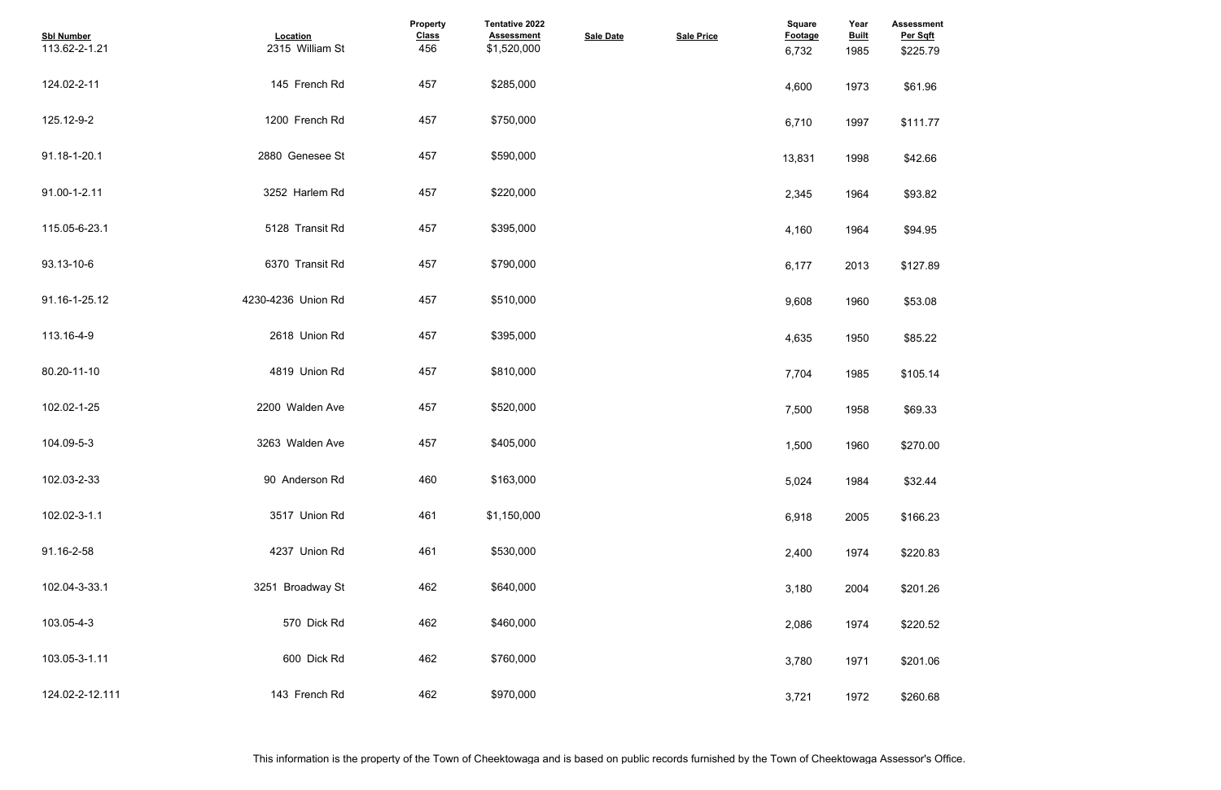| Sbl Number | Location | Property Class | Tentative 2022 Assessment | Sale Date | Sale Price | Square Footage | Year Built | Assessment Per Sqft |
|---|---|---|---|---|---|---|---|---|
| 113.62-2-1.21 | 2315 William St | 456 | $1,520,000 | | | 6,732 | 1985 | $225.79 |
| 124.02-2-11 | 145 French Rd | 457 | $285,000 | | | 4,600 | 1973 | $61.96 |
| 125.12-9-2 | 1200 French Rd | 457 | $750,000 | | | 6,710 | 1997 | $111.77 |
| 91.18-1-20.1 | 2880 Genesee St | 457 | $590,000 | | | 13,831 | 1998 | $42.66 |
| 91.00-1-2.11 | 3252 Harlem Rd | 457 | $220,000 | | | 2,345 | 1964 | $93.82 |
| 115.05-6-23.1 | 5128 Transit Rd | 457 | $395,000 | | | 4,160 | 1964 | $94.95 |
| 93.13-10-6 | 6370 Transit Rd | 457 | $790,000 | | | 6,177 | 2013 | $127.89 |
| 91.16-1-25.12 | 4230-4236 Union Rd | 457 | $510,000 | | | 9,608 | 1960 | $53.08 |
| 113.16-4-9 | 2618 Union Rd | 457 | $395,000 | | | 4,635 | 1950 | $85.22 |
| 80.20-11-10 | 4819 Union Rd | 457 | $810,000 | | | 7,704 | 1985 | $105.14 |
| 102.02-1-25 | 2200 Walden Ave | 457 | $520,000 | | | 7,500 | 1958 | $69.33 |
| 104.09-5-3 | 3263 Walden Ave | 457 | $405,000 | | | 1,500 | 1960 | $270.00 |
| 102.03-2-33 | 90 Anderson Rd | 460 | $163,000 | | | 5,024 | 1984 | $32.44 |
| 102.02-3-1.1 | 3517 Union Rd | 461 | $1,150,000 | | | 6,918 | 2005 | $166.23 |
| 91.16-2-58 | 4237 Union Rd | 461 | $530,000 | | | 2,400 | 1974 | $220.83 |
| 102.04-3-33.1 | 3251 Broadway St | 462 | $640,000 | | | 3,180 | 2004 | $201.26 |
| 103.05-4-3 | 570 Dick Rd | 462 | $460,000 | | | 2,086 | 1974 | $220.52 |
| 103.05-3-1.11 | 600 Dick Rd | 462 | $760,000 | | | 3,780 | 1971 | $201.06 |
| 124.02-2-12.111 | 143 French Rd | 462 | $970,000 | | | 3,721 | 1972 | $260.68 |

This information is the property of the Town of Cheektowaga and is based on public records furnished by the Town of Cheektowaga Assessor's Office.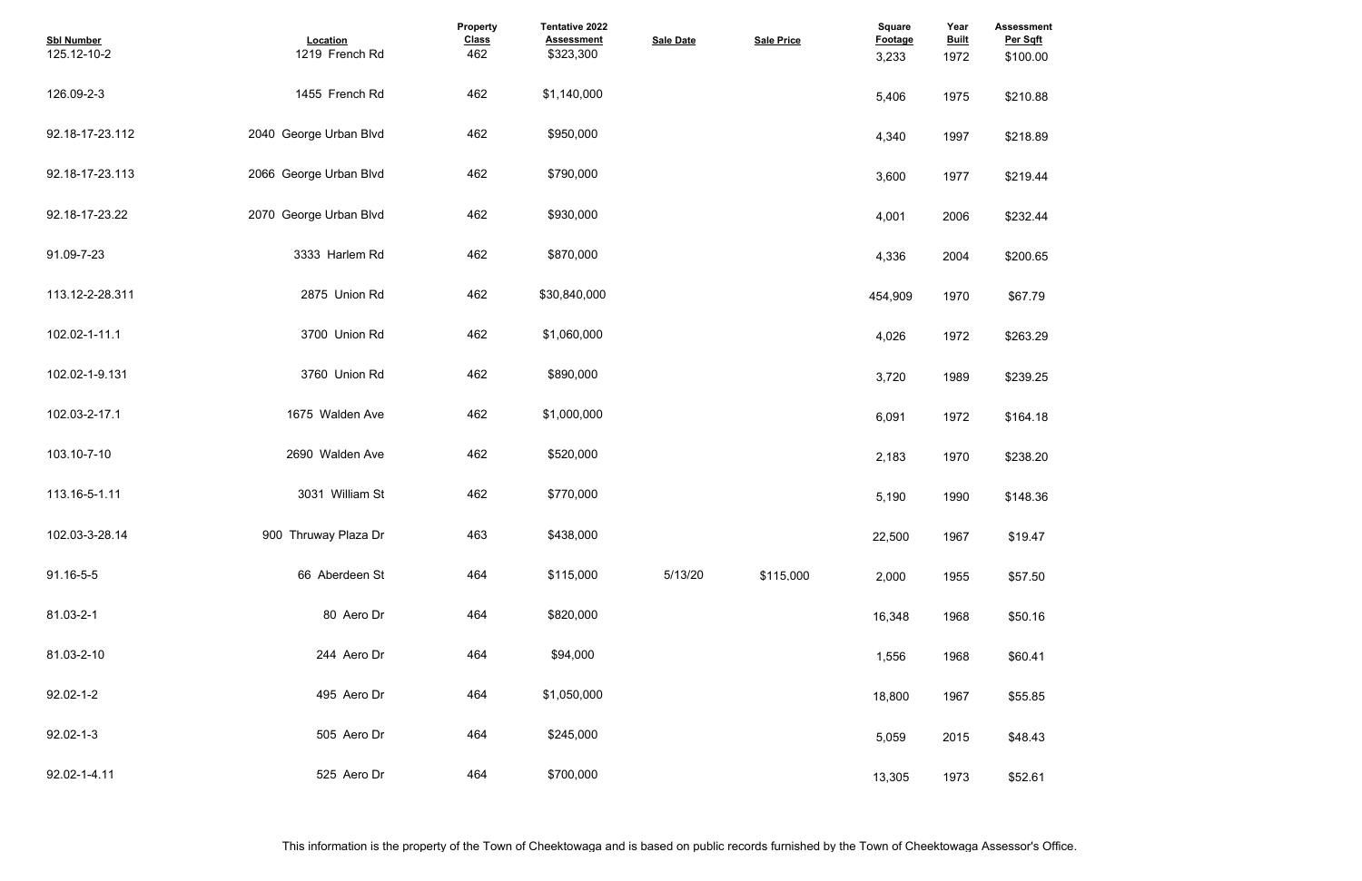| Sbl Number | Location | Property Class | Tentative 2022 Assessment | Sale Date | Sale Price | Square Footage | Year Built | Assessment Per Sqft |
|---|---|---|---|---|---|---|---|---|
| 125.12-10-2 | 1219 French Rd | 462 | $323,300 | | | 3,233 | 1972 | $100.00 |
| 126.09-2-3 | 1455 French Rd | 462 | $1,140,000 | | | 5,406 | 1975 | $210.88 |
| 92.18-17-23.112 | 2040 George Urban Blvd | 462 | $950,000 | | | 4,340 | 1997 | $218.89 |
| 92.18-17-23.113 | 2066 George Urban Blvd | 462 | $790,000 | | | 3,600 | 1977 | $219.44 |
| 92.18-17-23.22 | 2070 George Urban Blvd | 462 | $930,000 | | | 4,001 | 2006 | $232.44 |
| 91.09-7-23 | 3333 Harlem Rd | 462 | $870,000 | | | 4,336 | 2004 | $200.65 |
| 113.12-2-28.311 | 2875 Union Rd | 462 | $30,840,000 | | | 454,909 | 1970 | $67.79 |
| 102.02-1-11.1 | 3700 Union Rd | 462 | $1,060,000 | | | 4,026 | 1972 | $263.29 |
| 102.02-1-9.131 | 3760 Union Rd | 462 | $890,000 | | | 3,720 | 1989 | $239.25 |
| 102.03-2-17.1 | 1675 Walden Ave | 462 | $1,000,000 | | | 6,091 | 1972 | $164.18 |
| 103.10-7-10 | 2690 Walden Ave | 462 | $520,000 | | | 2,183 | 1970 | $238.20 |
| 113.16-5-1.11 | 3031 William St | 462 | $770,000 | | | 5,190 | 1990 | $148.36 |
| 102.03-3-28.14 | 900 Thruway Plaza Dr | 463 | $438,000 | | | 22,500 | 1967 | $19.47 |
| 91.16-5-5 | 66 Aberdeen St | 464 | $115,000 | 5/13/20 | $115,000 | 2,000 | 1955 | $57.50 |
| 81.03-2-1 | 80 Aero Dr | 464 | $820,000 | | | 16,348 | 1968 | $50.16 |
| 81.03-2-10 | 244 Aero Dr | 464 | $94,000 | | | 1,556 | 1968 | $60.41 |
| 92.02-1-2 | 495 Aero Dr | 464 | $1,050,000 | | | 18,800 | 1967 | $55.85 |
| 92.02-1-3 | 505 Aero Dr | 464 | $245,000 | | | 5,059 | 2015 | $48.43 |
| 92.02-1-4.11 | 525 Aero Dr | 464 | $700,000 | | | 13,305 | 1973 | $52.61 |

This information is the property of the Town of Cheektowaga and is based on public records furnished by the Town of Cheektowaga Assessor's Office.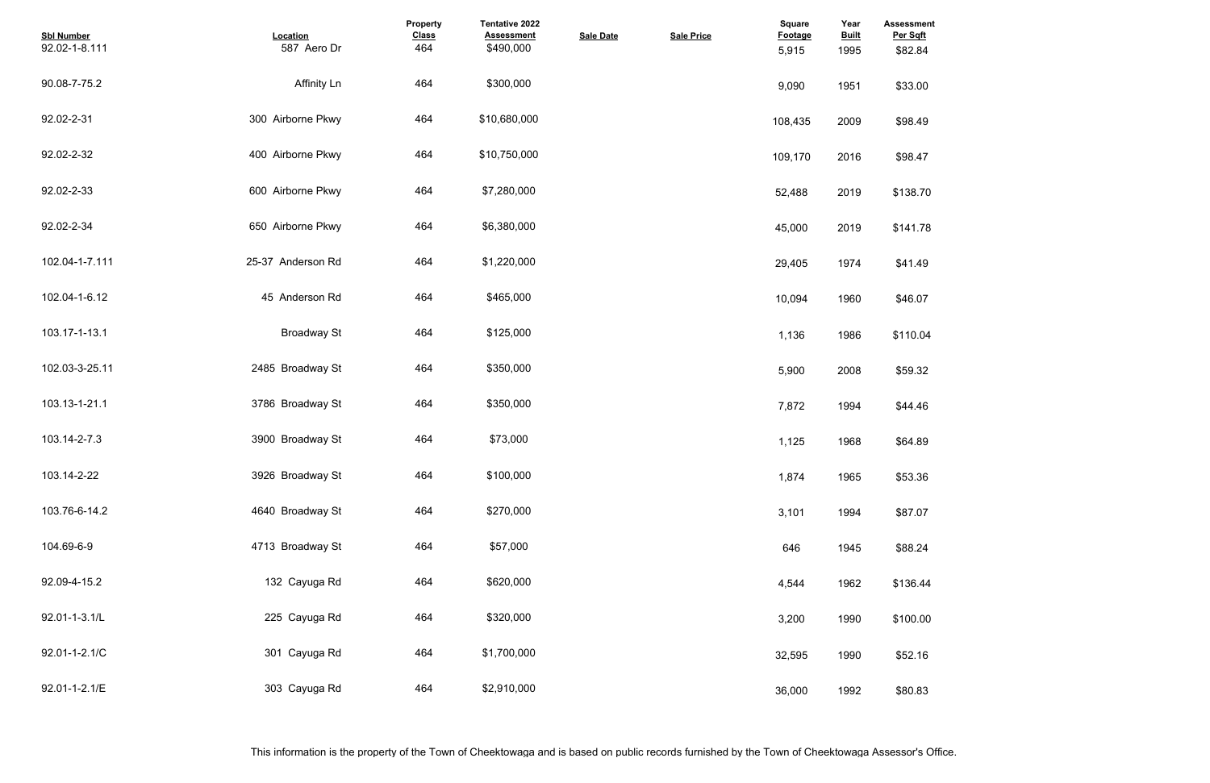| Sbl Number | Location | Property Class | Tentative 2022 Assessment | Sale Date | Sale Price | Square Footage | Year Built | Assessment Per Sqft |
|---|---|---|---|---|---|---|---|---|
| 92.02-1-8.111 | 587 Aero Dr | 464 | $490,000 | | | 5,915 | 1995 | $82.84 |
| 90.08-7-75.2 | Affinity Ln | 464 | $300,000 | | | 9,090 | 1951 | $33.00 |
| 92.02-2-31 | 300 Airborne Pkwy | 464 | $10,680,000 | | | 108,435 | 2009 | $98.49 |
| 92.02-2-32 | 400 Airborne Pkwy | 464 | $10,750,000 | | | 109,170 | 2016 | $98.47 |
| 92.02-2-33 | 600 Airborne Pkwy | 464 | $7,280,000 | | | 52,488 | 2019 | $138.70 |
| 92.02-2-34 | 650 Airborne Pkwy | 464 | $6,380,000 | | | 45,000 | 2019 | $141.78 |
| 102.04-1-7.111 | 25-37 Anderson Rd | 464 | $1,220,000 | | | 29,405 | 1974 | $41.49 |
| 102.04-1-6.12 | 45 Anderson Rd | 464 | $465,000 | | | 10,094 | 1960 | $46.07 |
| 103.17-1-13.1 | Broadway St | 464 | $125,000 | | | 1,136 | 1986 | $110.04 |
| 102.03-3-25.11 | 2485 Broadway St | 464 | $350,000 | | | 5,900 | 2008 | $59.32 |
| 103.13-1-21.1 | 3786 Broadway St | 464 | $350,000 | | | 7,872 | 1994 | $44.46 |
| 103.14-2-7.3 | 3900 Broadway St | 464 | $73,000 | | | 1,125 | 1968 | $64.89 |
| 103.14-2-22 | 3926 Broadway St | 464 | $100,000 | | | 1,874 | 1965 | $53.36 |
| 103.76-6-14.2 | 4640 Broadway St | 464 | $270,000 | | | 3,101 | 1994 | $87.07 |
| 104.69-6-9 | 4713 Broadway St | 464 | $57,000 | | | 646 | 1945 | $88.24 |
| 92.09-4-15.2 | 132 Cayuga Rd | 464 | $620,000 | | | 4,544 | 1962 | $136.44 |
| 92.01-1-3.1/L | 225 Cayuga Rd | 464 | $320,000 | | | 3,200 | 1990 | $100.00 |
| 92.01-1-2.1/C | 301 Cayuga Rd | 464 | $1,700,000 | | | 32,595 | 1990 | $52.16 |
| 92.01-1-2.1/E | 303 Cayuga Rd | 464 | $2,910,000 | | | 36,000 | 1992 | $80.83 |

This information is the property of the Town of Cheektowaga and is based on public records furnished by the Town of Cheektowaga Assessor's Office.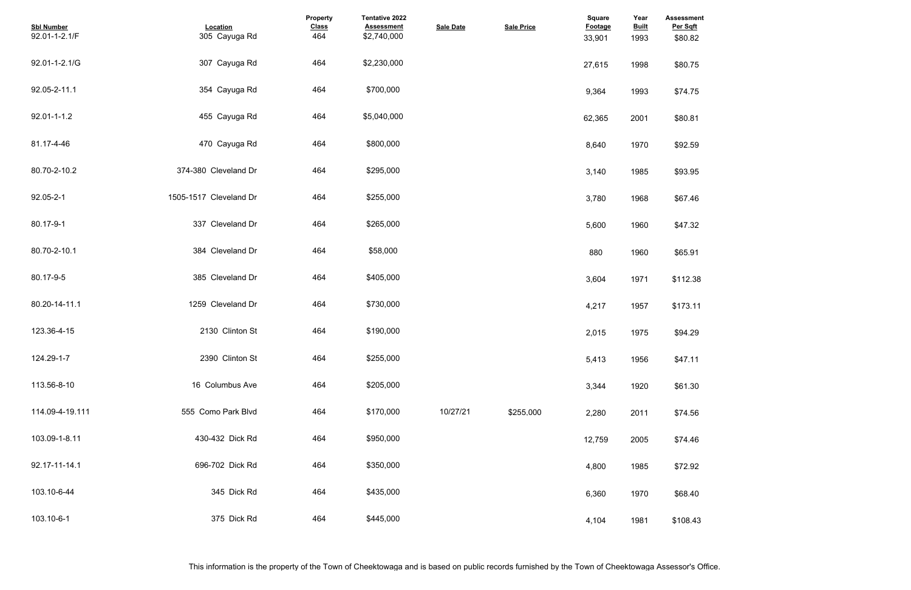| Sbl Number | Location | Property Class | Tentative 2022 Assessment | Sale Date | Sale Price | Square Footage | Year Built | Assessment Per Sqft |
|---|---|---|---|---|---|---|---|---|
| 92.01-1-2.1/F | 305 Cayuga Rd | 464 | $2,740,000 | | | 33,901 | 1993 | $80.82 |
| 92.01-1-2.1/G | 307 Cayuga Rd | 464 | $2,230,000 | | | 27,615 | 1998 | $80.75 |
| 92.05-2-11.1 | 354 Cayuga Rd | 464 | $700,000 | | | 9,364 | 1993 | $74.75 |
| 92.01-1-1.2 | 455 Cayuga Rd | 464 | $5,040,000 | | | 62,365 | 2001 | $80.81 |
| 81.17-4-46 | 470 Cayuga Rd | 464 | $800,000 | | | 8,640 | 1970 | $92.59 |
| 80.70-2-10.2 | 374-380 Cleveland Dr | 464 | $295,000 | | | 3,140 | 1985 | $93.95 |
| 92.05-2-1 | 1505-1517 Cleveland Dr | 464 | $255,000 | | | 3,780 | 1968 | $67.46 |
| 80.17-9-1 | 337 Cleveland Dr | 464 | $265,000 | | | 5,600 | 1960 | $47.32 |
| 80.70-2-10.1 | 384 Cleveland Dr | 464 | $58,000 | | | 880 | 1960 | $65.91 |
| 80.17-9-5 | 385 Cleveland Dr | 464 | $405,000 | | | 3,604 | 1971 | $112.38 |
| 80.20-14-11.1 | 1259 Cleveland Dr | 464 | $730,000 | | | 4,217 | 1957 | $173.11 |
| 123.36-4-15 | 2130 Clinton St | 464 | $190,000 | | | 2,015 | 1975 | $94.29 |
| 124.29-1-7 | 2390 Clinton St | 464 | $255,000 | | | 5,413 | 1956 | $47.11 |
| 113.56-8-10 | 16 Columbus Ave | 464 | $205,000 | | | 3,344 | 1920 | $61.30 |
| 114.09-4-19.111 | 555 Como Park Blvd | 464 | $170,000 | 10/27/21 | $255,000 | 2,280 | 2011 | $74.56 |
| 103.09-1-8.11 | 430-432 Dick Rd | 464 | $950,000 | | | 12,759 | 2005 | $74.46 |
| 92.17-11-14.1 | 696-702 Dick Rd | 464 | $350,000 | | | 4,800 | 1985 | $72.92 |
| 103.10-6-44 | 345 Dick Rd | 464 | $435,000 | | | 6,360 | 1970 | $68.40 |
| 103.10-6-1 | 375 Dick Rd | 464 | $445,000 | | | 4,104 | 1981 | $108.43 |

This information is the property of the Town of Cheektowaga and is based on public records furnished by the Town of Cheektowaga Assessor's Office.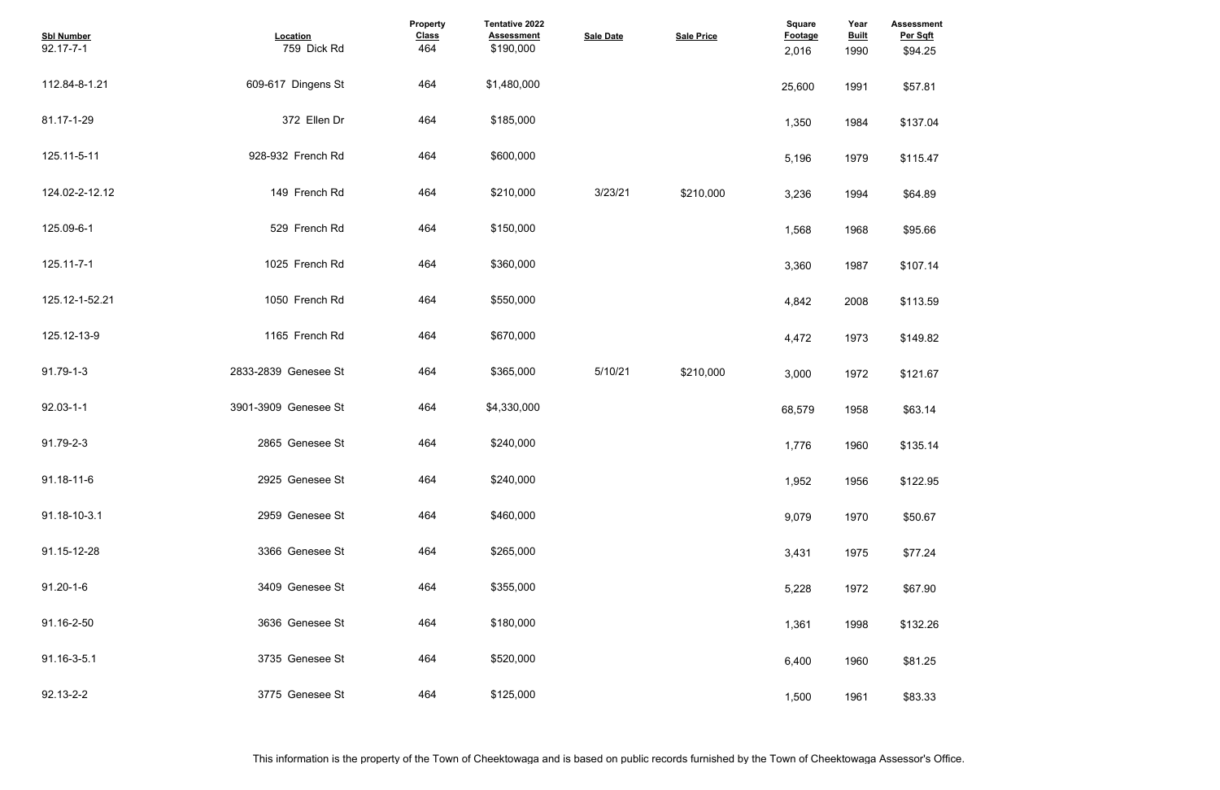| Sbl Number | Location | Property Class | Tentative 2022 Assessment | Sale Date | Sale Price | Square Footage | Year Built | Assessment Per Sqft |
|---|---|---|---|---|---|---|---|---|
| 92.17-7-1 | 759 Dick Rd | 464 | $190,000 | | | 2,016 | 1990 | $94.25 |
| 112.84-8-1.21 | 609-617 Dingens St | 464 | $1,480,000 | | | 25,600 | 1991 | $57.81 |
| 81.17-1-29 | 372 Ellen Dr | 464 | $185,000 | | | 1,350 | 1984 | $137.04 |
| 125.11-5-11 | 928-932 French Rd | 464 | $600,000 | | | 5,196 | 1979 | $115.47 |
| 124.02-2-12.12 | 149 French Rd | 464 | $210,000 | 3/23/21 | $210,000 | 3,236 | 1994 | $64.89 |
| 125.09-6-1 | 529 French Rd | 464 | $150,000 | | | 1,568 | 1968 | $95.66 |
| 125.11-7-1 | 1025 French Rd | 464 | $360,000 | | | 3,360 | 1987 | $107.14 |
| 125.12-1-52.21 | 1050 French Rd | 464 | $550,000 | | | 4,842 | 2008 | $113.59 |
| 125.12-13-9 | 1165 French Rd | 464 | $670,000 | | | 4,472 | 1973 | $149.82 |
| 91.79-1-3 | 2833-2839 Genesee St | 464 | $365,000 | 5/10/21 | $210,000 | 3,000 | 1972 | $121.67 |
| 92.03-1-1 | 3901-3909 Genesee St | 464 | $4,330,000 | | | 68,579 | 1958 | $63.14 |
| 91.79-2-3 | 2865 Genesee St | 464 | $240,000 | | | 1,776 | 1960 | $135.14 |
| 91.18-11-6 | 2925 Genesee St | 464 | $240,000 | | | 1,952 | 1956 | $122.95 |
| 91.18-10-3.1 | 2959 Genesee St | 464 | $460,000 | | | 9,079 | 1970 | $50.67 |
| 91.15-12-28 | 3366 Genesee St | 464 | $265,000 | | | 3,431 | 1975 | $77.24 |
| 91.20-1-6 | 3409 Genesee St | 464 | $355,000 | | | 5,228 | 1972 | $67.90 |
| 91.16-2-50 | 3636 Genesee St | 464 | $180,000 | | | 1,361 | 1998 | $132.26 |
| 91.16-3-5.1 | 3735 Genesee St | 464 | $520,000 | | | 6,400 | 1960 | $81.25 |
| 92.13-2-2 | 3775 Genesee St | 464 | $125,000 | | | 1,500 | 1961 | $83.33 |

This information is the property of the Town of Cheektowaga and is based on public records furnished by the Town of Cheektowaga Assessor's Office.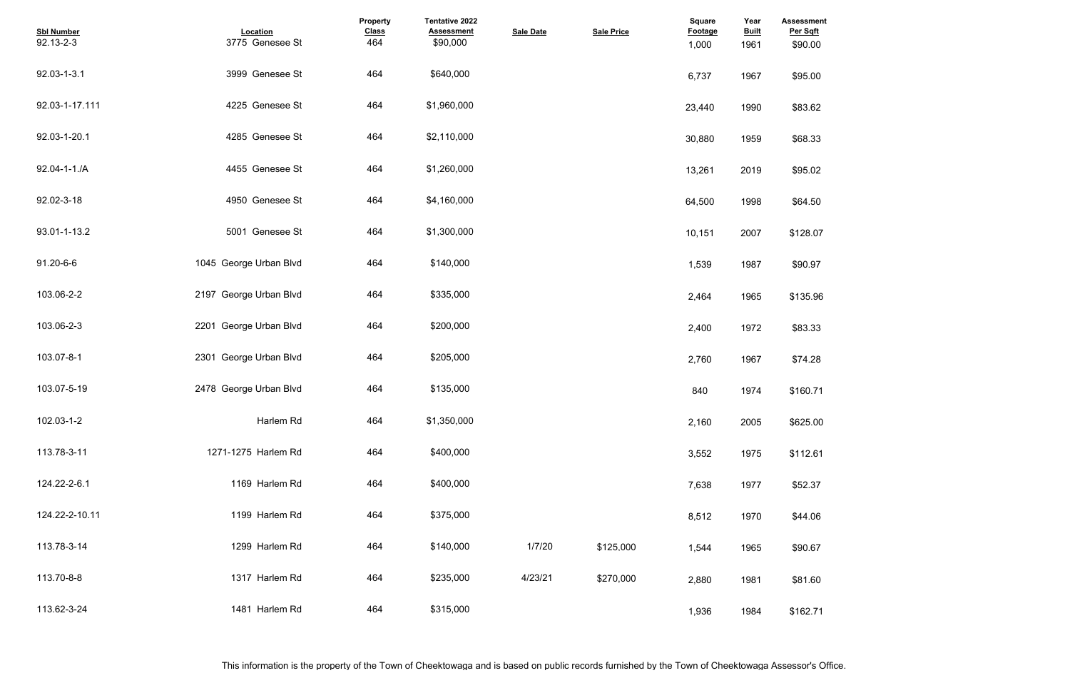| Sbl Number | Location | Property Class | Tentative 2022 Assessment | Sale Date | Sale Price | Square Footage | Year Built | Assessment Per Sqft |
|---|---|---|---|---|---|---|---|---|
| 92.13-2-3 | 3775 Genesee St | 464 | $90,000 | | | 1,000 | 1961 | $90.00 |
| 92.03-1-3.1 | 3999 Genesee St | 464 | $640,000 | | | 6,737 | 1967 | $95.00 |
| 92.03-1-17.111 | 4225 Genesee St | 464 | $1,960,000 | | | 23,440 | 1990 | $83.62 |
| 92.03-1-20.1 | 4285 Genesee St | 464 | $2,110,000 | | | 30,880 | 1959 | $68.33 |
| 92.04-1-1./A | 4455 Genesee St | 464 | $1,260,000 | | | 13,261 | 2019 | $95.02 |
| 92.02-3-18 | 4950 Genesee St | 464 | $4,160,000 | | | 64,500 | 1998 | $64.50 |
| 93.01-1-13.2 | 5001 Genesee St | 464 | $1,300,000 | | | 10,151 | 2007 | $128.07 |
| 91.20-6-6 | 1045 George Urban Blvd | 464 | $140,000 | | | 1,539 | 1987 | $90.97 |
| 103.06-2-2 | 2197 George Urban Blvd | 464 | $335,000 | | | 2,464 | 1965 | $135.96 |
| 103.06-2-3 | 2201 George Urban Blvd | 464 | $200,000 | | | 2,400 | 1972 | $83.33 |
| 103.07-8-1 | 2301 George Urban Blvd | 464 | $205,000 | | | 2,760 | 1967 | $74.28 |
| 103.07-5-19 | 2478 George Urban Blvd | 464 | $135,000 | | | 840 | 1974 | $160.71 |
| 102.03-1-2 | Harlem Rd | 464 | $1,350,000 | | | 2,160 | 2005 | $625.00 |
| 113.78-3-11 | 1271-1275 Harlem Rd | 464 | $400,000 | | | 3,552 | 1975 | $112.61 |
| 124.22-2-6.1 | 1169 Harlem Rd | 464 | $400,000 | | | 7,638 | 1977 | $52.37 |
| 124.22-2-10.11 | 1199 Harlem Rd | 464 | $375,000 | | | 8,512 | 1970 | $44.06 |
| 113.78-3-14 | 1299 Harlem Rd | 464 | $140,000 | 1/7/20 | $125,000 | 1,544 | 1965 | $90.67 |
| 113.70-8-8 | 1317 Harlem Rd | 464 | $235,000 | 4/23/21 | $270,000 | 2,880 | 1981 | $81.60 |
| 113.62-3-24 | 1481 Harlem Rd | 464 | $315,000 | | | 1,936 | 1984 | $162.71 |

This information is the property of the Town of Cheektowaga and is based on public records furnished by the Town of Cheektowaga Assessor's Office.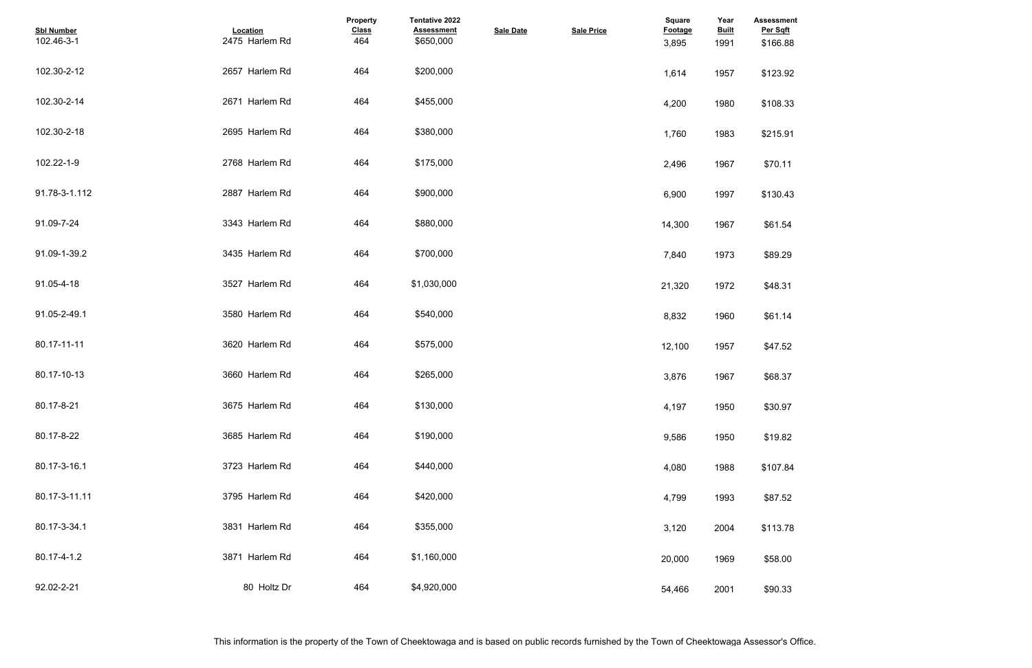| Sbl Number | Location | Property Class | Tentative 2022 Assessment | Sale Date | Sale Price | Square Footage | Year Built | Assessment Per Sqft |
|---|---|---|---|---|---|---|---|---|
| 102.46-3-1 | 2475 Harlem Rd | 464 | $650,000 | | | 3,895 | 1991 | $166.88 |
| 102.30-2-12 | 2657 Harlem Rd | 464 | $200,000 | | | 1,614 | 1957 | $123.92 |
| 102.30-2-14 | 2671 Harlem Rd | 464 | $455,000 | | | 4,200 | 1980 | $108.33 |
| 102.30-2-18 | 2695 Harlem Rd | 464 | $380,000 | | | 1,760 | 1983 | $215.91 |
| 102.22-1-9 | 2768 Harlem Rd | 464 | $175,000 | | | 2,496 | 1967 | $70.11 |
| 91.78-3-1.112 | 2887 Harlem Rd | 464 | $900,000 | | | 6,900 | 1997 | $130.43 |
| 91.09-7-24 | 3343 Harlem Rd | 464 | $880,000 | | | 14,300 | 1967 | $61.54 |
| 91.09-1-39.2 | 3435 Harlem Rd | 464 | $700,000 | | | 7,840 | 1973 | $89.29 |
| 91.05-4-18 | 3527 Harlem Rd | 464 | $1,030,000 | | | 21,320 | 1972 | $48.31 |
| 91.05-2-49.1 | 3580 Harlem Rd | 464 | $540,000 | | | 8,832 | 1960 | $61.14 |
| 80.17-11-11 | 3620 Harlem Rd | 464 | $575,000 | | | 12,100 | 1957 | $47.52 |
| 80.17-10-13 | 3660 Harlem Rd | 464 | $265,000 | | | 3,876 | 1967 | $68.37 |
| 80.17-8-21 | 3675 Harlem Rd | 464 | $130,000 | | | 4,197 | 1950 | $30.97 |
| 80.17-8-22 | 3685 Harlem Rd | 464 | $190,000 | | | 9,586 | 1950 | $19.82 |
| 80.17-3-16.1 | 3723 Harlem Rd | 464 | $440,000 | | | 4,080 | 1988 | $107.84 |
| 80.17-3-11.11 | 3795 Harlem Rd | 464 | $420,000 | | | 4,799 | 1993 | $87.52 |
| 80.17-3-34.1 | 3831 Harlem Rd | 464 | $355,000 | | | 3,120 | 2004 | $113.78 |
| 80.17-4-1.2 | 3871 Harlem Rd | 464 | $1,160,000 | | | 20,000 | 1969 | $58.00 |
| 92.02-2-21 | 80 Holtz Dr | 464 | $4,920,000 | | | 54,466 | 2001 | $90.33 |

This information is the property of the Town of Cheektowaga and is based on public records furnished by the Town of Cheektowaga Assessor's Office.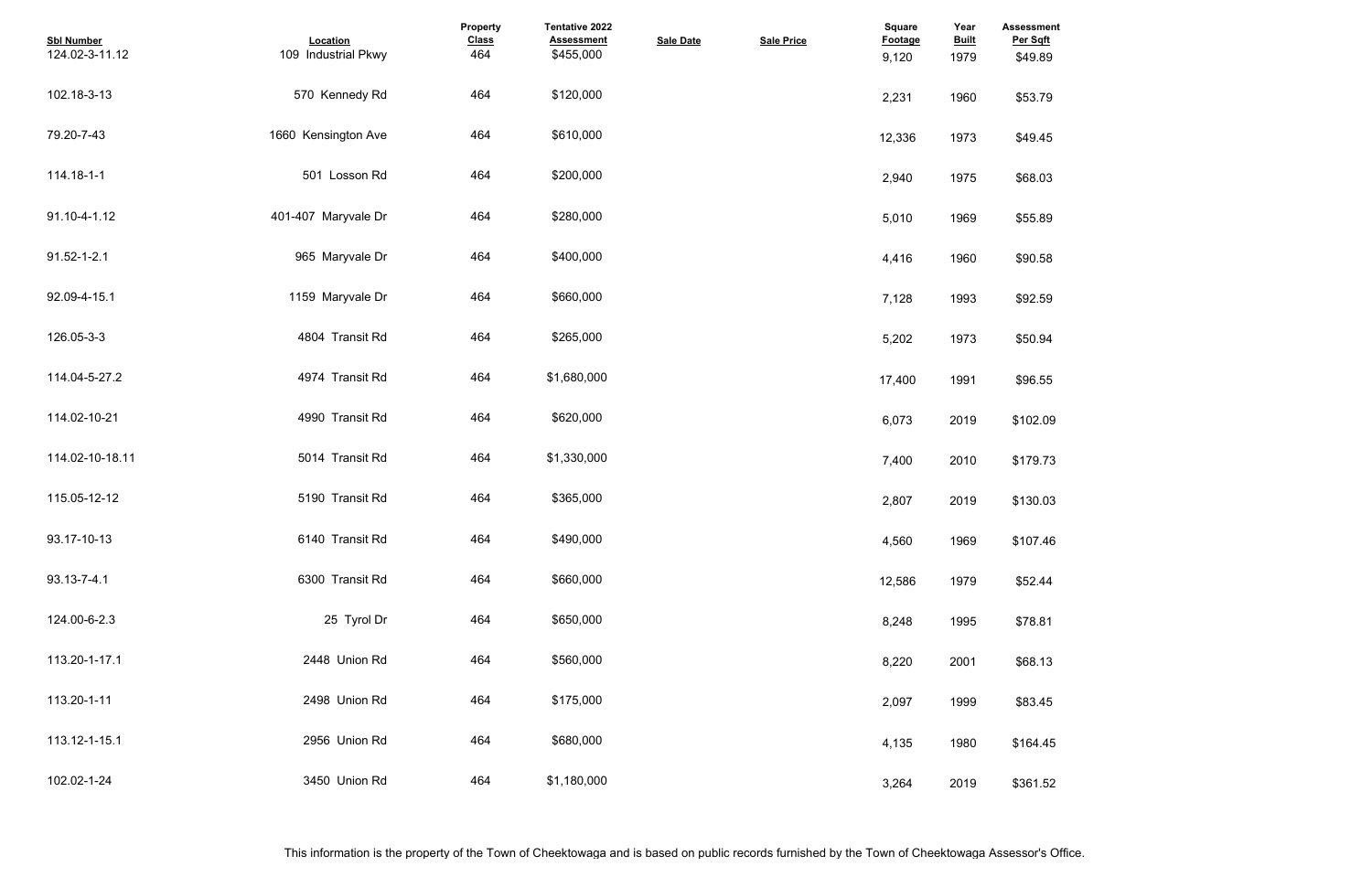| Sbl Number | Location | Property Class | Tentative 2022 Assessment | Sale Date | Sale Price | Square Footage | Year Built | Assessment Per Sqft |
|---|---|---|---|---|---|---|---|---|
| 124.02-3-11.12 | 109 Industrial Pkwy | 464 | $455,000 | | | 9,120 | 1979 | $49.89 |
| 102.18-3-13 | 570 Kennedy Rd | 464 | $120,000 | | | 2,231 | 1960 | $53.79 |
| 79.20-7-43 | 1660 Kensington Ave | 464 | $610,000 | | | 12,336 | 1973 | $49.45 |
| 114.18-1-1 | 501 Losson Rd | 464 | $200,000 | | | 2,940 | 1975 | $68.03 |
| 91.10-4-1.12 | 401-407 Maryvale Dr | 464 | $280,000 | | | 5,010 | 1969 | $55.89 |
| 91.52-1-2.1 | 965 Maryvale Dr | 464 | $400,000 | | | 4,416 | 1960 | $90.58 |
| 92.09-4-15.1 | 1159 Maryvale Dr | 464 | $660,000 | | | 7,128 | 1993 | $92.59 |
| 126.05-3-3 | 4804 Transit Rd | 464 | $265,000 | | | 5,202 | 1973 | $50.94 |
| 114.04-5-27.2 | 4974 Transit Rd | 464 | $1,680,000 | | | 17,400 | 1991 | $96.55 |
| 114.02-10-21 | 4990 Transit Rd | 464 | $620,000 | | | 6,073 | 2019 | $102.09 |
| 114.02-10-18.11 | 5014 Transit Rd | 464 | $1,330,000 | | | 7,400 | 2010 | $179.73 |
| 115.05-12-12 | 5190 Transit Rd | 464 | $365,000 | | | 2,807 | 2019 | $130.03 |
| 93.17-10-13 | 6140 Transit Rd | 464 | $490,000 | | | 4,560 | 1969 | $107.46 |
| 93.13-7-4.1 | 6300 Transit Rd | 464 | $660,000 | | | 12,586 | 1979 | $52.44 |
| 124.00-6-2.3 | 25 Tyrol Dr | 464 | $650,000 | | | 8,248 | 1995 | $78.81 |
| 113.20-1-17.1 | 2448 Union Rd | 464 | $560,000 | | | 8,220 | 2001 | $68.13 |
| 113.20-1-11 | 2498 Union Rd | 464 | $175,000 | | | 2,097 | 1999 | $83.45 |
| 113.12-1-15.1 | 2956 Union Rd | 464 | $680,000 | | | 4,135 | 1980 | $164.45 |
| 102.02-1-24 | 3450 Union Rd | 464 | $1,180,000 | | | 3,264 | 2019 | $361.52 |

This information is the property of the Town of Cheektowaga and is based on public records furnished by the Town of Cheektowaga Assessor's Office.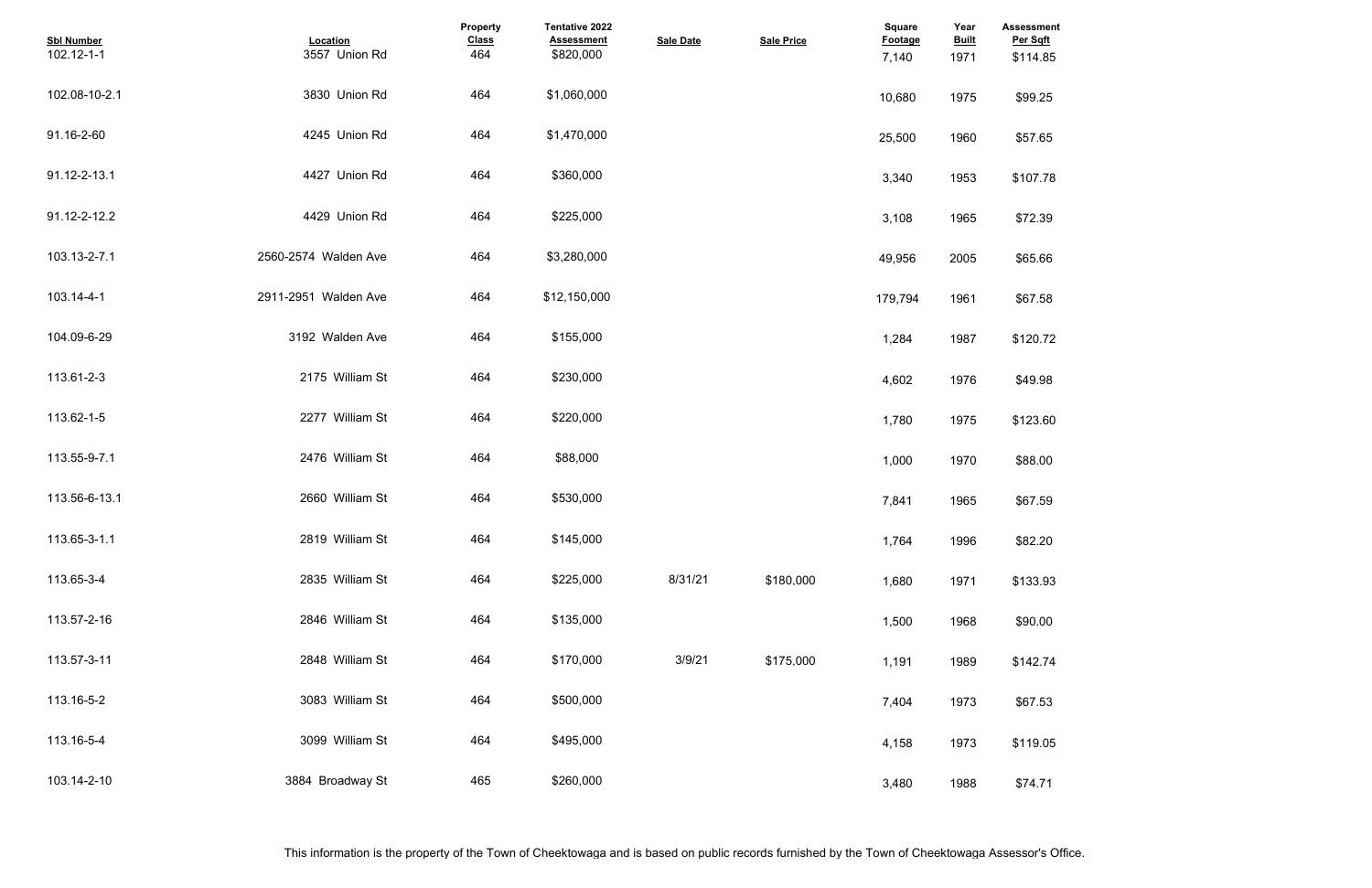| Sbl Number | Location | Property Class | Tentative 2022 Assessment | Sale Date | Sale Price | Square Footage | Year Built | Assessment Per Sqft |
|---|---|---|---|---|---|---|---|---|
| 102.12-1-1 | 3557 Union Rd | 464 | $820,000 | | | 7,140 | 1971 | $114.85 |
| 102.08-10-2.1 | 3830 Union Rd | 464 | $1,060,000 | | | 10,680 | 1975 | $99.25 |
| 91.16-2-60 | 4245 Union Rd | 464 | $1,470,000 | | | 25,500 | 1960 | $57.65 |
| 91.12-2-13.1 | 4427 Union Rd | 464 | $360,000 | | | 3,340 | 1953 | $107.78 |
| 91.12-2-12.2 | 4429 Union Rd | 464 | $225,000 | | | 3,108 | 1965 | $72.39 |
| 103.13-2-7.1 | 2560-2574 Walden Ave | 464 | $3,280,000 | | | 49,956 | 2005 | $65.66 |
| 103.14-4-1 | 2911-2951 Walden Ave | 464 | $12,150,000 | | | 179,794 | 1961 | $67.58 |
| 104.09-6-29 | 3192 Walden Ave | 464 | $155,000 | | | 1,284 | 1987 | $120.72 |
| 113.61-2-3 | 2175 William St | 464 | $230,000 | | | 4,602 | 1976 | $49.98 |
| 113.62-1-5 | 2277 William St | 464 | $220,000 | | | 1,780 | 1975 | $123.60 |
| 113.55-9-7.1 | 2476 William St | 464 | $88,000 | | | 1,000 | 1970 | $88.00 |
| 113.56-6-13.1 | 2660 William St | 464 | $530,000 | | | 7,841 | 1965 | $67.59 |
| 113.65-3-1.1 | 2819 William St | 464 | $145,000 | | | 1,764 | 1996 | $82.20 |
| 113.65-3-4 | 2835 William St | 464 | $225,000 | 8/31/21 | $180,000 | 1,680 | 1971 | $133.93 |
| 113.57-2-16 | 2846 William St | 464 | $135,000 | | | 1,500 | 1968 | $90.00 |
| 113.57-3-11 | 2848 William St | 464 | $170,000 | 3/9/21 | $175,000 | 1,191 | 1989 | $142.74 |
| 113.16-5-2 | 3083 William St | 464 | $500,000 | | | 7,404 | 1973 | $67.53 |
| 113.16-5-4 | 3099 William St | 464 | $495,000 | | | 4,158 | 1973 | $119.05 |
| 103.14-2-10 | 3884 Broadway St | 465 | $260,000 | | | 3,480 | 1988 | $74.71 |

This information is the property of the Town of Cheektowaga and is based on public records furnished by the Town of Cheektowaga Assessor's Office.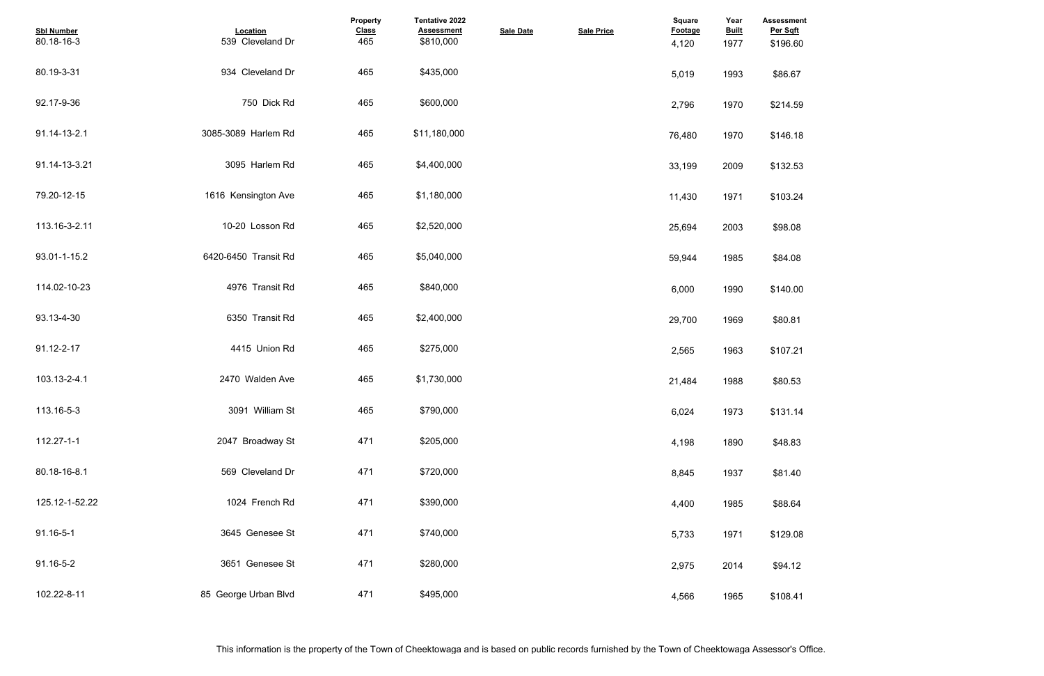| Sbl Number | Location | Property Class | Tentative 2022 Assessment | Sale Date | Sale Price | Square Footage | Year Built | Assessment Per Sqft |
|---|---|---|---|---|---|---|---|---|
| 80.18-16-3 | 539 Cleveland Dr | 465 | $810,000 | | | 4,120 | 1977 | $196.60 |
| 80.19-3-31 | 934 Cleveland Dr | 465 | $435,000 | | | 5,019 | 1993 | $86.67 |
| 92.17-9-36 | 750 Dick Rd | 465 | $600,000 | | | 2,796 | 1970 | $214.59 |
| 91.14-13-2.1 | 3085-3089 Harlem Rd | 465 | $11,180,000 | | | 76,480 | 1970 | $146.18 |
| 91.14-13-3.21 | 3095 Harlem Rd | 465 | $4,400,000 | | | 33,199 | 2009 | $132.53 |
| 79.20-12-15 | 1616 Kensington Ave | 465 | $1,180,000 | | | 11,430 | 1971 | $103.24 |
| 113.16-3-2.11 | 10-20 Losson Rd | 465 | $2,520,000 | | | 25,694 | 2003 | $98.08 |
| 93.01-1-15.2 | 6420-6450 Transit Rd | 465 | $5,040,000 | | | 59,944 | 1985 | $84.08 |
| 114.02-10-23 | 4976 Transit Rd | 465 | $840,000 | | | 6,000 | 1990 | $140.00 |
| 93.13-4-30 | 6350 Transit Rd | 465 | $2,400,000 | | | 29,700 | 1969 | $80.81 |
| 91.12-2-17 | 4415 Union Rd | 465 | $275,000 | | | 2,565 | 1963 | $107.21 |
| 103.13-2-4.1 | 2470 Walden Ave | 465 | $1,730,000 | | | 21,484 | 1988 | $80.53 |
| 113.16-5-3 | 3091 William St | 465 | $790,000 | | | 6,024 | 1973 | $131.14 |
| 112.27-1-1 | 2047 Broadway St | 471 | $205,000 | | | 4,198 | 1890 | $48.83 |
| 80.18-16-8.1 | 569 Cleveland Dr | 471 | $720,000 | | | 8,845 | 1937 | $81.40 |
| 125.12-1-52.22 | 1024 French Rd | 471 | $390,000 | | | 4,400 | 1985 | $88.64 |
| 91.16-5-1 | 3645 Genesee St | 471 | $740,000 | | | 5,733 | 1971 | $129.08 |
| 91.16-5-2 | 3651 Genesee St | 471 | $280,000 | | | 2,975 | 2014 | $94.12 |
| 102.22-8-11 | 85 George Urban Blvd | 471 | $495,000 | | | 4,566 | 1965 | $108.41 |

This information is the property of the Town of Cheektowaga and is based on public records furnished by the Town of Cheektowaga Assessor's Office.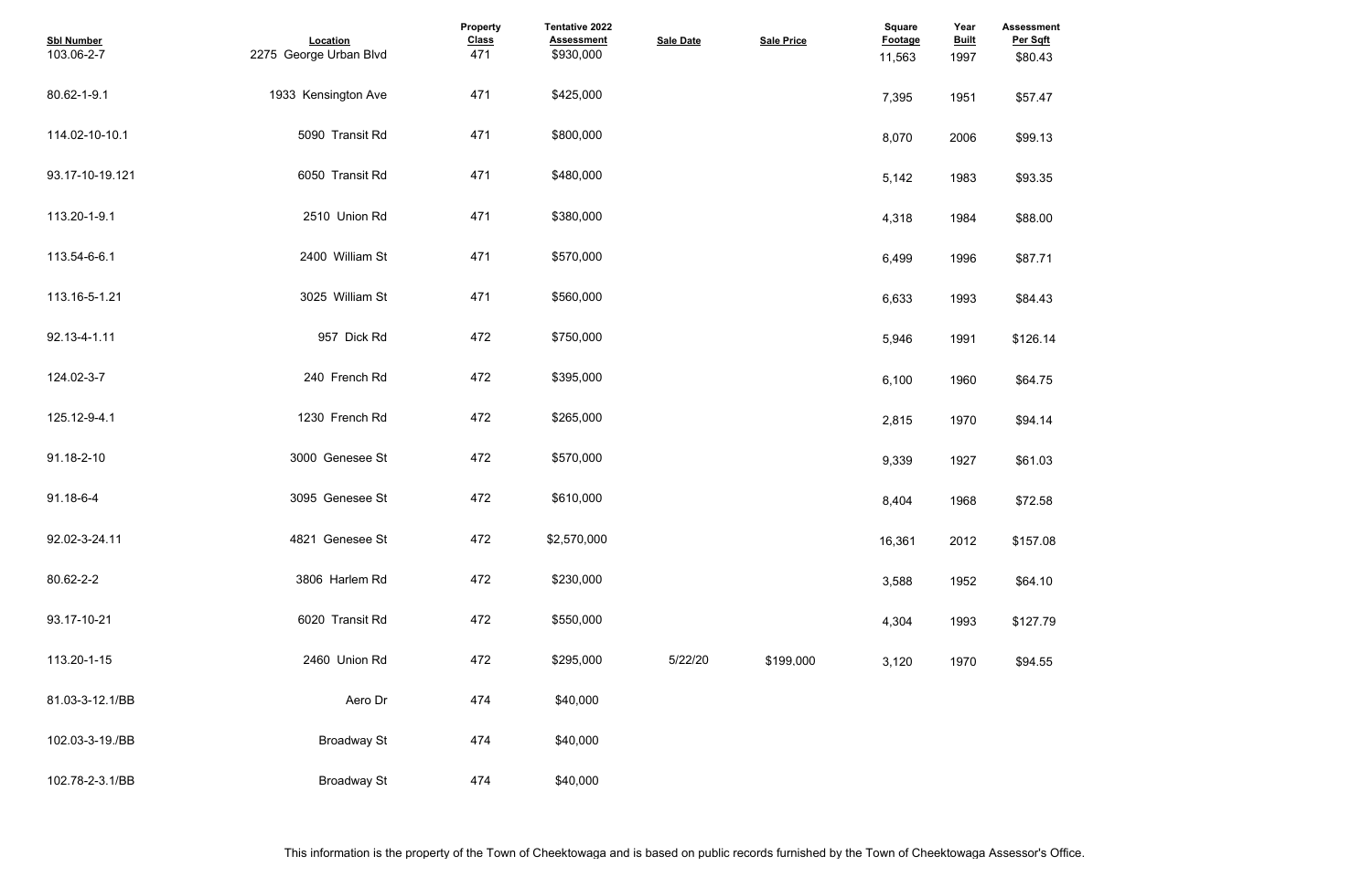| Sbl Number | Location | Property Class | Tentative 2022 Assessment | Sale Date | Sale Price | Square Footage | Year Built | Assessment Per Sqft |
|---|---|---|---|---|---|---|---|---|
| 103.06-2-7 | 2275 George Urban Blvd | 471 | $930,000 | | | 11,563 | 1997 | $80.43 |
| 80.62-1-9.1 | 1933 Kensington Ave | 471 | $425,000 | | | 7,395 | 1951 | $57.47 |
| 114.02-10-10.1 | 5090 Transit Rd | 471 | $800,000 | | | 8,070 | 2006 | $99.13 |
| 93.17-10-19.121 | 6050 Transit Rd | 471 | $480,000 | | | 5,142 | 1983 | $93.35 |
| 113.20-1-9.1 | 2510 Union Rd | 471 | $380,000 | | | 4,318 | 1984 | $88.00 |
| 113.54-6-6.1 | 2400 William St | 471 | $570,000 | | | 6,499 | 1996 | $87.71 |
| 113.16-5-1.21 | 3025 William St | 471 | $560,000 | | | 6,633 | 1993 | $84.43 |
| 92.13-4-1.11 | 957 Dick Rd | 472 | $750,000 | | | 5,946 | 1991 | $126.14 |
| 124.02-3-7 | 240 French Rd | 472 | $395,000 | | | 6,100 | 1960 | $64.75 |
| 125.12-9-4.1 | 1230 French Rd | 472 | $265,000 | | | 2,815 | 1970 | $94.14 |
| 91.18-2-10 | 3000 Genesee St | 472 | $570,000 | | | 9,339 | 1927 | $61.03 |
| 91.18-6-4 | 3095 Genesee St | 472 | $610,000 | | | 8,404 | 1968 | $72.58 |
| 92.02-3-24.11 | 4821 Genesee St | 472 | $2,570,000 | | | 16,361 | 2012 | $157.08 |
| 80.62-2-2 | 3806 Harlem Rd | 472 | $230,000 | | | 3,588 | 1952 | $64.10 |
| 93.17-10-21 | 6020 Transit Rd | 472 | $550,000 | | | 4,304 | 1993 | $127.79 |
| 113.20-1-15 | 2460 Union Rd | 472 | $295,000 | 5/22/20 | $199,000 | 3,120 | 1970 | $94.55 |
| 81.03-3-12.1/BB | Aero Dr | 474 | $40,000 | | | | | |
| 102.03-3-19./BB | Broadway St | 474 | $40,000 | | | | | |
| 102.78-2-3.1/BB | Broadway St | 474 | $40,000 | | | | | |

This information is the property of the Town of Cheektowaga and is based on public records furnished by the Town of Cheektowaga Assessor's Office.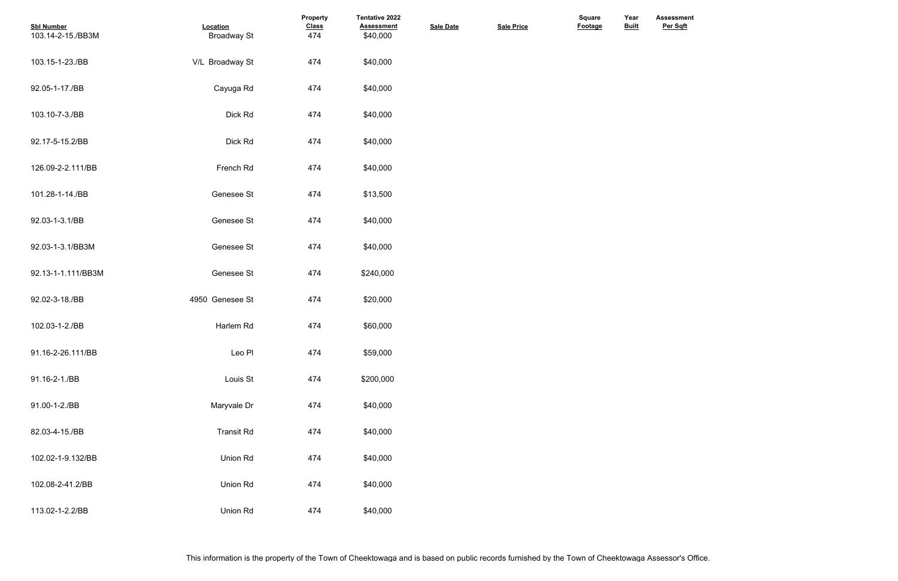| Sbl Number | Location | Property Class | Tentative 2022 Assessment | Sale Date | Sale Price | Square Footage | Year Built | Assessment Per Sqft |
|---|---|---|---|---|---|---|---|---|
| 103.14-2-15./BB3M | Broadway St | 474 | $40,000 | | | | | |
| 103.15-1-23./BB | V/L Broadway St | 474 | $40,000 | | | | | |
| 92.05-1-17./BB | Cayuga Rd | 474 | $40,000 | | | | | |
| 103.10-7-3./BB | Dick Rd | 474 | $40,000 | | | | | |
| 92.17-5-15.2/BB | Dick Rd | 474 | $40,000 | | | | | |
| 126.09-2-2.111/BB | French Rd | 474 | $40,000 | | | | | |
| 101.28-1-14./BB | Genesee St | 474 | $13,500 | | | | | |
| 92.03-1-3.1/BB | Genesee St | 474 | $40,000 | | | | | |
| 92.03-1-3.1/BB3M | Genesee St | 474 | $40,000 | | | | | |
| 92.13-1-1.111/BB3M | Genesee St | 474 | $240,000 | | | | | |
| 92.02-3-18./BB | 4950 Genesee St | 474 | $20,000 | | | | | |
| 102.03-1-2./BB | Harlem Rd | 474 | $60,000 | | | | | |
| 91.16-2-26.111/BB | Leo Pl | 474 | $59,000 | | | | | |
| 91.16-2-1./BB | Louis St | 474 | $200,000 | | | | | |
| 91.00-1-2./BB | Maryvale Dr | 474 | $40,000 | | | | | |
| 82.03-4-15./BB | Transit Rd | 474 | $40,000 | | | | | |
| 102.02-1-9.132/BB | Union Rd | 474 | $40,000 | | | | | |
| 102.08-2-41.2/BB | Union Rd | 474 | $40,000 | | | | | |
| 113.02-1-2.2/BB | Union Rd | 474 | $40,000 | | | | | |

This information is the property of the Town of Cheektowaga and is based on public records furnished by the Town of Cheektowaga Assessor's Office.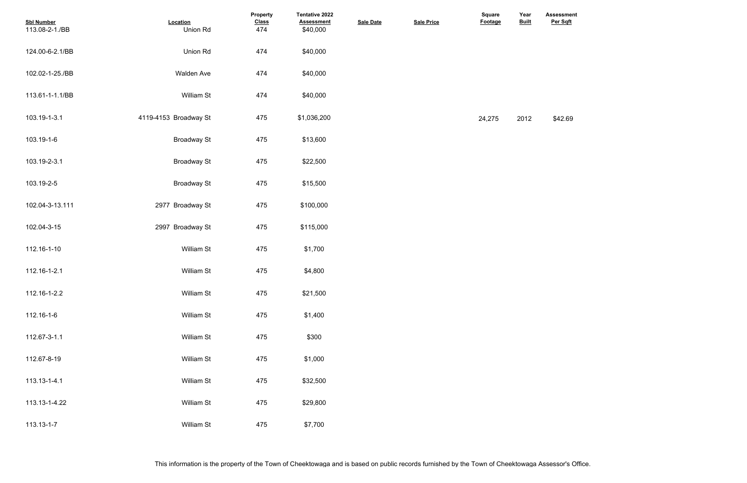| Sbl Number | Location | Property Class | Tentative 2022 Assessment | Sale Date | Sale Price | Square Footage | Year Built | Assessment Per Sqft |
|---|---|---|---|---|---|---|---|---|
| 113.08-2-1./BB | Union Rd | 474 | $40,000 | | | | | |
| 124.00-6-2.1/BB | Union Rd | 474 | $40,000 | | | | | |
| 102.02-1-25./BB | Walden Ave | 474 | $40,000 | | | | | |
| 113.61-1-1.1/BB | William St | 474 | $40,000 | | | | | |
| 103.19-1-3.1 | 4119-4153 Broadway St | 475 | $1,036,200 | | | 24,275 | 2012 | $42.69 |
| 103.19-1-6 | Broadway St | 475 | $13,600 | | | | | |
| 103.19-2-3.1 | Broadway St | 475 | $22,500 | | | | | |
| 103.19-2-5 | Broadway St | 475 | $15,500 | | | | | |
| 102.04-3-13.111 | 2977 Broadway St | 475 | $100,000 | | | | | |
| 102.04-3-15 | 2997 Broadway St | 475 | $115,000 | | | | | |
| 112.16-1-10 | William St | 475 | $1,700 | | | | | |
| 112.16-1-2.1 | William St | 475 | $4,800 | | | | | |
| 112.16-1-2.2 | William St | 475 | $21,500 | | | | | |
| 112.16-1-6 | William St | 475 | $1,400 | | | | | |
| 112.67-3-1.1 | William St | 475 | $300 | | | | | |
| 112.67-8-19 | William St | 475 | $1,000 | | | | | |
| 113.13-1-4.1 | William St | 475 | $32,500 | | | | | |
| 113.13-1-4.22 | William St | 475 | $29,800 | | | | | |
| 113.13-1-7 | William St | 475 | $7,700 | | | | | |

This information is the property of the Town of Cheektowaga and is based on public records furnished by the Town of Cheektowaga Assessor's Office.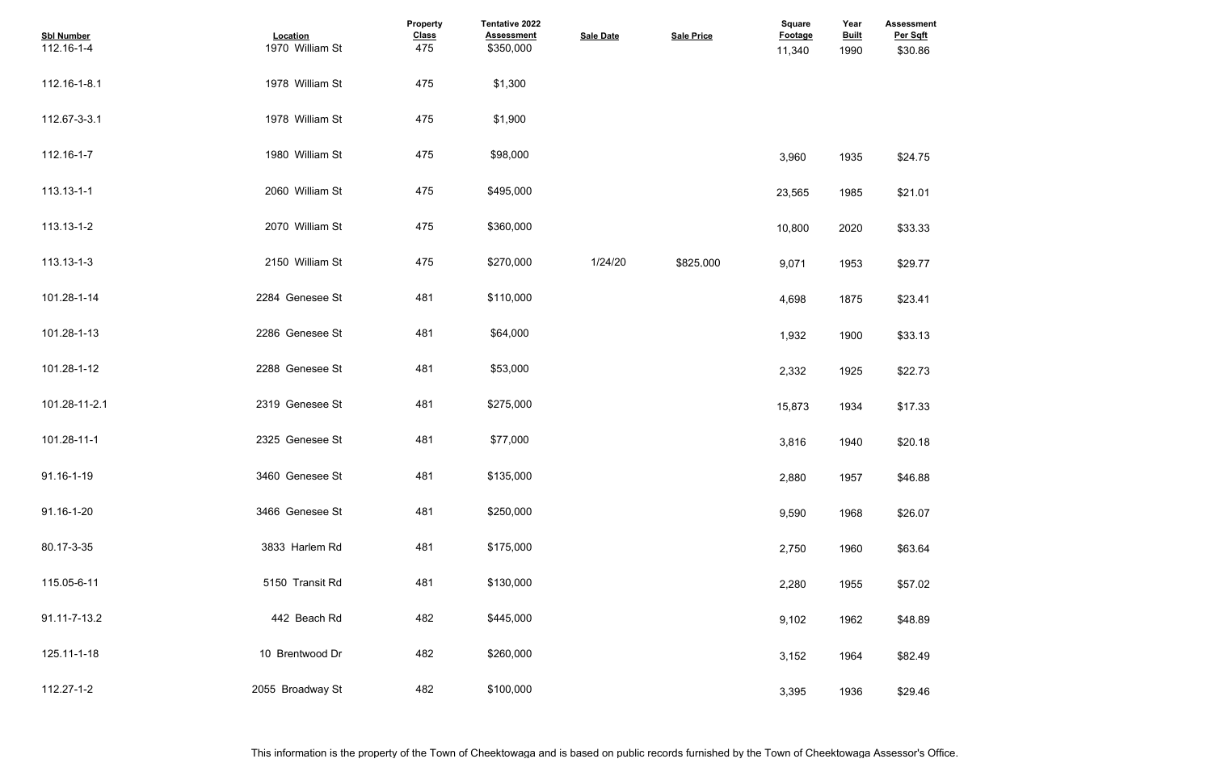| Sbl Number | Location | Property Class | Tentative 2022 Assessment | Sale Date | Sale Price | Square Footage | Year Built | Assessment Per Sqft |
|---|---|---|---|---|---|---|---|---|
| 112.16-1-4 | 1970 William St | 475 | $350,000 | | | 11,340 | 1990 | $30.86 |
| 112.16-1-8.1 | 1978 William St | 475 | $1,300 | | | | | |
| 112.67-3-3.1 | 1978 William St | 475 | $1,900 | | | | | |
| 112.16-1-7 | 1980 William St | 475 | $98,000 | | | 3,960 | 1935 | $24.75 |
| 113.13-1-1 | 2060 William St | 475 | $495,000 | | | 23,565 | 1985 | $21.01 |
| 113.13-1-2 | 2070 William St | 475 | $360,000 | | | 10,800 | 2020 | $33.33 |
| 113.13-1-3 | 2150 William St | 475 | $270,000 | 1/24/20 | $825,000 | 9,071 | 1953 | $29.77 |
| 101.28-1-14 | 2284 Genesee St | 481 | $110,000 | | | 4,698 | 1875 | $23.41 |
| 101.28-1-13 | 2286 Genesee St | 481 | $64,000 | | | 1,932 | 1900 | $33.13 |
| 101.28-1-12 | 2288 Genesee St | 481 | $53,000 | | | 2,332 | 1925 | $22.73 |
| 101.28-11-2.1 | 2319 Genesee St | 481 | $275,000 | | | 15,873 | 1934 | $17.33 |
| 101.28-11-1 | 2325 Genesee St | 481 | $77,000 | | | 3,816 | 1940 | $20.18 |
| 91.16-1-19 | 3460 Genesee St | 481 | $135,000 | | | 2,880 | 1957 | $46.88 |
| 91.16-1-20 | 3466 Genesee St | 481 | $250,000 | | | 9,590 | 1968 | $26.07 |
| 80.17-3-35 | 3833 Harlem Rd | 481 | $175,000 | | | 2,750 | 1960 | $63.64 |
| 115.05-6-11 | 5150 Transit Rd | 481 | $130,000 | | | 2,280 | 1955 | $57.02 |
| 91.11-7-13.2 | 442 Beach Rd | 482 | $445,000 | | | 9,102 | 1962 | $48.89 |
| 125.11-1-18 | 10 Brentwood Dr | 482 | $260,000 | | | 3,152 | 1964 | $82.49 |
| 112.27-1-2 | 2055 Broadway St | 482 | $100,000 | | | 3,395 | 1936 | $29.46 |

This information is the property of the Town of Cheektowaga and is based on public records furnished by the Town of Cheektowaga Assessor's Office.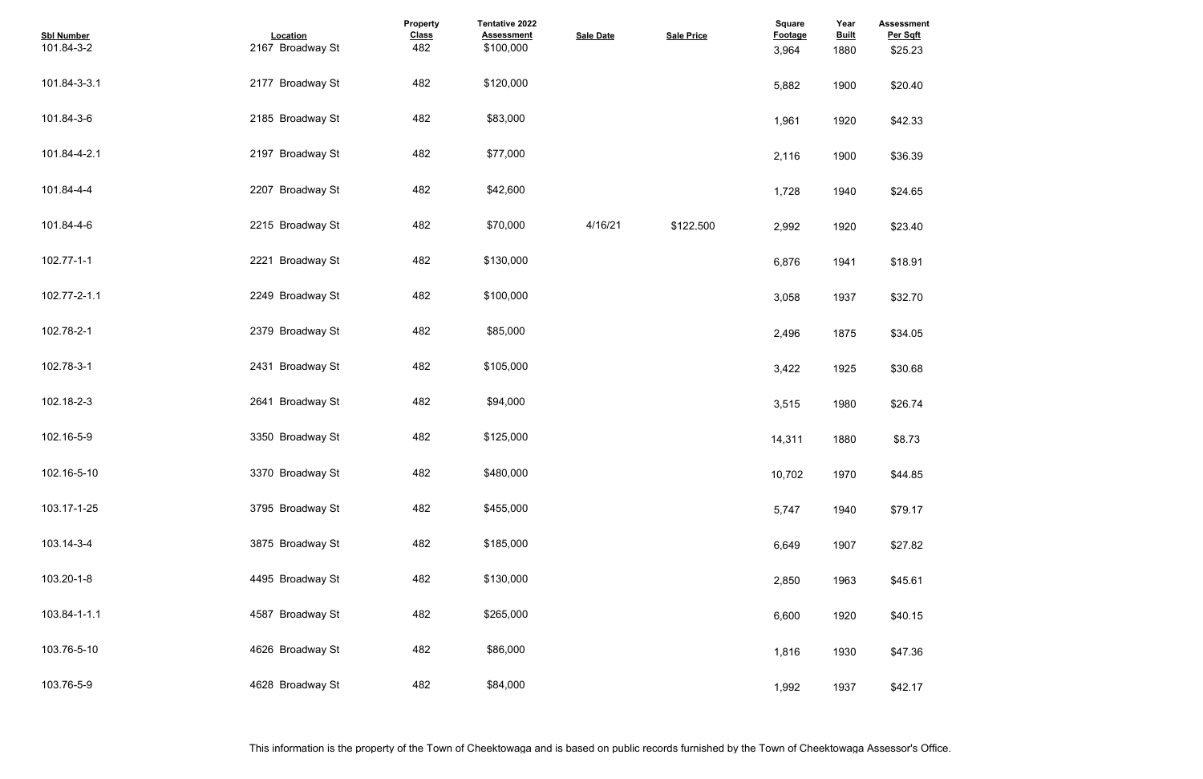| Sbl Number | Location | Property Class | Tentative 2022 Assessment | Sale Date | Sale Price | Square Footage | Year Built | Assessment Per Sqft |
|---|---|---|---|---|---|---|---|---|
| 101.84-3-2 | 2167 Broadway St | 482 | $100,000 | | | 3,964 | 1880 | $25.23 |
| 101.84-3-3.1 | 2177 Broadway St | 482 | $120,000 | | | 5,882 | 1900 | $20.40 |
| 101.84-3-6 | 2185 Broadway St | 482 | $83,000 | | | 1,961 | 1920 | $42.33 |
| 101.84-4-2.1 | 2197 Broadway St | 482 | $77,000 | | | 2,116 | 1900 | $36.39 |
| 101.84-4-4 | 2207 Broadway St | 482 | $42,600 | | | 1,728 | 1940 | $24.65 |
| 101.84-4-6 | 2215 Broadway St | 482 | $70,000 | 4/16/21 | $122,500 | 2,992 | 1920 | $23.40 |
| 102.77-1-1 | 2221 Broadway St | 482 | $130,000 | | | 6,876 | 1941 | $18.91 |
| 102.77-2-1.1 | 2249 Broadway St | 482 | $100,000 | | | 3,058 | 1937 | $32.70 |
| 102.78-2-1 | 2379 Broadway St | 482 | $85,000 | | | 2,496 | 1875 | $34.05 |
| 102.78-3-1 | 2431 Broadway St | 482 | $105,000 | | | 3,422 | 1925 | $30.68 |
| 102.18-2-3 | 2641 Broadway St | 482 | $94,000 | | | 3,515 | 1980 | $26.74 |
| 102.16-5-9 | 3350 Broadway St | 482 | $125,000 | | | 14,311 | 1880 | $8.73 |
| 102.16-5-10 | 3370 Broadway St | 482 | $480,000 | | | 10,702 | 1970 | $44.85 |
| 103.17-1-25 | 3795 Broadway St | 482 | $455,000 | | | 5,747 | 1940 | $79.17 |
| 103.14-3-4 | 3875 Broadway St | 482 | $185,000 | | | 6,649 | 1907 | $27.82 |
| 103.20-1-8 | 4495 Broadway St | 482 | $130,000 | | | 2,850 | 1963 | $45.61 |
| 103.84-1-1.1 | 4587 Broadway St | 482 | $265,000 | | | 6,600 | 1920 | $40.15 |
| 103.76-5-10 | 4626 Broadway St | 482 | $86,000 | | | 1,816 | 1930 | $47.36 |
| 103.76-5-9 | 4628 Broadway St | 482 | $84,000 | | | 1,992 | 1937 | $42.17 |

This information is the property of the Town of Cheektowaga and is based on public records furnished by the Town of Cheektowaga Assessor's Office.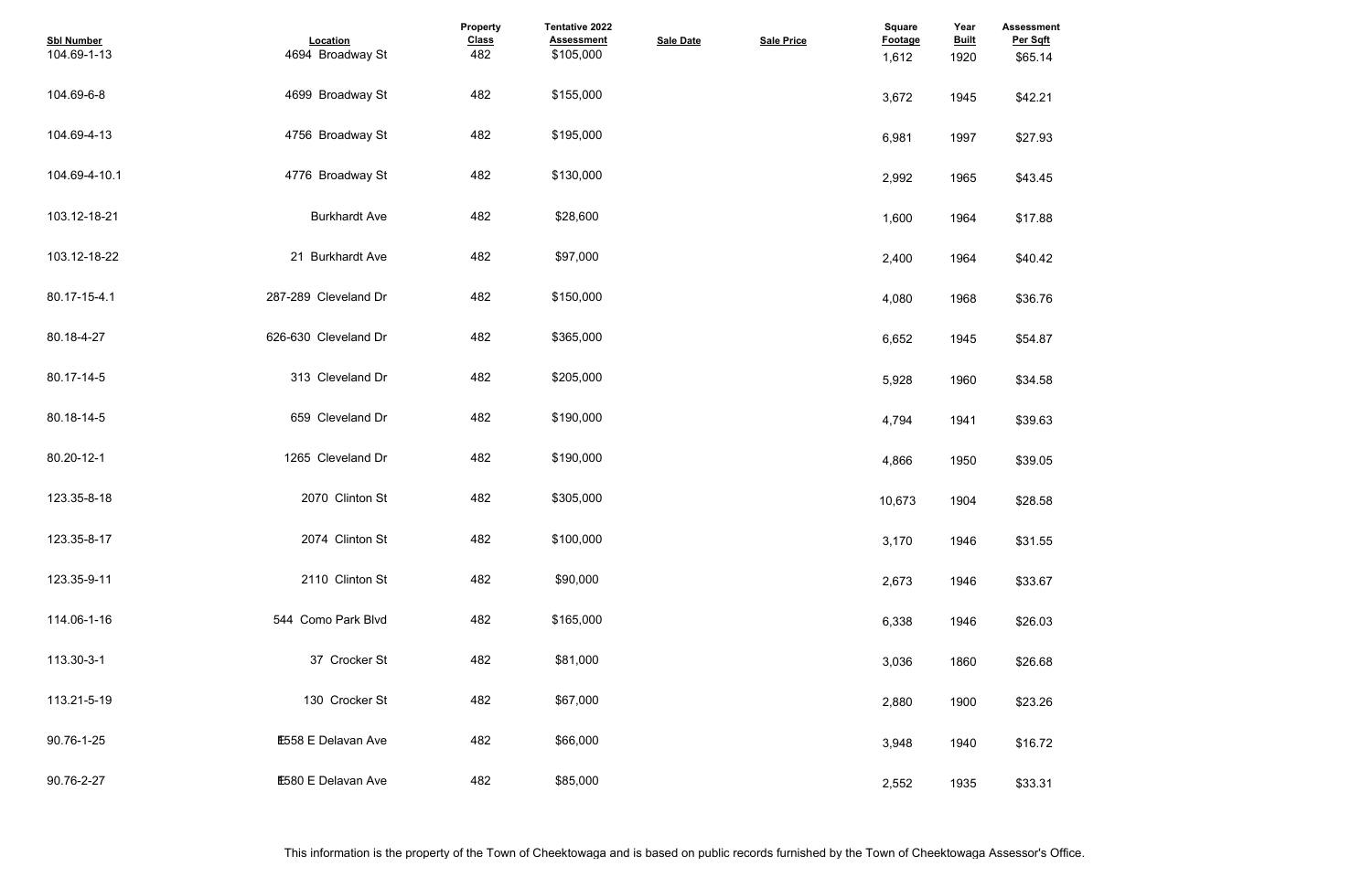| Sbl Number | Location | Property Class | Tentative 2022 Assessment | Sale Date | Sale Price | Square Footage | Year Built | Assessment Per Sqft |
|---|---|---|---|---|---|---|---|---|
| 104.69-1-13 | 4694 Broadway St | 482 | $105,000 | | | 1,612 | 1920 | $65.14 |
| 104.69-6-8 | 4699 Broadway St | 482 | $155,000 | | | 3,672 | 1945 | $42.21 |
| 104.69-4-13 | 4756 Broadway St | 482 | $195,000 | | | 6,981 | 1997 | $27.93 |
| 104.69-4-10.1 | 4776 Broadway St | 482 | $130,000 | | | 2,992 | 1965 | $43.45 |
| 103.12-18-21 | Burkhardt Ave | 482 | $28,600 | | | 1,600 | 1964 | $17.88 |
| 103.12-18-22 | 21 Burkhardt Ave | 482 | $97,000 | | | 2,400 | 1964 | $40.42 |
| 80.17-15-4.1 | 287-289 Cleveland Dr | 482 | $150,000 | | | 4,080 | 1968 | $36.76 |
| 80.18-4-27 | 626-630 Cleveland Dr | 482 | $365,000 | | | 6,652 | 1945 | $54.87 |
| 80.17-14-5 | 313 Cleveland Dr | 482 | $205,000 | | | 5,928 | 1960 | $34.58 |
| 80.18-14-5 | 659 Cleveland Dr | 482 | $190,000 | | | 4,794 | 1941 | $39.63 |
| 80.20-12-1 | 1265 Cleveland Dr | 482 | $190,000 | | | 4,866 | 1950 | $39.05 |
| 123.35-8-18 | 2070 Clinton St | 482 | $305,000 | | | 10,673 | 1904 | $28.58 |
| 123.35-8-17 | 2074 Clinton St | 482 | $100,000 | | | 3,170 | 1946 | $31.55 |
| 123.35-9-11 | 2110 Clinton St | 482 | $90,000 | | | 2,673 | 1946 | $33.67 |
| 114.06-1-16 | 544 Como Park Blvd | 482 | $165,000 | | | 6,338 | 1946 | $26.03 |
| 113.30-3-1 | 37 Crocker St | 482 | $81,000 | | | 3,036 | 1860 | $26.68 |
| 113.21-5-19 | 130 Crocker St | 482 | $67,000 | | | 2,880 | 1900 | $23.26 |
| 90.76-1-25 | 1558 E Delavan Ave | 482 | $66,000 | | | 3,948 | 1940 | $16.72 |
| 90.76-2-27 | 1580 E Delavan Ave | 482 | $85,000 | | | 2,552 | 1935 | $33.31 |

This information is the property of the Town of Cheektowaga and is based on public records furnished by the Town of Cheektowaga Assessor's Office.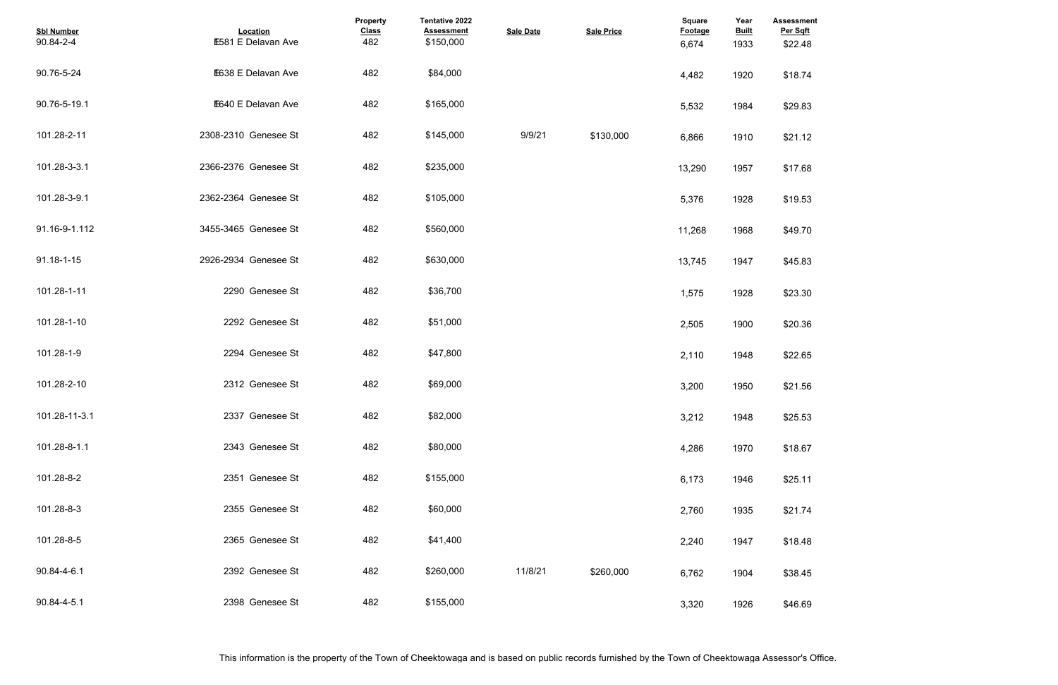| Sbl Number | Location | Property Class | Tentative 2022 Assessment | Sale Date | Sale Price | Square Footage | Year Built | Assessment Per Sqft |
|---|---|---|---|---|---|---|---|---|
| 90.84-2-4 | 1581 E Delavan Ave | 482 | $150,000 | | | 6,674 | 1933 | $22.48 |
| 90.76-5-24 | 1638 E Delavan Ave | 482 | $84,000 | | | 4,482 | 1920 | $18.74 |
| 90.76-5-19.1 | 1640 E Delavan Ave | 482 | $165,000 | | | 5,532 | 1984 | $29.83 |
| 101.28-2-11 | 2308-2310 Genesee St | 482 | $145,000 | 9/9/21 | $130,000 | 6,866 | 1910 | $21.12 |
| 101.28-3-3.1 | 2366-2376 Genesee St | 482 | $235,000 | | | 13,290 | 1957 | $17.68 |
| 101.28-3-9.1 | 2362-2364 Genesee St | 482 | $105,000 | | | 5,376 | 1928 | $19.53 |
| 91.16-9-1.112 | 3455-3465 Genesee St | 482 | $560,000 | | | 11,268 | 1968 | $49.70 |
| 91.18-1-15 | 2926-2934 Genesee St | 482 | $630,000 | | | 13,745 | 1947 | $45.83 |
| 101.28-1-11 | 2290 Genesee St | 482 | $36,700 | | | 1,575 | 1928 | $23.30 |
| 101.28-1-10 | 2292 Genesee St | 482 | $51,000 | | | 2,505 | 1900 | $20.36 |
| 101.28-1-9 | 2294 Genesee St | 482 | $47,800 | | | 2,110 | 1948 | $22.65 |
| 101.28-2-10 | 2312 Genesee St | 482 | $69,000 | | | 3,200 | 1950 | $21.56 |
| 101.28-11-3.1 | 2337 Genesee St | 482 | $82,000 | | | 3,212 | 1948 | $25.53 |
| 101.28-8-1.1 | 2343 Genesee St | 482 | $80,000 | | | 4,286 | 1970 | $18.67 |
| 101.28-8-2 | 2351 Genesee St | 482 | $155,000 | | | 6,173 | 1946 | $25.11 |
| 101.28-8-3 | 2355 Genesee St | 482 | $60,000 | | | 2,760 | 1935 | $21.74 |
| 101.28-8-5 | 2365 Genesee St | 482 | $41,400 | | | 2,240 | 1947 | $18.48 |
| 90.84-4-6.1 | 2392 Genesee St | 482 | $260,000 | 11/8/21 | $260,000 | 6,762 | 1904 | $38.45 |
| 90.84-4-5.1 | 2398 Genesee St | 482 | $155,000 | | | 3,320 | 1926 | $46.69 |

This information is the property of the Town of Cheektowaga and is based on public records furnished by the Town of Cheektowaga Assessor's Office.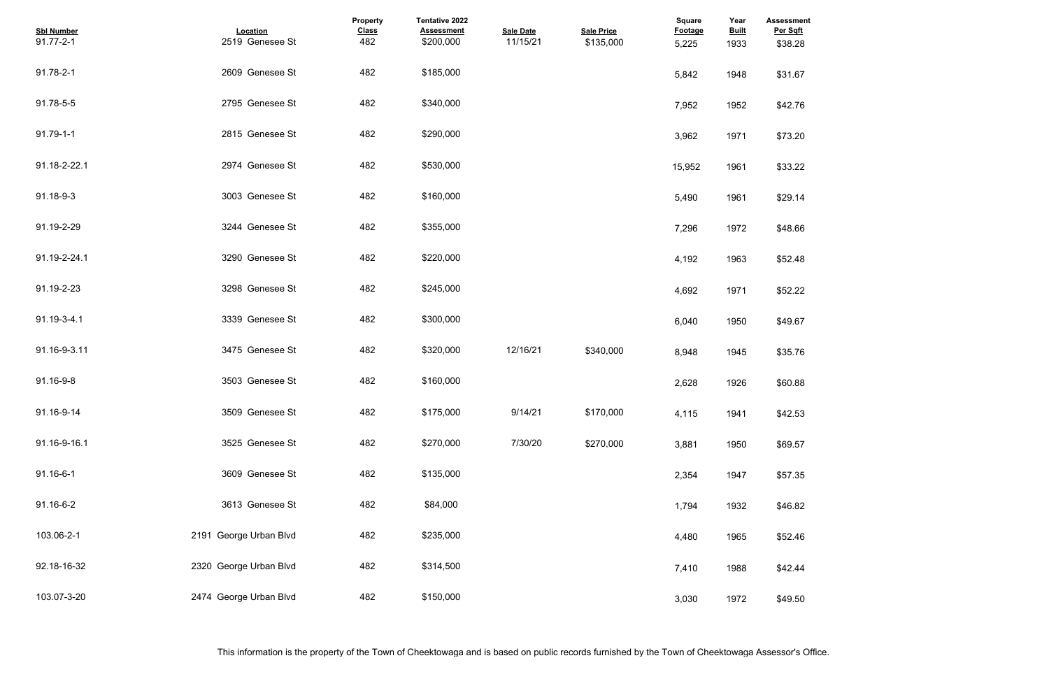| Sbl Number | Location | Property Class | Tentative 2022 Assessment | Sale Date | Sale Price | Square Footage | Year Built | Assessment Per Sqft |
|---|---|---|---|---|---|---|---|---|
| 91.77-2-1 | 2519 Genesee St | 482 | $200,000 | 11/15/21 | $135,000 | 5,225 | 1933 | $38.28 |
| 91.78-2-1 | 2609 Genesee St | 482 | $185,000 | | | 5,842 | 1948 | $31.67 |
| 91.78-5-5 | 2795 Genesee St | 482 | $340,000 | | | 7,952 | 1952 | $42.76 |
| 91.79-1-1 | 2815 Genesee St | 482 | $290,000 | | | 3,962 | 1971 | $73.20 |
| 91.18-2-22.1 | 2974 Genesee St | 482 | $530,000 | | | 15,952 | 1961 | $33.22 |
| 91.18-9-3 | 3003 Genesee St | 482 | $160,000 | | | 5,490 | 1961 | $29.14 |
| 91.19-2-29 | 3244 Genesee St | 482 | $355,000 | | | 7,296 | 1972 | $48.66 |
| 91.19-2-24.1 | 3290 Genesee St | 482 | $220,000 | | | 4,192 | 1963 | $52.48 |
| 91.19-2-23 | 3298 Genesee St | 482 | $245,000 | | | 4,692 | 1971 | $52.22 |
| 91.19-3-4.1 | 3339 Genesee St | 482 | $300,000 | | | 6,040 | 1950 | $49.67 |
| 91.16-9-3.11 | 3475 Genesee St | 482 | $320,000 | 12/16/21 | $340,000 | 8,948 | 1945 | $35.76 |
| 91.16-9-8 | 3503 Genesee St | 482 | $160,000 | | | 2,628 | 1926 | $60.88 |
| 91.16-9-14 | 3509 Genesee St | 482 | $175,000 | 9/14/21 | $170,000 | 4,115 | 1941 | $42.53 |
| 91.16-9-16.1 | 3525 Genesee St | 482 | $270,000 | 7/30/20 | $270,000 | 3,881 | 1950 | $69.57 |
| 91.16-6-1 | 3609 Genesee St | 482 | $135,000 | | | 2,354 | 1947 | $57.35 |
| 91.16-6-2 | 3613 Genesee St | 482 | $84,000 | | | 1,794 | 1932 | $46.82 |
| 103.06-2-1 | 2191 George Urban Blvd | 482 | $235,000 | | | 4,480 | 1965 | $52.46 |
| 92.18-16-32 | 2320 George Urban Blvd | 482 | $314,500 | | | 7,410 | 1988 | $42.44 |
| 103.07-3-20 | 2474 George Urban Blvd | 482 | $150,000 | | | 3,030 | 1972 | $49.50 |

This information is the property of the Town of Cheektowaga and is based on public records furnished by the Town of Cheektowaga Assessor's Office.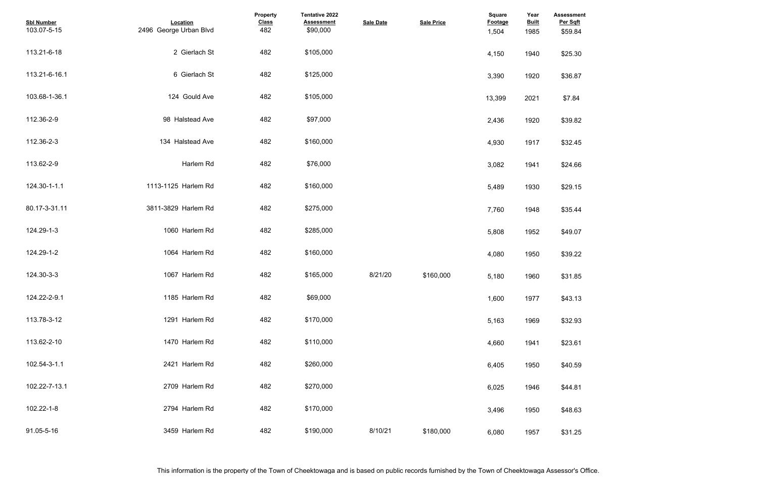| Sbl Number | Location | Property Class | Tentative 2022 Assessment | Sale Date | Sale Price | Square Footage | Year Built | Assessment Per Sqft |
|---|---|---|---|---|---|---|---|---|
| 103.07-5-15 | 2496 George Urban Blvd | 482 | $90,000 | | | 1,504 | 1985 | $59.84 |
| 113.21-6-18 | 2 Gierlach St | 482 | $105,000 | | | 4,150 | 1940 | $25.30 |
| 113.21-6-16.1 | 6 Gierlach St | 482 | $125,000 | | | 3,390 | 1920 | $36.87 |
| 103.68-1-36.1 | 124 Gould Ave | 482 | $105,000 | | | 13,399 | 2021 | $7.84 |
| 112.36-2-9 | 98 Halstead Ave | 482 | $97,000 | | | 2,436 | 1920 | $39.82 |
| 112.36-2-3 | 134 Halstead Ave | 482 | $160,000 | | | 4,930 | 1917 | $32.45 |
| 113.62-2-9 | Harlem Rd | 482 | $76,000 | | | 3,082 | 1941 | $24.66 |
| 124.30-1-1.1 | 1113-1125 Harlem Rd | 482 | $160,000 | | | 5,489 | 1930 | $29.15 |
| 80.17-3-31.11 | 3811-3829 Harlem Rd | 482 | $275,000 | | | 7,760 | 1948 | $35.44 |
| 124.29-1-3 | 1060 Harlem Rd | 482 | $285,000 | | | 5,808 | 1952 | $49.07 |
| 124.29-1-2 | 1064 Harlem Rd | 482 | $160,000 | | | 4,080 | 1950 | $39.22 |
| 124.30-3-3 | 1067 Harlem Rd | 482 | $165,000 | 8/21/20 | $160,000 | 5,180 | 1960 | $31.85 |
| 124.22-2-9.1 | 1185 Harlem Rd | 482 | $69,000 | | | 1,600 | 1977 | $43.13 |
| 113.78-3-12 | 1291 Harlem Rd | 482 | $170,000 | | | 5,163 | 1969 | $32.93 |
| 113.62-2-10 | 1470 Harlem Rd | 482 | $110,000 | | | 4,660 | 1941 | $23.61 |
| 102.54-3-1.1 | 2421 Harlem Rd | 482 | $260,000 | | | 6,405 | 1950 | $40.59 |
| 102.22-7-13.1 | 2709 Harlem Rd | 482 | $270,000 | | | 6,025 | 1946 | $44.81 |
| 102.22-1-8 | 2794 Harlem Rd | 482 | $170,000 | | | 3,496 | 1950 | $48.63 |
| 91.05-5-16 | 3459 Harlem Rd | 482 | $190,000 | 8/10/21 | $180,000 | 6,080 | 1957 | $31.25 |

This information is the property of the Town of Cheektowaga and is based on public records furnished by the Town of Cheektowaga Assessor's Office.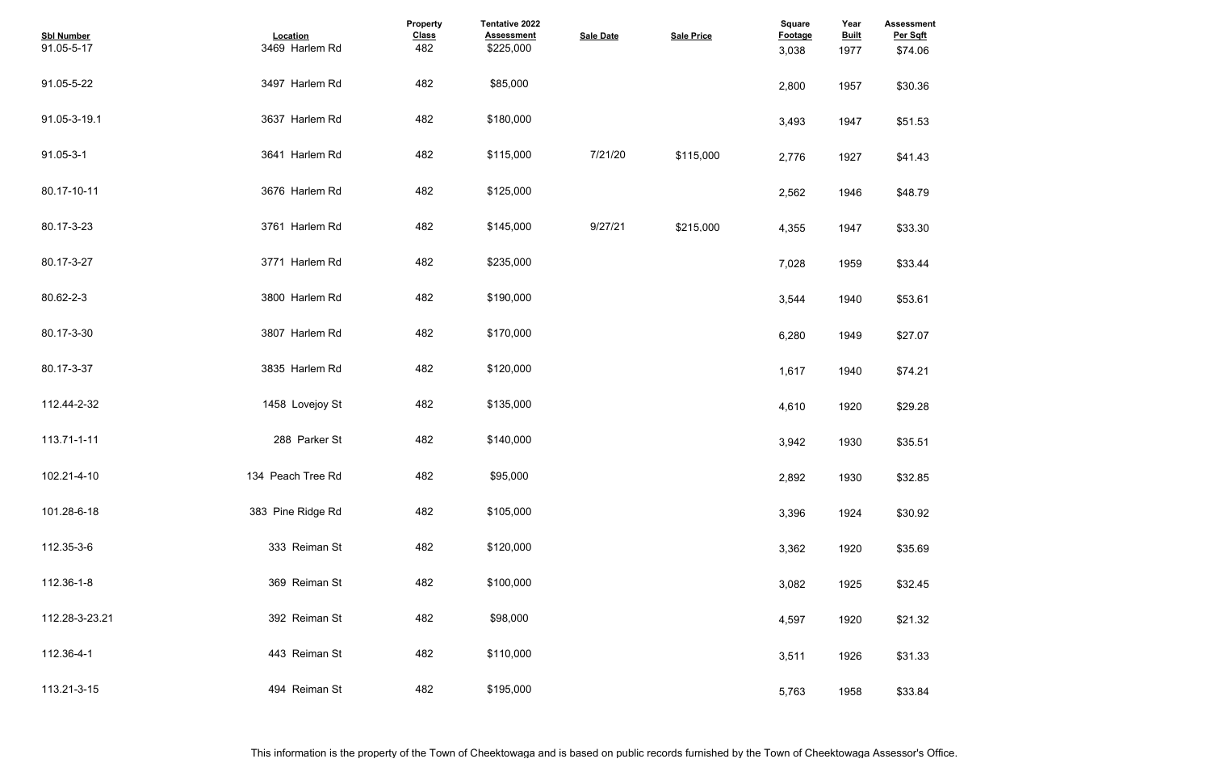| Sbl Number | Location | Property Class | Tentative 2022 Assessment | Sale Date | Sale Price | Square Footage | Year Built | Assessment Per Sqft |
|---|---|---|---|---|---|---|---|---|
| 91.05-5-17 | 3469 Harlem Rd | 482 | $225,000 | | | 3,038 | 1977 | $74.06 |
| 91.05-5-22 | 3497 Harlem Rd | 482 | $85,000 | | | 2,800 | 1957 | $30.36 |
| 91.05-3-19.1 | 3637 Harlem Rd | 482 | $180,000 | | | 3,493 | 1947 | $51.53 |
| 91.05-3-1 | 3641 Harlem Rd | 482 | $115,000 | 7/21/20 | $115,000 | 2,776 | 1927 | $41.43 |
| 80.17-10-11 | 3676 Harlem Rd | 482 | $125,000 | | | 2,562 | 1946 | $48.79 |
| 80.17-3-23 | 3761 Harlem Rd | 482 | $145,000 | 9/27/21 | $215,000 | 4,355 | 1947 | $33.30 |
| 80.17-3-27 | 3771 Harlem Rd | 482 | $235,000 | | | 7,028 | 1959 | $33.44 |
| 80.62-2-3 | 3800 Harlem Rd | 482 | $190,000 | | | 3,544 | 1940 | $53.61 |
| 80.17-3-30 | 3807 Harlem Rd | 482 | $170,000 | | | 6,280 | 1949 | $27.07 |
| 80.17-3-37 | 3835 Harlem Rd | 482 | $120,000 | | | 1,617 | 1940 | $74.21 |
| 112.44-2-32 | 1458 Lovejoy St | 482 | $135,000 | | | 4,610 | 1920 | $29.28 |
| 113.71-1-11 | 288 Parker St | 482 | $140,000 | | | 3,942 | 1930 | $35.51 |
| 102.21-4-10 | 134 Peach Tree Rd | 482 | $95,000 | | | 2,892 | 1930 | $32.85 |
| 101.28-6-18 | 383 Pine Ridge Rd | 482 | $105,000 | | | 3,396 | 1924 | $30.92 |
| 112.35-3-6 | 333 Reiman St | 482 | $120,000 | | | 3,362 | 1920 | $35.69 |
| 112.36-1-8 | 369 Reiman St | 482 | $100,000 | | | 3,082 | 1925 | $32.45 |
| 112.28-3-23.21 | 392 Reiman St | 482 | $98,000 | | | 4,597 | 1920 | $21.32 |
| 112.36-4-1 | 443 Reiman St | 482 | $110,000 | | | 3,511 | 1926 | $31.33 |
| 113.21-3-15 | 494 Reiman St | 482 | $195,000 | | | 5,763 | 1958 | $33.84 |

This information is the property of the Town of Cheektowaga and is based on public records furnished by the Town of Cheektowaga Assessor's Office.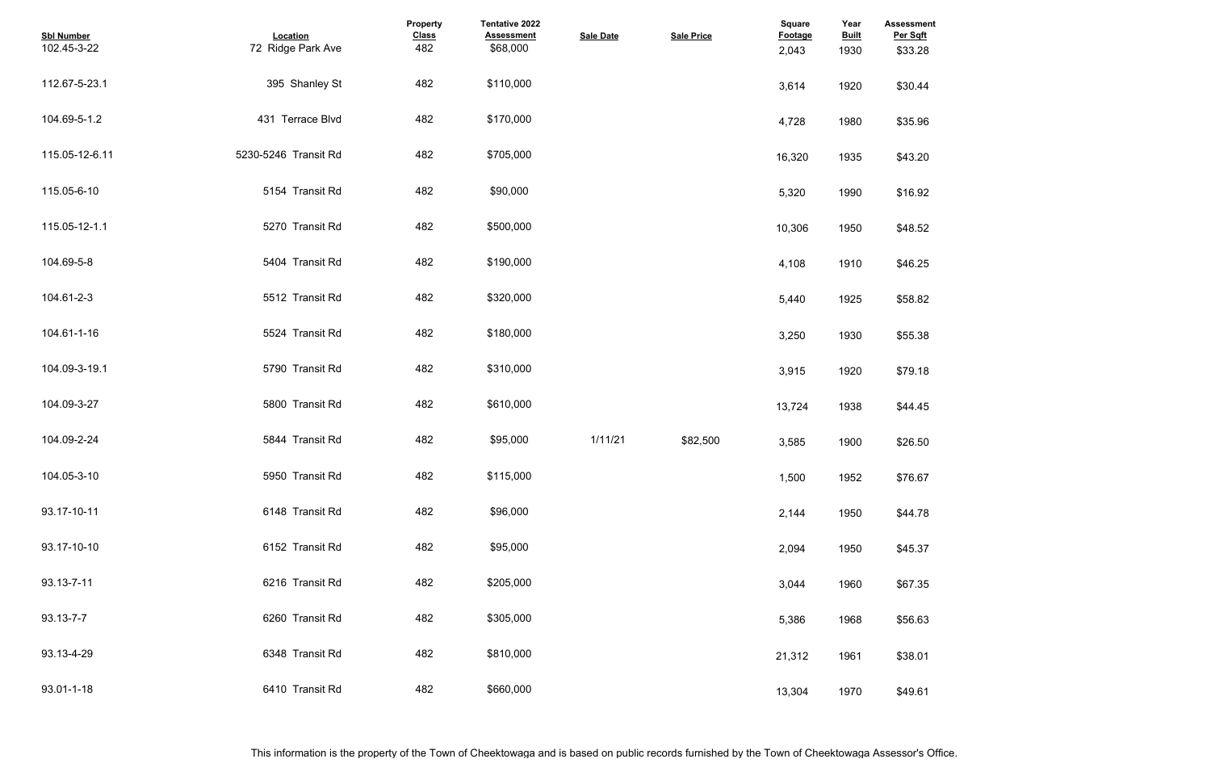| Sbl Number | Location | Property Class | Tentative 2022 Assessment | Sale Date | Sale Price | Square Footage | Year Built | Assessment Per Sqft |
|---|---|---|---|---|---|---|---|---|
| 102.45-3-22 | 72 Ridge Park Ave | 482 | $68,000 | | | 2,043 | 1930 | $33.28 |
| 112.67-5-23.1 | 395 Shanley St | 482 | $110,000 | | | 3,614 | 1920 | $30.44 |
| 104.69-5-1.2 | 431 Terrace Blvd | 482 | $170,000 | | | 4,728 | 1980 | $35.96 |
| 115.05-12-6.11 | 5230-5246 Transit Rd | 482 | $705,000 | | | 16,320 | 1935 | $43.20 |
| 115.05-6-10 | 5154 Transit Rd | 482 | $90,000 | | | 5,320 | 1990 | $16.92 |
| 115.05-12-1.1 | 5270 Transit Rd | 482 | $500,000 | | | 10,306 | 1950 | $48.52 |
| 104.69-5-8 | 5404 Transit Rd | 482 | $190,000 | | | 4,108 | 1910 | $46.25 |
| 104.61-2-3 | 5512 Transit Rd | 482 | $320,000 | | | 5,440 | 1925 | $58.82 |
| 104.61-1-16 | 5524 Transit Rd | 482 | $180,000 | | | 3,250 | 1930 | $55.38 |
| 104.09-3-19.1 | 5790 Transit Rd | 482 | $310,000 | | | 3,915 | 1920 | $79.18 |
| 104.09-3-27 | 5800 Transit Rd | 482 | $610,000 | | | 13,724 | 1938 | $44.45 |
| 104.09-2-24 | 5844 Transit Rd | 482 | $95,000 | 1/11/21 | $82,500 | 3,585 | 1900 | $26.50 |
| 104.05-3-10 | 5950 Transit Rd | 482 | $115,000 | | | 1,500 | 1952 | $76.67 |
| 93.17-10-11 | 6148 Transit Rd | 482 | $96,000 | | | 2,144 | 1950 | $44.78 |
| 93.17-10-10 | 6152 Transit Rd | 482 | $95,000 | | | 2,094 | 1950 | $45.37 |
| 93.13-7-11 | 6216 Transit Rd | 482 | $205,000 | | | 3,044 | 1960 | $67.35 |
| 93.13-7-7 | 6260 Transit Rd | 482 | $305,000 | | | 5,386 | 1968 | $56.63 |
| 93.13-4-29 | 6348 Transit Rd | 482 | $810,000 | | | 21,312 | 1961 | $38.01 |
| 93.01-1-18 | 6410 Transit Rd | 482 | $660,000 | | | 13,304 | 1970 | $49.61 |

This information is the property of the Town of Cheektowaga and is based on public records furnished by the Town of Cheektowaga Assessor's Office.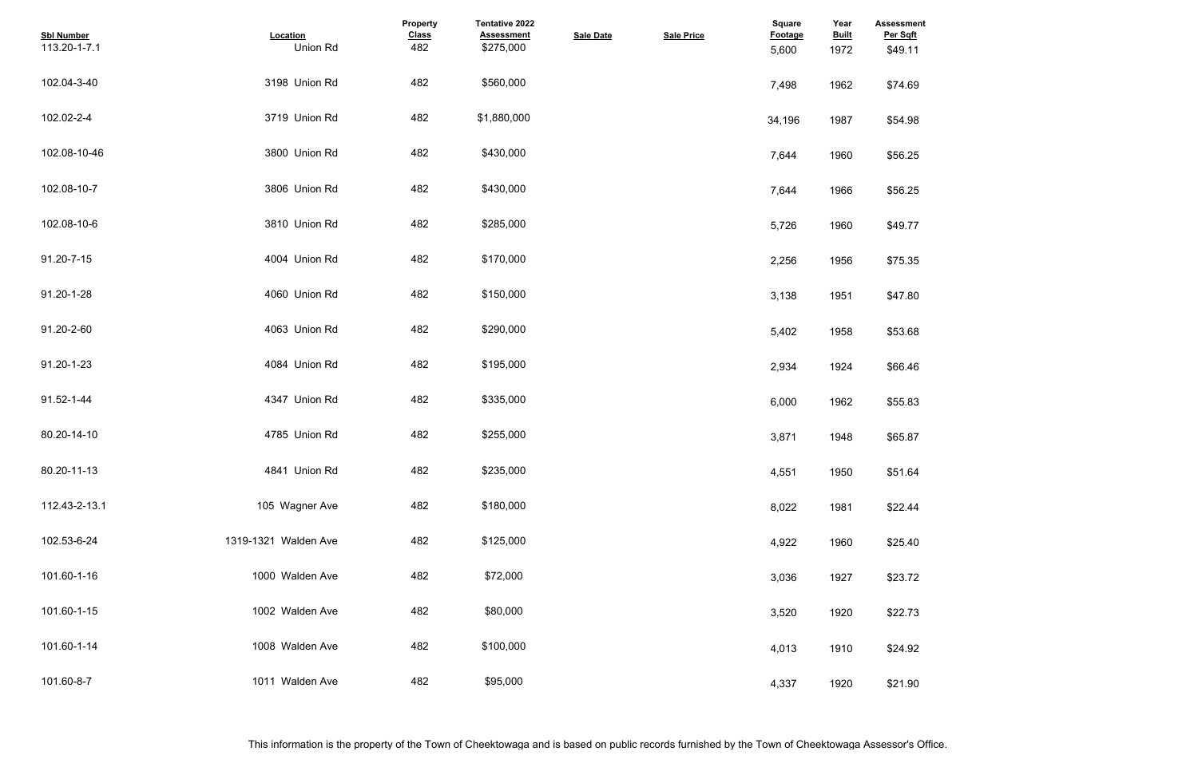| Sbl Number | Location | Property Class | Tentative 2022 Assessment | Sale Date | Sale Price | Square Footage | Year Built | Assessment Per Sqft |
|---|---|---|---|---|---|---|---|---|
| 113.20-1-7.1 | Union Rd | 482 | $275,000 | | | 5,600 | 1972 | $49.11 |
| 102.04-3-40 | 3198 Union Rd | 482 | $560,000 | | | 7,498 | 1962 | $74.69 |
| 102.02-2-4 | 3719 Union Rd | 482 | $1,880,000 | | | 34,196 | 1987 | $54.98 |
| 102.08-10-46 | 3800 Union Rd | 482 | $430,000 | | | 7,644 | 1960 | $56.25 |
| 102.08-10-7 | 3806 Union Rd | 482 | $430,000 | | | 7,644 | 1966 | $56.25 |
| 102.08-10-6 | 3810 Union Rd | 482 | $285,000 | | | 5,726 | 1960 | $49.77 |
| 91.20-7-15 | 4004 Union Rd | 482 | $170,000 | | | 2,256 | 1956 | $75.35 |
| 91.20-1-28 | 4060 Union Rd | 482 | $150,000 | | | 3,138 | 1951 | $47.80 |
| 91.20-2-60 | 4063 Union Rd | 482 | $290,000 | | | 5,402 | 1958 | $53.68 |
| 91.20-1-23 | 4084 Union Rd | 482 | $195,000 | | | 2,934 | 1924 | $66.46 |
| 91.52-1-44 | 4347 Union Rd | 482 | $335,000 | | | 6,000 | 1962 | $55.83 |
| 80.20-14-10 | 4785 Union Rd | 482 | $255,000 | | | 3,871 | 1948 | $65.87 |
| 80.20-11-13 | 4841 Union Rd | 482 | $235,000 | | | 4,551 | 1950 | $51.64 |
| 112.43-2-13.1 | 105 Wagner Ave | 482 | $180,000 | | | 8,022 | 1981 | $22.44 |
| 102.53-6-24 | 1319-1321 Walden Ave | 482 | $125,000 | | | 4,922 | 1960 | $25.40 |
| 101.60-1-16 | 1000 Walden Ave | 482 | $72,000 | | | 3,036 | 1927 | $23.72 |
| 101.60-1-15 | 1002 Walden Ave | 482 | $80,000 | | | 3,520 | 1920 | $22.73 |
| 101.60-1-14 | 1008 Walden Ave | 482 | $100,000 | | | 4,013 | 1910 | $24.92 |
| 101.60-8-7 | 1011 Walden Ave | 482 | $95,000 | | | 4,337 | 1920 | $21.90 |

This information is the property of the Town of Cheektowaga and is based on public records furnished by the Town of Cheektowaga Assessor's Office.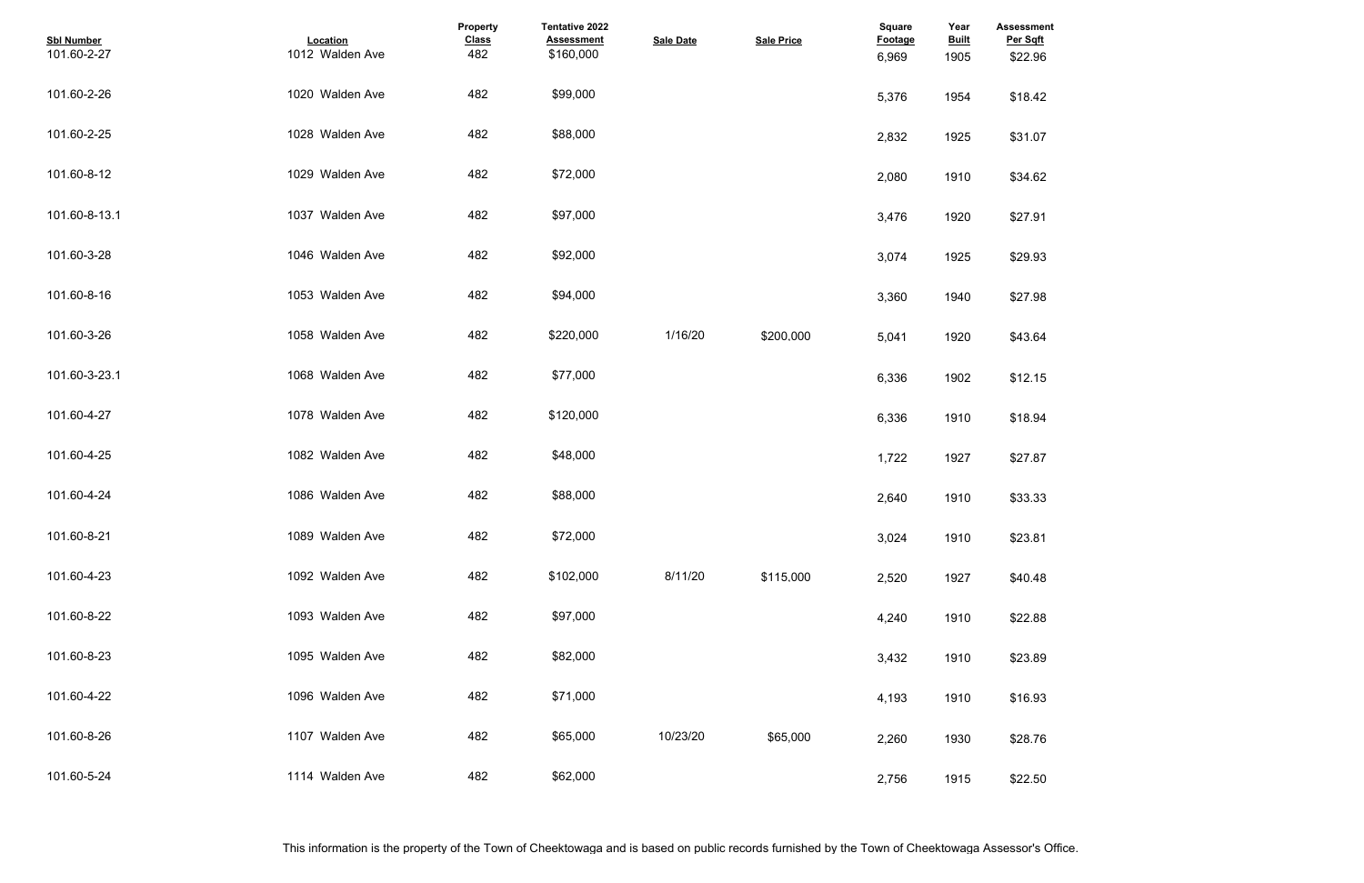| Sbl Number | Location | Property Class | Tentative 2022 Assessment | Sale Date | Sale Price | Square Footage | Year Built | Assessment Per Sqft |
|---|---|---|---|---|---|---|---|---|
| 101.60-2-27 | 1012 Walden Ave | 482 | $160,000 | | | 6,969 | 1905 | $22.96 |
| 101.60-2-26 | 1020 Walden Ave | 482 | $99,000 | | | 5,376 | 1954 | $18.42 |
| 101.60-2-25 | 1028 Walden Ave | 482 | $88,000 | | | 2,832 | 1925 | $31.07 |
| 101.60-8-12 | 1029 Walden Ave | 482 | $72,000 | | | 2,080 | 1910 | $34.62 |
| 101.60-8-13.1 | 1037 Walden Ave | 482 | $97,000 | | | 3,476 | 1920 | $27.91 |
| 101.60-3-28 | 1046 Walden Ave | 482 | $92,000 | | | 3,074 | 1925 | $29.93 |
| 101.60-8-16 | 1053 Walden Ave | 482 | $94,000 | | | 3,360 | 1940 | $27.98 |
| 101.60-3-26 | 1058 Walden Ave | 482 | $220,000 | 1/16/20 | $200,000 | 5,041 | 1920 | $43.64 |
| 101.60-3-23.1 | 1068 Walden Ave | 482 | $77,000 | | | 6,336 | 1902 | $12.15 |
| 101.60-4-27 | 1078 Walden Ave | 482 | $120,000 | | | 6,336 | 1910 | $18.94 |
| 101.60-4-25 | 1082 Walden Ave | 482 | $48,000 | | | 1,722 | 1927 | $27.87 |
| 101.60-4-24 | 1086 Walden Ave | 482 | $88,000 | | | 2,640 | 1910 | $33.33 |
| 101.60-8-21 | 1089 Walden Ave | 482 | $72,000 | | | 3,024 | 1910 | $23.81 |
| 101.60-4-23 | 1092 Walden Ave | 482 | $102,000 | 8/11/20 | $115,000 | 2,520 | 1927 | $40.48 |
| 101.60-8-22 | 1093 Walden Ave | 482 | $97,000 | | | 4,240 | 1910 | $22.88 |
| 101.60-8-23 | 1095 Walden Ave | 482 | $82,000 | | | 3,432 | 1910 | $23.89 |
| 101.60-4-22 | 1096 Walden Ave | 482 | $71,000 | | | 4,193 | 1910 | $16.93 |
| 101.60-8-26 | 1107 Walden Ave | 482 | $65,000 | 10/23/20 | $65,000 | 2,260 | 1930 | $28.76 |
| 101.60-5-24 | 1114 Walden Ave | 482 | $62,000 | | | 2,756 | 1915 | $22.50 |

This information is the property of the Town of Cheektowaga and is based on public records furnished by the Town of Cheektowaga Assessor's Office.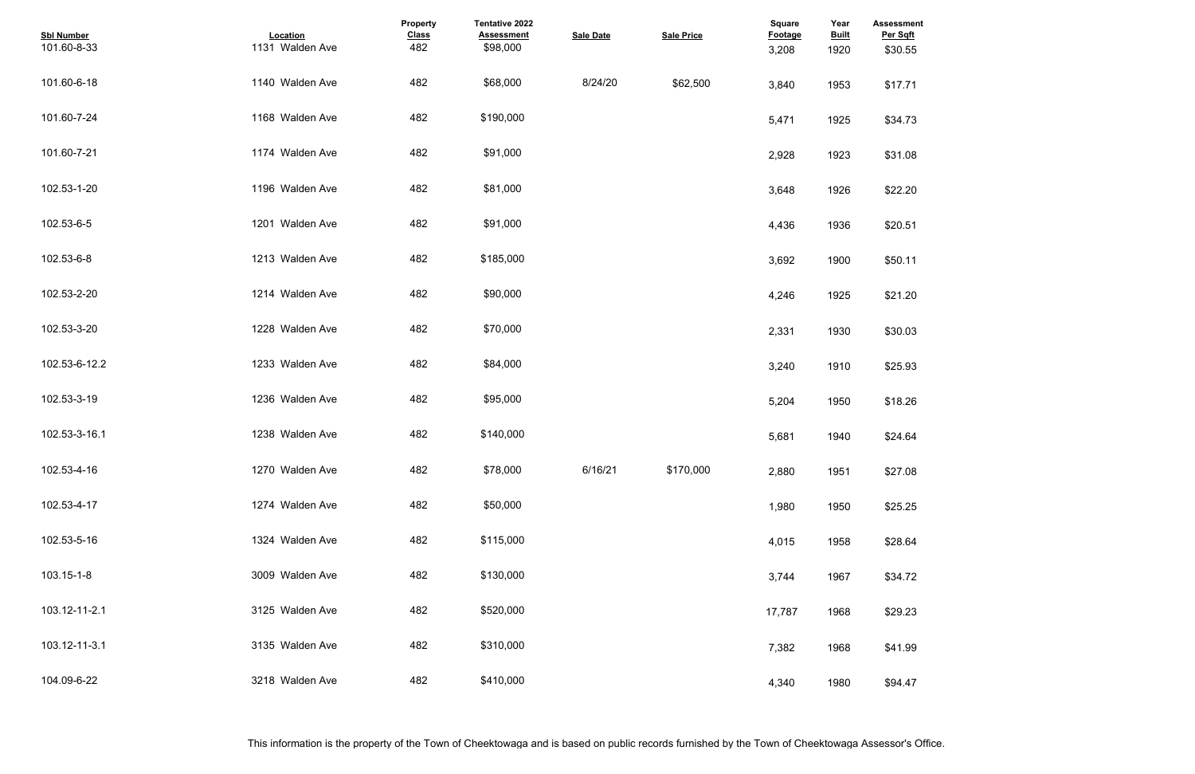| Sbl Number | Location | Property Class | Tentative 2022 Assessment | Sale Date | Sale Price | Square Footage | Year Built | Assessment Per Sqft |
|---|---|---|---|---|---|---|---|---|
| 101.60-8-33 | 1131 Walden Ave | 482 | $98,000 | | | 3,208 | 1920 | $30.55 |
| 101.60-6-18 | 1140 Walden Ave | 482 | $68,000 | 8/24/20 | $62,500 | 3,840 | 1953 | $17.71 |
| 101.60-7-24 | 1168 Walden Ave | 482 | $190,000 | | | 5,471 | 1925 | $34.73 |
| 101.60-7-21 | 1174 Walden Ave | 482 | $91,000 | | | 2,928 | 1923 | $31.08 |
| 102.53-1-20 | 1196 Walden Ave | 482 | $81,000 | | | 3,648 | 1926 | $22.20 |
| 102.53-6-5 | 1201 Walden Ave | 482 | $91,000 | | | 4,436 | 1936 | $20.51 |
| 102.53-6-8 | 1213 Walden Ave | 482 | $185,000 | | | 3,692 | 1900 | $50.11 |
| 102.53-2-20 | 1214 Walden Ave | 482 | $90,000 | | | 4,246 | 1925 | $21.20 |
| 102.53-3-20 | 1228 Walden Ave | 482 | $70,000 | | | 2,331 | 1930 | $30.03 |
| 102.53-6-12.2 | 1233 Walden Ave | 482 | $84,000 | | | 3,240 | 1910 | $25.93 |
| 102.53-3-19 | 1236 Walden Ave | 482 | $95,000 | | | 5,204 | 1950 | $18.26 |
| 102.53-3-16.1 | 1238 Walden Ave | 482 | $140,000 | | | 5,681 | 1940 | $24.64 |
| 102.53-4-16 | 1270 Walden Ave | 482 | $78,000 | 6/16/21 | $170,000 | 2,880 | 1951 | $27.08 |
| 102.53-4-17 | 1274 Walden Ave | 482 | $50,000 | | | 1,980 | 1950 | $25.25 |
| 102.53-5-16 | 1324 Walden Ave | 482 | $115,000 | | | 4,015 | 1958 | $28.64 |
| 103.15-1-8 | 3009 Walden Ave | 482 | $130,000 | | | 3,744 | 1967 | $34.72 |
| 103.12-11-2.1 | 3125 Walden Ave | 482 | $520,000 | | | 17,787 | 1968 | $29.23 |
| 103.12-11-3.1 | 3135 Walden Ave | 482 | $310,000 | | | 7,382 | 1968 | $41.99 |
| 104.09-6-22 | 3218 Walden Ave | 482 | $410,000 | | | 4,340 | 1980 | $94.47 |

This information is the property of the Town of Cheektowaga and is based on public records furnished by the Town of Cheektowaga Assessor's Office.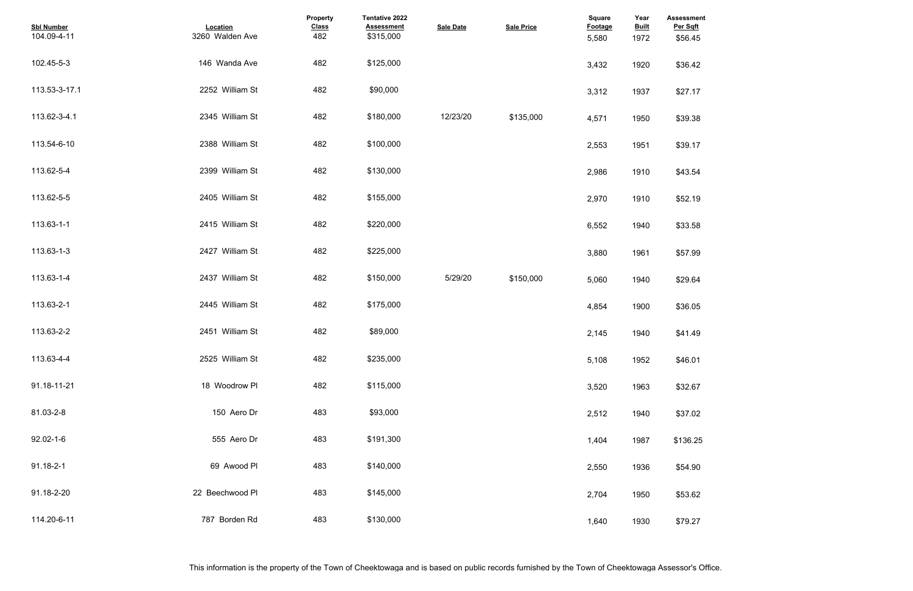| Sbl Number | Location | Property Class | Tentative 2022 Assessment | Sale Date | Sale Price | Square Footage | Year Built | Assessment Per Sqft |
|---|---|---|---|---|---|---|---|---|
| 104.09-4-11 | 3260 Walden Ave | 482 | $315,000 | | | 5,580 | 1972 | $56.45 |
| 102.45-5-3 | 146 Wanda Ave | 482 | $125,000 | | | 3,432 | 1920 | $36.42 |
| 113.53-3-17.1 | 2252 William St | 482 | $90,000 | | | 3,312 | 1937 | $27.17 |
| 113.62-3-4.1 | 2345 William St | 482 | $180,000 | 12/23/20 | $135,000 | 4,571 | 1950 | $39.38 |
| 113.54-6-10 | 2388 William St | 482 | $100,000 | | | 2,553 | 1951 | $39.17 |
| 113.62-5-4 | 2399 William St | 482 | $130,000 | | | 2,986 | 1910 | $43.54 |
| 113.62-5-5 | 2405 William St | 482 | $155,000 | | | 2,970 | 1910 | $52.19 |
| 113.63-1-1 | 2415 William St | 482 | $220,000 | | | 6,552 | 1940 | $33.58 |
| 113.63-1-3 | 2427 William St | 482 | $225,000 | | | 3,880 | 1961 | $57.99 |
| 113.63-1-4 | 2437 William St | 482 | $150,000 | 5/29/20 | $150,000 | 5,060 | 1940 | $29.64 |
| 113.63-2-1 | 2445 William St | 482 | $175,000 | | | 4,854 | 1900 | $36.05 |
| 113.63-2-2 | 2451 William St | 482 | $89,000 | | | 2,145 | 1940 | $41.49 |
| 113.63-4-4 | 2525 William St | 482 | $235,000 | | | 5,108 | 1952 | $46.01 |
| 91.18-11-21 | 18 Woodrow Pl | 482 | $115,000 | | | 3,520 | 1963 | $32.67 |
| 81.03-2-8 | 150 Aero Dr | 483 | $93,000 | | | 2,512 | 1940 | $37.02 |
| 92.02-1-6 | 555 Aero Dr | 483 | $191,300 | | | 1,404 | 1987 | $136.25 |
| 91.18-2-1 | 69 Awood Pl | 483 | $140,000 | | | 2,550 | 1936 | $54.90 |
| 91.18-2-20 | 22 Beechwood Pl | 483 | $145,000 | | | 2,704 | 1950 | $53.62 |
| 114.20-6-11 | 787 Borden Rd | 483 | $130,000 | | | 1,640 | 1930 | $79.27 |

This information is the property of the Town of Cheektowaga and is based on public records furnished by the Town of Cheektowaga Assessor's Office.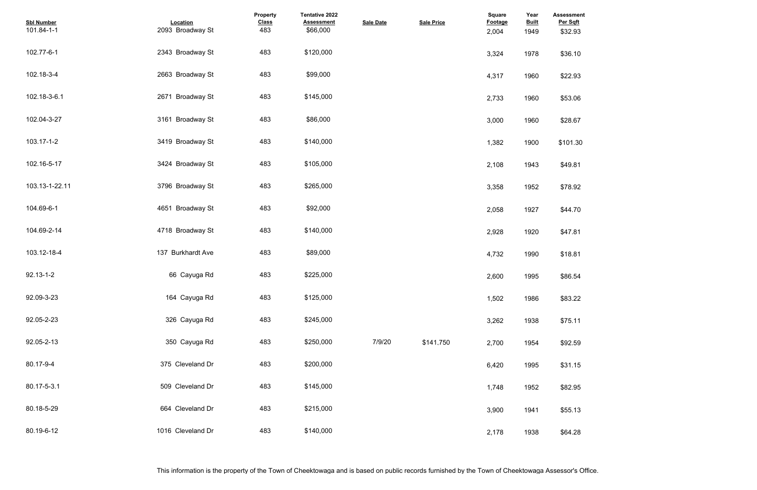| Sbl Number | Location | Property Class | Tentative 2022 Assessment | Sale Date | Sale Price | Square Footage | Year Built | Assessment Per Sqft |
|---|---|---|---|---|---|---|---|---|
| 101.84-1-1 | 2093 Broadway St | 483 | $66,000 | | | 2,004 | 1949 | $32.93 |
| 102.77-6-1 | 2343 Broadway St | 483 | $120,000 | | | 3,324 | 1978 | $36.10 |
| 102.18-3-4 | 2663 Broadway St | 483 | $99,000 | | | 4,317 | 1960 | $22.93 |
| 102.18-3-6.1 | 2671 Broadway St | 483 | $145,000 | | | 2,733 | 1960 | $53.06 |
| 102.04-3-27 | 3161 Broadway St | 483 | $86,000 | | | 3,000 | 1960 | $28.67 |
| 103.17-1-2 | 3419 Broadway St | 483 | $140,000 | | | 1,382 | 1900 | $101.30 |
| 102.16-5-17 | 3424 Broadway St | 483 | $105,000 | | | 2,108 | 1943 | $49.81 |
| 103.13-1-22.11 | 3796 Broadway St | 483 | $265,000 | | | 3,358 | 1952 | $78.92 |
| 104.69-6-1 | 4651 Broadway St | 483 | $92,000 | | | 2,058 | 1927 | $44.70 |
| 104.69-2-14 | 4718 Broadway St | 483 | $140,000 | | | 2,928 | 1920 | $47.81 |
| 103.12-18-4 | 137 Burkhardt Ave | 483 | $89,000 | | | 4,732 | 1990 | $18.81 |
| 92.13-1-2 | 66 Cayuga Rd | 483 | $225,000 | | | 2,600 | 1995 | $86.54 |
| 92.09-3-23 | 164 Cayuga Rd | 483 | $125,000 | | | 1,502 | 1986 | $83.22 |
| 92.05-2-23 | 326 Cayuga Rd | 483 | $245,000 | | | 3,262 | 1938 | $75.11 |
| 92.05-2-13 | 350 Cayuga Rd | 483 | $250,000 | 7/9/20 | $141,750 | 2,700 | 1954 | $92.59 |
| 80.17-9-4 | 375 Cleveland Dr | 483 | $200,000 | | | 6,420 | 1995 | $31.15 |
| 80.17-5-3.1 | 509 Cleveland Dr | 483 | $145,000 | | | 1,748 | 1952 | $82.95 |
| 80.18-5-29 | 664 Cleveland Dr | 483 | $215,000 | | | 3,900 | 1941 | $55.13 |
| 80.19-6-12 | 1016 Cleveland Dr | 483 | $140,000 | | | 2,178 | 1938 | $64.28 |

This information is the property of the Town of Cheektowaga and is based on public records furnished by the Town of Cheektowaga Assessor's Office.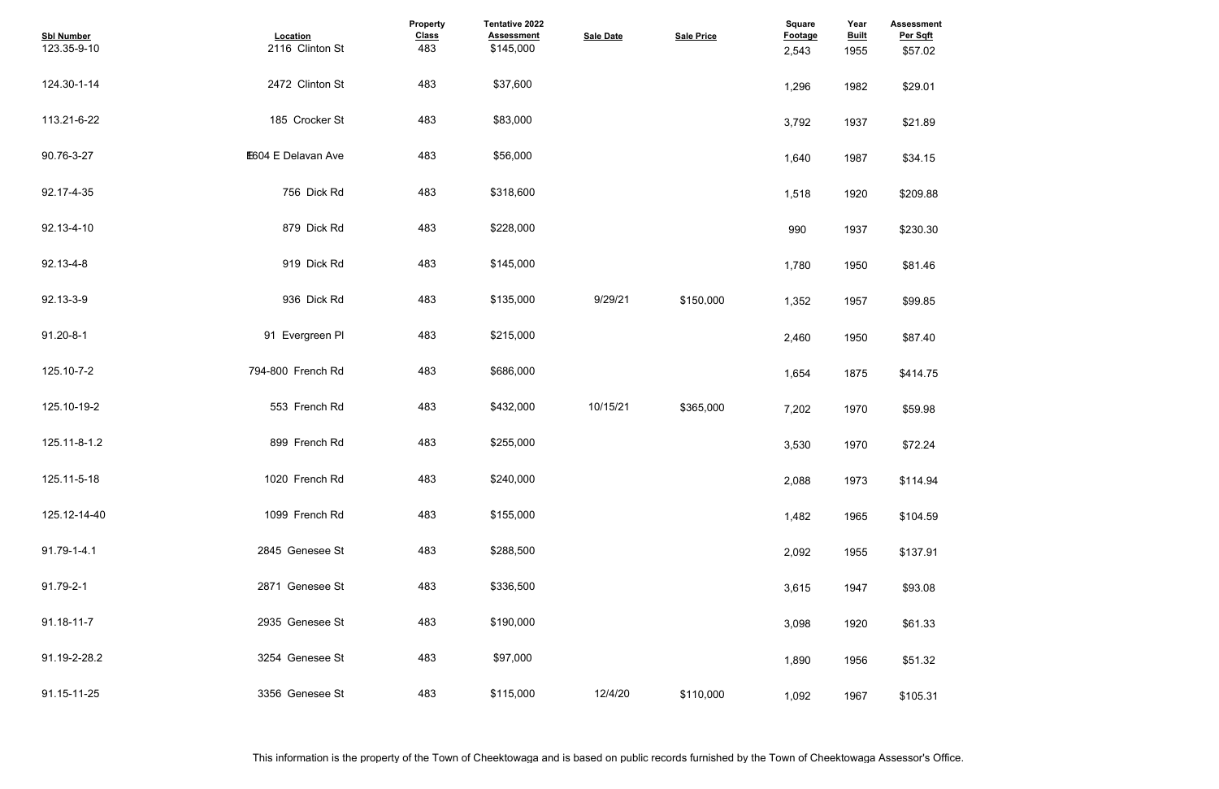| Sbl Number | Location | Property Class | Tentative 2022 Assessment | Sale Date | Sale Price | Square Footage | Year Built | Assessment Per Sqft |
|---|---|---|---|---|---|---|---|---|
| 123.35-9-10 | 2116 Clinton St | 483 | $145,000 | | | 2,543 | 1955 | $57.02 |
| 124.30-1-14 | 2472 Clinton St | 483 | $37,600 | | | 1,296 | 1982 | $29.01 |
| 113.21-6-22 | 185 Crocker St | 483 | $83,000 | | | 3,792 | 1937 | $21.89 |
| 90.76-3-27 | 1604 E Delavan Ave | 483 | $56,000 | | | 1,640 | 1987 | $34.15 |
| 92.17-4-35 | 756 Dick Rd | 483 | $318,600 | | | 1,518 | 1920 | $209.88 |
| 92.13-4-10 | 879 Dick Rd | 483 | $228,000 | | | 990 | 1937 | $230.30 |
| 92.13-4-8 | 919 Dick Rd | 483 | $145,000 | | | 1,780 | 1950 | $81.46 |
| 92.13-3-9 | 936 Dick Rd | 483 | $135,000 | 9/29/21 | $150,000 | 1,352 | 1957 | $99.85 |
| 91.20-8-1 | 91 Evergreen Pl | 483 | $215,000 | | | 2,460 | 1950 | $87.40 |
| 125.10-7-2 | 794-800 French Rd | 483 | $686,000 | | | 1,654 | 1875 | $414.75 |
| 125.10-19-2 | 553 French Rd | 483 | $432,000 | 10/15/21 | $365,000 | 7,202 | 1970 | $59.98 |
| 125.11-8-1.2 | 899 French Rd | 483 | $255,000 | | | 3,530 | 1970 | $72.24 |
| 125.11-5-18 | 1020 French Rd | 483 | $240,000 | | | 2,088 | 1973 | $114.94 |
| 125.12-14-40 | 1099 French Rd | 483 | $155,000 | | | 1,482 | 1965 | $104.59 |
| 91.79-1-4.1 | 2845 Genesee St | 483 | $288,500 | | | 2,092 | 1955 | $137.91 |
| 91.79-2-1 | 2871 Genesee St | 483 | $336,500 | | | 3,615 | 1947 | $93.08 |
| 91.18-11-7 | 2935 Genesee St | 483 | $190,000 | | | 3,098 | 1920 | $61.33 |
| 91.19-2-28.2 | 3254 Genesee St | 483 | $97,000 | | | 1,890 | 1956 | $51.32 |
| 91.15-11-25 | 3356 Genesee St | 483 | $115,000 | 12/4/20 | $110,000 | 1,092 | 1967 | $105.31 |

This information is the property of the Town of Cheektowaga and is based on public records furnished by the Town of Cheektowaga Assessor's Office.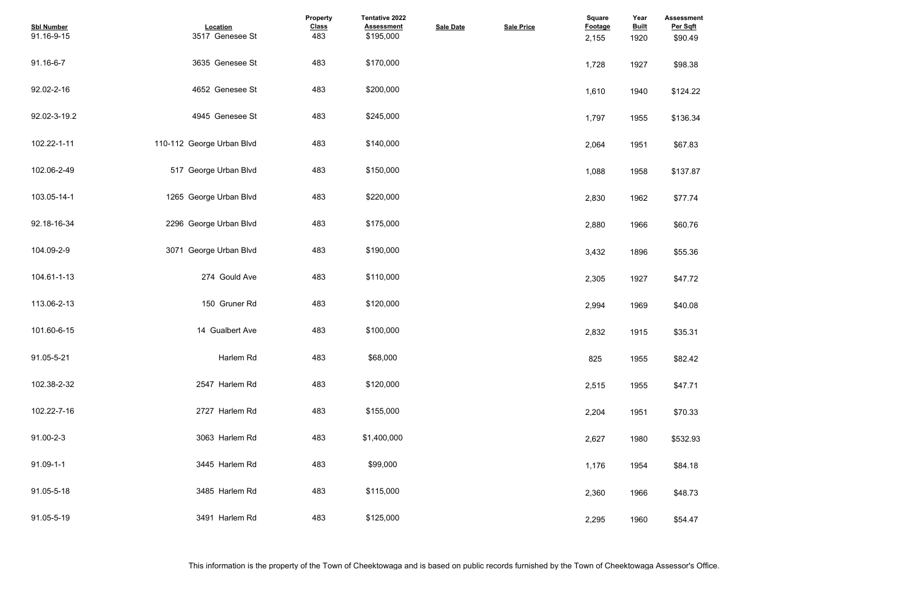| Sbl Number | Location | Property Class | Tentative 2022 Assessment | Sale Date | Sale Price | Square Footage | Year Built | Assessment Per Sqft |
|---|---|---|---|---|---|---|---|---|
| 91.16-9-15 | 3517 Genesee St | 483 | $195,000 | | | 2,155 | 1920 | $90.49 |
| 91.16-6-7 | 3635 Genesee St | 483 | $170,000 | | | 1,728 | 1927 | $98.38 |
| 92.02-2-16 | 4652 Genesee St | 483 | $200,000 | | | 1,610 | 1940 | $124.22 |
| 92.02-3-19.2 | 4945 Genesee St | 483 | $245,000 | | | 1,797 | 1955 | $136.34 |
| 102.22-1-11 | 110-112 George Urban Blvd | 483 | $140,000 | | | 2,064 | 1951 | $67.83 |
| 102.06-2-49 | 517 George Urban Blvd | 483 | $150,000 | | | 1,088 | 1958 | $137.87 |
| 103.05-14-1 | 1265 George Urban Blvd | 483 | $220,000 | | | 2,830 | 1962 | $77.74 |
| 92.18-16-34 | 2296 George Urban Blvd | 483 | $175,000 | | | 2,880 | 1966 | $60.76 |
| 104.09-2-9 | 3071 George Urban Blvd | 483 | $190,000 | | | 3,432 | 1896 | $55.36 |
| 104.61-1-13 | 274 Gould Ave | 483 | $110,000 | | | 2,305 | 1927 | $47.72 |
| 113.06-2-13 | 150 Gruner Rd | 483 | $120,000 | | | 2,994 | 1969 | $40.08 |
| 101.60-6-15 | 14 Gualbert Ave | 483 | $100,000 | | | 2,832 | 1915 | $35.31 |
| 91.05-5-21 | Harlem Rd | 483 | $68,000 | | | 825 | 1955 | $82.42 |
| 102.38-2-32 | 2547 Harlem Rd | 483 | $120,000 | | | 2,515 | 1955 | $47.71 |
| 102.22-7-16 | 2727 Harlem Rd | 483 | $155,000 | | | 2,204 | 1951 | $70.33 |
| 91.00-2-3 | 3063 Harlem Rd | 483 | $1,400,000 | | | 2,627 | 1980 | $532.93 |
| 91.09-1-1 | 3445 Harlem Rd | 483 | $99,000 | | | 1,176 | 1954 | $84.18 |
| 91.05-5-18 | 3485 Harlem Rd | 483 | $115,000 | | | 2,360 | 1966 | $48.73 |
| 91.05-5-19 | 3491 Harlem Rd | 483 | $125,000 | | | 2,295 | 1960 | $54.47 |

This information is the property of the Town of Cheektowaga and is based on public records furnished by the Town of Cheektowaga Assessor's Office.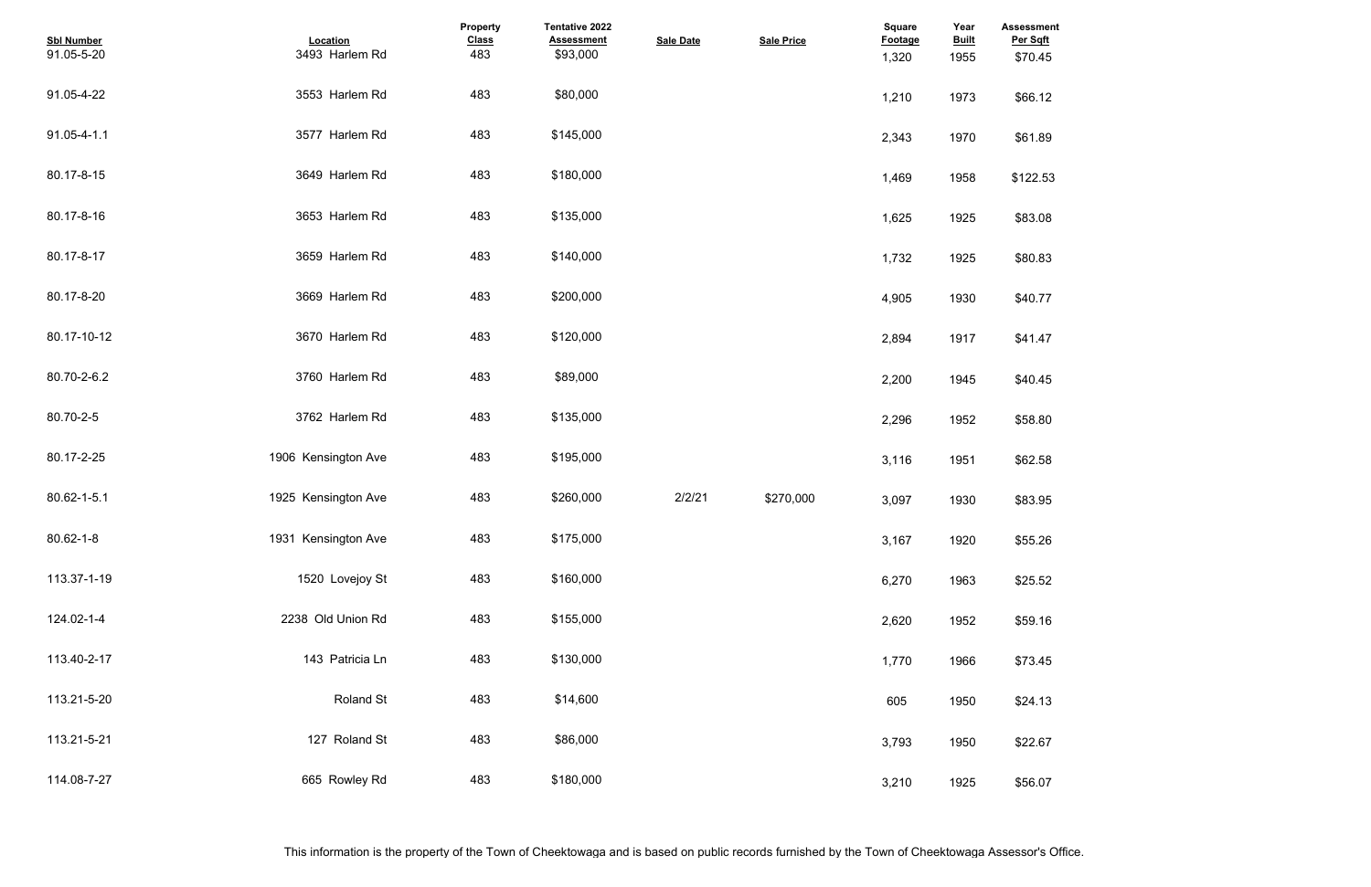| Sbl Number | Location | Property Class | Tentative 2022 Assessment | Sale Date | Sale Price | Square Footage | Year Built | Assessment Per Sqft |
|---|---|---|---|---|---|---|---|---|
| 91.05-5-20 | 3493 Harlem Rd | 483 | $93,000 | | | 1,320 | 1955 | $70.45 |
| 91.05-4-22 | 3553 Harlem Rd | 483 | $80,000 | | | 1,210 | 1973 | $66.12 |
| 91.05-4-1.1 | 3577 Harlem Rd | 483 | $145,000 | | | 2,343 | 1970 | $61.89 |
| 80.17-8-15 | 3649 Harlem Rd | 483 | $180,000 | | | 1,469 | 1958 | $122.53 |
| 80.17-8-16 | 3653 Harlem Rd | 483 | $135,000 | | | 1,625 | 1925 | $83.08 |
| 80.17-8-17 | 3659 Harlem Rd | 483 | $140,000 | | | 1,732 | 1925 | $80.83 |
| 80.17-8-20 | 3669 Harlem Rd | 483 | $200,000 | | | 4,905 | 1930 | $40.77 |
| 80.17-10-12 | 3670 Harlem Rd | 483 | $120,000 | | | 2,894 | 1917 | $41.47 |
| 80.70-2-6.2 | 3760 Harlem Rd | 483 | $89,000 | | | 2,200 | 1945 | $40.45 |
| 80.70-2-5 | 3762 Harlem Rd | 483 | $135,000 | | | 2,296 | 1952 | $58.80 |
| 80.17-2-25 | 1906 Kensington Ave | 483 | $195,000 | | | 3,116 | 1951 | $62.58 |
| 80.62-1-5.1 | 1925 Kensington Ave | 483 | $260,000 | 2/2/21 | $270,000 | 3,097 | 1930 | $83.95 |
| 80.62-1-8 | 1931 Kensington Ave | 483 | $175,000 | | | 3,167 | 1920 | $55.26 |
| 113.37-1-19 | 1520 Lovejoy St | 483 | $160,000 | | | 6,270 | 1963 | $25.52 |
| 124.02-1-4 | 2238 Old Union Rd | 483 | $155,000 | | | 2,620 | 1952 | $59.16 |
| 113.40-2-17 | 143 Patricia Ln | 483 | $130,000 | | | 1,770 | 1966 | $73.45 |
| 113.21-5-20 | Roland St | 483 | $14,600 | | | 605 | 1950 | $24.13 |
| 113.21-5-21 | 127 Roland St | 483 | $86,000 | | | 3,793 | 1950 | $22.67 |
| 114.08-7-27 | 665 Rowley Rd | 483 | $180,000 | | | 3,210 | 1925 | $56.07 |

This information is the property of the Town of Cheektowaga and is based on public records furnished by the Town of Cheektowaga Assessor's Office.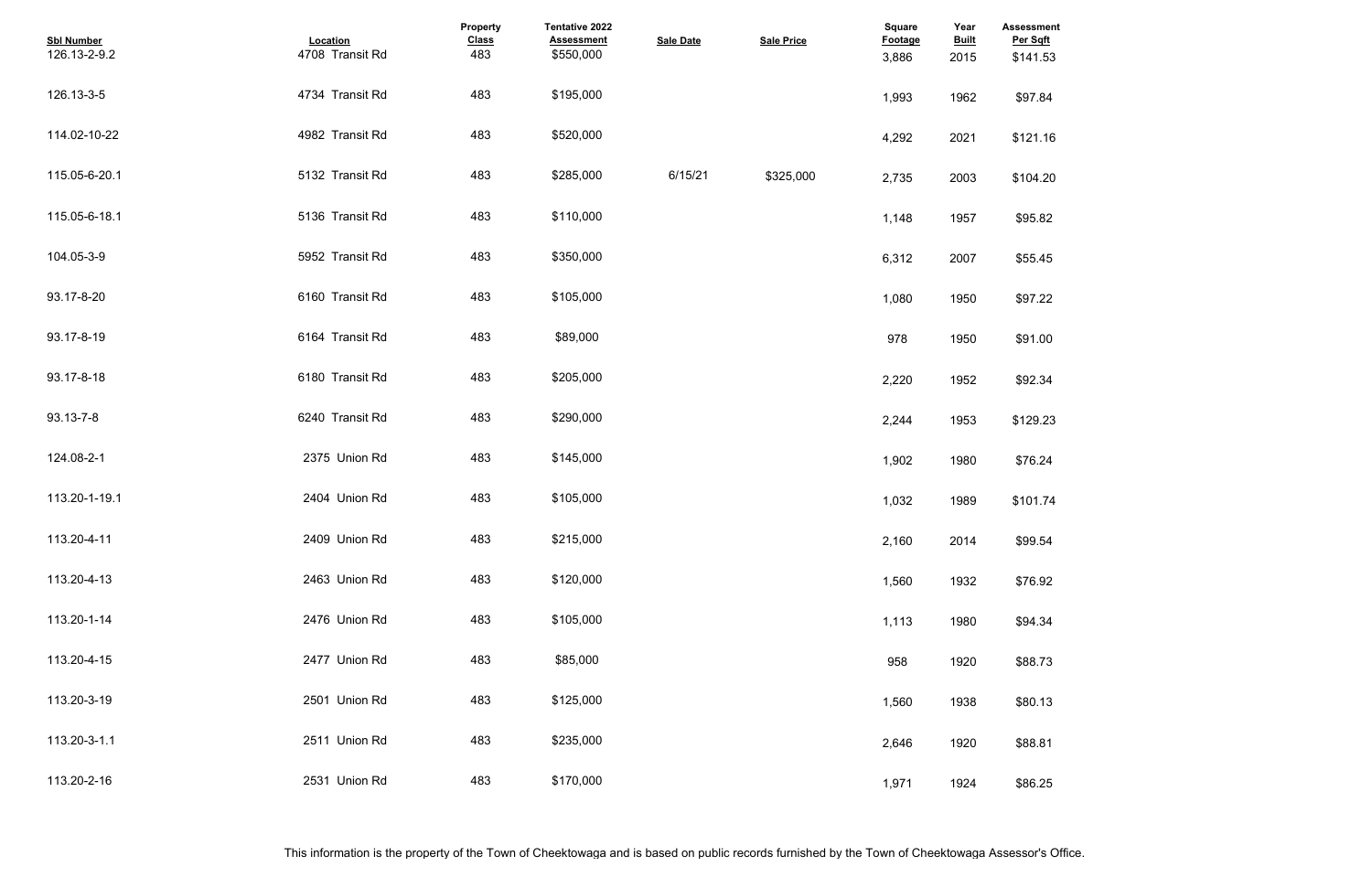| Sbl Number | Location | Property Class | Tentative 2022 Assessment | Sale Date | Sale Price | Square Footage | Year Built | Assessment Per Sqft |
|---|---|---|---|---|---|---|---|---|
| 126.13-2-9.2 | 4708 Transit Rd | 483 | $550,000 | | | 3,886 | 2015 | $141.53 |
| 126.13-3-5 | 4734 Transit Rd | 483 | $195,000 | | | 1,993 | 1962 | $97.84 |
| 114.02-10-22 | 4982 Transit Rd | 483 | $520,000 | | | 4,292 | 2021 | $121.16 |
| 115.05-6-20.1 | 5132 Transit Rd | 483 | $285,000 | 6/15/21 | $325,000 | 2,735 | 2003 | $104.20 |
| 115.05-6-18.1 | 5136 Transit Rd | 483 | $110,000 | | | 1,148 | 1957 | $95.82 |
| 104.05-3-9 | 5952 Transit Rd | 483 | $350,000 | | | 6,312 | 2007 | $55.45 |
| 93.17-8-20 | 6160 Transit Rd | 483 | $105,000 | | | 1,080 | 1950 | $97.22 |
| 93.17-8-19 | 6164 Transit Rd | 483 | $89,000 | | | 978 | 1950 | $91.00 |
| 93.17-8-18 | 6180 Transit Rd | 483 | $205,000 | | | 2,220 | 1952 | $92.34 |
| 93.13-7-8 | 6240 Transit Rd | 483 | $290,000 | | | 2,244 | 1953 | $129.23 |
| 124.08-2-1 | 2375 Union Rd | 483 | $145,000 | | | 1,902 | 1980 | $76.24 |
| 113.20-1-19.1 | 2404 Union Rd | 483 | $105,000 | | | 1,032 | 1989 | $101.74 |
| 113.20-4-11 | 2409 Union Rd | 483 | $215,000 | | | 2,160 | 2014 | $99.54 |
| 113.20-4-13 | 2463 Union Rd | 483 | $120,000 | | | 1,560 | 1932 | $76.92 |
| 113.20-1-14 | 2476 Union Rd | 483 | $105,000 | | | 1,113 | 1980 | $94.34 |
| 113.20-4-15 | 2477 Union Rd | 483 | $85,000 | | | 958 | 1920 | $88.73 |
| 113.20-3-19 | 2501 Union Rd | 483 | $125,000 | | | 1,560 | 1938 | $80.13 |
| 113.20-3-1.1 | 2511 Union Rd | 483 | $235,000 | | | 2,646 | 1920 | $88.81 |
| 113.20-2-16 | 2531 Union Rd | 483 | $170,000 | | | 1,971 | 1924 | $86.25 |

This information is the property of the Town of Cheektowaga and is based on public records furnished by the Town of Cheektowaga Assessor's Office.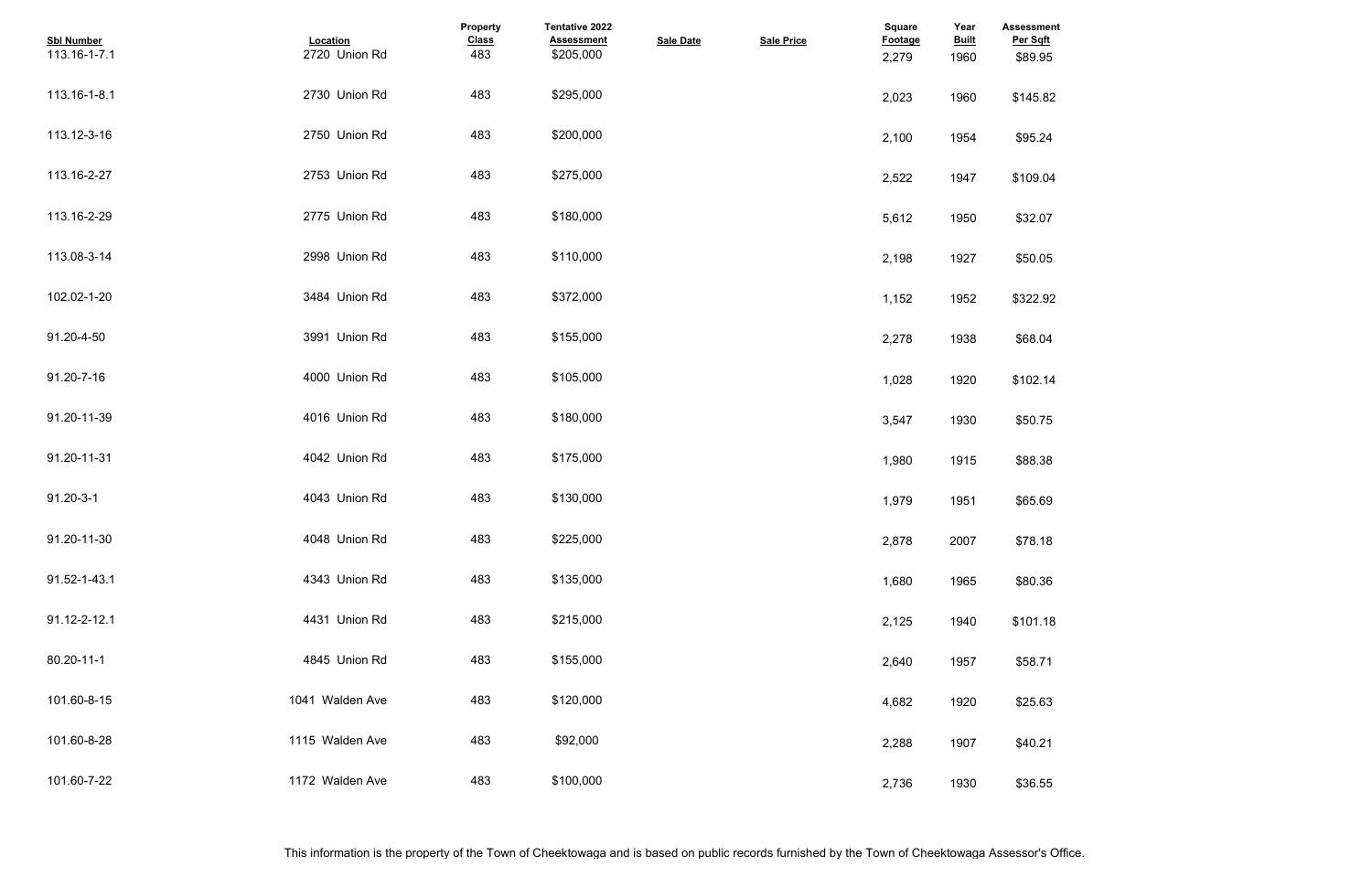| Sbl Number | Location | Property Class | Tentative 2022 Assessment | Sale Date | Sale Price | Square Footage | Year Built | Assessment Per Sqft |
|---|---|---|---|---|---|---|---|---|
| 113.16-1-7.1 | 2720 Union Rd | 483 | $205,000 | | | 2,279 | 1960 | $89.95 |
| 113.16-1-8.1 | 2730 Union Rd | 483 | $295,000 | | | 2,023 | 1960 | $145.82 |
| 113.12-3-16 | 2750 Union Rd | 483 | $200,000 | | | 2,100 | 1954 | $95.24 |
| 113.16-2-27 | 2753 Union Rd | 483 | $275,000 | | | 2,522 | 1947 | $109.04 |
| 113.16-2-29 | 2775 Union Rd | 483 | $180,000 | | | 5,612 | 1950 | $32.07 |
| 113.08-3-14 | 2998 Union Rd | 483 | $110,000 | | | 2,198 | 1927 | $50.05 |
| 102.02-1-20 | 3484 Union Rd | 483 | $372,000 | | | 1,152 | 1952 | $322.92 |
| 91.20-4-50 | 3991 Union Rd | 483 | $155,000 | | | 2,278 | 1938 | $68.04 |
| 91.20-7-16 | 4000 Union Rd | 483 | $105,000 | | | 1,028 | 1920 | $102.14 |
| 91.20-11-39 | 4016 Union Rd | 483 | $180,000 | | | 3,547 | 1930 | $50.75 |
| 91.20-11-31 | 4042 Union Rd | 483 | $175,000 | | | 1,980 | 1915 | $88.38 |
| 91.20-3-1 | 4043 Union Rd | 483 | $130,000 | | | 1,979 | 1951 | $65.69 |
| 91.20-11-30 | 4048 Union Rd | 483 | $225,000 | | | 2,878 | 2007 | $78.18 |
| 91.52-1-43.1 | 4343 Union Rd | 483 | $135,000 | | | 1,680 | 1965 | $80.36 |
| 91.12-2-12.1 | 4431 Union Rd | 483 | $215,000 | | | 2,125 | 1940 | $101.18 |
| 80.20-11-1 | 4845 Union Rd | 483 | $155,000 | | | 2,640 | 1957 | $58.71 |
| 101.60-8-15 | 1041 Walden Ave | 483 | $120,000 | | | 4,682 | 1920 | $25.63 |
| 101.60-8-28 | 1115 Walden Ave | 483 | $92,000 | | | 2,288 | 1907 | $40.21 |
| 101.60-7-22 | 1172 Walden Ave | 483 | $100,000 | | | 2,736 | 1930 | $36.55 |

This information is the property of the Town of Cheektowaga and is based on public records furnished by the Town of Cheektowaga Assessor's Office.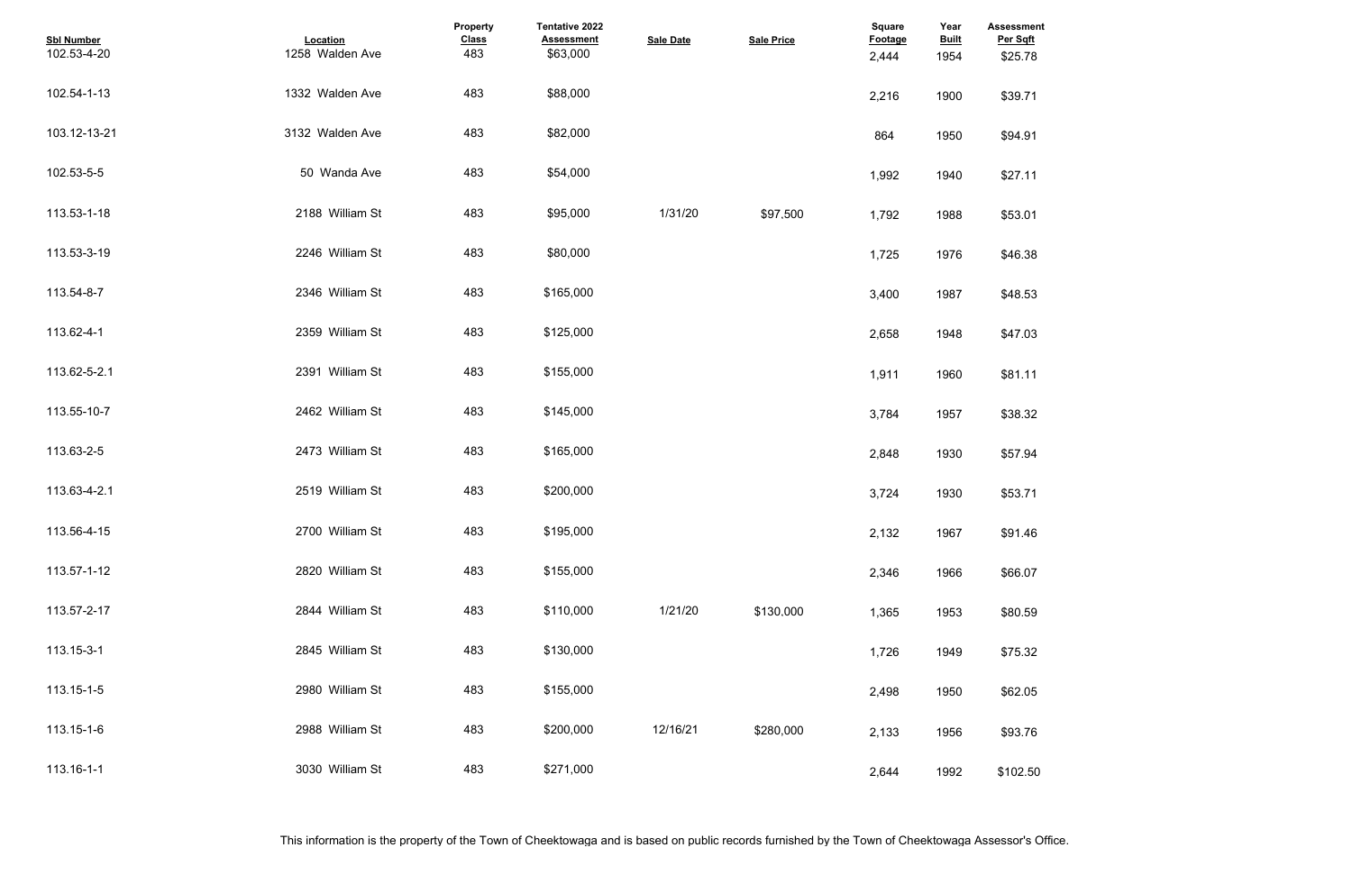| Sbl Number | Location | Property Class | Tentative 2022 Assessment | Sale Date | Sale Price | Square Footage | Year Built | Assessment Per Sqft |
|---|---|---|---|---|---|---|---|---|
| 102.53-4-20 | 1258 Walden Ave | 483 | $63,000 | | | 2,444 | 1954 | $25.78 |
| 102.54-1-13 | 1332 Walden Ave | 483 | $88,000 | | | 2,216 | 1900 | $39.71 |
| 103.12-13-21 | 3132 Walden Ave | 483 | $82,000 | | | 864 | 1950 | $94.91 |
| 102.53-5-5 | 50 Wanda Ave | 483 | $54,000 | | | 1,992 | 1940 | $27.11 |
| 113.53-1-18 | 2188 William St | 483 | $95,000 | 1/31/20 | $97,500 | 1,792 | 1988 | $53.01 |
| 113.53-3-19 | 2246 William St | 483 | $80,000 | | | 1,725 | 1976 | $46.38 |
| 113.54-8-7 | 2346 William St | 483 | $165,000 | | | 3,400 | 1987 | $48.53 |
| 113.62-4-1 | 2359 William St | 483 | $125,000 | | | 2,658 | 1948 | $47.03 |
| 113.62-5-2.1 | 2391 William St | 483 | $155,000 | | | 1,911 | 1960 | $81.11 |
| 113.55-10-7 | 2462 William St | 483 | $145,000 | | | 3,784 | 1957 | $38.32 |
| 113.63-2-5 | 2473 William St | 483 | $165,000 | | | 2,848 | 1930 | $57.94 |
| 113.63-4-2.1 | 2519 William St | 483 | $200,000 | | | 3,724 | 1930 | $53.71 |
| 113.56-4-15 | 2700 William St | 483 | $195,000 | | | 2,132 | 1967 | $91.46 |
| 113.57-1-12 | 2820 William St | 483 | $155,000 | | | 2,346 | 1966 | $66.07 |
| 113.57-2-17 | 2844 William St | 483 | $110,000 | 1/21/20 | $130,000 | 1,365 | 1953 | $80.59 |
| 113.15-3-1 | 2845 William St | 483 | $130,000 | | | 1,726 | 1949 | $75.32 |
| 113.15-1-5 | 2980 William St | 483 | $155,000 | | | 2,498 | 1950 | $62.05 |
| 113.15-1-6 | 2988 William St | 483 | $200,000 | 12/16/21 | $280,000 | 2,133 | 1956 | $93.76 |
| 113.16-1-1 | 3030 William St | 483 | $271,000 | | | 2,644 | 1992 | $102.50 |

This information is the property of the Town of Cheektowaga and is based on public records furnished by the Town of Cheektowaga Assessor's Office.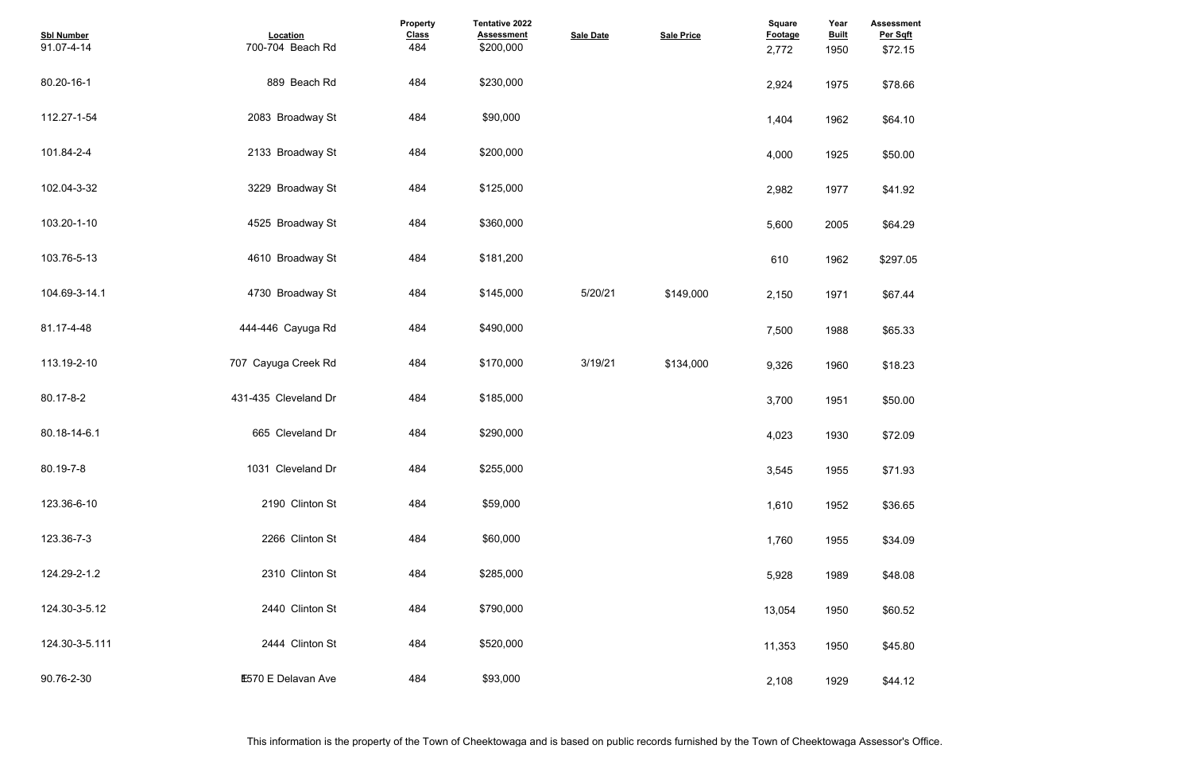| Sbl Number | Location | Property Class | Tentative 2022 Assessment | Sale Date | Sale Price | Square Footage | Year Built | Assessment Per Sqft |
|---|---|---|---|---|---|---|---|---|
| 91.07-4-14 | 700-704 Beach Rd | 484 | $200,000 | | | 2,772 | 1950 | $72.15 |
| 80.20-16-1 | 889 Beach Rd | 484 | $230,000 | | | 2,924 | 1975 | $78.66 |
| 112.27-1-54 | 2083 Broadway St | 484 | $90,000 | | | 1,404 | 1962 | $64.10 |
| 101.84-2-4 | 2133 Broadway St | 484 | $200,000 | | | 4,000 | 1925 | $50.00 |
| 102.04-3-32 | 3229 Broadway St | 484 | $125,000 | | | 2,982 | 1977 | $41.92 |
| 103.20-1-10 | 4525 Broadway St | 484 | $360,000 | | | 5,600 | 2005 | $64.29 |
| 103.76-5-13 | 4610 Broadway St | 484 | $181,200 | | | 610 | 1962 | $297.05 |
| 104.69-3-14.1 | 4730 Broadway St | 484 | $145,000 | 5/20/21 | $149,000 | 2,150 | 1971 | $67.44 |
| 81.17-4-48 | 444-446 Cayuga Rd | 484 | $490,000 | | | 7,500 | 1988 | $65.33 |
| 113.19-2-10 | 707 Cayuga Creek Rd | 484 | $170,000 | 3/19/21 | $134,000 | 9,326 | 1960 | $18.23 |
| 80.17-8-2 | 431-435 Cleveland Dr | 484 | $185,000 | | | 3,700 | 1951 | $50.00 |
| 80.18-14-6.1 | 665 Cleveland Dr | 484 | $290,000 | | | 4,023 | 1930 | $72.09 |
| 80.19-7-8 | 1031 Cleveland Dr | 484 | $255,000 | | | 3,545 | 1955 | $71.93 |
| 123.36-6-10 | 2190 Clinton St | 484 | $59,000 | | | 1,610 | 1952 | $36.65 |
| 123.36-7-3 | 2266 Clinton St | 484 | $60,000 | | | 1,760 | 1955 | $34.09 |
| 124.29-2-1.2 | 2310 Clinton St | 484 | $285,000 | | | 5,928 | 1989 | $48.08 |
| 124.30-3-5.12 | 2440 Clinton St | 484 | $790,000 | | | 13,054 | 1950 | $60.52 |
| 124.30-3-5.111 | 2444 Clinton St | 484 | $520,000 | | | 11,353 | 1950 | $45.80 |
| 90.76-2-30 | 1570 E Delavan Ave | 484 | $93,000 | | | 2,108 | 1929 | $44.12 |

This information is the property of the Town of Cheektowaga and is based on public records furnished by the Town of Cheektowaga Assessor's Office.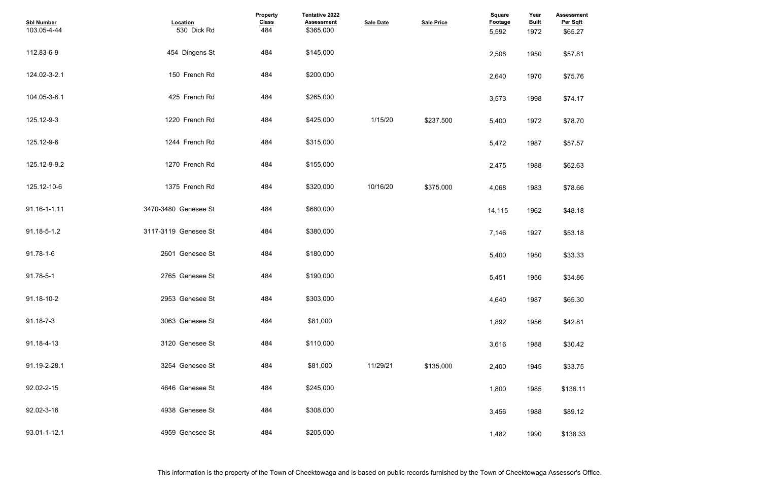| Sbl Number | Location | Property Class | Tentative 2022 Assessment | Sale Date | Sale Price | Square Footage | Year Built | Assessment Per Sqft |
|---|---|---|---|---|---|---|---|---|
| 103.05-4-44 | 530 Dick Rd | 484 | $365,000 | | | 5,592 | 1972 | $65.27 |
| 112.83-6-9 | 454 Dingens St | 484 | $145,000 | | | 2,508 | 1950 | $57.81 |
| 124.02-3-2.1 | 150 French Rd | 484 | $200,000 | | | 2,640 | 1970 | $75.76 |
| 104.05-3-6.1 | 425 French Rd | 484 | $265,000 | | | 3,573 | 1998 | $74.17 |
| 125.12-9-3 | 1220 French Rd | 484 | $425,000 | 1/15/20 | $237,500 | 5,400 | 1972 | $78.70 |
| 125.12-9-6 | 1244 French Rd | 484 | $315,000 | | | 5,472 | 1987 | $57.57 |
| 125.12-9-9.2 | 1270 French Rd | 484 | $155,000 | | | 2,475 | 1988 | $62.63 |
| 125.12-10-6 | 1375 French Rd | 484 | $320,000 | 10/16/20 | $375,000 | 4,068 | 1983 | $78.66 |
| 91.16-1-1.11 | 3470-3480 Genesee St | 484 | $680,000 | | | 14,115 | 1962 | $48.18 |
| 91.18-5-1.2 | 3117-3119 Genesee St | 484 | $380,000 | | | 7,146 | 1927 | $53.18 |
| 91.78-1-6 | 2601 Genesee St | 484 | $180,000 | | | 5,400 | 1950 | $33.33 |
| 91.78-5-1 | 2765 Genesee St | 484 | $190,000 | | | 5,451 | 1956 | $34.86 |
| 91.18-10-2 | 2953 Genesee St | 484 | $303,000 | | | 4,640 | 1987 | $65.30 |
| 91.18-7-3 | 3063 Genesee St | 484 | $81,000 | | | 1,892 | 1956 | $42.81 |
| 91.18-4-13 | 3120 Genesee St | 484 | $110,000 | | | 3,616 | 1988 | $30.42 |
| 91.19-2-28.1 | 3254 Genesee St | 484 | $81,000 | 11/29/21 | $135,000 | 2,400 | 1945 | $33.75 |
| 92.02-2-15 | 4646 Genesee St | 484 | $245,000 | | | 1,800 | 1985 | $136.11 |
| 92.02-3-16 | 4938 Genesee St | 484 | $308,000 | | | 3,456 | 1988 | $89.12 |
| 93.01-1-12.1 | 4959 Genesee St | 484 | $205,000 | | | 1,482 | 1990 | $138.33 |

This information is the property of the Town of Cheektowaga and is based on public records furnished by the Town of Cheektowaga Assessor's Office.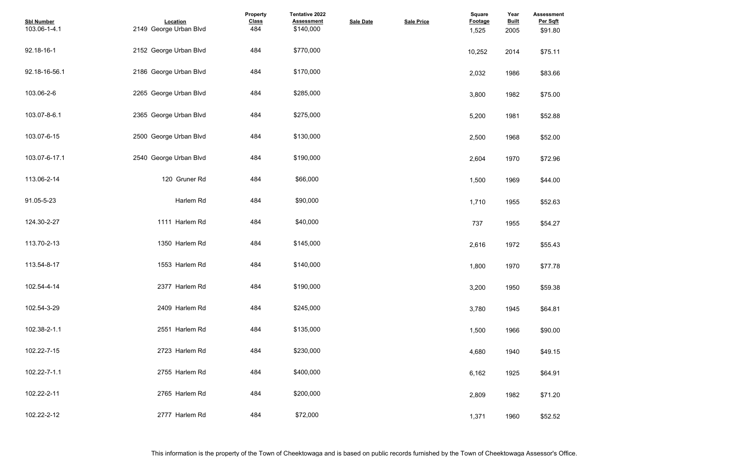| Sbl Number | Location | Property Class | Tentative 2022 Assessment | Sale Date | Sale Price | Square Footage | Year Built | Assessment Per Sqft |
|---|---|---|---|---|---|---|---|---|
| 103.06-1-4.1 | 2149 George Urban Blvd | 484 | $140,000 | | | 1,525 | 2005 | $91.80 |
| 92.18-16-1 | 2152 George Urban Blvd | 484 | $770,000 | | | 10,252 | 2014 | $75.11 |
| 92.18-16-56.1 | 2186 George Urban Blvd | 484 | $170,000 | | | 2,032 | 1986 | $83.66 |
| 103.06-2-6 | 2265 George Urban Blvd | 484 | $285,000 | | | 3,800 | 1982 | $75.00 |
| 103.07-8-6.1 | 2365 George Urban Blvd | 484 | $275,000 | | | 5,200 | 1981 | $52.88 |
| 103.07-6-15 | 2500 George Urban Blvd | 484 | $130,000 | | | 2,500 | 1968 | $52.00 |
| 103.07-6-17.1 | 2540 George Urban Blvd | 484 | $190,000 | | | 2,604 | 1970 | $72.96 |
| 113.06-2-14 | 120 Gruner Rd | 484 | $66,000 | | | 1,500 | 1969 | $44.00 |
| 91.05-5-23 | Harlem Rd | 484 | $90,000 | | | 1,710 | 1955 | $52.63 |
| 124.30-2-27 | 1111 Harlem Rd | 484 | $40,000 | | | 737 | 1955 | $54.27 |
| 113.70-2-13 | 1350 Harlem Rd | 484 | $145,000 | | | 2,616 | 1972 | $55.43 |
| 113.54-8-17 | 1553 Harlem Rd | 484 | $140,000 | | | 1,800 | 1970 | $77.78 |
| 102.54-4-14 | 2377 Harlem Rd | 484 | $190,000 | | | 3,200 | 1950 | $59.38 |
| 102.54-3-29 | 2409 Harlem Rd | 484 | $245,000 | | | 3,780 | 1945 | $64.81 |
| 102.38-2-1.1 | 2551 Harlem Rd | 484 | $135,000 | | | 1,500 | 1966 | $90.00 |
| 102.22-7-15 | 2723 Harlem Rd | 484 | $230,000 | | | 4,680 | 1940 | $49.15 |
| 102.22-7-1.1 | 2755 Harlem Rd | 484 | $400,000 | | | 6,162 | 1925 | $64.91 |
| 102.22-2-11 | 2765 Harlem Rd | 484 | $200,000 | | | 2,809 | 1982 | $71.20 |
| 102.22-2-12 | 2777 Harlem Rd | 484 | $72,000 | | | 1,371 | 1960 | $52.52 |

This information is the property of the Town of Cheektowaga and is based on public records furnished by the Town of Cheektowaga Assessor's Office.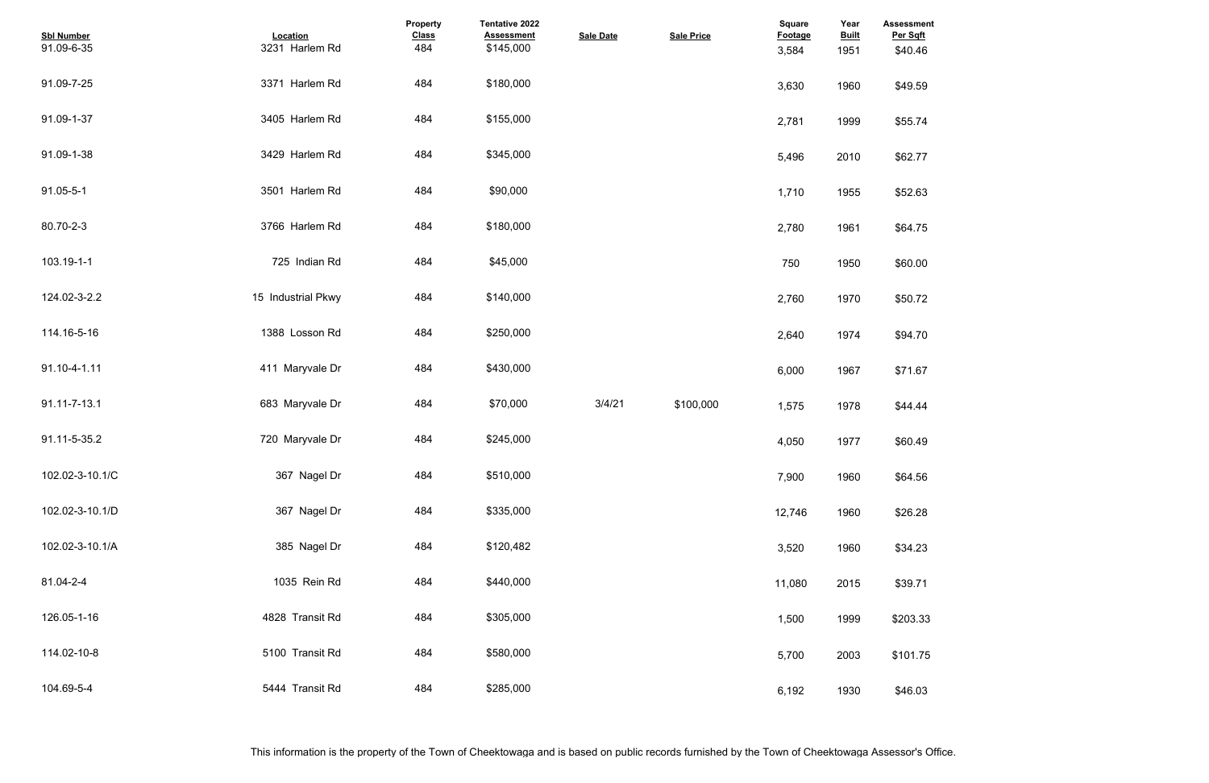| Sbl Number | Location | Property Class | Tentative 2022 Assessment | Sale Date | Sale Price | Square Footage | Year Built | Assessment Per Sqft |
|---|---|---|---|---|---|---|---|---|
| 91.09-6-35 | 3231 Harlem Rd | 484 | $145,000 | | | 3,584 | 1951 | $40.46 |
| 91.09-7-25 | 3371 Harlem Rd | 484 | $180,000 | | | 3,630 | 1960 | $49.59 |
| 91.09-1-37 | 3405 Harlem Rd | 484 | $155,000 | | | 2,781 | 1999 | $55.74 |
| 91.09-1-38 | 3429 Harlem Rd | 484 | $345,000 | | | 5,496 | 2010 | $62.77 |
| 91.05-5-1 | 3501 Harlem Rd | 484 | $90,000 | | | 1,710 | 1955 | $52.63 |
| 80.70-2-3 | 3766 Harlem Rd | 484 | $180,000 | | | 2,780 | 1961 | $64.75 |
| 103.19-1-1 | 725 Indian Rd | 484 | $45,000 | | | 750 | 1950 | $60.00 |
| 124.02-3-2.2 | 15 Industrial Pkwy | 484 | $140,000 | | | 2,760 | 1970 | $50.72 |
| 114.16-5-16 | 1388 Losson Rd | 484 | $250,000 | | | 2,640 | 1974 | $94.70 |
| 91.10-4-1.11 | 411 Maryvale Dr | 484 | $430,000 | | | 6,000 | 1967 | $71.67 |
| 91.11-7-13.1 | 683 Maryvale Dr | 484 | $70,000 | 3/4/21 | $100,000 | 1,575 | 1978 | $44.44 |
| 91.11-5-35.2 | 720 Maryvale Dr | 484 | $245,000 | | | 4,050 | 1977 | $60.49 |
| 102.02-3-10.1/C | 367 Nagel Dr | 484 | $510,000 | | | 7,900 | 1960 | $64.56 |
| 102.02-3-10.1/D | 367 Nagel Dr | 484 | $335,000 | | | 12,746 | 1960 | $26.28 |
| 102.02-3-10.1/A | 385 Nagel Dr | 484 | $120,482 | | | 3,520 | 1960 | $34.23 |
| 81.04-2-4 | 1035 Rein Rd | 484 | $440,000 | | | 11,080 | 2015 | $39.71 |
| 126.05-1-16 | 4828 Transit Rd | 484 | $305,000 | | | 1,500 | 1999 | $203.33 |
| 114.02-10-8 | 5100 Transit Rd | 484 | $580,000 | | | 5,700 | 2003 | $101.75 |
| 104.69-5-4 | 5444 Transit Rd | 484 | $285,000 | | | 6,192 | 1930 | $46.03 |

This information is the property of the Town of Cheektowaga and is based on public records furnished by the Town of Cheektowaga Assessor's Office.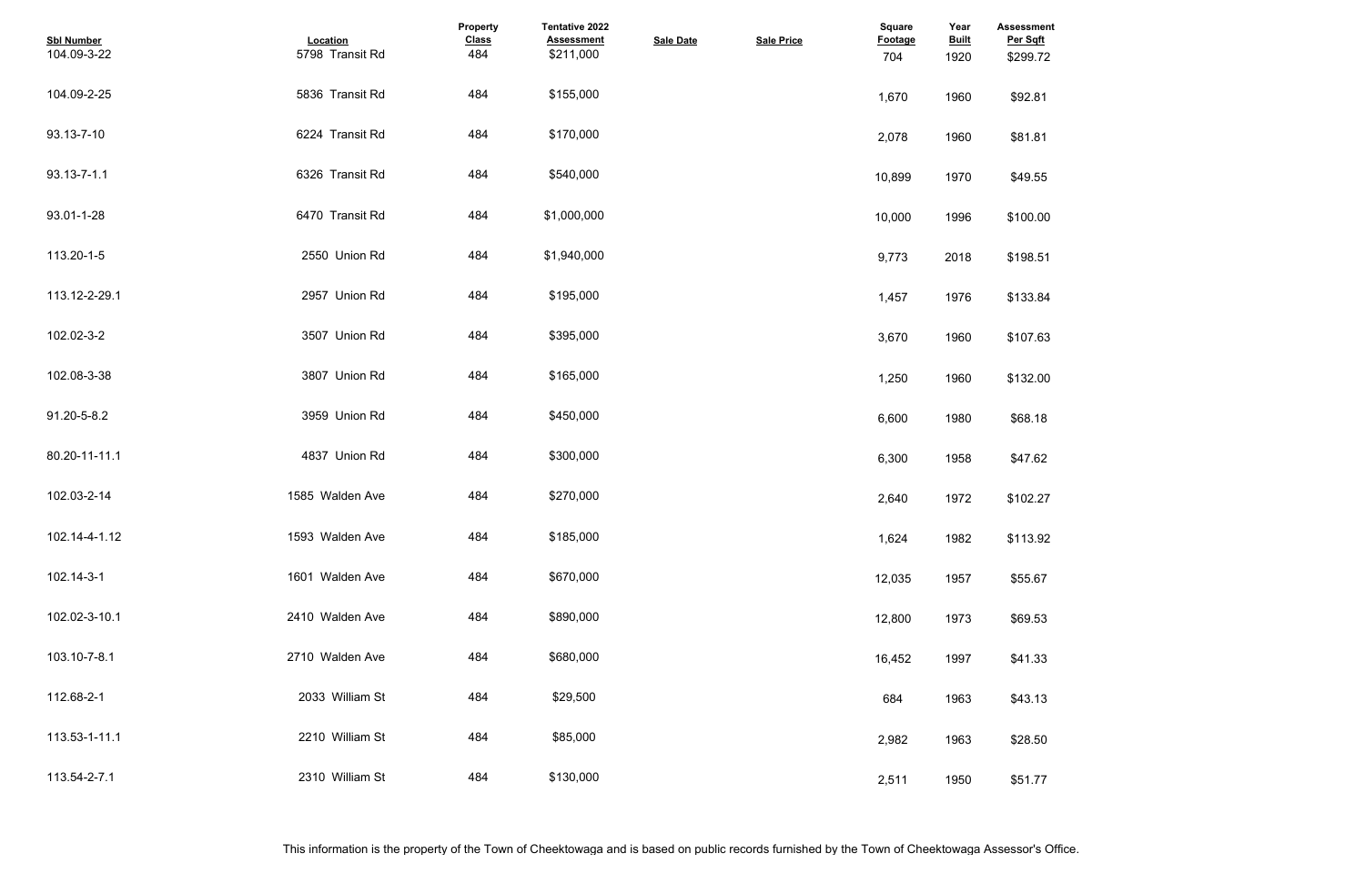| Sbl Number | Location | Property Class | Tentative 2022 Assessment | Sale Date | Sale Price | Square Footage | Year Built | Assessment Per Sqft |
|---|---|---|---|---|---|---|---|---|
| 104.09-3-22 | 5798 Transit Rd | 484 | $211,000 | | | 704 | 1920 | $299.72 |
| 104.09-2-25 | 5836 Transit Rd | 484 | $155,000 | | | 1,670 | 1960 | $92.81 |
| 93.13-7-10 | 6224 Transit Rd | 484 | $170,000 | | | 2,078 | 1960 | $81.81 |
| 93.13-7-1.1 | 6326 Transit Rd | 484 | $540,000 | | | 10,899 | 1970 | $49.55 |
| 93.01-1-28 | 6470 Transit Rd | 484 | $1,000,000 | | | 10,000 | 1996 | $100.00 |
| 113.20-1-5 | 2550 Union Rd | 484 | $1,940,000 | | | 9,773 | 2018 | $198.51 |
| 113.12-2-29.1 | 2957 Union Rd | 484 | $195,000 | | | 1,457 | 1976 | $133.84 |
| 102.02-3-2 | 3507 Union Rd | 484 | $395,000 | | | 3,670 | 1960 | $107.63 |
| 102.08-3-38 | 3807 Union Rd | 484 | $165,000 | | | 1,250 | 1960 | $132.00 |
| 91.20-5-8.2 | 3959 Union Rd | 484 | $450,000 | | | 6,600 | 1980 | $68.18 |
| 80.20-11-11.1 | 4837 Union Rd | 484 | $300,000 | | | 6,300 | 1958 | $47.62 |
| 102.03-2-14 | 1585 Walden Ave | 484 | $270,000 | | | 2,640 | 1972 | $102.27 |
| 102.14-4-1.12 | 1593 Walden Ave | 484 | $185,000 | | | 1,624 | 1982 | $113.92 |
| 102.14-3-1 | 1601 Walden Ave | 484 | $670,000 | | | 12,035 | 1957 | $55.67 |
| 102.02-3-10.1 | 2410 Walden Ave | 484 | $890,000 | | | 12,800 | 1973 | $69.53 |
| 103.10-7-8.1 | 2710 Walden Ave | 484 | $680,000 | | | 16,452 | 1997 | $41.33 |
| 112.68-2-1 | 2033 William St | 484 | $29,500 | | | 684 | 1963 | $43.13 |
| 113.53-1-11.1 | 2210 William St | 484 | $85,000 | | | 2,982 | 1963 | $28.50 |
| 113.54-2-7.1 | 2310 William St | 484 | $130,000 | | | 2,511 | 1950 | $51.77 |

This information is the property of the Town of Cheektowaga and is based on public records furnished by the Town of Cheektowaga Assessor's Office.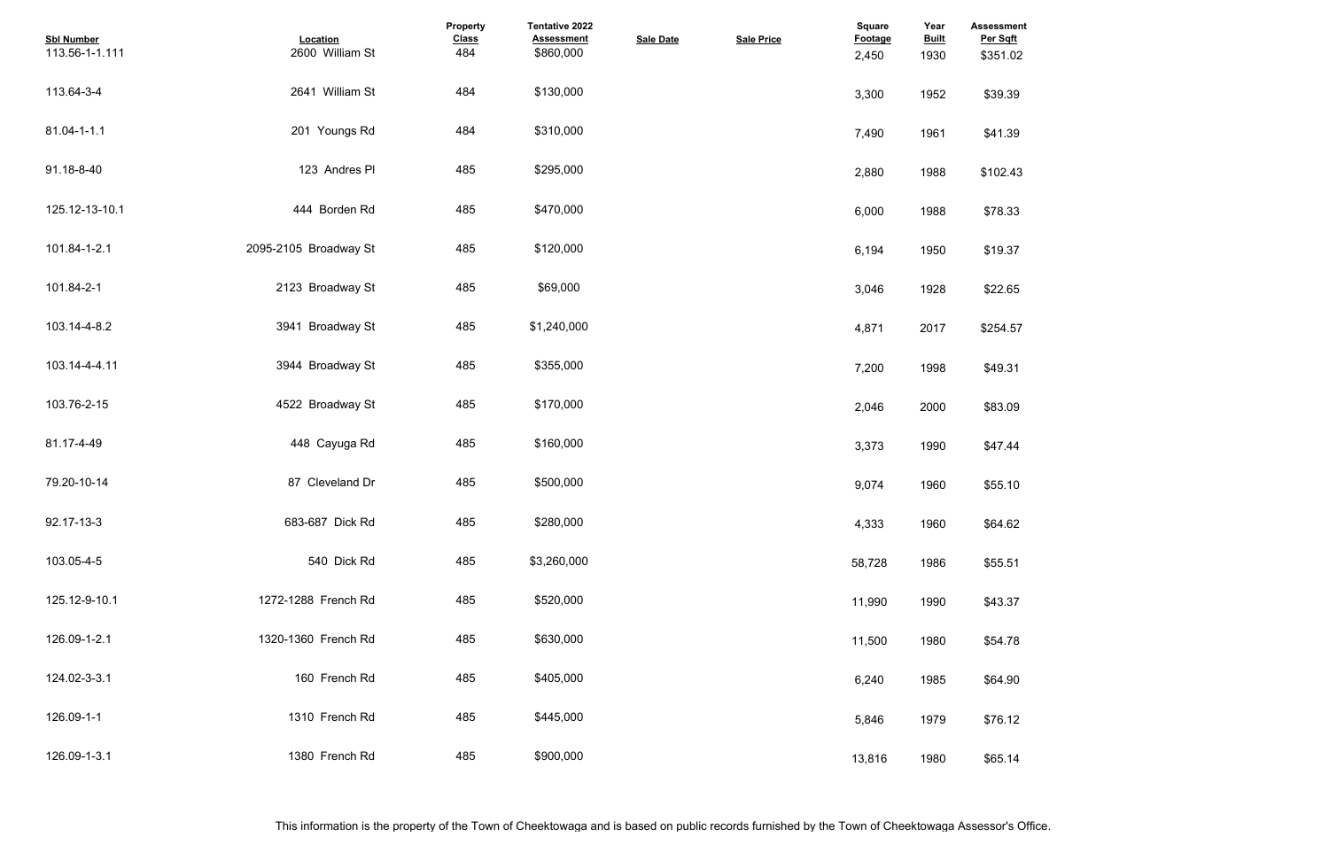| Sbl Number | Location | Property Class | Tentative 2022 Assessment | Sale Date | Sale Price | Square Footage | Year Built | Assessment Per Sqft |
|---|---|---|---|---|---|---|---|---|
| 113.56-1-1.111 | 2600 William St | 484 | $860,000 | | | 2,450 | 1930 | $351.02 |
| 113.64-3-4 | 2641 William St | 484 | $130,000 | | | 3,300 | 1952 | $39.39 |
| 81.04-1-1.1 | 201 Youngs Rd | 484 | $310,000 | | | 7,490 | 1961 | $41.39 |
| 91.18-8-40 | 123 Andres Pl | 485 | $295,000 | | | 2,880 | 1988 | $102.43 |
| 125.12-13-10.1 | 444 Borden Rd | 485 | $470,000 | | | 6,000 | 1988 | $78.33 |
| 101.84-1-2.1 | 2095-2105 Broadway St | 485 | $120,000 | | | 6,194 | 1950 | $19.37 |
| 101.84-2-1 | 2123 Broadway St | 485 | $69,000 | | | 3,046 | 1928 | $22.65 |
| 103.14-4-8.2 | 3941 Broadway St | 485 | $1,240,000 | | | 4,871 | 2017 | $254.57 |
| 103.14-4-4.11 | 3944 Broadway St | 485 | $355,000 | | | 7,200 | 1998 | $49.31 |
| 103.76-2-15 | 4522 Broadway St | 485 | $170,000 | | | 2,046 | 2000 | $83.09 |
| 81.17-4-49 | 448 Cayuga Rd | 485 | $160,000 | | | 3,373 | 1990 | $47.44 |
| 79.20-10-14 | 87 Cleveland Dr | 485 | $500,000 | | | 9,074 | 1960 | $55.10 |
| 92.17-13-3 | 683-687 Dick Rd | 485 | $280,000 | | | 4,333 | 1960 | $64.62 |
| 103.05-4-5 | 540 Dick Rd | 485 | $3,260,000 | | | 58,728 | 1986 | $55.51 |
| 125.12-9-10.1 | 1272-1288 French Rd | 485 | $520,000 | | | 11,990 | 1990 | $43.37 |
| 126.09-1-2.1 | 1320-1360 French Rd | 485 | $630,000 | | | 11,500 | 1980 | $54.78 |
| 124.02-3-3.1 | 160 French Rd | 485 | $405,000 | | | 6,240 | 1985 | $64.90 |
| 126.09-1-1 | 1310 French Rd | 485 | $445,000 | | | 5,846 | 1979 | $76.12 |
| 126.09-1-3.1 | 1380 French Rd | 485 | $900,000 | | | 13,816 | 1980 | $65.14 |

This information is the property of the Town of Cheektowaga and is based on public records furnished by the Town of Cheektowaga Assessor's Office.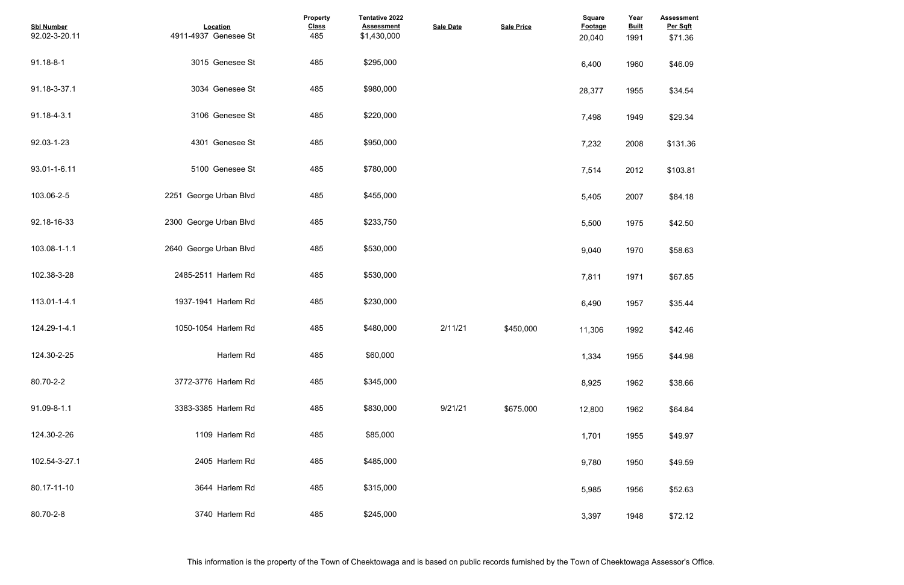| Sbl Number | Location | Property Class | Tentative 2022 Assessment | Sale Date | Sale Price | Square Footage | Year Built | Assessment Per Sqft |
|---|---|---|---|---|---|---|---|---|
| 92.02-3-20.11 | 4911-4937 Genesee St | 485 | $1,430,000 | | | 20,040 | 1991 | $71.36 |
| 91.18-8-1 | 3015 Genesee St | 485 | $295,000 | | | 6,400 | 1960 | $46.09 |
| 91.18-3-37.1 | 3034 Genesee St | 485 | $980,000 | | | 28,377 | 1955 | $34.54 |
| 91.18-4-3.1 | 3106 Genesee St | 485 | $220,000 | | | 7,498 | 1949 | $29.34 |
| 92.03-1-23 | 4301 Genesee St | 485 | $950,000 | | | 7,232 | 2008 | $131.36 |
| 93.01-1-6.11 | 5100 Genesee St | 485 | $780,000 | | | 7,514 | 2012 | $103.81 |
| 103.06-2-5 | 2251 George Urban Blvd | 485 | $455,000 | | | 5,405 | 2007 | $84.18 |
| 92.18-16-33 | 2300 George Urban Blvd | 485 | $233,750 | | | 5,500 | 1975 | $42.50 |
| 103.08-1-1.1 | 2640 George Urban Blvd | 485 | $530,000 | | | 9,040 | 1970 | $58.63 |
| 102.38-3-28 | 2485-2511 Harlem Rd | 485 | $530,000 | | | 7,811 | 1971 | $67.85 |
| 113.01-1-4.1 | 1937-1941 Harlem Rd | 485 | $230,000 | | | 6,490 | 1957 | $35.44 |
| 124.29-1-4.1 | 1050-1054 Harlem Rd | 485 | $480,000 | 2/11/21 | $450,000 | 11,306 | 1992 | $42.46 |
| 124.30-2-25 | Harlem Rd | 485 | $60,000 | | | 1,334 | 1955 | $44.98 |
| 80.70-2-2 | 3772-3776 Harlem Rd | 485 | $345,000 | | | 8,925 | 1962 | $38.66 |
| 91.09-8-1.1 | 3383-3385 Harlem Rd | 485 | $830,000 | 9/21/21 | $675,000 | 12,800 | 1962 | $64.84 |
| 124.30-2-26 | 1109 Harlem Rd | 485 | $85,000 | | | 1,701 | 1955 | $49.97 |
| 102.54-3-27.1 | 2405 Harlem Rd | 485 | $485,000 | | | 9,780 | 1950 | $49.59 |
| 80.17-11-10 | 3644 Harlem Rd | 485 | $315,000 | | | 5,985 | 1956 | $52.63 |
| 80.70-2-8 | 3740 Harlem Rd | 485 | $245,000 | | | 3,397 | 1948 | $72.12 |

This information is the property of the Town of Cheektowaga and is based on public records furnished by the Town of Cheektowaga Assessor's Office.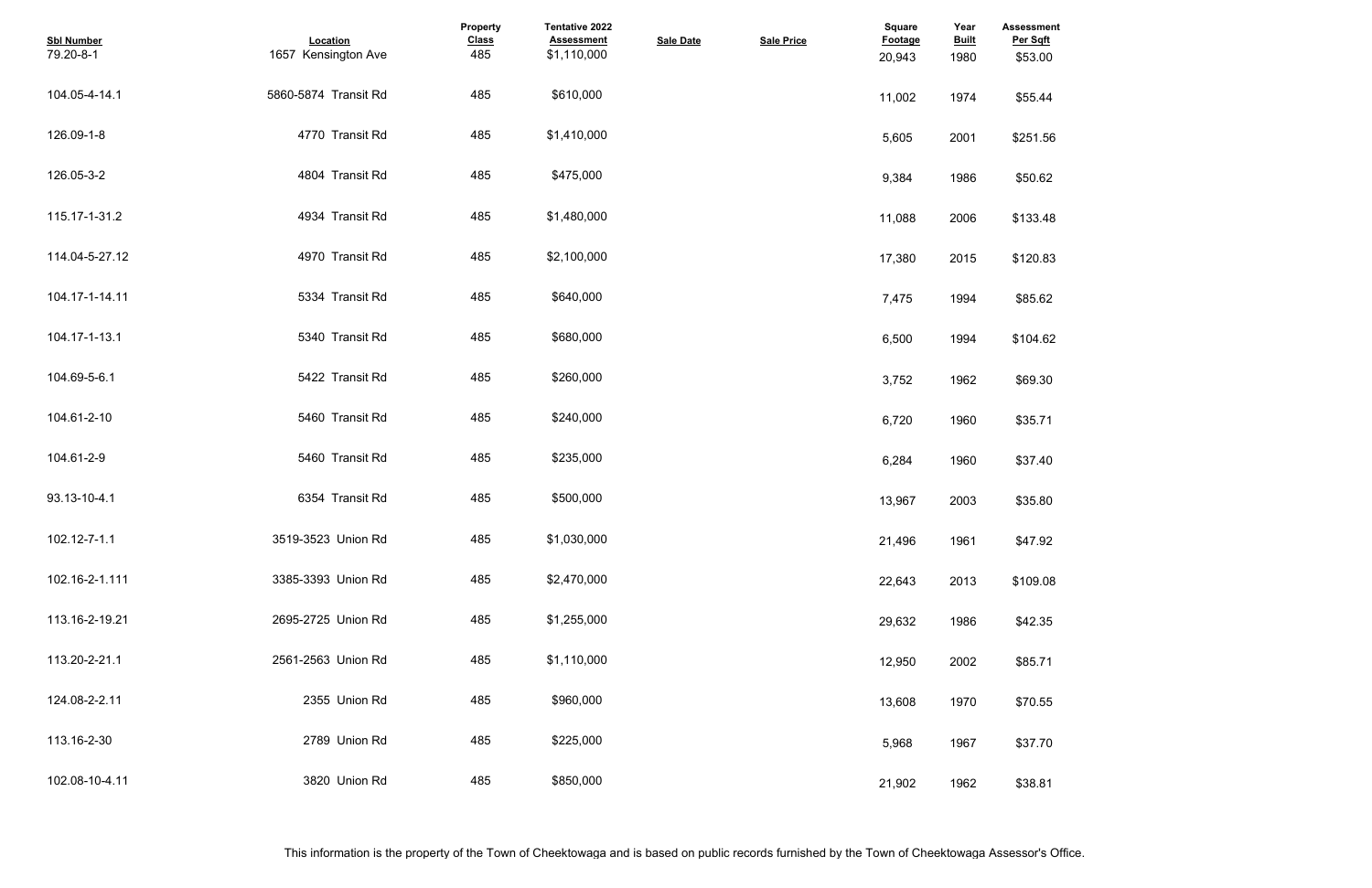| Sbl Number | Location | Property Class | Tentative 2022 Assessment | Sale Date | Sale Price | Square Footage | Year Built | Assessment Per Sqft |
|---|---|---|---|---|---|---|---|---|
| 79.20-8-1 | 1657 Kensington Ave | 485 | $1,110,000 | | | 20,943 | 1980 | $53.00 |
| 104.05-4-14.1 | 5860-5874 Transit Rd | 485 | $610,000 | | | 11,002 | 1974 | $55.44 |
| 126.09-1-8 | 4770 Transit Rd | 485 | $1,410,000 | | | 5,605 | 2001 | $251.56 |
| 126.05-3-2 | 4804 Transit Rd | 485 | $475,000 | | | 9,384 | 1986 | $50.62 |
| 115.17-1-31.2 | 4934 Transit Rd | 485 | $1,480,000 | | | 11,088 | 2006 | $133.48 |
| 114.04-5-27.12 | 4970 Transit Rd | 485 | $2,100,000 | | | 17,380 | 2015 | $120.83 |
| 104.17-1-14.11 | 5334 Transit Rd | 485 | $640,000 | | | 7,475 | 1994 | $85.62 |
| 104.17-1-13.1 | 5340 Transit Rd | 485 | $680,000 | | | 6,500 | 1994 | $104.62 |
| 104.69-5-6.1 | 5422 Transit Rd | 485 | $260,000 | | | 3,752 | 1962 | $69.30 |
| 104.61-2-10 | 5460 Transit Rd | 485 | $240,000 | | | 6,720 | 1960 | $35.71 |
| 104.61-2-9 | 5460 Transit Rd | 485 | $235,000 | | | 6,284 | 1960 | $37.40 |
| 93.13-10-4.1 | 6354 Transit Rd | 485 | $500,000 | | | 13,967 | 2003 | $35.80 |
| 102.12-7-1.1 | 3519-3523 Union Rd | 485 | $1,030,000 | | | 21,496 | 1961 | $47.92 |
| 102.16-2-1.111 | 3385-3393 Union Rd | 485 | $2,470,000 | | | 22,643 | 2013 | $109.08 |
| 113.16-2-19.21 | 2695-2725 Union Rd | 485 | $1,255,000 | | | 29,632 | 1986 | $42.35 |
| 113.20-2-21.1 | 2561-2563 Union Rd | 485 | $1,110,000 | | | 12,950 | 2002 | $85.71 |
| 124.08-2-2.11 | 2355 Union Rd | 485 | $960,000 | | | 13,608 | 1970 | $70.55 |
| 113.16-2-30 | 2789 Union Rd | 485 | $225,000 | | | 5,968 | 1967 | $37.70 |
| 102.08-10-4.11 | 3820 Union Rd | 485 | $850,000 | | | 21,902 | 1962 | $38.81 |

This information is the property of the Town of Cheektowaga and is based on public records furnished by the Town of Cheektowaga Assessor's Office.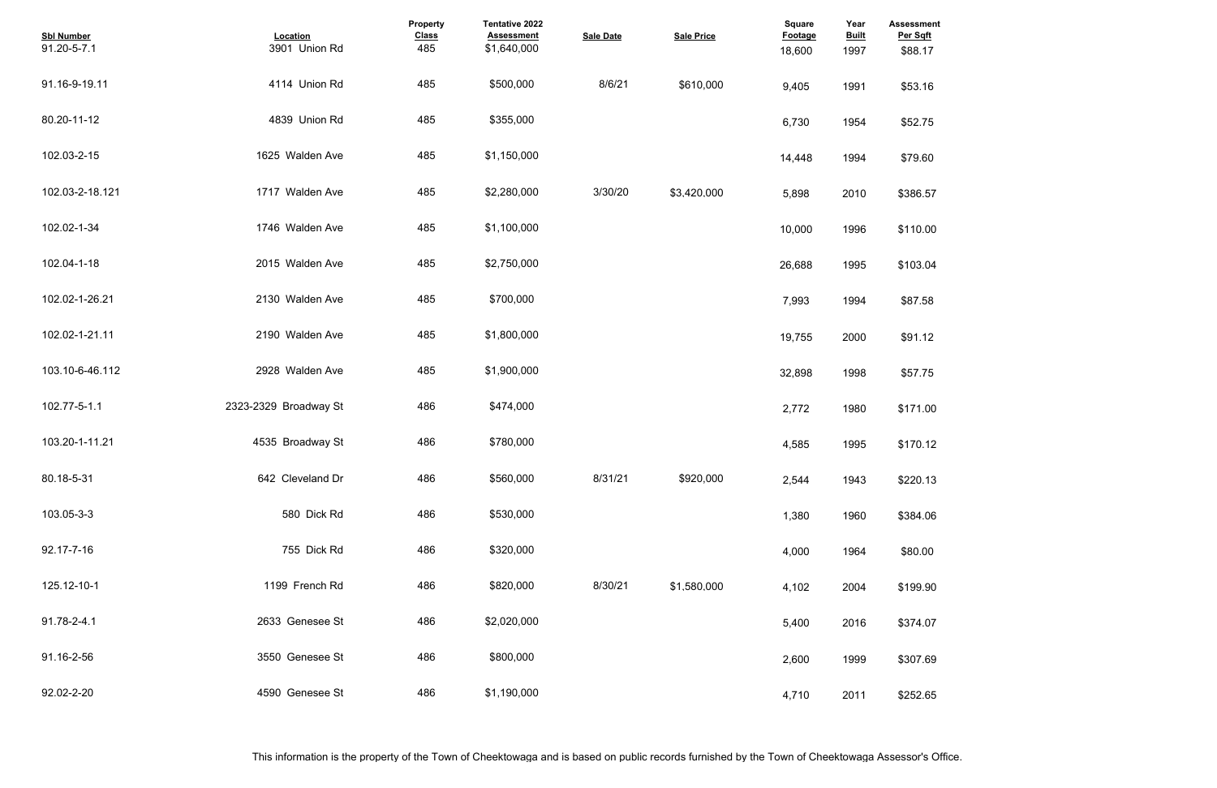| Sbl Number | Location | Property Class | Tentative 2022 Assessment | Sale Date | Sale Price | Square Footage | Year Built | Assessment Per Sqft |
|---|---|---|---|---|---|---|---|---|
| 91.20-5-7.1 | 3901 Union Rd | 485 | $1,640,000 | | | 18,600 | 1997 | $88.17 |
| 91.16-9-19.11 | 4114 Union Rd | 485 | $500,000 | 8/6/21 | $610,000 | 9,405 | 1991 | $53.16 |
| 80.20-11-12 | 4839 Union Rd | 485 | $355,000 | | | 6,730 | 1954 | $52.75 |
| 102.03-2-15 | 1625 Walden Ave | 485 | $1,150,000 | | | 14,448 | 1994 | $79.60 |
| 102.03-2-18.121 | 1717 Walden Ave | 485 | $2,280,000 | 3/30/20 | $3,420,000 | 5,898 | 2010 | $386.57 |
| 102.02-1-34 | 1746 Walden Ave | 485 | $1,100,000 | | | 10,000 | 1996 | $110.00 |
| 102.04-1-18 | 2015 Walden Ave | 485 | $2,750,000 | | | 26,688 | 1995 | $103.04 |
| 102.02-1-26.21 | 2130 Walden Ave | 485 | $700,000 | | | 7,993 | 1994 | $87.58 |
| 102.02-1-21.11 | 2190 Walden Ave | 485 | $1,800,000 | | | 19,755 | 2000 | $91.12 |
| 103.10-6-46.112 | 2928 Walden Ave | 485 | $1,900,000 | | | 32,898 | 1998 | $57.75 |
| 102.77-5-1.1 | 2323-2329 Broadway St | 486 | $474,000 | | | 2,772 | 1980 | $171.00 |
| 103.20-1-11.21 | 4535 Broadway St | 486 | $780,000 | | | 4,585 | 1995 | $170.12 |
| 80.18-5-31 | 642 Cleveland Dr | 486 | $560,000 | 8/31/21 | $920,000 | 2,544 | 1943 | $220.13 |
| 103.05-3-3 | 580 Dick Rd | 486 | $530,000 | | | 1,380 | 1960 | $384.06 |
| 92.17-7-16 | 755 Dick Rd | 486 | $320,000 | | | 4,000 | 1964 | $80.00 |
| 125.12-10-1 | 1199 French Rd | 486 | $820,000 | 8/30/21 | $1,580,000 | 4,102 | 2004 | $199.90 |
| 91.78-2-4.1 | 2633 Genesee St | 486 | $2,020,000 | | | 5,400 | 2016 | $374.07 |
| 91.16-2-56 | 3550 Genesee St | 486 | $800,000 | | | 2,600 | 1999 | $307.69 |
| 92.02-2-20 | 4590 Genesee St | 486 | $1,190,000 | | | 4,710 | 2011 | $252.65 |

This information is the property of the Town of Cheektowaga and is based on public records furnished by the Town of Cheektowaga Assessor's Office.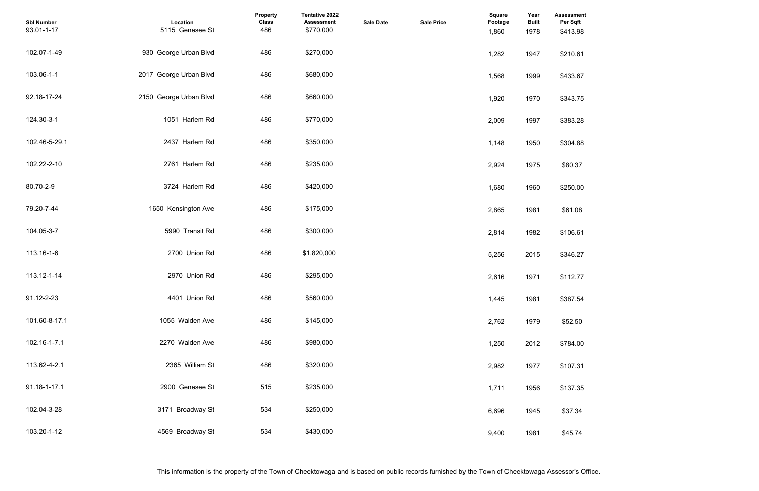| Sbl Number | Location | Property Class | Tentative 2022 Assessment | Sale Date | Sale Price | Square Footage | Year Built | Assessment Per Sqft |
|---|---|---|---|---|---|---|---|---|
| 93.01-1-17 | 5115 Genesee St | 486 | $770,000 | | | 1,860 | 1978 | $413.98 |
| 102.07-1-49 | 930 George Urban Blvd | 486 | $270,000 | | | 1,282 | 1947 | $210.61 |
| 103.06-1-1 | 2017 George Urban Blvd | 486 | $680,000 | | | 1,568 | 1999 | $433.67 |
| 92.18-17-24 | 2150 George Urban Blvd | 486 | $660,000 | | | 1,920 | 1970 | $343.75 |
| 124.30-3-1 | 1051 Harlem Rd | 486 | $770,000 | | | 2,009 | 1997 | $383.28 |
| 102.46-5-29.1 | 2437 Harlem Rd | 486 | $350,000 | | | 1,148 | 1950 | $304.88 |
| 102.22-2-10 | 2761 Harlem Rd | 486 | $235,000 | | | 2,924 | 1975 | $80.37 |
| 80.70-2-9 | 3724 Harlem Rd | 486 | $420,000 | | | 1,680 | 1960 | $250.00 |
| 79.20-7-44 | 1650 Kensington Ave | 486 | $175,000 | | | 2,865 | 1981 | $61.08 |
| 104.05-3-7 | 5990 Transit Rd | 486 | $300,000 | | | 2,814 | 1982 | $106.61 |
| 113.16-1-6 | 2700 Union Rd | 486 | $1,820,000 | | | 5,256 | 2015 | $346.27 |
| 113.12-1-14 | 2970 Union Rd | 486 | $295,000 | | | 2,616 | 1971 | $112.77 |
| 91.12-2-23 | 4401 Union Rd | 486 | $560,000 | | | 1,445 | 1981 | $387.54 |
| 101.60-8-17.1 | 1055 Walden Ave | 486 | $145,000 | | | 2,762 | 1979 | $52.50 |
| 102.16-1-7.1 | 2270 Walden Ave | 486 | $980,000 | | | 1,250 | 2012 | $784.00 |
| 113.62-4-2.1 | 2365 William St | 486 | $320,000 | | | 2,982 | 1977 | $107.31 |
| 91.18-1-17.1 | 2900 Genesee St | 515 | $235,000 | | | 1,711 | 1956 | $137.35 |
| 102.04-3-28 | 3171 Broadway St | 534 | $250,000 | | | 6,696 | 1945 | $37.34 |
| 103.20-1-12 | 4569 Broadway St | 534 | $430,000 | | | 9,400 | 1981 | $45.74 |

This information is the property of the Town of Cheektowaga and is based on public records furnished by the Town of Cheektowaga Assessor's Office.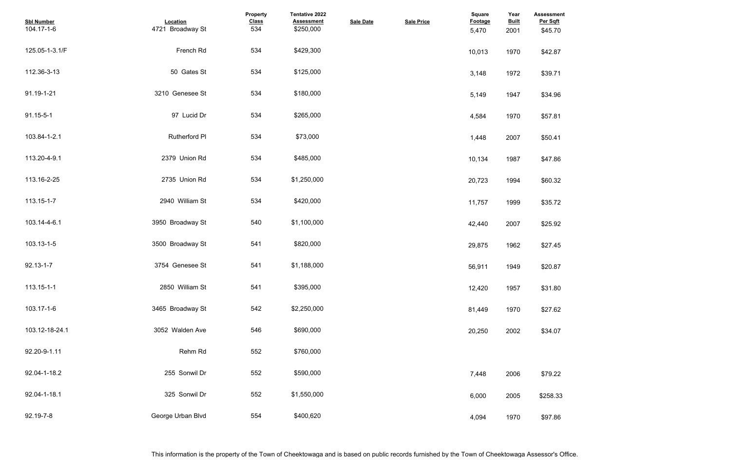| Sbl Number | Location | Property Class | Tentative 2022 Assessment | Sale Date | Sale Price | Square Footage | Year Built | Assessment Per Sqft |
|---|---|---|---|---|---|---|---|---|
| 104.17-1-6 | 4721 Broadway St | 534 | $250,000 | | | 5,470 | 2001 | $45.70 |
| 125.05-1-3.1/F | French Rd | 534 | $429,300 | | | 10,013 | 1970 | $42.87 |
| 112.36-3-13 | 50 Gates St | 534 | $125,000 | | | 3,148 | 1972 | $39.71 |
| 91.19-1-21 | 3210 Genesee St | 534 | $180,000 | | | 5,149 | 1947 | $34.96 |
| 91.15-5-1 | 97 Lucid Dr | 534 | $265,000 | | | 4,584 | 1970 | $57.81 |
| 103.84-1-2.1 | Rutherford Pl | 534 | $73,000 | | | 1,448 | 2007 | $50.41 |
| 113.20-4-9.1 | 2379 Union Rd | 534 | $485,000 | | | 10,134 | 1987 | $47.86 |
| 113.16-2-25 | 2735 Union Rd | 534 | $1,250,000 | | | 20,723 | 1994 | $60.32 |
| 113.15-1-7 | 2940 William St | 534 | $420,000 | | | 11,757 | 1999 | $35.72 |
| 103.14-4-6.1 | 3950 Broadway St | 540 | $1,100,000 | | | 42,440 | 2007 | $25.92 |
| 103.13-1-5 | 3500 Broadway St | 541 | $820,000 | | | 29,875 | 1962 | $27.45 |
| 92.13-1-7 | 3754 Genesee St | 541 | $1,188,000 | | | 56,911 | 1949 | $20.87 |
| 113.15-1-1 | 2850 William St | 541 | $395,000 | | | 12,420 | 1957 | $31.80 |
| 103.17-1-6 | 3465 Broadway St | 542 | $2,250,000 | | | 81,449 | 1970 | $27.62 |
| 103.12-18-24.1 | 3052 Walden Ave | 546 | $690,000 | | | 20,250 | 2002 | $34.07 |
| 92.20-9-1.11 | Rehm Rd | 552 | $760,000 | | | | | |
| 92.04-1-18.2 | 255 Sonwil Dr | 552 | $590,000 | | | 7,448 | 2006 | $79.22 |
| 92.04-1-18.1 | 325 Sonwil Dr | 552 | $1,550,000 | | | 6,000 | 2005 | $258.33 |
| 92.19-7-8 | George Urban Blvd | 554 | $400,620 | | | 4,094 | 1970 | $97.86 |

This information is the property of the Town of Cheektowaga and is based on public records furnished by the Town of Cheektowaga Assessor's Office.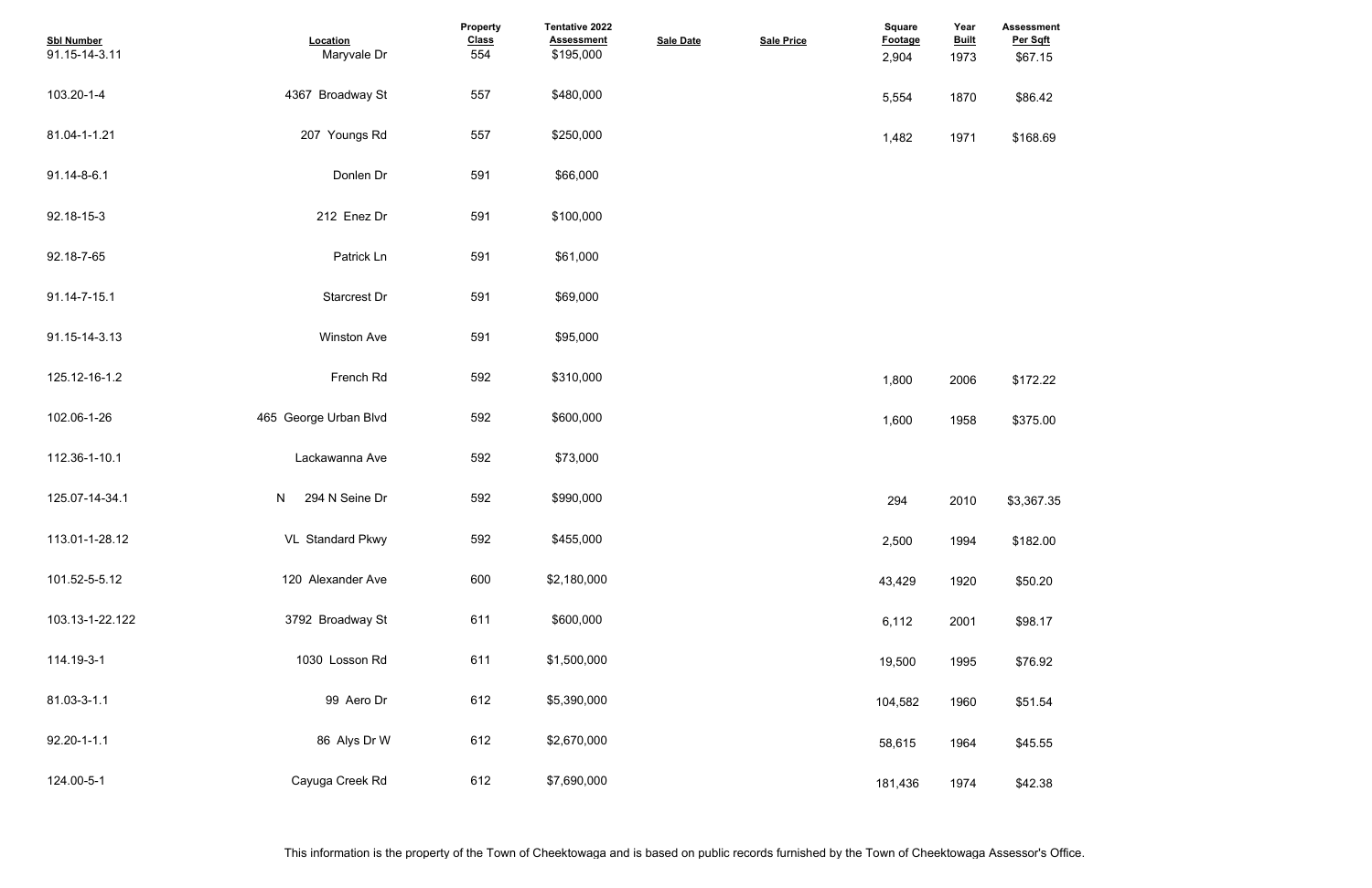| Sbl Number | Location | Property Class | Tentative 2022 Assessment | Sale Date | Sale Price | Square Footage | Year Built | Assessment Per Sqft |
|---|---|---|---|---|---|---|---|---|
| 91.15-14-3.11 | Maryvale Dr | 554 | $195,000 | | | 2,904 | 1973 | $67.15 |
| 103.20-1-4 | 4367 Broadway St | 557 | $480,000 | | | 5,554 | 1870 | $86.42 |
| 81.04-1-1.21 | 207 Youngs Rd | 557 | $250,000 | | | 1,482 | 1971 | $168.69 |
| 91.14-8-6.1 | Donlen Dr | 591 | $66,000 | | | | | |
| 92.18-15-3 | 212 Enez Dr | 591 | $100,000 | | | | | |
| 92.18-7-65 | Patrick Ln | 591 | $61,000 | | | | | |
| 91.14-7-15.1 | Starcrest Dr | 591 | $69,000 | | | | | |
| 91.15-14-3.13 | Winston Ave | 591 | $95,000 | | | | | |
| 125.12-16-1.2 | French Rd | 592 | $310,000 | | | 1,800 | 2006 | $172.22 |
| 102.06-1-26 | 465 George Urban Blvd | 592 | $600,000 | | | 1,600 | 1958 | $375.00 |
| 112.36-1-10.1 | Lackawanna Ave | 592 | $73,000 | | | | | |
| 125.07-14-34.1 | N 294 N Seine Dr | 592 | $990,000 | | | 294 | 2010 | $3,367.35 |
| 113.01-1-28.12 | VL Standard Pkwy | 592 | $455,000 | | | 2,500 | 1994 | $182.00 |
| 101.52-5-5.12 | 120 Alexander Ave | 600 | $2,180,000 | | | 43,429 | 1920 | $50.20 |
| 103.13-1-22.122 | 3792 Broadway St | 611 | $600,000 | | | 6,112 | 2001 | $98.17 |
| 114.19-3-1 | 1030 Losson Rd | 611 | $1,500,000 | | | 19,500 | 1995 | $76.92 |
| 81.03-3-1.1 | 99 Aero Dr | 612 | $5,390,000 | | | 104,582 | 1960 | $51.54 |
| 92.20-1-1.1 | 86 Alys Dr W | 612 | $2,670,000 | | | 58,615 | 1964 | $45.55 |
| 124.00-5-1 | Cayuga Creek Rd | 612 | $7,690,000 | | | 181,436 | 1974 | $42.38 |

This information is the property of the Town of Cheektowaga and is based on public records furnished by the Town of Cheektowaga Assessor's Office.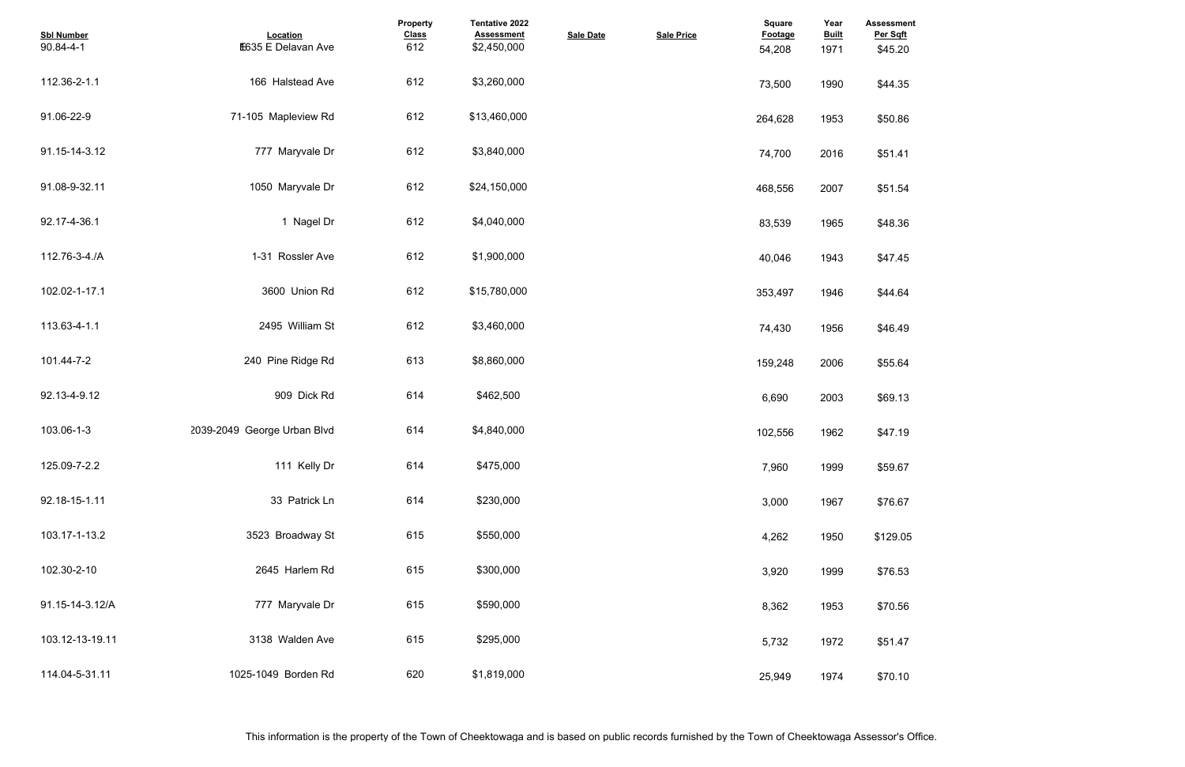| Sbl Number | Location | Property Class | Tentative 2022 Assessment | Sale Date | Sale Price | Square Footage | Year Built | Assessment Per Sqft |
|---|---|---|---|---|---|---|---|---|
| 90.84-4-1 | 1635 E Delavan Ave | 612 | $2,450,000 | | | 54,208 | 1971 | $45.20 |
| 112.36-2-1.1 | 166 Halstead Ave | 612 | $3,260,000 | | | 73,500 | 1990 | $44.35 |
| 91.06-22-9 | 71-105 Mapleview Rd | 612 | $13,460,000 | | | 264,628 | 1953 | $50.86 |
| 91.15-14-3.12 | 777 Maryvale Dr | 612 | $3,840,000 | | | 74,700 | 2016 | $51.41 |
| 91.08-9-32.11 | 1050 Maryvale Dr | 612 | $24,150,000 | | | 468,556 | 2007 | $51.54 |
| 92.17-4-36.1 | 1 Nagel Dr | 612 | $4,040,000 | | | 83,539 | 1965 | $48.36 |
| 112.76-3-4./A | 1-31 Rossler Ave | 612 | $1,900,000 | | | 40,046 | 1943 | $47.45 |
| 102.02-1-17.1 | 3600 Union Rd | 612 | $15,780,000 | | | 353,497 | 1946 | $44.64 |
| 113.63-4-1.1 | 2495 William St | 612 | $3,460,000 | | | 74,430 | 1956 | $46.49 |
| 101.44-7-2 | 240 Pine Ridge Rd | 613 | $8,860,000 | | | 159,248 | 2006 | $55.64 |
| 92.13-4-9.12 | 909 Dick Rd | 614 | $462,500 | | | 6,690 | 2003 | $69.13 |
| 103.06-1-3 | 2039-2049 George Urban Blvd | 614 | $4,840,000 | | | 102,556 | 1962 | $47.19 |
| 125.09-7-2.2 | 111 Kelly Dr | 614 | $475,000 | | | 7,960 | 1999 | $59.67 |
| 92.18-15-1.11 | 33 Patrick Ln | 614 | $230,000 | | | 3,000 | 1967 | $76.67 |
| 103.17-1-13.2 | 3523 Broadway St | 615 | $550,000 | | | 4,262 | 1950 | $129.05 |
| 102.30-2-10 | 2645 Harlem Rd | 615 | $300,000 | | | 3,920 | 1999 | $76.53 |
| 91.15-14-3.12/A | 777 Maryvale Dr | 615 | $590,000 | | | 8,362 | 1953 | $70.56 |
| 103.12-13-19.11 | 3138 Walden Ave | 615 | $295,000 | | | 5,732 | 1972 | $51.47 |
| 114.04-5-31.11 | 1025-1049 Borden Rd | 620 | $1,819,000 | | | 25,949 | 1974 | $70.10 |

This information is the property of the Town of Cheektowaga and is based on public records furnished by the Town of Cheektowaga Assessor's Office.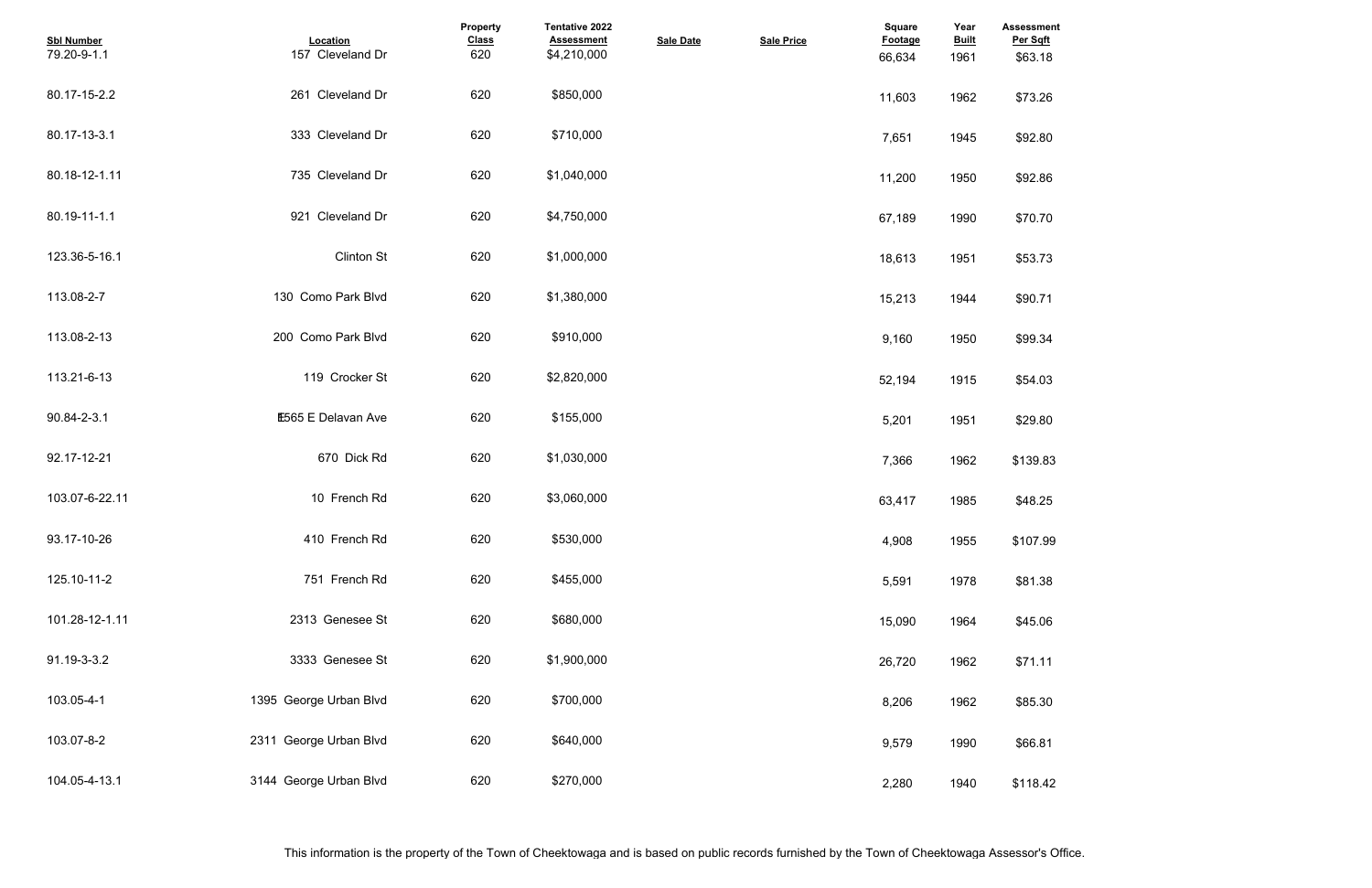| Sbl Number | Location | Property Class | Tentative 2022 Assessment | Sale Date | Sale Price | Square Footage | Year Built | Assessment Per Sqft |
|---|---|---|---|---|---|---|---|---|
| 79.20-9-1.1 | 157 Cleveland Dr | 620 | $4,210,000 | | | 66,634 | 1961 | $63.18 |
| 80.17-15-2.2 | 261 Cleveland Dr | 620 | $850,000 | | | 11,603 | 1962 | $73.26 |
| 80.17-13-3.1 | 333 Cleveland Dr | 620 | $710,000 | | | 7,651 | 1945 | $92.80 |
| 80.18-12-1.11 | 735 Cleveland Dr | 620 | $1,040,000 | | | 11,200 | 1950 | $92.86 |
| 80.19-11-1.1 | 921 Cleveland Dr | 620 | $4,750,000 | | | 67,189 | 1990 | $70.70 |
| 123.36-5-16.1 | Clinton St | 620 | $1,000,000 | | | 18,613 | 1951 | $53.73 |
| 113.08-2-7 | 130 Como Park Blvd | 620 | $1,380,000 | | | 15,213 | 1944 | $90.71 |
| 113.08-2-13 | 200 Como Park Blvd | 620 | $910,000 | | | 9,160 | 1950 | $99.34 |
| 113.21-6-13 | 119 Crocker St | 620 | $2,820,000 | | | 52,194 | 1915 | $54.03 |
| 90.84-2-3.1 | E565 E Delavan Ave | 620 | $155,000 | | | 5,201 | 1951 | $29.80 |
| 92.17-12-21 | 670 Dick Rd | 620 | $1,030,000 | | | 7,366 | 1962 | $139.83 |
| 103.07-6-22.11 | 10 French Rd | 620 | $3,060,000 | | | 63,417 | 1985 | $48.25 |
| 93.17-10-26 | 410 French Rd | 620 | $530,000 | | | 4,908 | 1955 | $107.99 |
| 125.10-11-2 | 751 French Rd | 620 | $455,000 | | | 5,591 | 1978 | $81.38 |
| 101.28-12-1.11 | 2313 Genesee St | 620 | $680,000 | | | 15,090 | 1964 | $45.06 |
| 91.19-3-3.2 | 3333 Genesee St | 620 | $1,900,000 | | | 26,720 | 1962 | $71.11 |
| 103.05-4-1 | 1395 George Urban Blvd | 620 | $700,000 | | | 8,206 | 1962 | $85.30 |
| 103.07-8-2 | 2311 George Urban Blvd | 620 | $640,000 | | | 9,579 | 1990 | $66.81 |
| 104.05-4-13.1 | 3144 George Urban Blvd | 620 | $270,000 | | | 2,280 | 1940 | $118.42 |

This information is the property of the Town of Cheektowaga and is based on public records furnished by the Town of Cheektowaga Assessor's Office.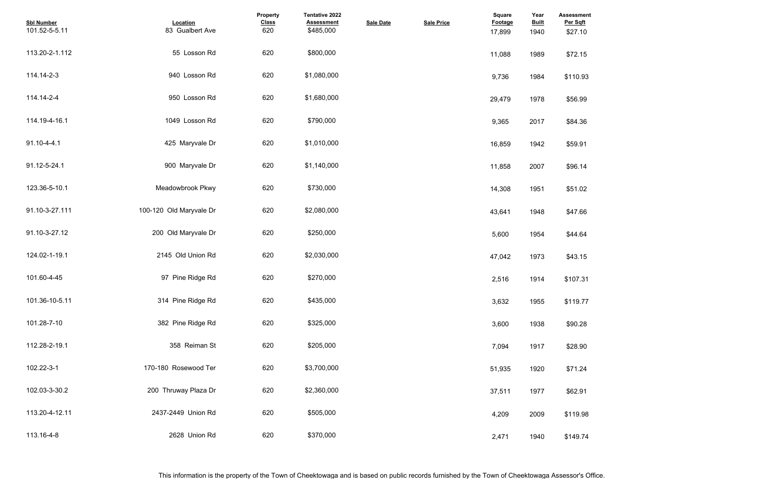| Sbl Number | Location | Property Class | Tentative 2022 Assessment | Sale Date | Sale Price | Square Footage | Year Built | Assessment Per Sqft |
|---|---|---|---|---|---|---|---|---|
| 101.52-5-5.11 | 83 Gualbert Ave | 620 | $485,000 | | | 17,899 | 1940 | $27.10 |
| 113.20-2-1.112 | 55 Losson Rd | 620 | $800,000 | | | 11,088 | 1989 | $72.15 |
| 114.14-2-3 | 940 Losson Rd | 620 | $1,080,000 | | | 9,736 | 1984 | $110.93 |
| 114.14-2-4 | 950 Losson Rd | 620 | $1,680,000 | | | 29,479 | 1978 | $56.99 |
| 114.19-4-16.1 | 1049 Losson Rd | 620 | $790,000 | | | 9,365 | 2017 | $84.36 |
| 91.10-4-4.1 | 425 Maryvale Dr | 620 | $1,010,000 | | | 16,859 | 1942 | $59.91 |
| 91.12-5-24.1 | 900 Maryvale Dr | 620 | $1,140,000 | | | 11,858 | 2007 | $96.14 |
| 123.36-5-10.1 | Meadowbrook Pkwy | 620 | $730,000 | | | 14,308 | 1951 | $51.02 |
| 91.10-3-27.111 | 100-120 Old Maryvale Dr | 620 | $2,080,000 | | | 43,641 | 1948 | $47.66 |
| 91.10-3-27.12 | 200 Old Maryvale Dr | 620 | $250,000 | | | 5,600 | 1954 | $44.64 |
| 124.02-1-19.1 | 2145 Old Union Rd | 620 | $2,030,000 | | | 47,042 | 1973 | $43.15 |
| 101.60-4-45 | 97 Pine Ridge Rd | 620 | $270,000 | | | 2,516 | 1914 | $107.31 |
| 101.36-10-5.11 | 314 Pine Ridge Rd | 620 | $435,000 | | | 3,632 | 1955 | $119.77 |
| 101.28-7-10 | 382 Pine Ridge Rd | 620 | $325,000 | | | 3,600 | 1938 | $90.28 |
| 112.28-2-19.1 | 358 Reiman St | 620 | $205,000 | | | 7,094 | 1917 | $28.90 |
| 102.22-3-1 | 170-180 Rosewood Ter | 620 | $3,700,000 | | | 51,935 | 1920 | $71.24 |
| 102.03-3-30.2 | 200 Thruway Plaza Dr | 620 | $2,360,000 | | | 37,511 | 1977 | $62.91 |
| 113.20-4-12.11 | 2437-2449 Union Rd | 620 | $505,000 | | | 4,209 | 2009 | $119.98 |
| 113.16-4-8 | 2628 Union Rd | 620 | $370,000 | | | 2,471 | 1940 | $149.74 |

This information is the property of the Town of Cheektowaga and is based on public records furnished by the Town of Cheektowaga Assessor's Office.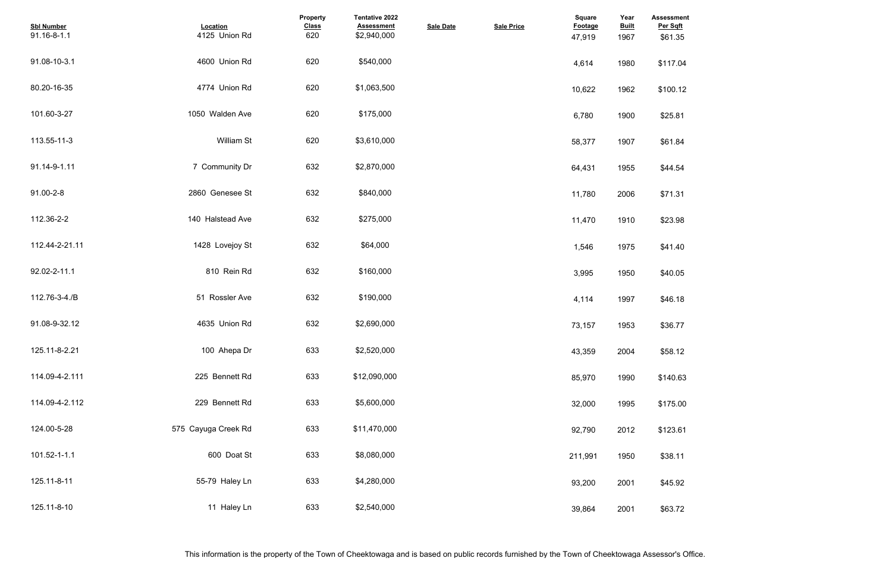| Sbl Number | Location | Property Class | Tentative 2022 Assessment | Sale Date | Sale Price | Square Footage | Year Built | Assessment Per Sqft |
|---|---|---|---|---|---|---|---|---|
| 91.16-8-1.1 | 4125 Union Rd | 620 | $2,940,000 | | | 47,919 | 1967 | $61.35 |
| 91.08-10-3.1 | 4600 Union Rd | 620 | $540,000 | | | 4,614 | 1980 | $117.04 |
| 80.20-16-35 | 4774 Union Rd | 620 | $1,063,500 | | | 10,622 | 1962 | $100.12 |
| 101.60-3-27 | 1050 Walden Ave | 620 | $175,000 | | | 6,780 | 1900 | $25.81 |
| 113.55-11-3 | William St | 620 | $3,610,000 | | | 58,377 | 1907 | $61.84 |
| 91.14-9-1.11 | 7 Community Dr | 632 | $2,870,000 | | | 64,431 | 1955 | $44.54 |
| 91.00-2-8 | 2860 Genesee St | 632 | $840,000 | | | 11,780 | 2006 | $71.31 |
| 112.36-2-2 | 140 Halstead Ave | 632 | $275,000 | | | 11,470 | 1910 | $23.98 |
| 112.44-2-21.11 | 1428 Lovejoy St | 632 | $64,000 | | | 1,546 | 1975 | $41.40 |
| 92.02-2-11.1 | 810 Rein Rd | 632 | $160,000 | | | 3,995 | 1950 | $40.05 |
| 112.76-3-4./B | 51 Rossler Ave | 632 | $190,000 | | | 4,114 | 1997 | $46.18 |
| 91.08-9-32.12 | 4635 Union Rd | 632 | $2,690,000 | | | 73,157 | 1953 | $36.77 |
| 125.11-8-2.21 | 100 Ahepa Dr | 633 | $2,520,000 | | | 43,359 | 2004 | $58.12 |
| 114.09-4-2.111 | 225 Bennett Rd | 633 | $12,090,000 | | | 85,970 | 1990 | $140.63 |
| 114.09-4-2.112 | 229 Bennett Rd | 633 | $5,600,000 | | | 32,000 | 1995 | $175.00 |
| 124.00-5-28 | 575 Cayuga Creek Rd | 633 | $11,470,000 | | | 92,790 | 2012 | $123.61 |
| 101.52-1-1.1 | 600 Doat St | 633 | $8,080,000 | | | 211,991 | 1950 | $38.11 |
| 125.11-8-11 | 55-79 Haley Ln | 633 | $4,280,000 | | | 93,200 | 2001 | $45.92 |
| 125.11-8-10 | 11 Haley Ln | 633 | $2,540,000 | | | 39,864 | 2001 | $63.72 |

This information is the property of the Town of Cheektowaga and is based on public records furnished by the Town of Cheektowaga Assessor's Office.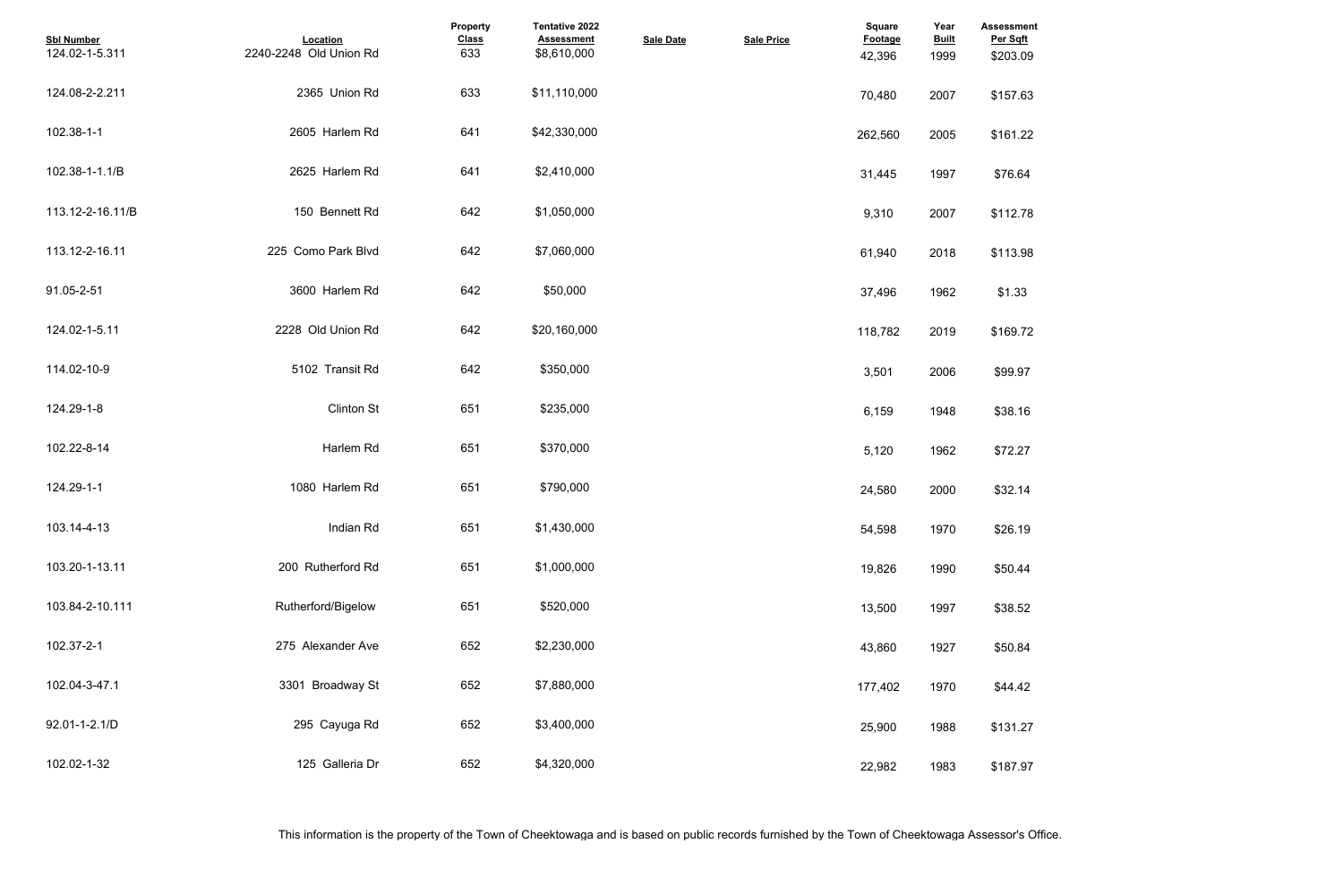| Sbl Number | Location | Property Class | Tentative 2022 Assessment | Sale Date | Sale Price | Square Footage | Year Built | Assessment Per Sqft |
|---|---|---|---|---|---|---|---|---|
| 124.02-1-5.311 | 2240-2248 Old Union Rd | 633 | $8,610,000 | | | 42,396 | 1999 | $203.09 |
| 124.08-2-2.211 | 2365 Union Rd | 633 | $11,110,000 | | | 70,480 | 2007 | $157.63 |
| 102.38-1-1 | 2605 Harlem Rd | 641 | $42,330,000 | | | 262,560 | 2005 | $161.22 |
| 102.38-1-1.1/B | 2625 Harlem Rd | 641 | $2,410,000 | | | 31,445 | 1997 | $76.64 |
| 113.12-2-16.11/B | 150 Bennett Rd | 642 | $1,050,000 | | | 9,310 | 2007 | $112.78 |
| 113.12-2-16.11 | 225 Como Park Blvd | 642 | $7,060,000 | | | 61,940 | 2018 | $113.98 |
| 91.05-2-51 | 3600 Harlem Rd | 642 | $50,000 | | | 37,496 | 1962 | $1.33 |
| 124.02-1-5.11 | 2228 Old Union Rd | 642 | $20,160,000 | | | 118,782 | 2019 | $169.72 |
| 114.02-10-9 | 5102 Transit Rd | 642 | $350,000 | | | 3,501 | 2006 | $99.97 |
| 124.29-1-8 | Clinton St | 651 | $235,000 | | | 6,159 | 1948 | $38.16 |
| 102.22-8-14 | Harlem Rd | 651 | $370,000 | | | 5,120 | 1962 | $72.27 |
| 124.29-1-1 | 1080 Harlem Rd | 651 | $790,000 | | | 24,580 | 2000 | $32.14 |
| 103.14-4-13 | Indian Rd | 651 | $1,430,000 | | | 54,598 | 1970 | $26.19 |
| 103.20-1-13.11 | 200 Rutherford Rd | 651 | $1,000,000 | | | 19,826 | 1990 | $50.44 |
| 103.84-2-10.111 | Rutherford/Bigelow | 651 | $520,000 | | | 13,500 | 1997 | $38.52 |
| 102.37-2-1 | 275 Alexander Ave | 652 | $2,230,000 | | | 43,860 | 1927 | $50.84 |
| 102.04-3-47.1 | 3301 Broadway St | 652 | $7,880,000 | | | 177,402 | 1970 | $44.42 |
| 92.01-1-2.1/D | 295 Cayuga Rd | 652 | $3,400,000 | | | 25,900 | 1988 | $131.27 |
| 102.02-1-32 | 125 Galleria Dr | 652 | $4,320,000 | | | 22,982 | 1983 | $187.97 |

This information is the property of the Town of Cheektowaga and is based on public records furnished by the Town of Cheektowaga Assessor's Office.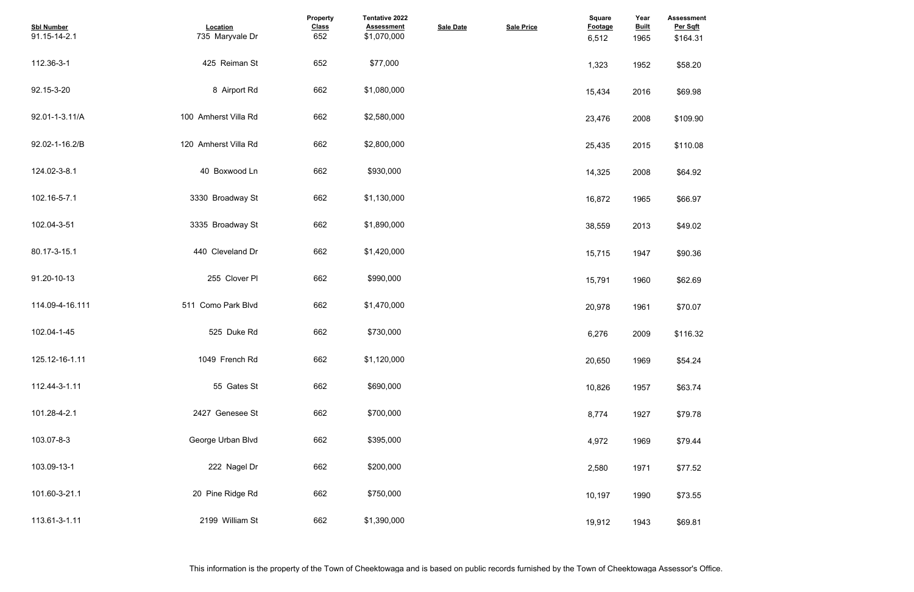| Sbl Number | Location | Property Class | Tentative 2022 Assessment | Sale Date | Sale Price | Square Footage | Year Built | Assessment Per Sqft |
|---|---|---|---|---|---|---|---|---|
| 91.15-14-2.1 | 735 Maryvale Dr | 652 | $1,070,000 | | | 6,512 | 1965 | $164.31 |
| 112.36-3-1 | 425 Reiman St | 652 | $77,000 | | | 1,323 | 1952 | $58.20 |
| 92.15-3-20 | 8 Airport Rd | 662 | $1,080,000 | | | 15,434 | 2016 | $69.98 |
| 92.01-1-3.11/A | 100 Amherst Villa Rd | 662 | $2,580,000 | | | 23,476 | 2008 | $109.90 |
| 92.02-1-16.2/B | 120 Amherst Villa Rd | 662 | $2,800,000 | | | 25,435 | 2015 | $110.08 |
| 124.02-3-8.1 | 40 Boxwood Ln | 662 | $930,000 | | | 14,325 | 2008 | $64.92 |
| 102.16-5-7.1 | 3330 Broadway St | 662 | $1,130,000 | | | 16,872 | 1965 | $66.97 |
| 102.04-3-51 | 3335 Broadway St | 662 | $1,890,000 | | | 38,559 | 2013 | $49.02 |
| 80.17-3-15.1 | 440 Cleveland Dr | 662 | $1,420,000 | | | 15,715 | 1947 | $90.36 |
| 91.20-10-13 | 255 Clover Pl | 662 | $990,000 | | | 15,791 | 1960 | $62.69 |
| 114.09-4-16.111 | 511 Como Park Blvd | 662 | $1,470,000 | | | 20,978 | 1961 | $70.07 |
| 102.04-1-45 | 525 Duke Rd | 662 | $730,000 | | | 6,276 | 2009 | $116.32 |
| 125.12-16-1.11 | 1049 French Rd | 662 | $1,120,000 | | | 20,650 | 1969 | $54.24 |
| 112.44-3-1.11 | 55 Gates St | 662 | $690,000 | | | 10,826 | 1957 | $63.74 |
| 101.28-4-2.1 | 2427 Genesee St | 662 | $700,000 | | | 8,774 | 1927 | $79.78 |
| 103.07-8-3 | George Urban Blvd | 662 | $395,000 | | | 4,972 | 1969 | $79.44 |
| 103.09-13-1 | 222 Nagel Dr | 662 | $200,000 | | | 2,580 | 1971 | $77.52 |
| 101.60-3-21.1 | 20 Pine Ridge Rd | 662 | $750,000 | | | 10,197 | 1990 | $73.55 |
| 113.61-3-1.11 | 2199 William St | 662 | $1,390,000 | | | 19,912 | 1943 | $69.81 |

This information is the property of the Town of Cheektowaga and is based on public records furnished by the Town of Cheektowaga Assessor's Office.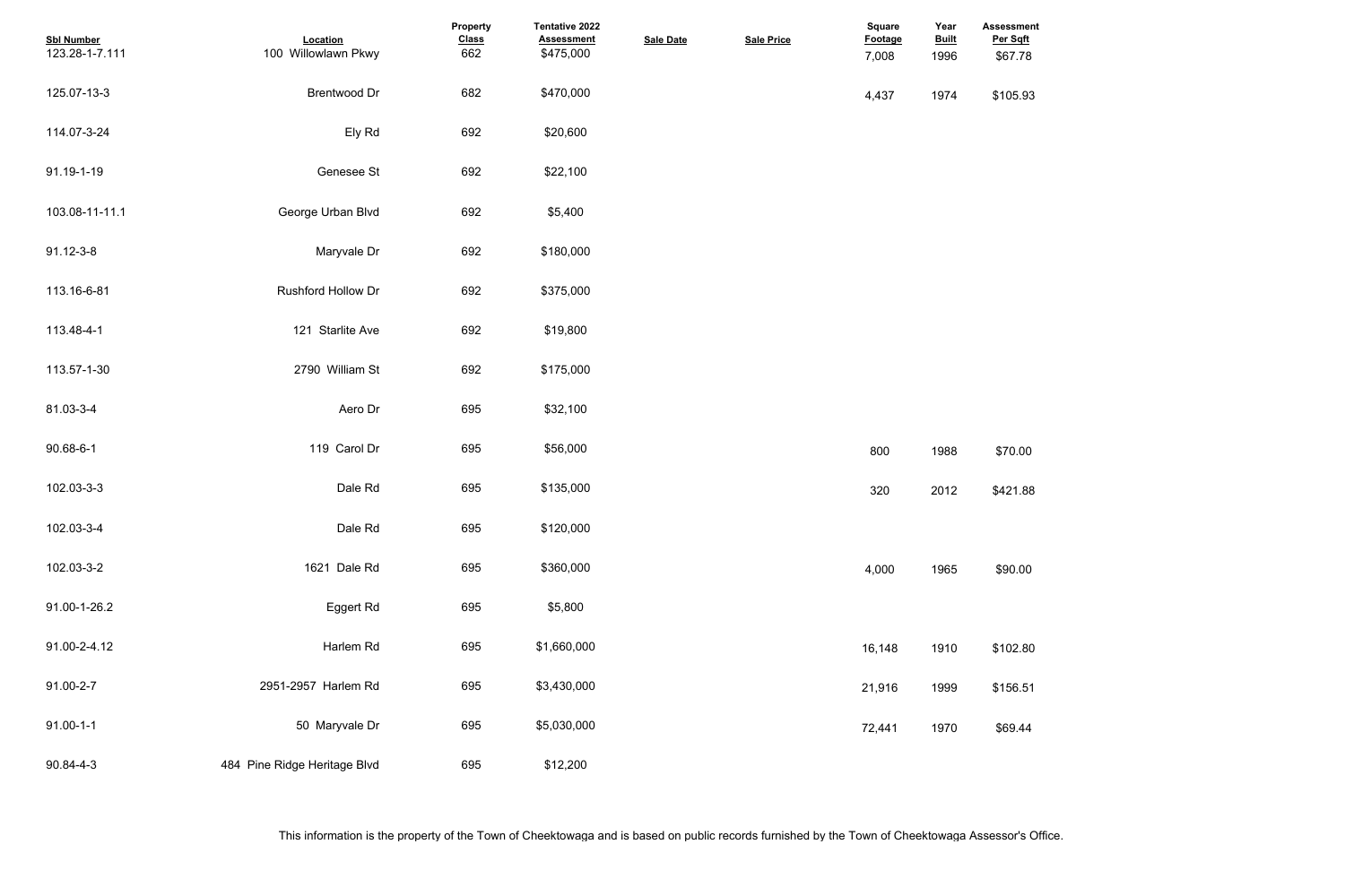| Sbl Number | Location | Property Class | Tentative 2022 Assessment | Sale Date | Sale Price | Square Footage | Year Built | Assessment Per Sqft |
|---|---|---|---|---|---|---|---|---|
| 123.28-1-7.111 | 100 Willowlawn Pkwy | 662 | $475,000 | | | 7,008 | 1996 | $67.78 |
| 125.07-13-3 | Brentwood Dr | 682 | $470,000 | | | 4,437 | 1974 | $105.93 |
| 114.07-3-24 | Ely Rd | 692 | $20,600 | | | | | |
| 91.19-1-19 | Genesee St | 692 | $22,100 | | | | | |
| 103.08-11-11.1 | George Urban Blvd | 692 | $5,400 | | | | | |
| 91.12-3-8 | Maryvale Dr | 692 | $180,000 | | | | | |
| 113.16-6-81 | Rushford Hollow Dr | 692 | $375,000 | | | | | |
| 113.48-4-1 | 121 Starlite Ave | 692 | $19,800 | | | | | |
| 113.57-1-30 | 2790 William St | 692 | $175,000 | | | | | |
| 81.03-3-4 | Aero Dr | 695 | $32,100 | | | | | |
| 90.68-6-1 | 119 Carol Dr | 695 | $56,000 | | | 800 | 1988 | $70.00 |
| 102.03-3-3 | Dale Rd | 695 | $135,000 | | | 320 | 2012 | $421.88 |
| 102.03-3-4 | Dale Rd | 695 | $120,000 | | | | | |
| 102.03-3-2 | 1621 Dale Rd | 695 | $360,000 | | | 4,000 | 1965 | $90.00 |
| 91.00-1-26.2 | Eggert Rd | 695 | $5,800 | | | | | |
| 91.00-2-4.12 | Harlem Rd | 695 | $1,660,000 | | | 16,148 | 1910 | $102.80 |
| 91.00-2-7 | 2951-2957 Harlem Rd | 695 | $3,430,000 | | | 21,916 | 1999 | $156.51 |
| 91.00-1-1 | 50 Maryvale Dr | 695 | $5,030,000 | | | 72,441 | 1970 | $69.44 |
| 90.84-4-3 | 484 Pine Ridge Heritage Blvd | 695 | $12,200 | | | | | |

This information is the property of the Town of Cheektowaga and is based on public records furnished by the Town of Cheektowaga Assessor's Office.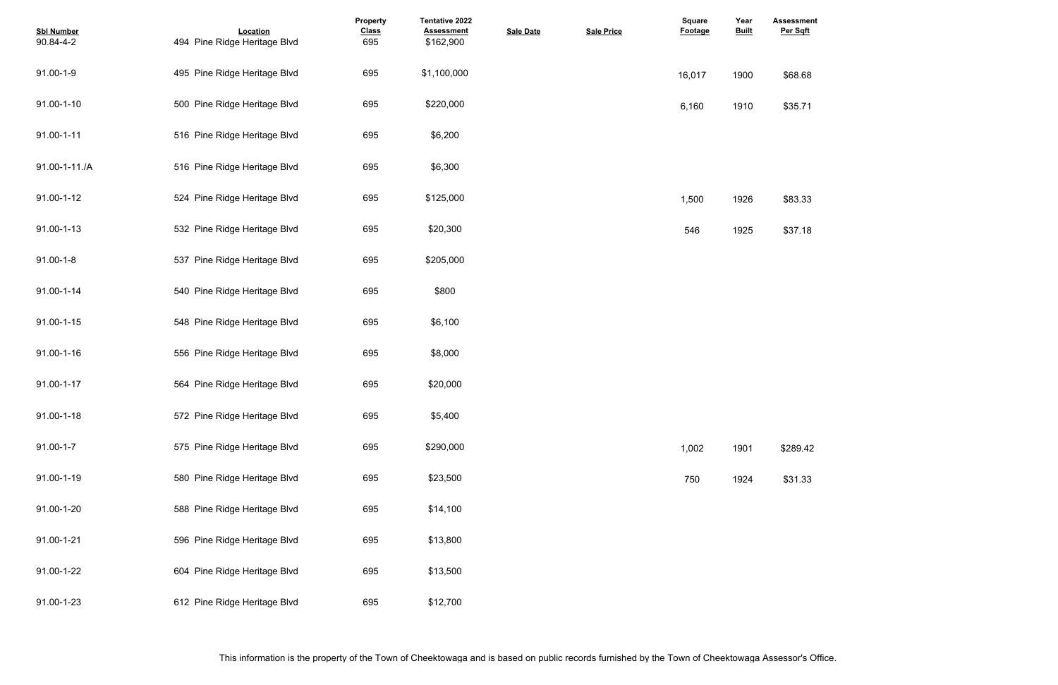| Sbl Number | Location | Property Class | Tentative 2022 Assessment | Sale Date | Sale Price | Square Footage | Year Built | Assessment Per Sqft |
|---|---|---|---|---|---|---|---|---|
| 90.84-4-2 | 494 Pine Ridge Heritage Blvd | 695 | $162,900 | | | | | |
| 91.00-1-9 | 495 Pine Ridge Heritage Blvd | 695 | $1,100,000 | | | 16,017 | 1900 | $68.68 |
| 91.00-1-10 | 500 Pine Ridge Heritage Blvd | 695 | $220,000 | | | 6,160 | 1910 | $35.71 |
| 91.00-1-11 | 516 Pine Ridge Heritage Blvd | 695 | $6,200 | | | | | |
| 91.00-1-11./A | 516 Pine Ridge Heritage Blvd | 695 | $6,300 | | | | | |
| 91.00-1-12 | 524 Pine Ridge Heritage Blvd | 695 | $125,000 | | | 1,500 | 1926 | $83.33 |
| 91.00-1-13 | 532 Pine Ridge Heritage Blvd | 695 | $20,300 | | | 546 | 1925 | $37.18 |
| 91.00-1-8 | 537 Pine Ridge Heritage Blvd | 695 | $205,000 | | | | | |
| 91.00-1-14 | 540 Pine Ridge Heritage Blvd | 695 | $800 | | | | | |
| 91.00-1-15 | 548 Pine Ridge Heritage Blvd | 695 | $6,100 | | | | | |
| 91.00-1-16 | 556 Pine Ridge Heritage Blvd | 695 | $8,000 | | | | | |
| 91.00-1-17 | 564 Pine Ridge Heritage Blvd | 695 | $20,000 | | | | | |
| 91.00-1-18 | 572 Pine Ridge Heritage Blvd | 695 | $5,400 | | | | | |
| 91.00-1-7 | 575 Pine Ridge Heritage Blvd | 695 | $290,000 | | | 1,002 | 1901 | $289.42 |
| 91.00-1-19 | 580 Pine Ridge Heritage Blvd | 695 | $23,500 | | | 750 | 1924 | $31.33 |
| 91.00-1-20 | 588 Pine Ridge Heritage Blvd | 695 | $14,100 | | | | | |
| 91.00-1-21 | 596 Pine Ridge Heritage Blvd | 695 | $13,800 | | | | | |
| 91.00-1-22 | 604 Pine Ridge Heritage Blvd | 695 | $13,500 | | | | | |
| 91.00-1-23 | 612 Pine Ridge Heritage Blvd | 695 | $12,700 | | | | | |

This information is the property of the Town of Cheektowaga and is based on public records furnished by the Town of Cheektowaga Assessor's Office.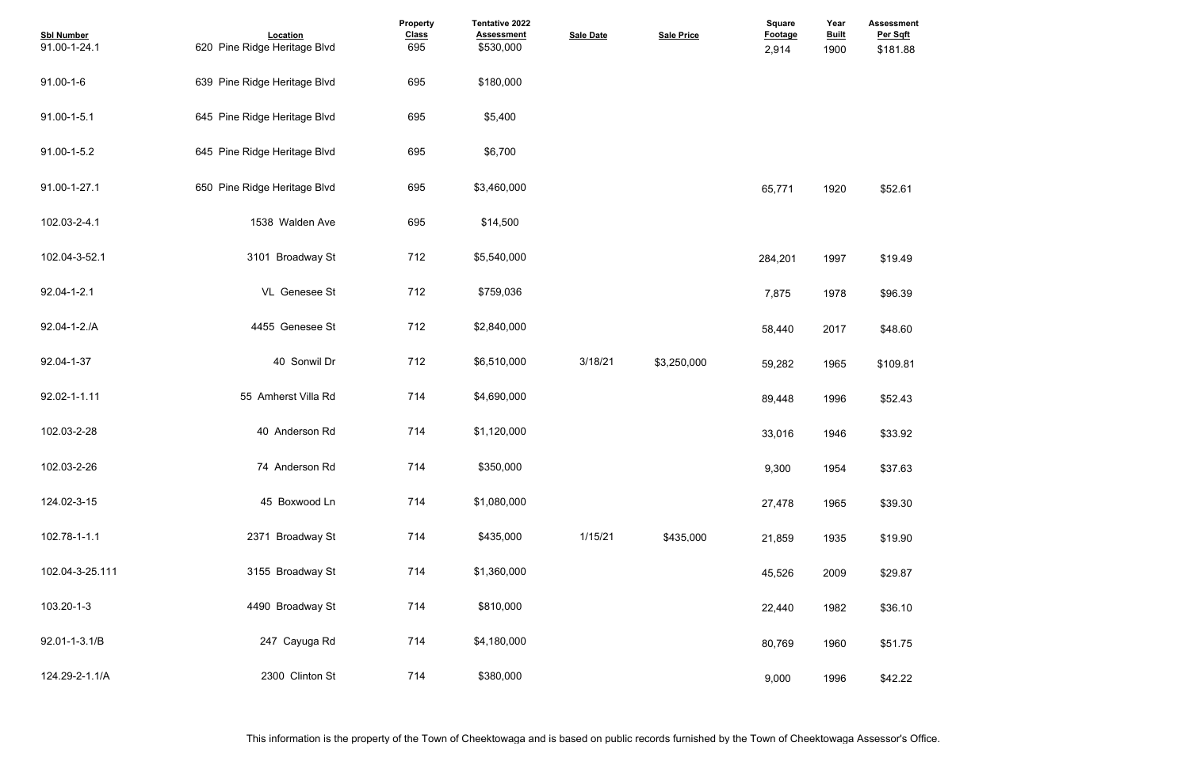| Sbl Number | Location | Property Class | Tentative 2022 Assessment | Sale Date | Sale Price | Square Footage | Year Built | Assessment Per Sqft |
|---|---|---|---|---|---|---|---|---|
| 91.00-1-24.1 | 620 Pine Ridge Heritage Blvd | 695 | $530,000 | | | 2,914 | 1900 | $181.88 |
| 91.00-1-6 | 639 Pine Ridge Heritage Blvd | 695 | $180,000 | | | | | |
| 91.00-1-5.1 | 645 Pine Ridge Heritage Blvd | 695 | $5,400 | | | | | |
| 91.00-1-5.2 | 645 Pine Ridge Heritage Blvd | 695 | $6,700 | | | | | |
| 91.00-1-27.1 | 650 Pine Ridge Heritage Blvd | 695 | $3,460,000 | | | 65,771 | 1920 | $52.61 |
| 102.03-2-4.1 | 1538 Walden Ave | 695 | $14,500 | | | | | |
| 102.04-3-52.1 | 3101 Broadway St | 712 | $5,540,000 | | | 284,201 | 1997 | $19.49 |
| 92.04-1-2.1 | VL Genesee St | 712 | $759,036 | | | 7,875 | 1978 | $96.39 |
| 92.04-1-2./A | 4455 Genesee St | 712 | $2,840,000 | | | 58,440 | 2017 | $48.60 |
| 92.04-1-37 | 40 Sonwil Dr | 712 | $6,510,000 | 3/18/21 | $3,250,000 | 59,282 | 1965 | $109.81 |
| 92.02-1-1.11 | 55 Amherst Villa Rd | 714 | $4,690,000 | | | 89,448 | 1996 | $52.43 |
| 102.03-2-28 | 40 Anderson Rd | 714 | $1,120,000 | | | 33,016 | 1946 | $33.92 |
| 102.03-2-26 | 74 Anderson Rd | 714 | $350,000 | | | 9,300 | 1954 | $37.63 |
| 124.02-3-15 | 45 Boxwood Ln | 714 | $1,080,000 | | | 27,478 | 1965 | $39.30 |
| 102.78-1-1.1 | 2371 Broadway St | 714 | $435,000 | 1/15/21 | $435,000 | 21,859 | 1935 | $19.90 |
| 102.04-3-25.111 | 3155 Broadway St | 714 | $1,360,000 | | | 45,526 | 2009 | $29.87 |
| 103.20-1-3 | 4490 Broadway St | 714 | $810,000 | | | 22,440 | 1982 | $36.10 |
| 92.01-1-3.1/B | 247 Cayuga Rd | 714 | $4,180,000 | | | 80,769 | 1960 | $51.75 |
| 124.29-2-1.1/A | 2300 Clinton St | 714 | $380,000 | | | 9,000 | 1996 | $42.22 |

This information is the property of the Town of Cheektowaga and is based on public records furnished by the Town of Cheektowaga Assessor's Office.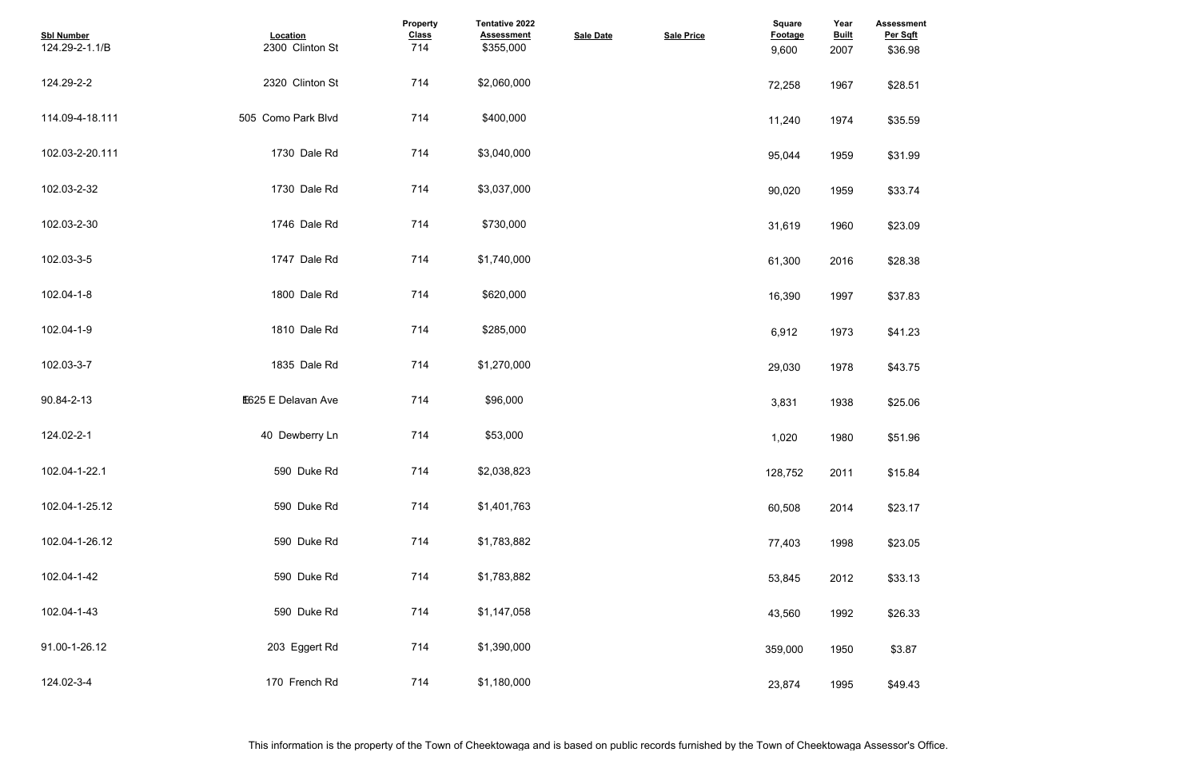| Sbl Number | Location | Property Class | Tentative 2022 Assessment | Sale Date | Sale Price | Square Footage | Year Built | Assessment Per Sqft |
|---|---|---|---|---|---|---|---|---|
| 124.29-2-1.1/B | 2300 Clinton St | 714 | $355,000 | | | 9,600 | 2007 | $36.98 |
| 124.29-2-2 | 2320 Clinton St | 714 | $2,060,000 | | | 72,258 | 1967 | $28.51 |
| 114.09-4-18.111 | 505 Como Park Blvd | 714 | $400,000 | | | 11,240 | 1974 | $35.59 |
| 102.03-2-20.111 | 1730 Dale Rd | 714 | $3,040,000 | | | 95,044 | 1959 | $31.99 |
| 102.03-2-32 | 1730 Dale Rd | 714 | $3,037,000 | | | 90,020 | 1959 | $33.74 |
| 102.03-2-30 | 1746 Dale Rd | 714 | $730,000 | | | 31,619 | 1960 | $23.09 |
| 102.03-3-5 | 1747 Dale Rd | 714 | $1,740,000 | | | 61,300 | 2016 | $28.38 |
| 102.04-1-8 | 1800 Dale Rd | 714 | $620,000 | | | 16,390 | 1997 | $37.83 |
| 102.04-1-9 | 1810 Dale Rd | 714 | $285,000 | | | 6,912 | 1973 | $41.23 |
| 102.03-3-7 | 1835 Dale Rd | 714 | $1,270,000 | | | 29,030 | 1978 | $43.75 |
| 90.84-2-13 | 1625 E Delavan Ave | 714 | $96,000 | | | 3,831 | 1938 | $25.06 |
| 124.02-2-1 | 40 Dewberry Ln | 714 | $53,000 | | | 1,020 | 1980 | $51.96 |
| 102.04-1-22.1 | 590 Duke Rd | 714 | $2,038,823 | | | 128,752 | 2011 | $15.84 |
| 102.04-1-25.12 | 590 Duke Rd | 714 | $1,401,763 | | | 60,508 | 2014 | $23.17 |
| 102.04-1-26.12 | 590 Duke Rd | 714 | $1,783,882 | | | 77,403 | 1998 | $23.05 |
| 102.04-1-42 | 590 Duke Rd | 714 | $1,783,882 | | | 53,845 | 2012 | $33.13 |
| 102.04-1-43 | 590 Duke Rd | 714 | $1,147,058 | | | 43,560 | 1992 | $26.33 |
| 91.00-1-26.12 | 203 Eggert Rd | 714 | $1,390,000 | | | 359,000 | 1950 | $3.87 |
| 124.02-3-4 | 170 French Rd | 714 | $1,180,000 | | | 23,874 | 1995 | $49.43 |

This information is the property of the Town of Cheektowaga and is based on public records furnished by the Town of Cheektowaga Assessor's Office.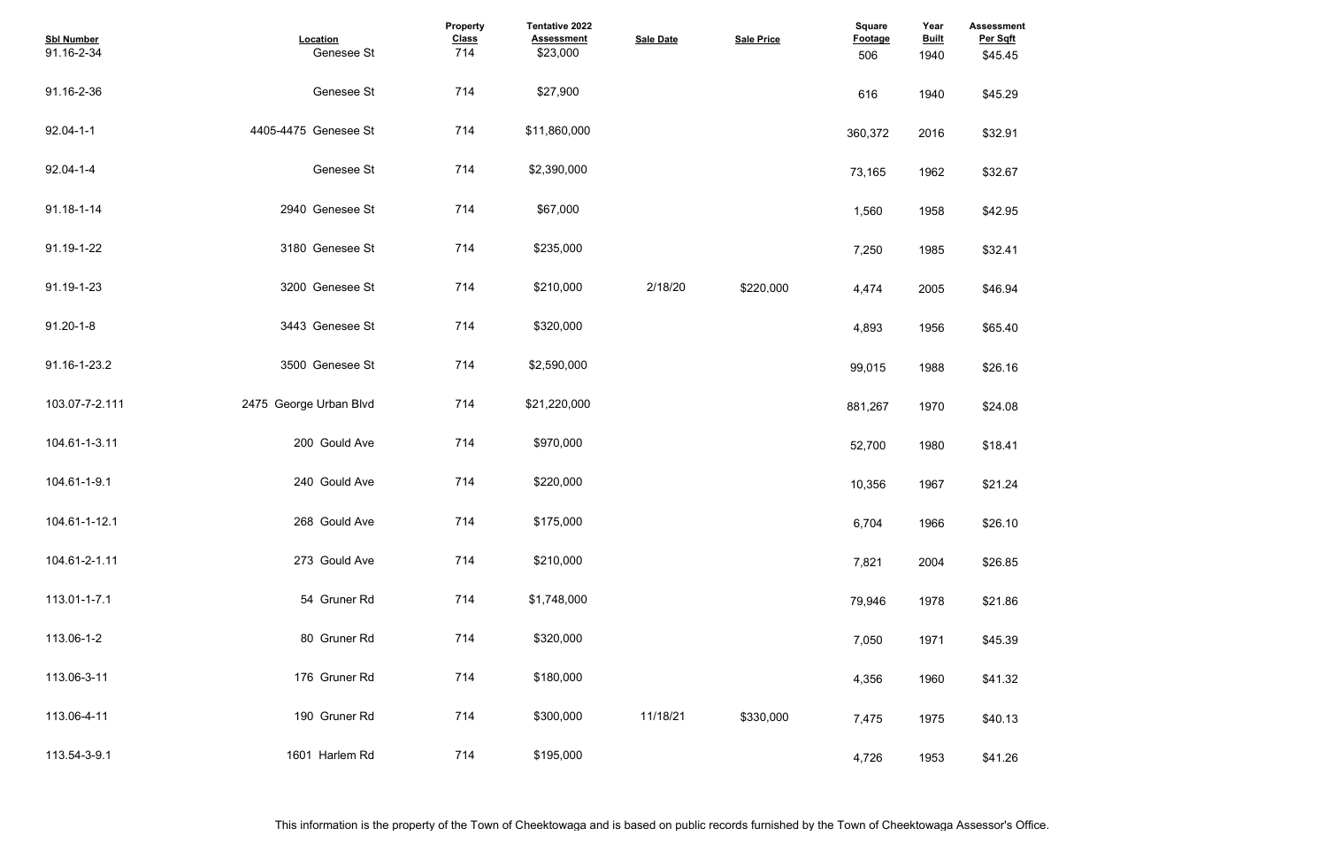| Sbl Number | Location | Property Class | Tentative 2022 Assessment | Sale Date | Sale Price | Square Footage | Year Built | Assessment Per Sqft |
|---|---|---|---|---|---|---|---|---|
| 91.16-2-34 | Genesee St | 714 | $23,000 | | | 506 | 1940 | $45.45 |
| 91.16-2-36 | Genesee St | 714 | $27,900 | | | 616 | 1940 | $45.29 |
| 92.04-1-1 | 4405-4475 Genesee St | 714 | $11,860,000 | | | 360,372 | 2016 | $32.91 |
| 92.04-1-4 | Genesee St | 714 | $2,390,000 | | | 73,165 | 1962 | $32.67 |
| 91.18-1-14 | 2940 Genesee St | 714 | $67,000 | | | 1,560 | 1958 | $42.95 |
| 91.19-1-22 | 3180 Genesee St | 714 | $235,000 | | | 7,250 | 1985 | $32.41 |
| 91.19-1-23 | 3200 Genesee St | 714 | $210,000 | 2/18/20 | $220,000 | 4,474 | 2005 | $46.94 |
| 91.20-1-8 | 3443 Genesee St | 714 | $320,000 | | | 4,893 | 1956 | $65.40 |
| 91.16-1-23.2 | 3500 Genesee St | 714 | $2,590,000 | | | 99,015 | 1988 | $26.16 |
| 103.07-7-2.111 | 2475 George Urban Blvd | 714 | $21,220,000 | | | 881,267 | 1970 | $24.08 |
| 104.61-1-3.11 | 200 Gould Ave | 714 | $970,000 | | | 52,700 | 1980 | $18.41 |
| 104.61-1-9.1 | 240 Gould Ave | 714 | $220,000 | | | 10,356 | 1967 | $21.24 |
| 104.61-1-12.1 | 268 Gould Ave | 714 | $175,000 | | | 6,704 | 1966 | $26.10 |
| 104.61-2-1.11 | 273 Gould Ave | 714 | $210,000 | | | 7,821 | 2004 | $26.85 |
| 113.01-1-7.1 | 54 Gruner Rd | 714 | $1,748,000 | | | 79,946 | 1978 | $21.86 |
| 113.06-1-2 | 80 Gruner Rd | 714 | $320,000 | | | 7,050 | 1971 | $45.39 |
| 113.06-3-11 | 176 Gruner Rd | 714 | $180,000 | | | 4,356 | 1960 | $41.32 |
| 113.06-4-11 | 190 Gruner Rd | 714 | $300,000 | 11/18/21 | $330,000 | 7,475 | 1975 | $40.13 |
| 113.54-3-9.1 | 1601 Harlem Rd | 714 | $195,000 | | | 4,726 | 1953 | $41.26 |

This information is the property of the Town of Cheektowaga and is based on public records furnished by the Town of Cheektowaga Assessor's Office.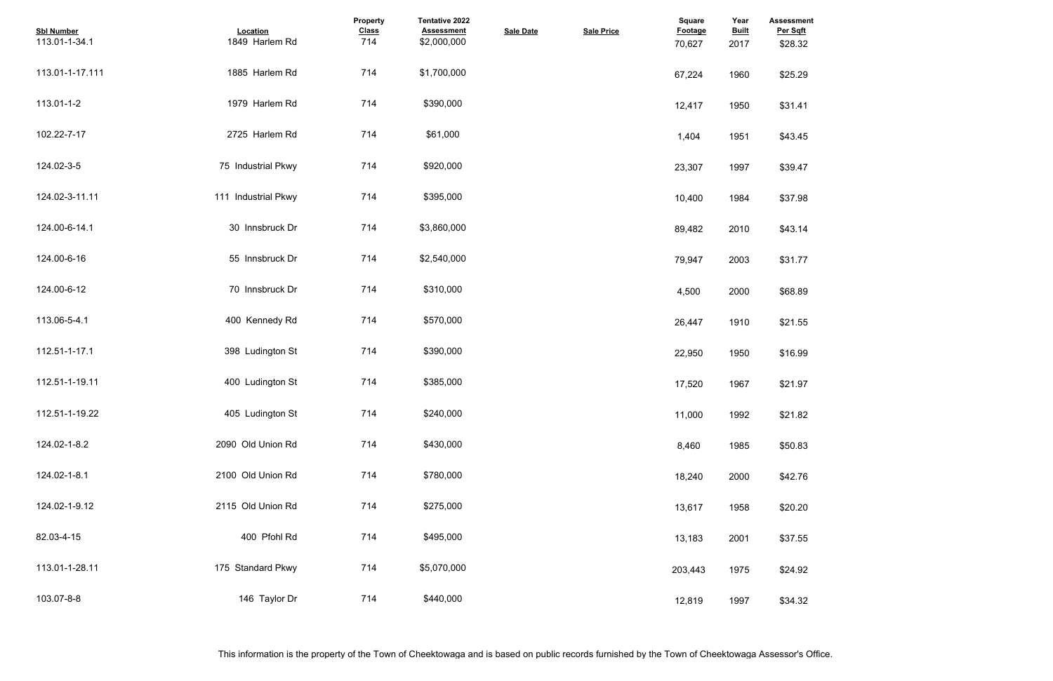| Sbl Number | Location | Property Class | Tentative 2022 Assessment | Sale Date | Sale Price | Square Footage | Year Built | Assessment Per Sqft |
|---|---|---|---|---|---|---|---|---|
| 113.01-1-34.1 | 1849 Harlem Rd | 714 | $2,000,000 | | | 70,627 | 2017 | $28.32 |
| 113.01-1-17.111 | 1885 Harlem Rd | 714 | $1,700,000 | | | 67,224 | 1960 | $25.29 |
| 113.01-1-2 | 1979 Harlem Rd | 714 | $390,000 | | | 12,417 | 1950 | $31.41 |
| 102.22-7-17 | 2725 Harlem Rd | 714 | $61,000 | | | 1,404 | 1951 | $43.45 |
| 124.02-3-5 | 75 Industrial Pkwy | 714 | $920,000 | | | 23,307 | 1997 | $39.47 |
| 124.02-3-11.11 | 111 Industrial Pkwy | 714 | $395,000 | | | 10,400 | 1984 | $37.98 |
| 124.00-6-14.1 | 30 Innsbruck Dr | 714 | $3,860,000 | | | 89,482 | 2010 | $43.14 |
| 124.00-6-16 | 55 Innsbruck Dr | 714 | $2,540,000 | | | 79,947 | 2003 | $31.77 |
| 124.00-6-12 | 70 Innsbruck Dr | 714 | $310,000 | | | 4,500 | 2000 | $68.89 |
| 113.06-5-4.1 | 400 Kennedy Rd | 714 | $570,000 | | | 26,447 | 1910 | $21.55 |
| 112.51-1-17.1 | 398 Ludington St | 714 | $390,000 | | | 22,950 | 1950 | $16.99 |
| 112.51-1-19.11 | 400 Ludington St | 714 | $385,000 | | | 17,520 | 1967 | $21.97 |
| 112.51-1-19.22 | 405 Ludington St | 714 | $240,000 | | | 11,000 | 1992 | $21.82 |
| 124.02-1-8.2 | 2090 Old Union Rd | 714 | $430,000 | | | 8,460 | 1985 | $50.83 |
| 124.02-1-8.1 | 2100 Old Union Rd | 714 | $780,000 | | | 18,240 | 2000 | $42.76 |
| 124.02-1-9.12 | 2115 Old Union Rd | 714 | $275,000 | | | 13,617 | 1958 | $20.20 |
| 82.03-4-15 | 400 Pfohl Rd | 714 | $495,000 | | | 13,183 | 2001 | $37.55 |
| 113.01-1-28.11 | 175 Standard Pkwy | 714 | $5,070,000 | | | 203,443 | 1975 | $24.92 |
| 103.07-8-8 | 146 Taylor Dr | 714 | $440,000 | | | 12,819 | 1997 | $34.32 |

This information is the property of the Town of Cheektowaga and is based on public records furnished by the Town of Cheektowaga Assessor's Office.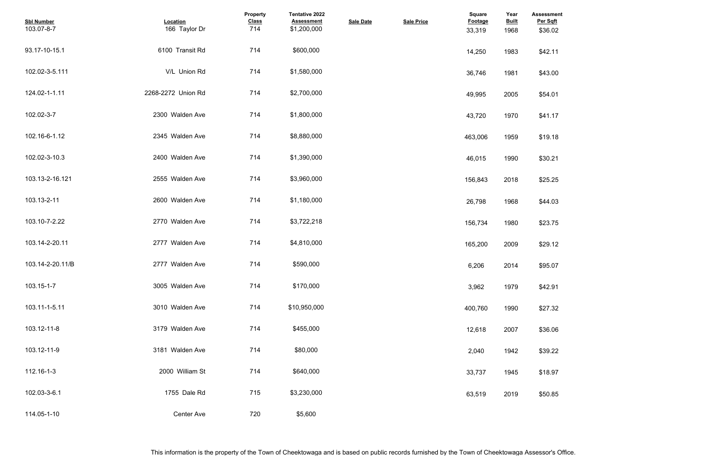| Sbl Number | Location | Property Class | Tentative 2022 Assessment | Sale Date | Sale Price | Square Footage | Year Built | Assessment Per Sqft |
|---|---|---|---|---|---|---|---|---|
| 103.07-8-7 | 166 Taylor Dr | 714 | $1,200,000 | | | 33,319 | 1968 | $36.02 |
| 93.17-10-15.1 | 6100 Transit Rd | 714 | $600,000 | | | 14,250 | 1983 | $42.11 |
| 102.02-3-5.111 | V/L Union Rd | 714 | $1,580,000 | | | 36,746 | 1981 | $43.00 |
| 124.02-1-1.11 | 2268-2272 Union Rd | 714 | $2,700,000 | | | 49,995 | 2005 | $54.01 |
| 102.02-3-7 | 2300 Walden Ave | 714 | $1,800,000 | | | 43,720 | 1970 | $41.17 |
| 102.16-6-1.12 | 2345 Walden Ave | 714 | $8,880,000 | | | 463,006 | 1959 | $19.18 |
| 102.02-3-10.3 | 2400 Walden Ave | 714 | $1,390,000 | | | 46,015 | 1990 | $30.21 |
| 103.13-2-16.121 | 2555 Walden Ave | 714 | $3,960,000 | | | 156,843 | 2018 | $25.25 |
| 103.13-2-11 | 2600 Walden Ave | 714 | $1,180,000 | | | 26,798 | 1968 | $44.03 |
| 103.10-7-2.22 | 2770 Walden Ave | 714 | $3,722,218 | | | 156,734 | 1980 | $23.75 |
| 103.14-2-20.11 | 2777 Walden Ave | 714 | $4,810,000 | | | 165,200 | 2009 | $29.12 |
| 103.14-2-20.11/B | 2777 Walden Ave | 714 | $590,000 | | | 6,206 | 2014 | $95.07 |
| 103.15-1-7 | 3005 Walden Ave | 714 | $170,000 | | | 3,962 | 1979 | $42.91 |
| 103.11-1-5.11 | 3010 Walden Ave | 714 | $10,950,000 | | | 400,760 | 1990 | $27.32 |
| 103.12-11-8 | 3179 Walden Ave | 714 | $455,000 | | | 12,618 | 2007 | $36.06 |
| 103.12-11-9 | 3181 Walden Ave | 714 | $80,000 | | | 2,040 | 1942 | $39.22 |
| 112.16-1-3 | 2000 William St | 714 | $640,000 | | | 33,737 | 1945 | $18.97 |
| 102.03-3-6.1 | 1755 Dale Rd | 715 | $3,230,000 | | | 63,519 | 2019 | $50.85 |
| 114.05-1-10 | Center Ave | 720 | $5,600 | | | | | |

This information is the property of the Town of Cheektowaga and is based on public records furnished by the Town of Cheektowaga Assessor's Office.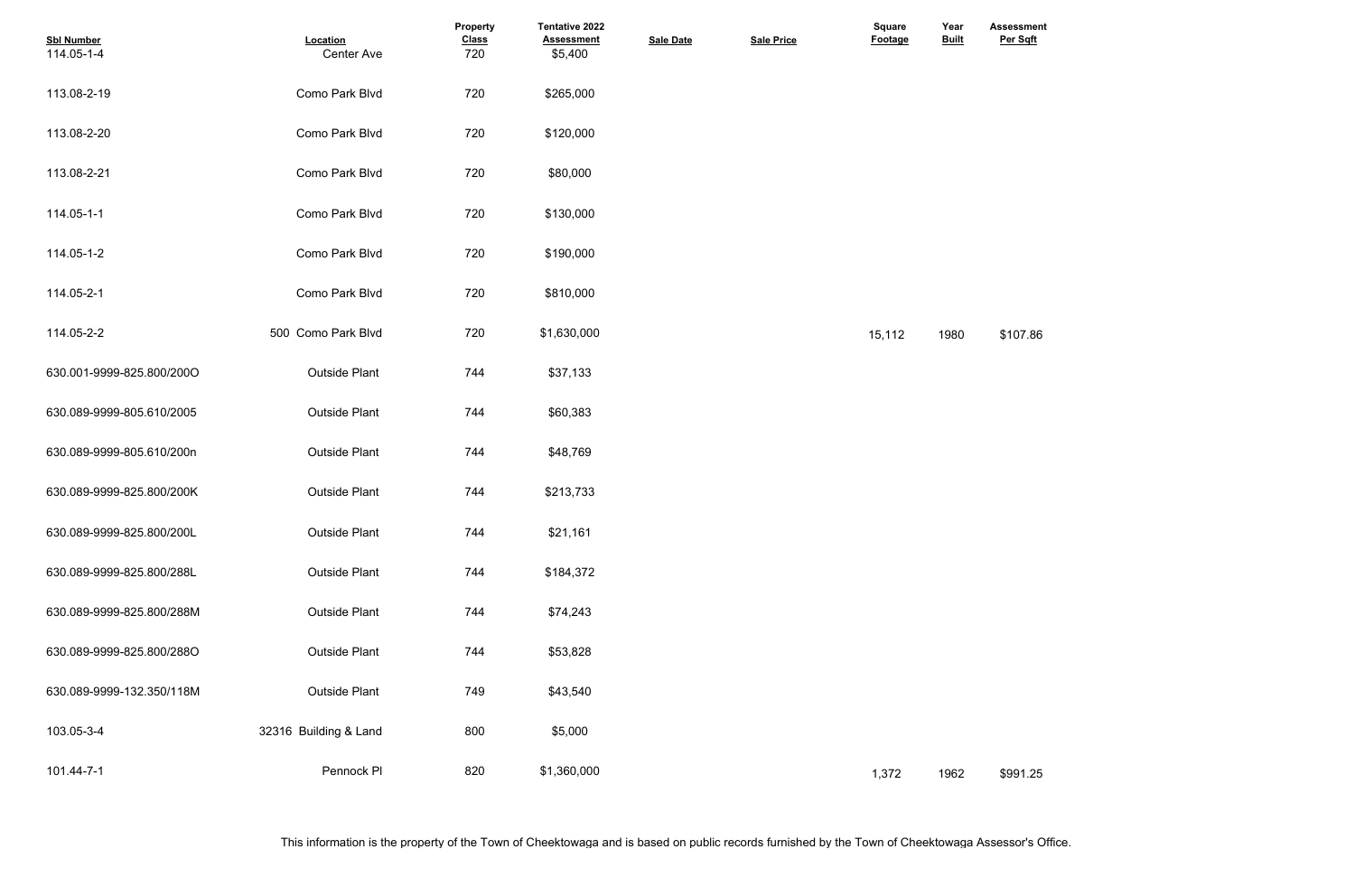| Sbl Number | Location | Property Class | Tentative 2022 Assessment | Sale Date | Sale Price | Square Footage | Year Built | Assessment Per Sqft |
|---|---|---|---|---|---|---|---|---|
| 114.05-1-4 | Center Ave | 720 | $5,400 | | | | | |
| 113.08-2-19 | Como Park Blvd | 720 | $265,000 | | | | | |
| 113.08-2-20 | Como Park Blvd | 720 | $120,000 | | | | | |
| 113.08-2-21 | Como Park Blvd | 720 | $80,000 | | | | | |
| 114.05-1-1 | Como Park Blvd | 720 | $130,000 | | | | | |
| 114.05-1-2 | Como Park Blvd | 720 | $190,000 | | | | | |
| 114.05-2-1 | Como Park Blvd | 720 | $810,000 | | | | | |
| 114.05-2-2 | 500 Como Park Blvd | 720 | $1,630,000 | | | 15,112 | 1980 | $107.86 |
| 630.001-9999-825.800/200O | Outside Plant | 744 | $37,133 | | | | | |
| 630.089-9999-805.610/2005 | Outside Plant | 744 | $60,383 | | | | | |
| 630.089-9999-805.610/200n | Outside Plant | 744 | $48,769 | | | | | |
| 630.089-9999-825.800/200K | Outside Plant | 744 | $213,733 | | | | | |
| 630.089-9999-825.800/200L | Outside Plant | 744 | $21,161 | | | | | |
| 630.089-9999-825.800/288L | Outside Plant | 744 | $184,372 | | | | | |
| 630.089-9999-825.800/288M | Outside Plant | 744 | $74,243 | | | | | |
| 630.089-9999-825.800/288O | Outside Plant | 744 | $53,828 | | | | | |
| 630.089-9999-132.350/118M | Outside Plant | 749 | $43,540 | | | | | |
| 103.05-3-4 | 32316 Building & Land | 800 | $5,000 | | | | | |
| 101.44-7-1 | Pennock Pl | 820 | $1,360,000 | | | 1,372 | 1962 | $991.25 |

This information is the property of the Town of Cheektowaga and is based on public records furnished by the Town of Cheektowaga Assessor's Office.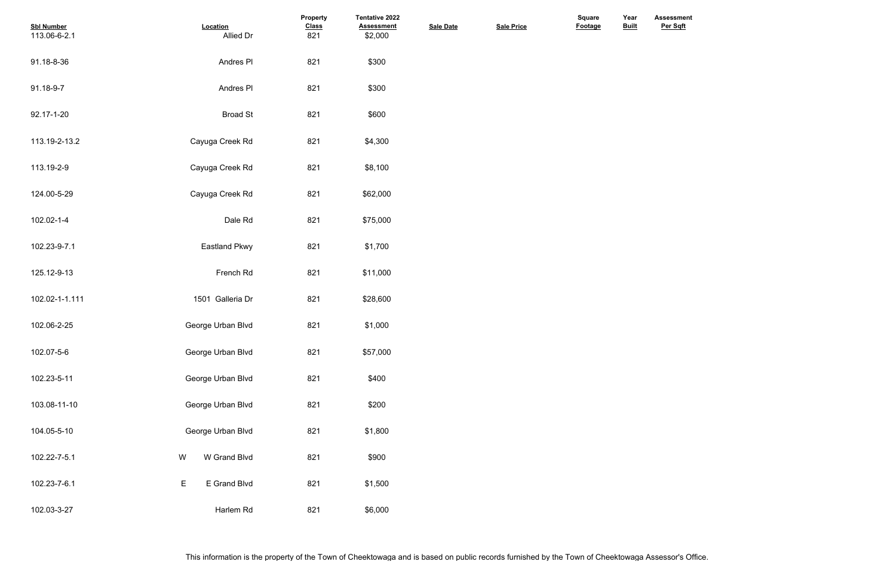| Sbl Number | Location | Property Class | Tentative 2022 Assessment | Sale Date | Sale Price | Square Footage | Year Built | Assessment Per Sqft |
|---|---|---|---|---|---|---|---|---|
| 113.06-6-2.1 | Allied Dr | 821 | $2,000 | | | | | |
| 91.18-8-36 | Andres Pl | 821 | $300 | | | | | |
| 91.18-9-7 | Andres Pl | 821 | $300 | | | | | |
| 92.17-1-20 | Broad St | 821 | $600 | | | | | |
| 113.19-2-13.2 | Cayuga Creek Rd | 821 | $4,300 | | | | | |
| 113.19-2-9 | Cayuga Creek Rd | 821 | $8,100 | | | | | |
| 124.00-5-29 | Cayuga Creek Rd | 821 | $62,000 | | | | | |
| 102.02-1-4 | Dale Rd | 821 | $75,000 | | | | | |
| 102.23-9-7.1 | Eastland Pkwy | 821 | $1,700 | | | | | |
| 125.12-9-13 | French Rd | 821 | $11,000 | | | | | |
| 102.02-1-1.111 | 1501 Galleria Dr | 821 | $28,600 | | | | | |
| 102.06-2-25 | George Urban Blvd | 821 | $1,000 | | | | | |
| 102.07-5-6 | George Urban Blvd | 821 | $57,000 | | | | | |
| 102.23-5-11 | George Urban Blvd | 821 | $400 | | | | | |
| 103.08-11-10 | George Urban Blvd | 821 | $200 | | | | | |
| 104.05-5-10 | George Urban Blvd | 821 | $1,800 | | | | | |
| 102.22-7-5.1 | W W Grand Blvd | 821 | $900 | | | | | |
| 102.23-7-6.1 | E E Grand Blvd | 821 | $1,500 | | | | | |
| 102.03-3-27 | Harlem Rd | 821 | $6,000 | | | | | |

This information is the property of the Town of Cheektowaga and is based on public records furnished by the Town of Cheektowaga Assessor's Office.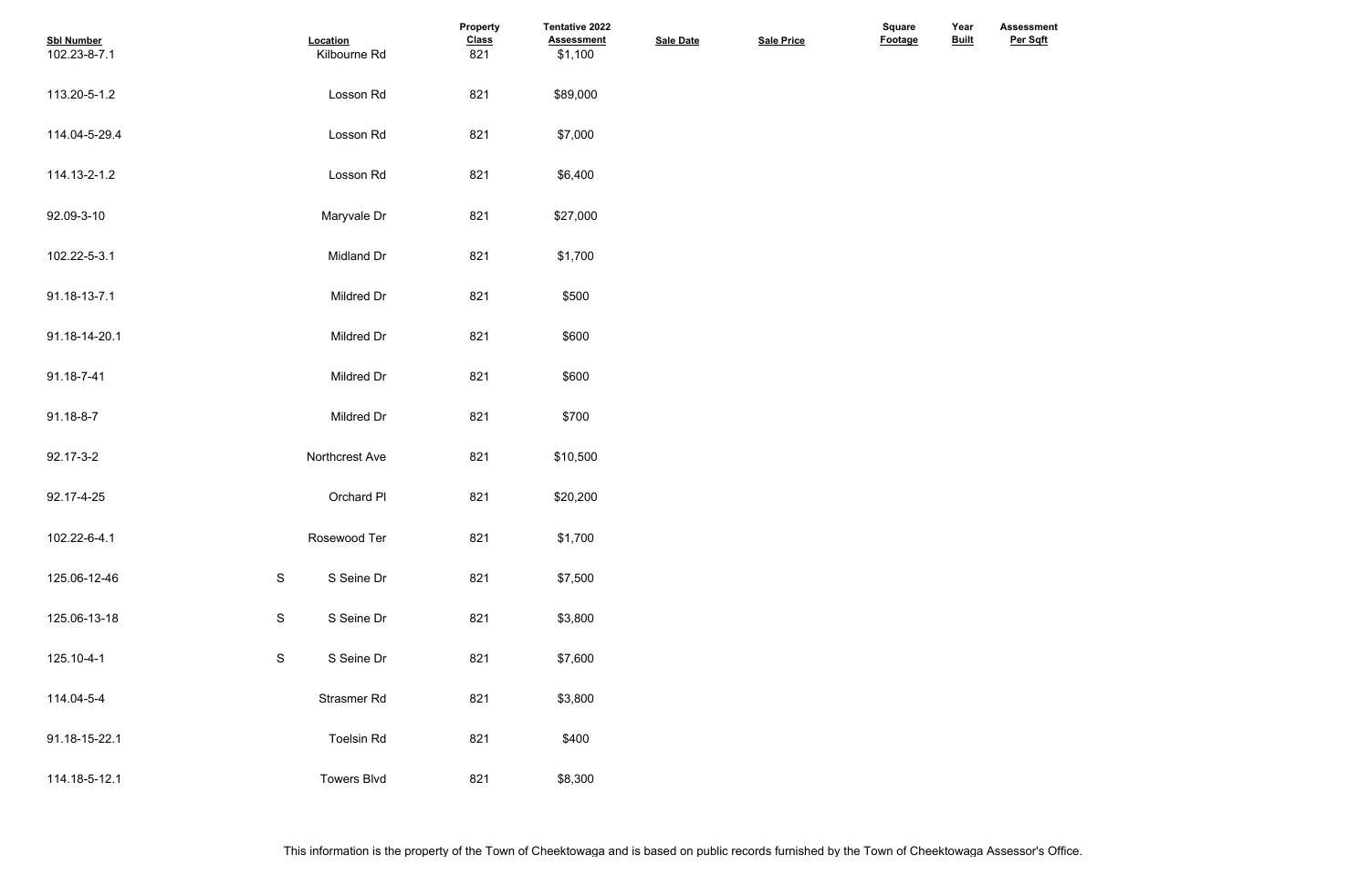| Sbl Number | | Location | Property Class | Tentative 2022 Assessment | Sale Date | Sale Price | Square Footage | Year Built | Assessment Per Sqft |
|---|---|---|---|---|---|---|---|---|---|
| 102.23-8-7.1 | | Kilbourne Rd | 821 | $1,100 | | | | | |
| 113.20-5-1.2 | | Losson Rd | 821 | $89,000 | | | | | |
| 114.04-5-29.4 | | Losson Rd | 821 | $7,000 | | | | | |
| 114.13-2-1.2 | | Losson Rd | 821 | $6,400 | | | | | |
| 92.09-3-10 | | Maryvale Dr | 821 | $27,000 | | | | | |
| 102.22-5-3.1 | | Midland Dr | 821 | $1,700 | | | | | |
| 91.18-13-7.1 | | Mildred Dr | 821 | $500 | | | | | |
| 91.18-14-20.1 | | Mildred Dr | 821 | $600 | | | | | |
| 91.18-7-41 | | Mildred Dr | 821 | $600 | | | | | |
| 91.18-8-7 | | Mildred Dr | 821 | $700 | | | | | |
| 92.17-3-2 | | Northcrest Ave | 821 | $10,500 | | | | | |
| 92.17-4-25 | | Orchard Pl | 821 | $20,200 | | | | | |
| 102.22-6-4.1 | | Rosewood Ter | 821 | $1,700 | | | | | |
| 125.06-12-46 | S | S Seine Dr | 821 | $7,500 | | | | | |
| 125.06-13-18 | S | S Seine Dr | 821 | $3,800 | | | | | |
| 125.10-4-1 | S | S Seine Dr | 821 | $7,600 | | | | | |
| 114.04-5-4 | | Strasmer Rd | 821 | $3,800 | | | | | |
| 91.18-15-22.1 | | Toelsin Rd | 821 | $400 | | | | | |
| 114.18-5-12.1 | | Towers Blvd | 821 | $8,300 | | | | | |

This information is the property of the Town of Cheektowaga and is based on public records furnished by the Town of Cheektowaga Assessor's Office.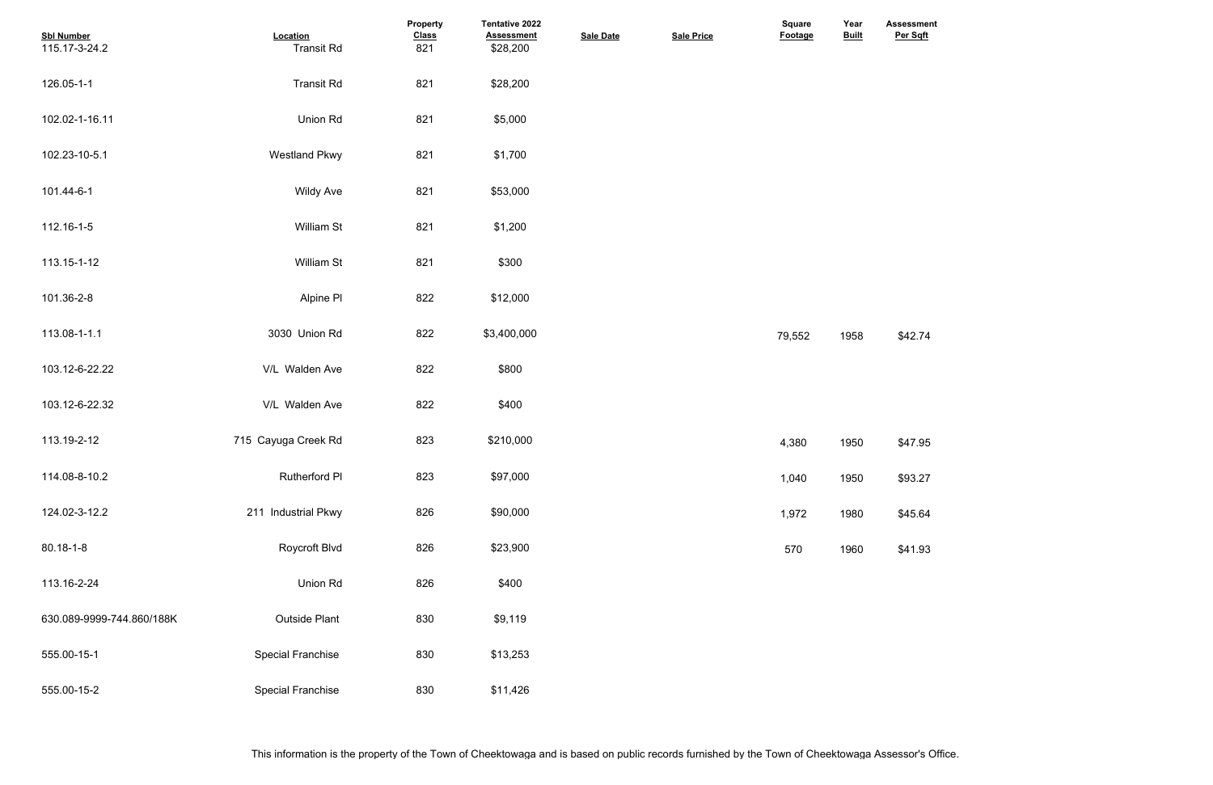| Sbl Number | Location | Property Class | Tentative 2022 Assessment | Sale Date | Sale Price | Square Footage | Year Built | Assessment Per Sqft |
|---|---|---|---|---|---|---|---|---|
| 115.17-3-24.2 | Transit Rd | 821 | $28,200 | | | | | |
| 126.05-1-1 | Transit Rd | 821 | $28,200 | | | | | |
| 102.02-1-16.11 | Union Rd | 821 | $5,000 | | | | | |
| 102.23-10-5.1 | Westland Pkwy | 821 | $1,700 | | | | | |
| 101.44-6-1 | Wildy Ave | 821 | $53,000 | | | | | |
| 112.16-1-5 | William St | 821 | $1,200 | | | | | |
| 113.15-1-12 | William St | 821 | $300 | | | | | |
| 101.36-2-8 | Alpine Pl | 822 | $12,000 | | | | | |
| 113.08-1-1.1 | 3030 Union Rd | 822 | $3,400,000 | | | 79,552 | 1958 | $42.74 |
| 103.12-6-22.22 | V/L Walden Ave | 822 | $800 | | | | | |
| 103.12-6-22.32 | V/L Walden Ave | 822 | $400 | | | | | |
| 113.19-2-12 | 715 Cayuga Creek Rd | 823 | $210,000 | | | 4,380 | 1950 | $47.95 |
| 114.08-8-10.2 | Rutherford Pl | 823 | $97,000 | | | 1,040 | 1950 | $93.27 |
| 124.02-3-12.2 | 211 Industrial Pkwy | 826 | $90,000 | | | 1,972 | 1980 | $45.64 |
| 80.18-1-8 | Roycroft Blvd | 826 | $23,900 | | | 570 | 1960 | $41.93 |
| 113.16-2-24 | Union Rd | 826 | $400 | | | | | |
| 630.089-9999-744.860/188K | Outside Plant | 830 | $9,119 | | | | | |
| 555.00-15-1 | Special Franchise | 830 | $13,253 | | | | | |
| 555.00-15-2 | Special Franchise | 830 | $11,426 | | | | | |

This information is the property of the Town of Cheektowaga and is based on public records furnished by the Town of Cheektowaga Assessor's Office.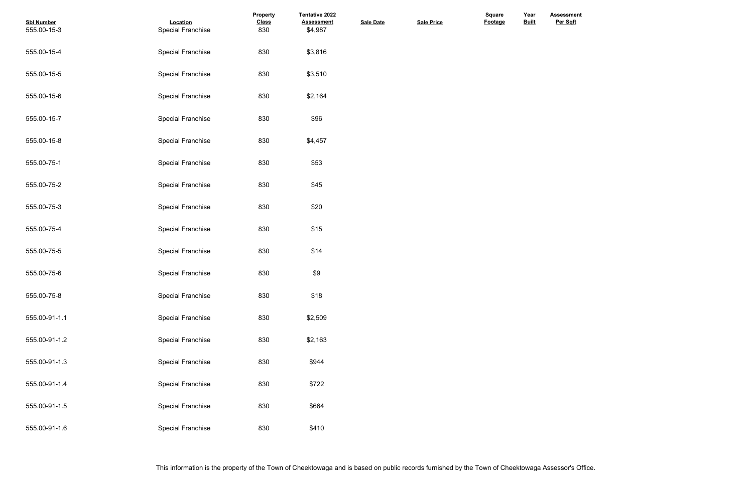| Sbl Number | Location | Property Class | Tentative 2022 Assessment | Sale Date | Sale Price | Square Footage | Year Built | Assessment Per Sqft |
|---|---|---|---|---|---|---|---|---|
| 555.00-15-3 | Special Franchise | 830 | $4,987 | | | | | |
| 555.00-15-4 | Special Franchise | 830 | $3,816 | | | | | |
| 555.00-15-5 | Special Franchise | 830 | $3,510 | | | | | |
| 555.00-15-6 | Special Franchise | 830 | $2,164 | | | | | |
| 555.00-15-7 | Special Franchise | 830 | $96 | | | | | |
| 555.00-15-8 | Special Franchise | 830 | $4,457 | | | | | |
| 555.00-75-1 | Special Franchise | 830 | $53 | | | | | |
| 555.00-75-2 | Special Franchise | 830 | $45 | | | | | |
| 555.00-75-3 | Special Franchise | 830 | $20 | | | | | |
| 555.00-75-4 | Special Franchise | 830 | $15 | | | | | |
| 555.00-75-5 | Special Franchise | 830 | $14 | | | | | |
| 555.00-75-6 | Special Franchise | 830 | $9 | | | | | |
| 555.00-75-8 | Special Franchise | 830 | $18 | | | | | |
| 555.00-91-1.1 | Special Franchise | 830 | $2,509 | | | | | |
| 555.00-91-1.2 | Special Franchise | 830 | $2,163 | | | | | |
| 555.00-91-1.3 | Special Franchise | 830 | $944 | | | | | |
| 555.00-91-1.4 | Special Franchise | 830 | $722 | | | | | |
| 555.00-91-1.5 | Special Franchise | 830 | $664 | | | | | |
| 555.00-91-1.6 | Special Franchise | 830 | $410 | | | | | |

This information is the property of the Town of Cheektowaga and is based on public records furnished by the Town of Cheektowaga Assessor's Office.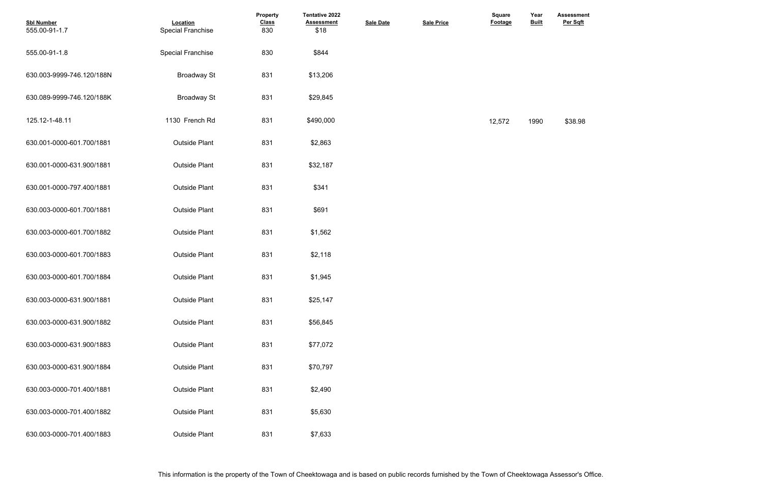| Sbl Number | Location | Property Class | Tentative 2022 Assessment | Sale Date | Sale Price | Square Footage | Year Built | Assessment Per Sqft |
|---|---|---|---|---|---|---|---|---|
| 555.00-91-1.7 | Special Franchise | 830 | $18 | | | | | |
| 555.00-91-1.8 | Special Franchise | 830 | $844 | | | | | |
| 630.003-9999-746.120/188N | Broadway St | 831 | $13,206 | | | | | |
| 630.089-9999-746.120/188K | Broadway St | 831 | $29,845 | | | | | |
| 125.12-1-48.11 | 1130 French Rd | 831 | $490,000 | | | 12,572 | 1990 | $38.98 |
| 630.001-0000-601.700/1881 | Outside Plant | 831 | $2,863 | | | | | |
| 630.001-0000-631.900/1881 | Outside Plant | 831 | $32,187 | | | | | |
| 630.001-0000-797.400/1881 | Outside Plant | 831 | $341 | | | | | |
| 630.003-0000-601.700/1881 | Outside Plant | 831 | $691 | | | | | |
| 630.003-0000-601.700/1882 | Outside Plant | 831 | $1,562 | | | | | |
| 630.003-0000-601.700/1883 | Outside Plant | 831 | $2,118 | | | | | |
| 630.003-0000-601.700/1884 | Outside Plant | 831 | $1,945 | | | | | |
| 630.003-0000-631.900/1881 | Outside Plant | 831 | $25,147 | | | | | |
| 630.003-0000-631.900/1882 | Outside Plant | 831 | $56,845 | | | | | |
| 630.003-0000-631.900/1883 | Outside Plant | 831 | $77,072 | | | | | |
| 630.003-0000-631.900/1884 | Outside Plant | 831 | $70,797 | | | | | |
| 630.003-0000-701.400/1881 | Outside Plant | 831 | $2,490 | | | | | |
| 630.003-0000-701.400/1882 | Outside Plant | 831 | $5,630 | | | | | |
| 630.003-0000-701.400/1883 | Outside Plant | 831 | $7,633 | | | | | |

This information is the property of the Town of Cheektowaga and is based on public records furnished by the Town of Cheektowaga Assessor's Office.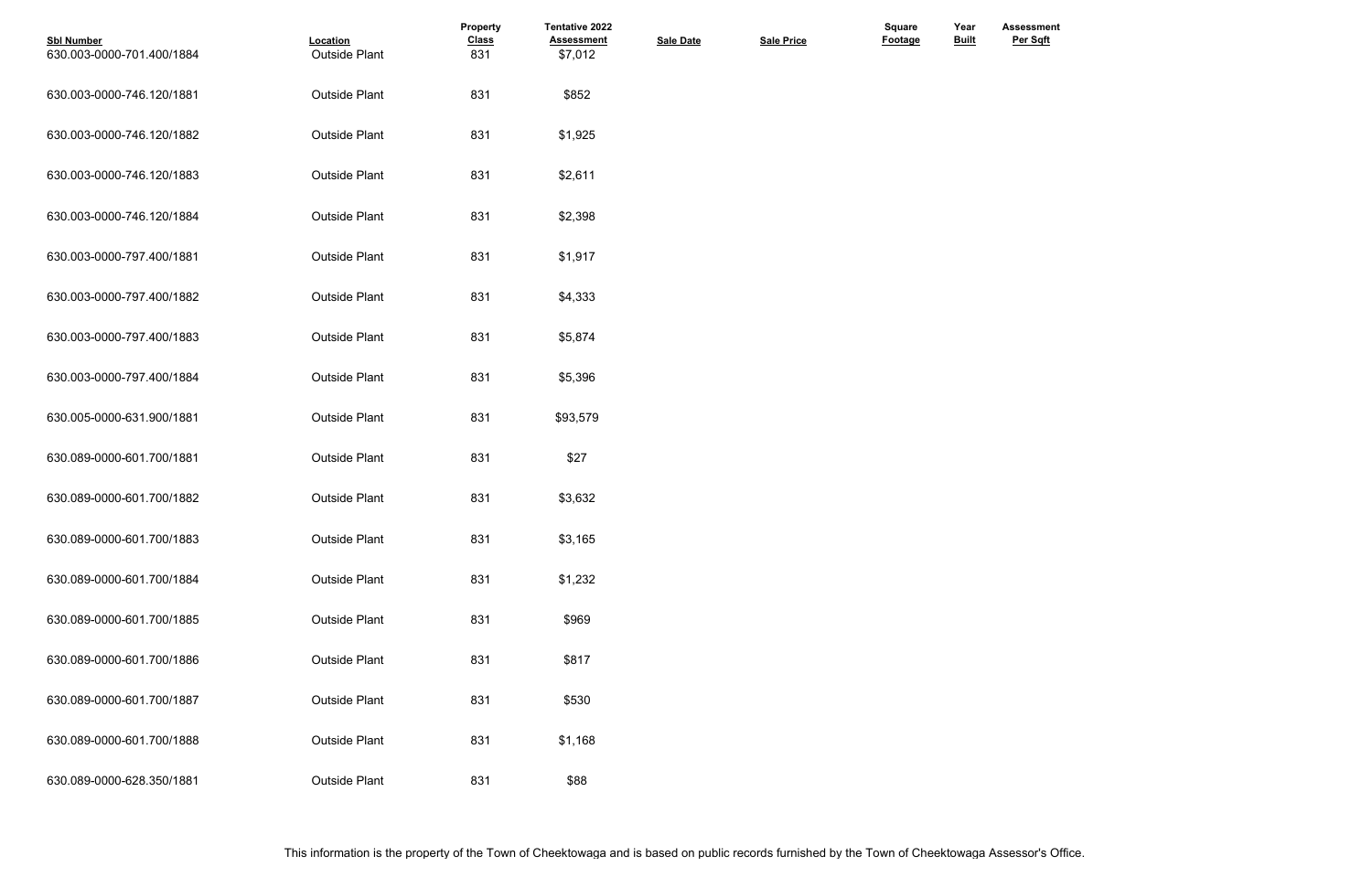| Sbl Number | Location | Property Class | Tentative 2022 Assessment | Sale Date | Sale Price | Square Footage | Year Built | Assessment Per Sqft |
|---|---|---|---|---|---|---|---|---|
| 630.003-0000-701.400/1884 | Outside Plant | 831 | $7,012 | | | | | |
| 630.003-0000-746.120/1881 | Outside Plant | 831 | $852 | | | | | |
| 630.003-0000-746.120/1882 | Outside Plant | 831 | $1,925 | | | | | |
| 630.003-0000-746.120/1883 | Outside Plant | 831 | $2,611 | | | | | |
| 630.003-0000-746.120/1884 | Outside Plant | 831 | $2,398 | | | | | |
| 630.003-0000-797.400/1881 | Outside Plant | 831 | $1,917 | | | | | |
| 630.003-0000-797.400/1882 | Outside Plant | 831 | $4,333 | | | | | |
| 630.003-0000-797.400/1883 | Outside Plant | 831 | $5,874 | | | | | |
| 630.003-0000-797.400/1884 | Outside Plant | 831 | $5,396 | | | | | |
| 630.005-0000-631.900/1881 | Outside Plant | 831 | $93,579 | | | | | |
| 630.089-0000-601.700/1881 | Outside Plant | 831 | $27 | | | | | |
| 630.089-0000-601.700/1882 | Outside Plant | 831 | $3,632 | | | | | |
| 630.089-0000-601.700/1883 | Outside Plant | 831 | $3,165 | | | | | |
| 630.089-0000-601.700/1884 | Outside Plant | 831 | $1,232 | | | | | |
| 630.089-0000-601.700/1885 | Outside Plant | 831 | $969 | | | | | |
| 630.089-0000-601.700/1886 | Outside Plant | 831 | $817 | | | | | |
| 630.089-0000-601.700/1887 | Outside Plant | 831 | $530 | | | | | |
| 630.089-0000-601.700/1888 | Outside Plant | 831 | $1,168 | | | | | |
| 630.089-0000-628.350/1881 | Outside Plant | 831 | $88 | | | | | |

This information is the property of the Town of Cheektowaga and is based on public records furnished by the Town of Cheektowaga Assessor's Office.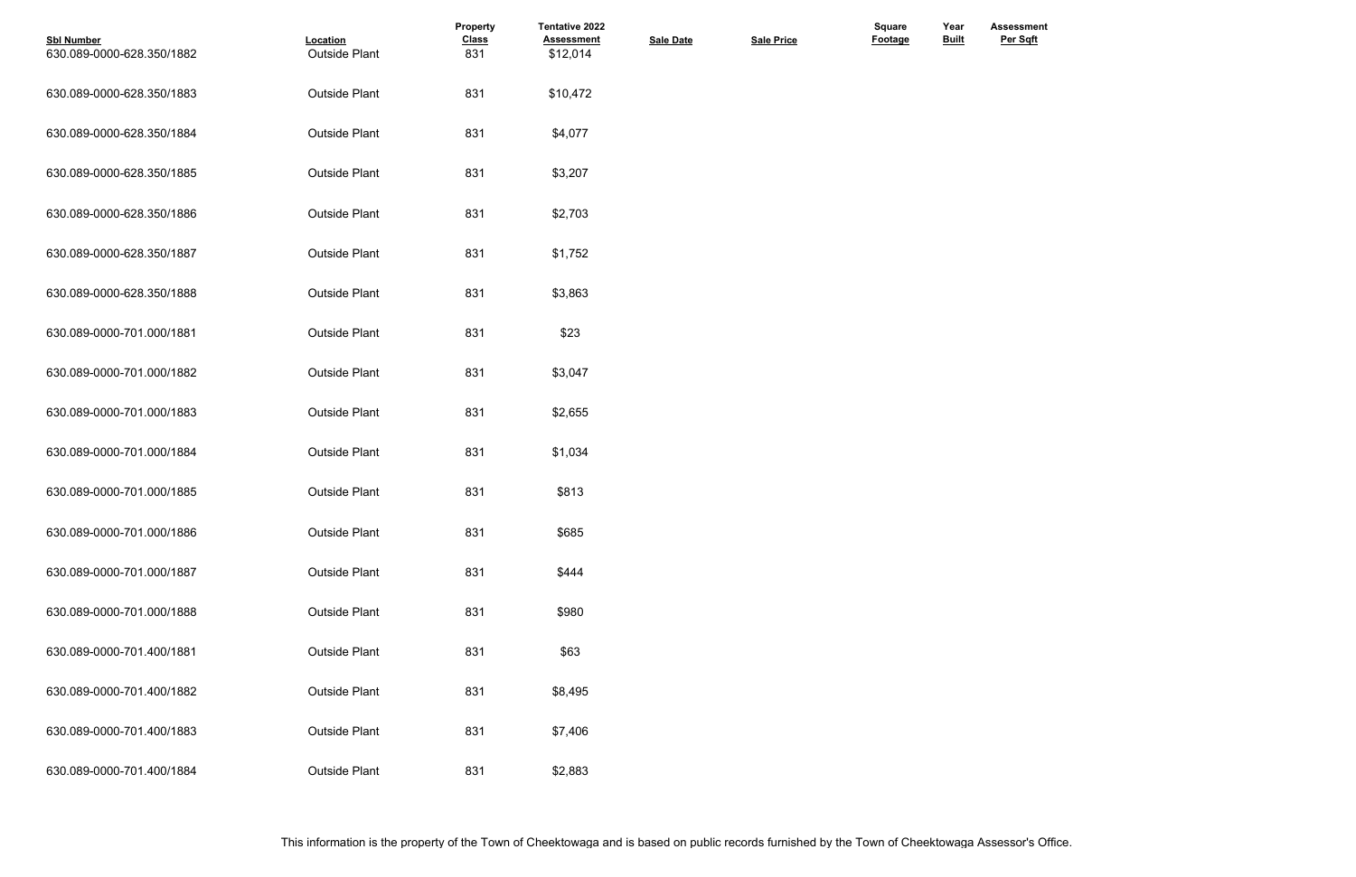| Sbl Number | Location | Property Class | Tentative 2022 Assessment | Sale Date | Sale Price | Square Footage | Year Built | Assessment Per Sqft |
|---|---|---|---|---|---|---|---|---|
| 630.089-0000-628.350/1882 | Outside Plant | 831 | $12,014 | | | | | |
| 630.089-0000-628.350/1883 | Outside Plant | 831 | $10,472 | | | | | |
| 630.089-0000-628.350/1884 | Outside Plant | 831 | $4,077 | | | | | |
| 630.089-0000-628.350/1885 | Outside Plant | 831 | $3,207 | | | | | |
| 630.089-0000-628.350/1886 | Outside Plant | 831 | $2,703 | | | | | |
| 630.089-0000-628.350/1887 | Outside Plant | 831 | $1,752 | | | | | |
| 630.089-0000-628.350/1888 | Outside Plant | 831 | $3,863 | | | | | |
| 630.089-0000-701.000/1881 | Outside Plant | 831 | $23 | | | | | |
| 630.089-0000-701.000/1882 | Outside Plant | 831 | $3,047 | | | | | |
| 630.089-0000-701.000/1883 | Outside Plant | 831 | $2,655 | | | | | |
| 630.089-0000-701.000/1884 | Outside Plant | 831 | $1,034 | | | | | |
| 630.089-0000-701.000/1885 | Outside Plant | 831 | $813 | | | | | |
| 630.089-0000-701.000/1886 | Outside Plant | 831 | $685 | | | | | |
| 630.089-0000-701.000/1887 | Outside Plant | 831 | $444 | | | | | |
| 630.089-0000-701.000/1888 | Outside Plant | 831 | $980 | | | | | |
| 630.089-0000-701.400/1881 | Outside Plant | 831 | $63 | | | | | |
| 630.089-0000-701.400/1882 | Outside Plant | 831 | $8,495 | | | | | |
| 630.089-0000-701.400/1883 | Outside Plant | 831 | $7,406 | | | | | |
| 630.089-0000-701.400/1884 | Outside Plant | 831 | $2,883 | | | | | |

This information is the property of the Town of Cheektowaga and is based on public records furnished by the Town of Cheektowaga Assessor's Office.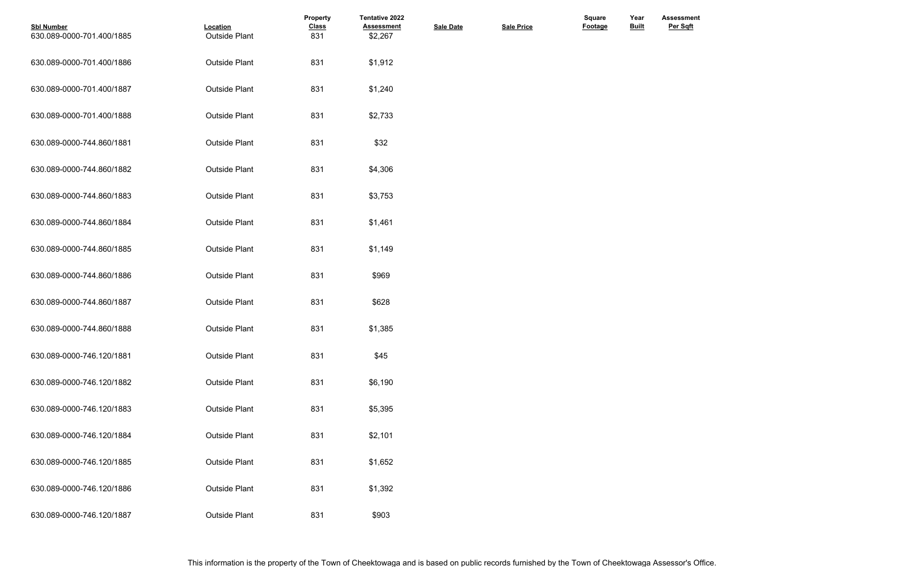| Sbl Number | Location | Property Class | Tentative 2022 Assessment | Sale Date | Sale Price | Square Footage | Year Built | Assessment Per Sqft |
|---|---|---|---|---|---|---|---|---|
| 630.089-0000-701.400/1885 | Outside Plant | 831 | $2,267 | | | | | |
| 630.089-0000-701.400/1886 | Outside Plant | 831 | $1,912 | | | | | |
| 630.089-0000-701.400/1887 | Outside Plant | 831 | $1,240 | | | | | |
| 630.089-0000-701.400/1888 | Outside Plant | 831 | $2,733 | | | | | |
| 630.089-0000-744.860/1881 | Outside Plant | 831 | $32 | | | | | |
| 630.089-0000-744.860/1882 | Outside Plant | 831 | $4,306 | | | | | |
| 630.089-0000-744.860/1883 | Outside Plant | 831 | $3,753 | | | | | |
| 630.089-0000-744.860/1884 | Outside Plant | 831 | $1,461 | | | | | |
| 630.089-0000-744.860/1885 | Outside Plant | 831 | $1,149 | | | | | |
| 630.089-0000-744.860/1886 | Outside Plant | 831 | $969 | | | | | |
| 630.089-0000-744.860/1887 | Outside Plant | 831 | $628 | | | | | |
| 630.089-0000-744.860/1888 | Outside Plant | 831 | $1,385 | | | | | |
| 630.089-0000-746.120/1881 | Outside Plant | 831 | $45 | | | | | |
| 630.089-0000-746.120/1882 | Outside Plant | 831 | $6,190 | | | | | |
| 630.089-0000-746.120/1883 | Outside Plant | 831 | $5,395 | | | | | |
| 630.089-0000-746.120/1884 | Outside Plant | 831 | $2,101 | | | | | |
| 630.089-0000-746.120/1885 | Outside Plant | 831 | $1,652 | | | | | |
| 630.089-0000-746.120/1886 | Outside Plant | 831 | $1,392 | | | | | |
| 630.089-0000-746.120/1887 | Outside Plant | 831 | $903 | | | | | |

This information is the property of the Town of Cheektowaga and is based on public records furnished by the Town of Cheektowaga Assessor's Office.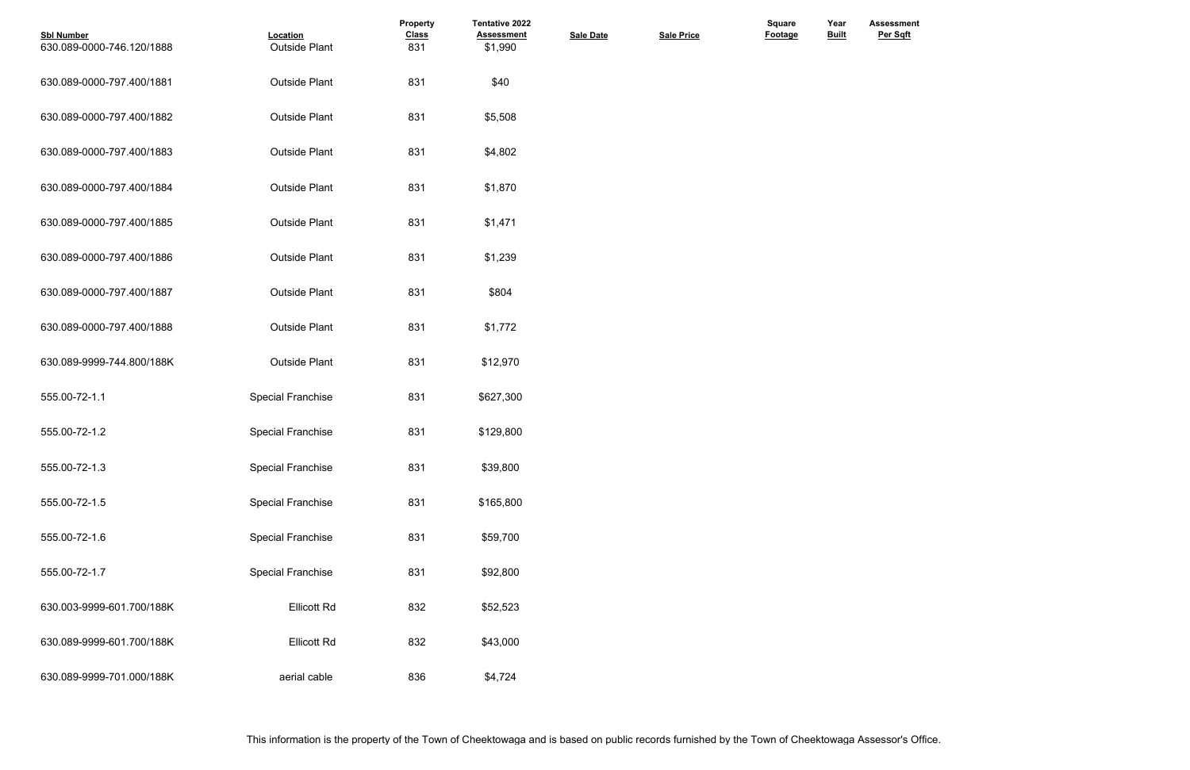| Sbl Number | Location | Property Class | Tentative 2022 Assessment | Sale Date | Sale Price | Square Footage | Year Built | Assessment Per Sqft |
|---|---|---|---|---|---|---|---|---|
| 630.089-0000-746.120/1888 | Outside Plant | 831 | $1,990 | | | | | |
| 630.089-0000-797.400/1881 | Outside Plant | 831 | $40 | | | | | |
| 630.089-0000-797.400/1882 | Outside Plant | 831 | $5,508 | | | | | |
| 630.089-0000-797.400/1883 | Outside Plant | 831 | $4,802 | | | | | |
| 630.089-0000-797.400/1884 | Outside Plant | 831 | $1,870 | | | | | |
| 630.089-0000-797.400/1885 | Outside Plant | 831 | $1,471 | | | | | |
| 630.089-0000-797.400/1886 | Outside Plant | 831 | $1,239 | | | | | |
| 630.089-0000-797.400/1887 | Outside Plant | 831 | $804 | | | | | |
| 630.089-0000-797.400/1888 | Outside Plant | 831 | $1,772 | | | | | |
| 630.089-9999-744.800/188K | Outside Plant | 831 | $12,970 | | | | | |
| 555.00-72-1.1 | Special Franchise | 831 | $627,300 | | | | | |
| 555.00-72-1.2 | Special Franchise | 831 | $129,800 | | | | | |
| 555.00-72-1.3 | Special Franchise | 831 | $39,800 | | | | | |
| 555.00-72-1.5 | Special Franchise | 831 | $165,800 | | | | | |
| 555.00-72-1.6 | Special Franchise | 831 | $59,700 | | | | | |
| 555.00-72-1.7 | Special Franchise | 831 | $92,800 | | | | | |
| 630.003-9999-601.700/188K | Ellicott Rd | 832 | $52,523 | | | | | |
| 630.089-9999-601.700/188K | Ellicott Rd | 832 | $43,000 | | | | | |
| 630.089-9999-701.000/188K | aerial cable | 836 | $4,724 | | | | | |

This information is the property of the Town of Cheektowaga and is based on public records furnished by the Town of Cheektowaga Assessor's Office.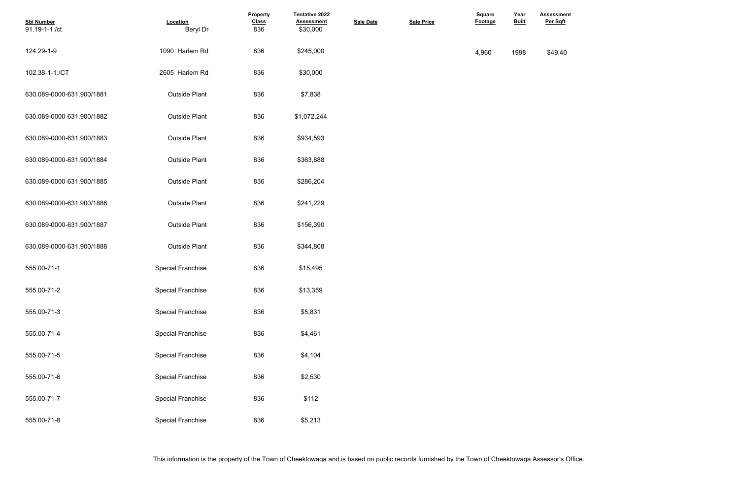| Sbl Number | Location | Property Class | Tentative 2022 Assessment | Sale Date | Sale Price | Square Footage | Year Built | Assessment Per Sqft |
|---|---|---|---|---|---|---|---|---|
| 91.19-1-1./ct | Beryl Dr | 836 | $30,000 | | | | | |
| 124.29-1-9 | 1090 Harlem Rd | 836 | $245,000 | | | 4,960 | 1998 | $49.40 |
| 102.38-1-1./CT | 2605 Harlem Rd | 836 | $30,000 | | | | | |
| 630.089-0000-631.900/1881 | Outside Plant | 836 | $7,838 | | | | | |
| 630.089-0000-631.900/1882 | Outside Plant | 836 | $1,072,244 | | | | | |
| 630.089-0000-631.900/1883 | Outside Plant | 836 | $934,593 | | | | | |
| 630.089-0000-631.900/1884 | Outside Plant | 836 | $363,888 | | | | | |
| 630.089-0000-631.900/1885 | Outside Plant | 836 | $286,204 | | | | | |
| 630.089-0000-631.900/1886 | Outside Plant | 836 | $241,229 | | | | | |
| 630.089-0000-631.900/1887 | Outside Plant | 836 | $156,390 | | | | | |
| 630.089-0000-631.900/1888 | Outside Plant | 836 | $344,808 | | | | | |
| 555.00-71-1 | Special Franchise | 836 | $15,495 | | | | | |
| 555.00-71-2 | Special Franchise | 836 | $13,359 | | | | | |
| 555.00-71-3 | Special Franchise | 836 | $5,831 | | | | | |
| 555.00-71-4 | Special Franchise | 836 | $4,461 | | | | | |
| 555.00-71-5 | Special Franchise | 836 | $4,104 | | | | | |
| 555.00-71-6 | Special Franchise | 836 | $2,530 | | | | | |
| 555.00-71-7 | Special Franchise | 836 | $112 | | | | | |
| 555.00-71-8 | Special Franchise | 836 | $5,213 | | | | | |

This information is the property of the Town of Cheektowaga and is based on public records furnished by the Town of Cheektowaga Assessor's Office.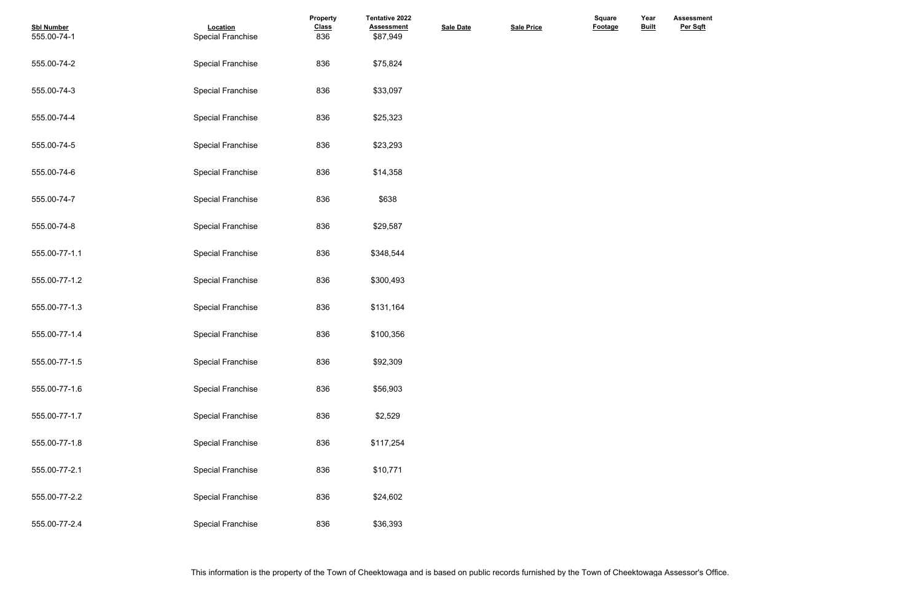| Sbl Number | Location | Property Class | Tentative 2022 Assessment | Sale Date | Sale Price | Square Footage | Year Built | Assessment Per Sqft |
|---|---|---|---|---|---|---|---|---|
| 555.00-74-1 | Special Franchise | 836 | $87,949 | | | | | |
| 555.00-74-2 | Special Franchise | 836 | $75,824 | | | | | |
| 555.00-74-3 | Special Franchise | 836 | $33,097 | | | | | |
| 555.00-74-4 | Special Franchise | 836 | $25,323 | | | | | |
| 555.00-74-5 | Special Franchise | 836 | $23,293 | | | | | |
| 555.00-74-6 | Special Franchise | 836 | $14,358 | | | | | |
| 555.00-74-7 | Special Franchise | 836 | $638 | | | | | |
| 555.00-74-8 | Special Franchise | 836 | $29,587 | | | | | |
| 555.00-77-1.1 | Special Franchise | 836 | $348,544 | | | | | |
| 555.00-77-1.2 | Special Franchise | 836 | $300,493 | | | | | |
| 555.00-77-1.3 | Special Franchise | 836 | $131,164 | | | | | |
| 555.00-77-1.4 | Special Franchise | 836 | $100,356 | | | | | |
| 555.00-77-1.5 | Special Franchise | 836 | $92,309 | | | | | |
| 555.00-77-1.6 | Special Franchise | 836 | $56,903 | | | | | |
| 555.00-77-1.7 | Special Franchise | 836 | $2,529 | | | | | |
| 555.00-77-1.8 | Special Franchise | 836 | $117,254 | | | | | |
| 555.00-77-2.1 | Special Franchise | 836 | $10,771 | | | | | |
| 555.00-77-2.2 | Special Franchise | 836 | $24,602 | | | | | |
| 555.00-77-2.4 | Special Franchise | 836 | $36,393 | | | | | |

This information is the property of the Town of Cheektowaga and is based on public records furnished by the Town of Cheektowaga Assessor's Office.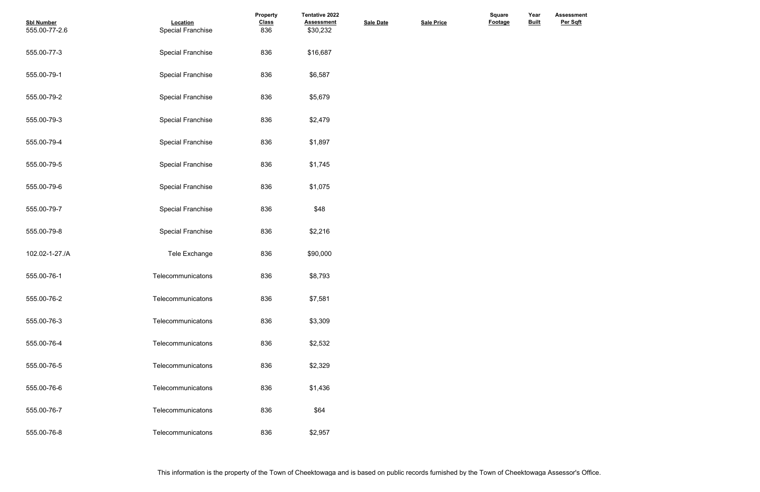| Sbl Number | Location | Property Class | Tentative 2022 Assessment | Sale Date | Sale Price | Square Footage | Year Built | Assessment Per Sqft |
|---|---|---|---|---|---|---|---|---|
| 555.00-77-2.6 | Special Franchise | 836 | $30,232 | | | | | |
| 555.00-77-3 | Special Franchise | 836 | $16,687 | | | | | |
| 555.00-79-1 | Special Franchise | 836 | $6,587 | | | | | |
| 555.00-79-2 | Special Franchise | 836 | $5,679 | | | | | |
| 555.00-79-3 | Special Franchise | 836 | $2,479 | | | | | |
| 555.00-79-4 | Special Franchise | 836 | $1,897 | | | | | |
| 555.00-79-5 | Special Franchise | 836 | $1,745 | | | | | |
| 555.00-79-6 | Special Franchise | 836 | $1,075 | | | | | |
| 555.00-79-7 | Special Franchise | 836 | $48 | | | | | |
| 555.00-79-8 | Special Franchise | 836 | $2,216 | | | | | |
| 102.02-1-27./A | Tele Exchange | 836 | $90,000 | | | | | |
| 555.00-76-1 | Telecommunicatons | 836 | $8,793 | | | | | |
| 555.00-76-2 | Telecommunicatons | 836 | $7,581 | | | | | |
| 555.00-76-3 | Telecommunicatons | 836 | $3,309 | | | | | |
| 555.00-76-4 | Telecommunicatons | 836 | $2,532 | | | | | |
| 555.00-76-5 | Telecommunicatons | 836 | $2,329 | | | | | |
| 555.00-76-6 | Telecommunicatons | 836 | $1,436 | | | | | |
| 555.00-76-7 | Telecommunicatons | 836 | $64 | | | | | |
| 555.00-76-8 | Telecommunicatons | 836 | $2,957 | | | | | |

This information is the property of the Town of Cheektowaga and is based on public records furnished by the Town of Cheektowaga Assessor's Office.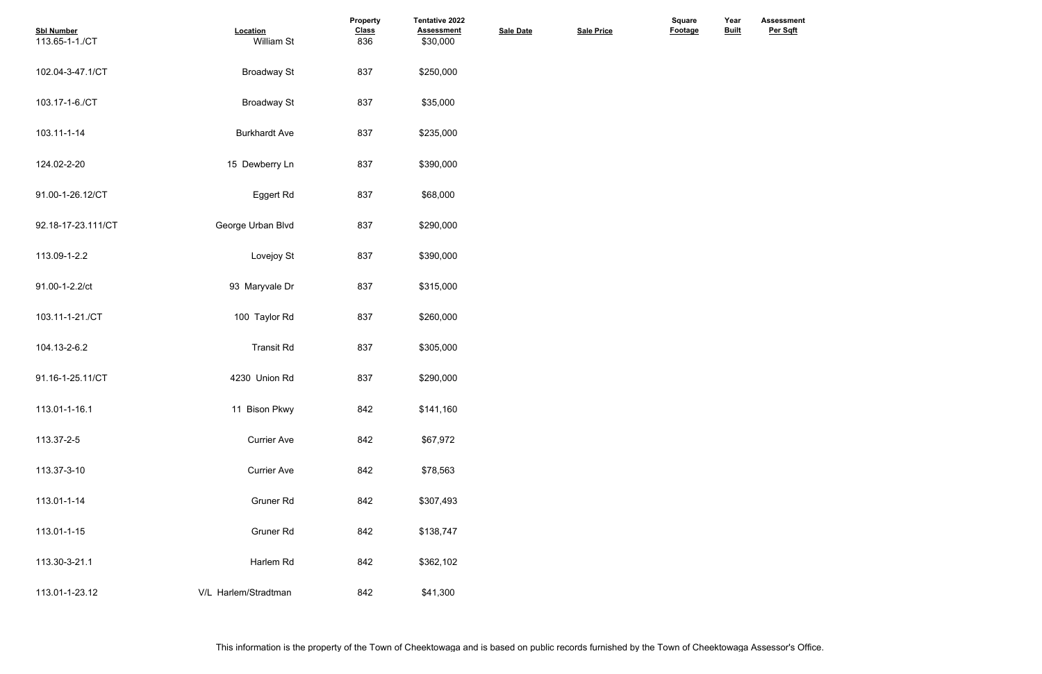| Sbl Number | Location | Property Class | Tentative 2022 Assessment | Sale Date | Sale Price | Square Footage | Year Built | Assessment Per Sqft |
|---|---|---|---|---|---|---|---|---|
| 113.65-1-1./CT | William St | 836 | $30,000 | | | | | |
| 102.04-3-47.1/CT | Broadway St | 837 | $250,000 | | | | | |
| 103.17-1-6./CT | Broadway St | 837 | $35,000 | | | | | |
| 103.11-1-14 | Burkhardt Ave | 837 | $235,000 | | | | | |
| 124.02-2-20 | 15 Dewberry Ln | 837 | $390,000 | | | | | |
| 91.00-1-26.12/CT | Eggert Rd | 837 | $68,000 | | | | | |
| 92.18-17-23.111/CT | George Urban Blvd | 837 | $290,000 | | | | | |
| 113.09-1-2.2 | Lovejoy St | 837 | $390,000 | | | | | |
| 91.00-1-2.2/ct | 93 Maryvale Dr | 837 | $315,000 | | | | | |
| 103.11-1-21./CT | 100 Taylor Rd | 837 | $260,000 | | | | | |
| 104.13-2-6.2 | Transit Rd | 837 | $305,000 | | | | | |
| 91.16-1-25.11/CT | 4230 Union Rd | 837 | $290,000 | | | | | |
| 113.01-1-16.1 | 11 Bison Pkwy | 842 | $141,160 | | | | | |
| 113.37-2-5 | Currier Ave | 842 | $67,972 | | | | | |
| 113.37-3-10 | Currier Ave | 842 | $78,563 | | | | | |
| 113.01-1-14 | Gruner Rd | 842 | $307,493 | | | | | |
| 113.01-1-15 | Gruner Rd | 842 | $138,747 | | | | | |
| 113.30-3-21.1 | Harlem Rd | 842 | $362,102 | | | | | |
| 113.01-1-23.12 | V/L Harlem/Stradtman | 842 | $41,300 | | | | | |

This information is the property of the Town of Cheektowaga and is based on public records furnished by the Town of Cheektowaga Assessor's Office.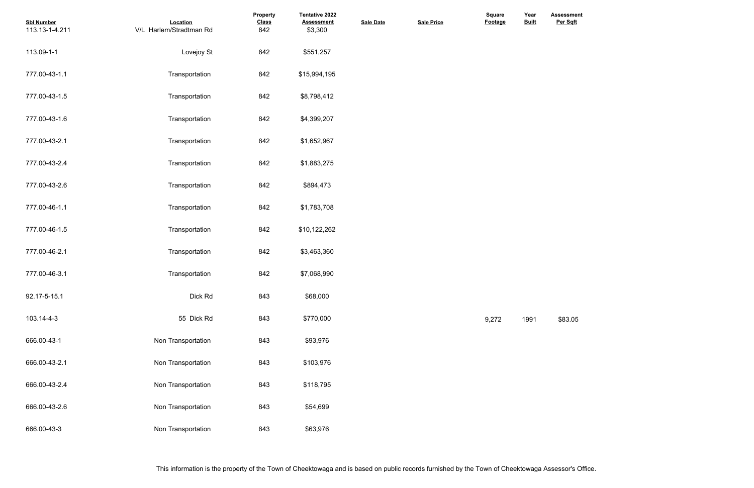| Sbl Number | Location | Property Class | Tentative 2022 Assessment | Sale Date | Sale Price | Square Footage | Year Built | Assessment Per Sqft |
|---|---|---|---|---|---|---|---|---|
| 113.13-1-4.211 | V/L Harlem/Stradtman Rd | 842 | $3,300 | | | | | |
| 113.09-1-1 | Lovejoy St | 842 | $551,257 | | | | | |
| 777.00-43-1.1 | Transportation | 842 | $15,994,195 | | | | | |
| 777.00-43-1.5 | Transportation | 842 | $8,798,412 | | | | | |
| 777.00-43-1.6 | Transportation | 842 | $4,399,207 | | | | | |
| 777.00-43-2.1 | Transportation | 842 | $1,652,967 | | | | | |
| 777.00-43-2.4 | Transportation | 842 | $1,883,275 | | | | | |
| 777.00-43-2.6 | Transportation | 842 | $894,473 | | | | | |
| 777.00-46-1.1 | Transportation | 842 | $1,783,708 | | | | | |
| 777.00-46-1.5 | Transportation | 842 | $10,122,262 | | | | | |
| 777.00-46-2.1 | Transportation | 842 | $3,463,360 | | | | | |
| 777.00-46-3.1 | Transportation | 842 | $7,068,990 | | | | | |
| 92.17-5-15.1 | Dick Rd | 843 | $68,000 | | | | | |
| 103.14-4-3 | 55 Dick Rd | 843 | $770,000 | | | 9,272 | 1991 | $83.05 |
| 666.00-43-1 | Non Transportation | 843 | $93,976 | | | | | |
| 666.00-43-2.1 | Non Transportation | 843 | $103,976 | | | | | |
| 666.00-43-2.4 | Non Transportation | 843 | $118,795 | | | | | |
| 666.00-43-2.6 | Non Transportation | 843 | $54,699 | | | | | |
| 666.00-43-3 | Non Transportation | 843 | $63,976 | | | | | |

This information is the property of the Town of Cheektowaga and is based on public records furnished by the Town of Cheektowaga Assessor's Office.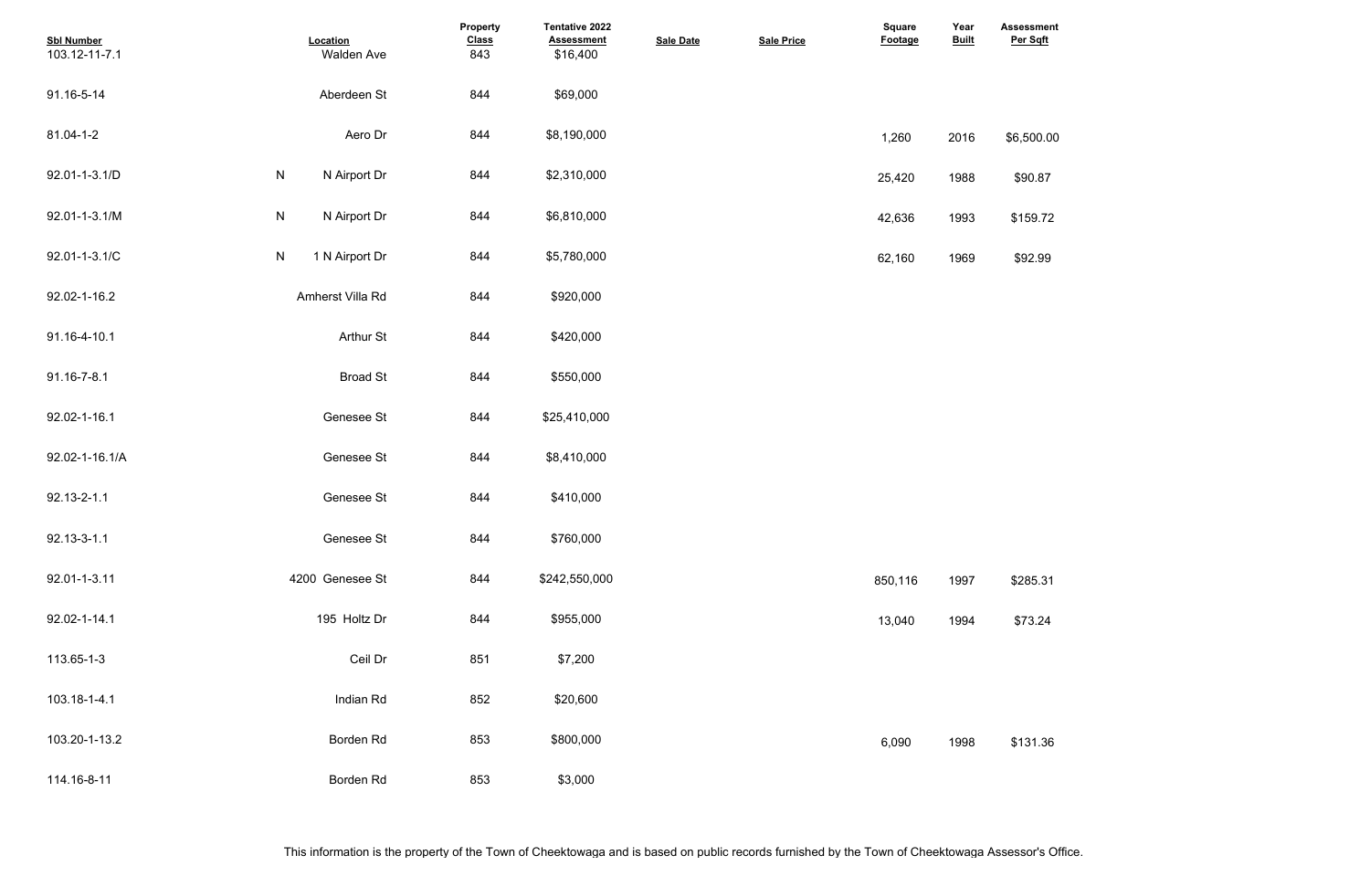| Sbl Number | Location | Property Class | Tentative 2022 Assessment | Sale Date | Sale Price | Square Footage | Year Built | Assessment Per Sqft |
|---|---|---|---|---|---|---|---|---|
| 103.12-11-7.1 | Walden Ave | 843 | $16,400 | | | | | |
| 91.16-5-14 | Aberdeen St | 844 | $69,000 | | | | | |
| 81.04-1-2 | Aero Dr | 844 | $8,190,000 | | | 1,260 | 2016 | $6,500.00 |
| 92.01-1-3.1/D | N N Airport Dr | 844 | $2,310,000 | | | 25,420 | 1988 | $90.87 |
| 92.01-1-3.1/M | N N Airport Dr | 844 | $6,810,000 | | | 42,636 | 1993 | $159.72 |
| 92.01-1-3.1/C | N 1 N Airport Dr | 844 | $5,780,000 | | | 62,160 | 1969 | $92.99 |
| 92.02-1-16.2 | Amherst Villa Rd | 844 | $920,000 | | | | | |
| 91.16-4-10.1 | Arthur St | 844 | $420,000 | | | | | |
| 91.16-7-8.1 | Broad St | 844 | $550,000 | | | | | |
| 92.02-1-16.1 | Genesee St | 844 | $25,410,000 | | | | | |
| 92.02-1-16.1/A | Genesee St | 844 | $8,410,000 | | | | | |
| 92.13-2-1.1 | Genesee St | 844 | $410,000 | | | | | |
| 92.13-3-1.1 | Genesee St | 844 | $760,000 | | | | | |
| 92.01-1-3.11 | 4200 Genesee St | 844 | $242,550,000 | | | 850,116 | 1997 | $285.31 |
| 92.02-1-14.1 | 195 Holtz Dr | 844 | $955,000 | | | 13,040 | 1994 | $73.24 |
| 113.65-1-3 | Ceil Dr | 851 | $7,200 | | | | | |
| 103.18-1-4.1 | Indian Rd | 852 | $20,600 | | | | | |
| 103.20-1-13.2 | Borden Rd | 853 | $800,000 | | | 6,090 | 1998 | $131.36 |
| 114.16-8-11 | Borden Rd | 853 | $3,000 | | | | | |

This information is the property of the Town of Cheektowaga and is based on public records furnished by the Town of Cheektowaga Assessor's Office.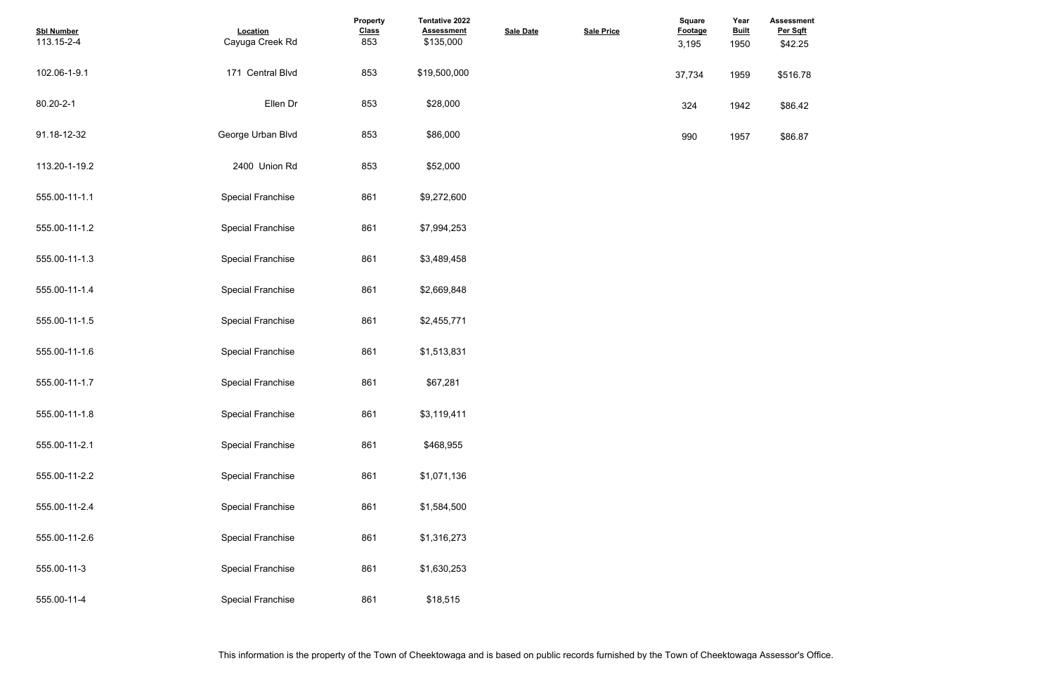| Sbl Number | Location | Property Class | Tentative 2022 Assessment | Sale Date | Sale Price | Square Footage | Year Built | Assessment Per Sqft |
|---|---|---|---|---|---|---|---|---|
| 113.15-2-4 | Cayuga Creek Rd | 853 | $135,000 | | | 3,195 | 1950 | $42.25 |
| 102.06-1-9.1 | 171 Central Blvd | 853 | $19,500,000 | | | 37,734 | 1959 | $516.78 |
| 80.20-2-1 | Ellen Dr | 853 | $28,000 | | | 324 | 1942 | $86.42 |
| 91.18-12-32 | George Urban Blvd | 853 | $86,000 | | | 990 | 1957 | $86.87 |
| 113.20-1-19.2 | 2400 Union Rd | 853 | $52,000 | | | | | |
| 555.00-11-1.1 | Special Franchise | 861 | $9,272,600 | | | | | |
| 555.00-11-1.2 | Special Franchise | 861 | $7,994,253 | | | | | |
| 555.00-11-1.3 | Special Franchise | 861 | $3,489,458 | | | | | |
| 555.00-11-1.4 | Special Franchise | 861 | $2,669,848 | | | | | |
| 555.00-11-1.5 | Special Franchise | 861 | $2,455,771 | | | | | |
| 555.00-11-1.6 | Special Franchise | 861 | $1,513,831 | | | | | |
| 555.00-11-1.7 | Special Franchise | 861 | $67,281 | | | | | |
| 555.00-11-1.8 | Special Franchise | 861 | $3,119,411 | | | | | |
| 555.00-11-2.1 | Special Franchise | 861 | $468,955 | | | | | |
| 555.00-11-2.2 | Special Franchise | 861 | $1,071,136 | | | | | |
| 555.00-11-2.4 | Special Franchise | 861 | $1,584,500 | | | | | |
| 555.00-11-2.6 | Special Franchise | 861 | $1,316,273 | | | | | |
| 555.00-11-3 | Special Franchise | 861 | $1,630,253 | | | | | |
| 555.00-11-4 | Special Franchise | 861 | $18,515 | | | | | |

This information is the property of the Town of Cheektowaga and is based on public records furnished by the Town of Cheektowaga Assessor's Office.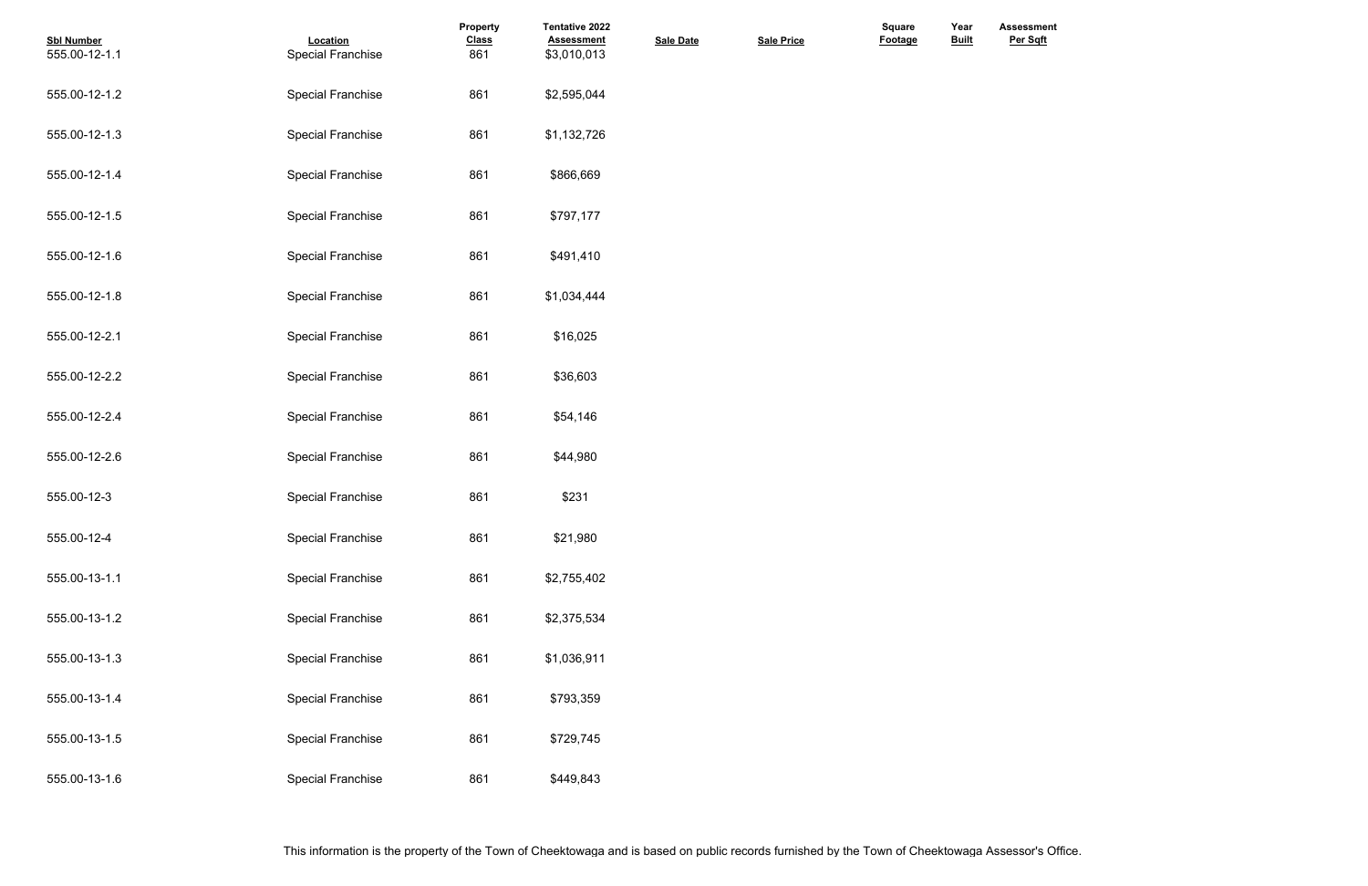| Sbl Number | Location | Property Class | Tentative 2022 Assessment | Sale Date | Sale Price | Square Footage | Year Built | Assessment Per Sqft |
|---|---|---|---|---|---|---|---|---|
| 555.00-12-1.1 | Special Franchise | 861 | $3,010,013 | | | | | |
| 555.00-12-1.2 | Special Franchise | 861 | $2,595,044 | | | | | |
| 555.00-12-1.3 | Special Franchise | 861 | $1,132,726 | | | | | |
| 555.00-12-1.4 | Special Franchise | 861 | $866,669 | | | | | |
| 555.00-12-1.5 | Special Franchise | 861 | $797,177 | | | | | |
| 555.00-12-1.6 | Special Franchise | 861 | $491,410 | | | | | |
| 555.00-12-1.8 | Special Franchise | 861 | $1,034,444 | | | | | |
| 555.00-12-2.1 | Special Franchise | 861 | $16,025 | | | | | |
| 555.00-12-2.2 | Special Franchise | 861 | $36,603 | | | | | |
| 555.00-12-2.4 | Special Franchise | 861 | $54,146 | | | | | |
| 555.00-12-2.6 | Special Franchise | 861 | $44,980 | | | | | |
| 555.00-12-3 | Special Franchise | 861 | $231 | | | | | |
| 555.00-12-4 | Special Franchise | 861 | $21,980 | | | | | |
| 555.00-13-1.1 | Special Franchise | 861 | $2,755,402 | | | | | |
| 555.00-13-1.2 | Special Franchise | 861 | $2,375,534 | | | | | |
| 555.00-13-1.3 | Special Franchise | 861 | $1,036,911 | | | | | |
| 555.00-13-1.4 | Special Franchise | 861 | $793,359 | | | | | |
| 555.00-13-1.5 | Special Franchise | 861 | $729,745 | | | | | |
| 555.00-13-1.6 | Special Franchise | 861 | $449,843 | | | | | |

This information is the property of the Town of Cheektowaga and is based on public records furnished by the Town of Cheektowaga Assessor's Office.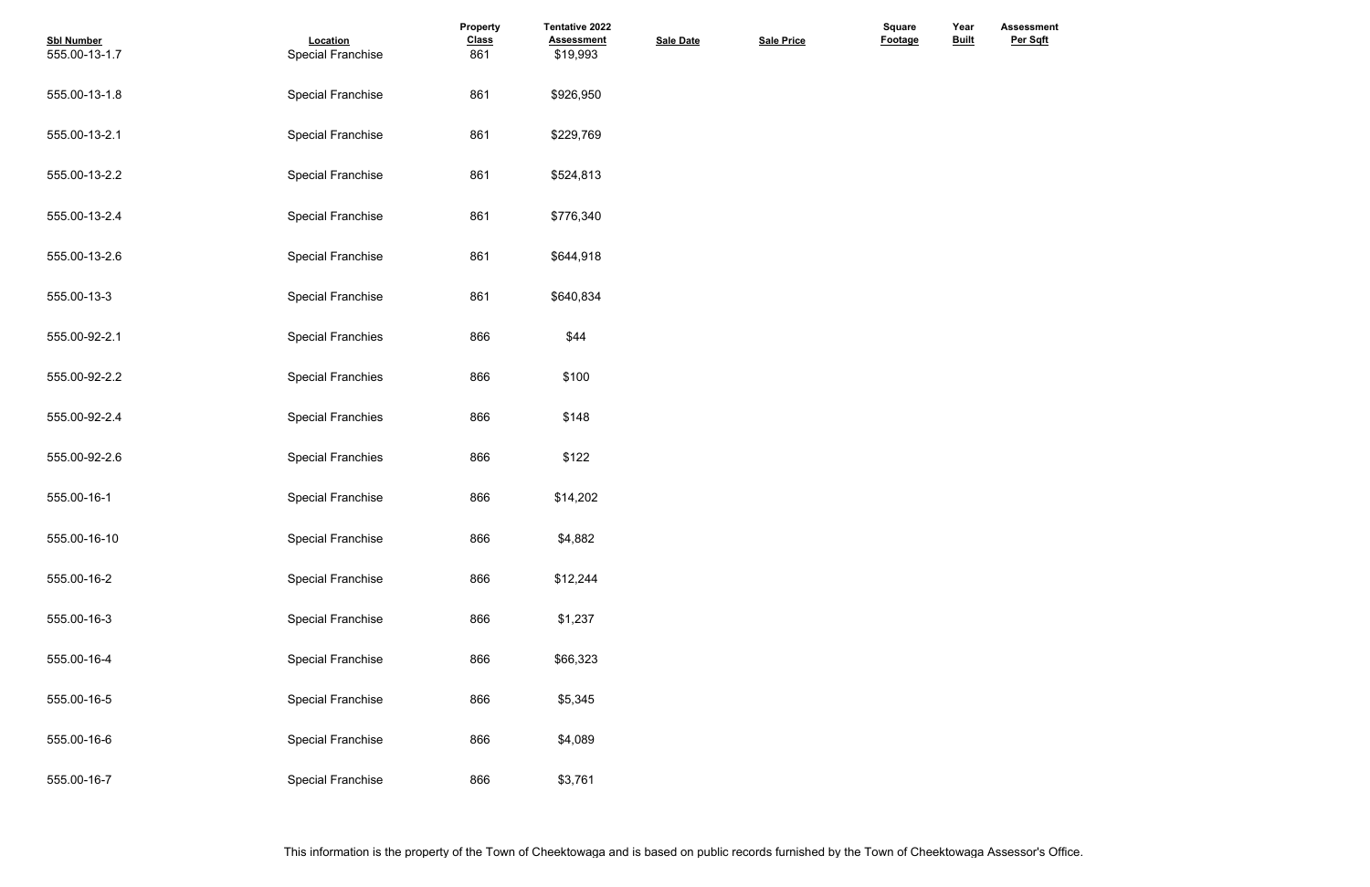| Sbl Number | Location | Property Class | Tentative 2022 Assessment | Sale Date | Sale Price | Square Footage | Year Built | Assessment Per Sqft |
|---|---|---|---|---|---|---|---|---|
| 555.00-13-1.7 | Special Franchise | 861 | $19,993 | | | | | |
| 555.00-13-1.8 | Special Franchise | 861 | $926,950 | | | | | |
| 555.00-13-2.1 | Special Franchise | 861 | $229,769 | | | | | |
| 555.00-13-2.2 | Special Franchise | 861 | $524,813 | | | | | |
| 555.00-13-2.4 | Special Franchise | 861 | $776,340 | | | | | |
| 555.00-13-2.6 | Special Franchise | 861 | $644,918 | | | | | |
| 555.00-13-3 | Special Franchise | 861 | $640,834 | | | | | |
| 555.00-92-2.1 | Special Franchies | 866 | $44 | | | | | |
| 555.00-92-2.2 | Special Franchies | 866 | $100 | | | | | |
| 555.00-92-2.4 | Special Franchies | 866 | $148 | | | | | |
| 555.00-92-2.6 | Special Franchies | 866 | $122 | | | | | |
| 555.00-16-1 | Special Franchise | 866 | $14,202 | | | | | |
| 555.00-16-10 | Special Franchise | 866 | $4,882 | | | | | |
| 555.00-16-2 | Special Franchise | 866 | $12,244 | | | | | |
| 555.00-16-3 | Special Franchise | 866 | $1,237 | | | | | |
| 555.00-16-4 | Special Franchise | 866 | $66,323 | | | | | |
| 555.00-16-5 | Special Franchise | 866 | $5,345 | | | | | |
| 555.00-16-6 | Special Franchise | 866 | $4,089 | | | | | |
| 555.00-16-7 | Special Franchise | 866 | $3,761 | | | | | |

This information is the property of the Town of Cheektowaga and is based on public records furnished by the Town of Cheektowaga Assessor's Office.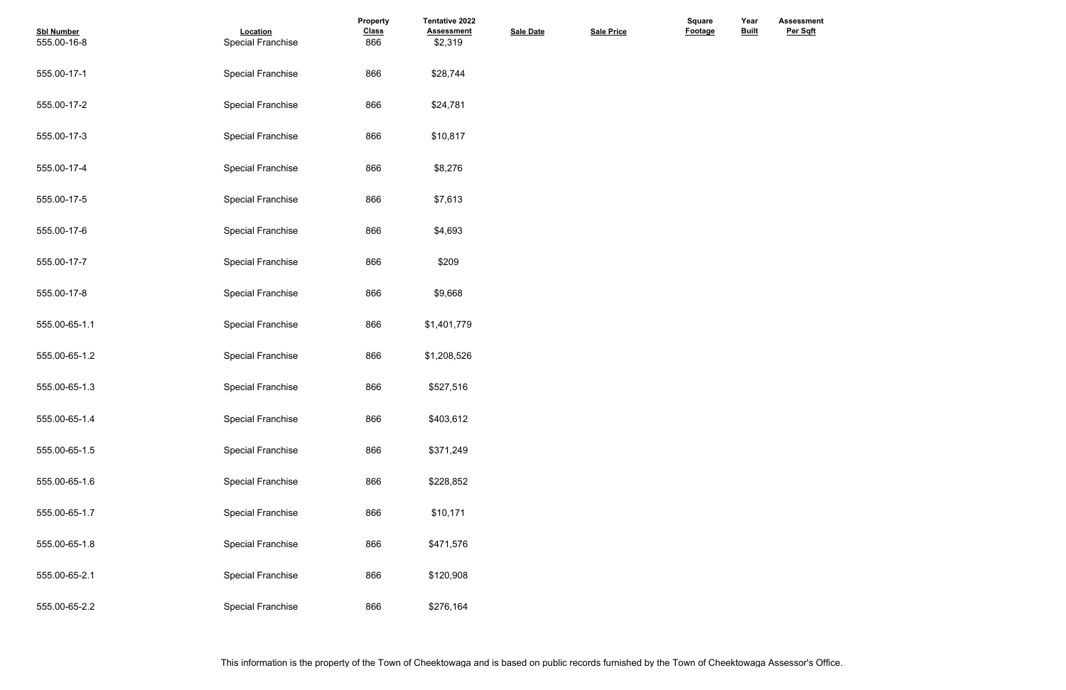| Sbl Number | Location | Property Class | Tentative 2022 Assessment | Sale Date | Sale Price | Square Footage | Year Built | Assessment Per Sqft |
|---|---|---|---|---|---|---|---|---|
| 555.00-16-8 | Special Franchise | 866 | $2,319 | | | | | |
| 555.00-17-1 | Special Franchise | 866 | $28,744 | | | | | |
| 555.00-17-2 | Special Franchise | 866 | $24,781 | | | | | |
| 555.00-17-3 | Special Franchise | 866 | $10,817 | | | | | |
| 555.00-17-4 | Special Franchise | 866 | $8,276 | | | | | |
| 555.00-17-5 | Special Franchise | 866 | $7,613 | | | | | |
| 555.00-17-6 | Special Franchise | 866 | $4,693 | | | | | |
| 555.00-17-7 | Special Franchise | 866 | $209 | | | | | |
| 555.00-17-8 | Special Franchise | 866 | $9,668 | | | | | |
| 555.00-65-1.1 | Special Franchise | 866 | $1,401,779 | | | | | |
| 555.00-65-1.2 | Special Franchise | 866 | $1,208,526 | | | | | |
| 555.00-65-1.3 | Special Franchise | 866 | $527,516 | | | | | |
| 555.00-65-1.4 | Special Franchise | 866 | $403,612 | | | | | |
| 555.00-65-1.5 | Special Franchise | 866 | $371,249 | | | | | |
| 555.00-65-1.6 | Special Franchise | 866 | $228,852 | | | | | |
| 555.00-65-1.7 | Special Franchise | 866 | $10,171 | | | | | |
| 555.00-65-1.8 | Special Franchise | 866 | $471,576 | | | | | |
| 555.00-65-2.1 | Special Franchise | 866 | $120,908 | | | | | |
| 555.00-65-2.2 | Special Franchise | 866 | $276,164 | | | | | |

This information is the property of the Town of Cheektowaga and is based on public records furnished by the Town of Cheektowaga Assessor's Office.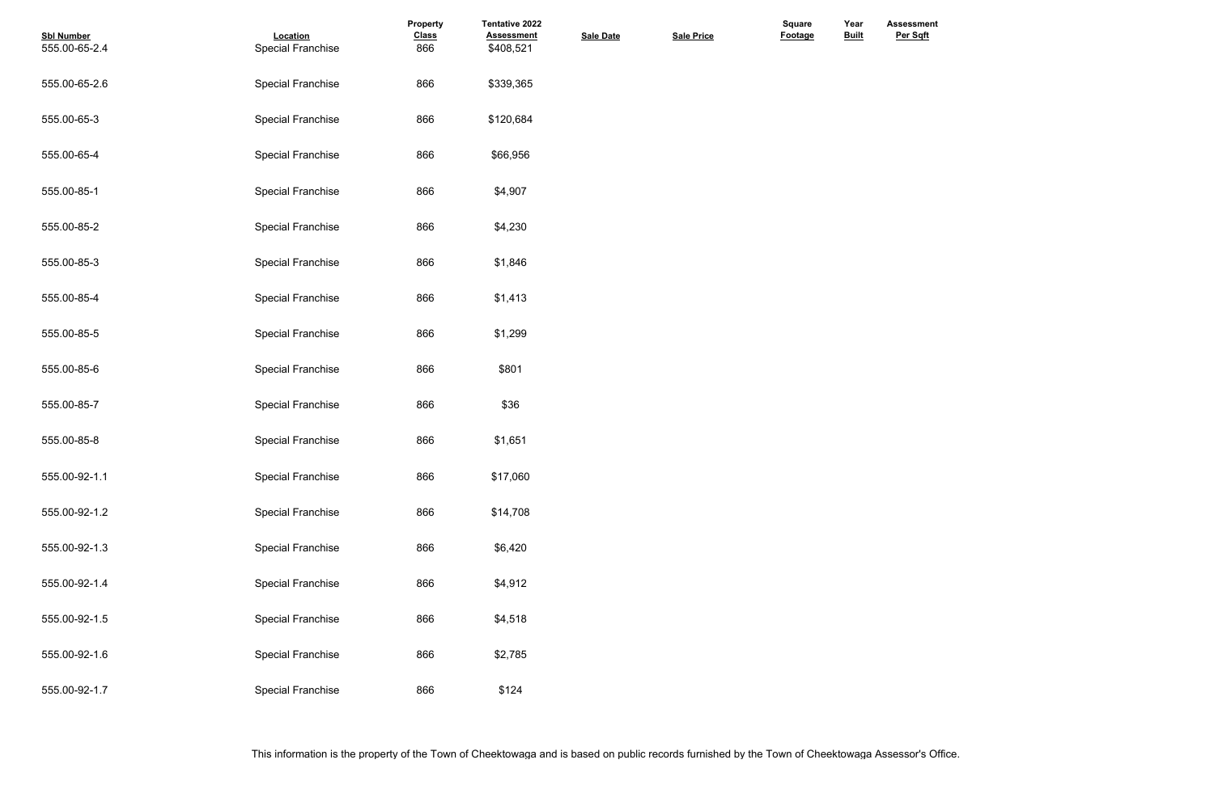| Sbl Number | Location | Property Class | Tentative 2022 Assessment | Sale Date | Sale Price | Square Footage | Year Built | Assessment Per Sqft |
|---|---|---|---|---|---|---|---|---|
| 555.00-65-2.4 | Special Franchise | 866 | $408,521 | | | | | |
| 555.00-65-2.6 | Special Franchise | 866 | $339,365 | | | | | |
| 555.00-65-3 | Special Franchise | 866 | $120,684 | | | | | |
| 555.00-65-4 | Special Franchise | 866 | $66,956 | | | | | |
| 555.00-85-1 | Special Franchise | 866 | $4,907 | | | | | |
| 555.00-85-2 | Special Franchise | 866 | $4,230 | | | | | |
| 555.00-85-3 | Special Franchise | 866 | $1,846 | | | | | |
| 555.00-85-4 | Special Franchise | 866 | $1,413 | | | | | |
| 555.00-85-5 | Special Franchise | 866 | $1,299 | | | | | |
| 555.00-85-6 | Special Franchise | 866 | $801 | | | | | |
| 555.00-85-7 | Special Franchise | 866 | $36 | | | | | |
| 555.00-85-8 | Special Franchise | 866 | $1,651 | | | | | |
| 555.00-92-1.1 | Special Franchise | 866 | $17,060 | | | | | |
| 555.00-92-1.2 | Special Franchise | 866 | $14,708 | | | | | |
| 555.00-92-1.3 | Special Franchise | 866 | $6,420 | | | | | |
| 555.00-92-1.4 | Special Franchise | 866 | $4,912 | | | | | |
| 555.00-92-1.5 | Special Franchise | 866 | $4,518 | | | | | |
| 555.00-92-1.6 | Special Franchise | 866 | $2,785 | | | | | |
| 555.00-92-1.7 | Special Franchise | 866 | $124 | | | | | |

This information is the property of the Town of Cheektowaga and is based on public records furnished by the Town of Cheektowaga Assessor's Office.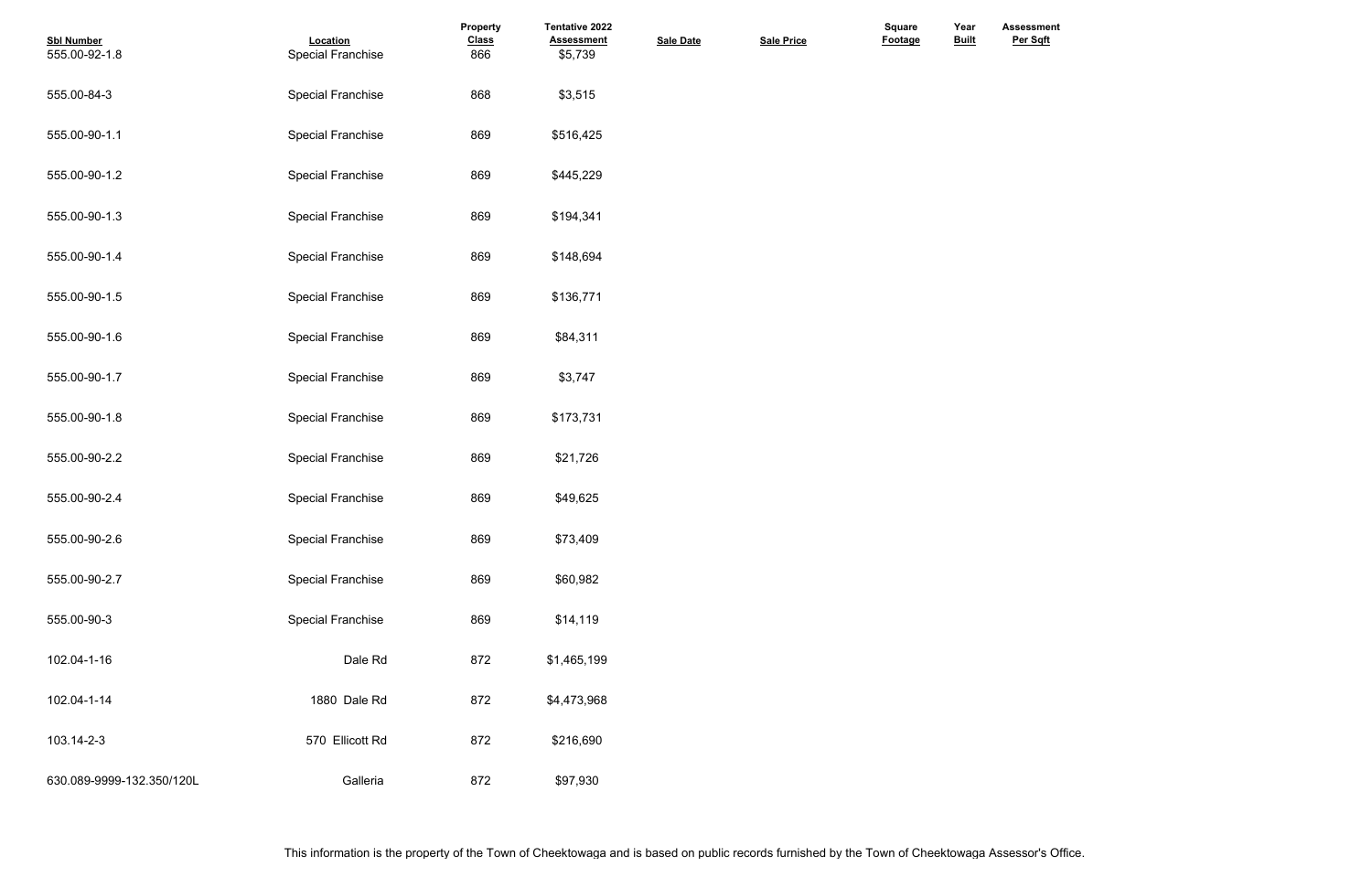| Sbl Number | Location | Property Class | Tentative 2022 Assessment | Sale Date | Sale Price | Square Footage | Year Built | Assessment Per Sqft |
|---|---|---|---|---|---|---|---|---|
| 555.00-92-1.8 | Special Franchise | 866 | $5,739 | | | | | |
| 555.00-84-3 | Special Franchise | 868 | $3,515 | | | | | |
| 555.00-90-1.1 | Special Franchise | 869 | $516,425 | | | | | |
| 555.00-90-1.2 | Special Franchise | 869 | $445,229 | | | | | |
| 555.00-90-1.3 | Special Franchise | 869 | $194,341 | | | | | |
| 555.00-90-1.4 | Special Franchise | 869 | $148,694 | | | | | |
| 555.00-90-1.5 | Special Franchise | 869 | $136,771 | | | | | |
| 555.00-90-1.6 | Special Franchise | 869 | $84,311 | | | | | |
| 555.00-90-1.7 | Special Franchise | 869 | $3,747 | | | | | |
| 555.00-90-1.8 | Special Franchise | 869 | $173,731 | | | | | |
| 555.00-90-2.2 | Special Franchise | 869 | $21,726 | | | | | |
| 555.00-90-2.4 | Special Franchise | 869 | $49,625 | | | | | |
| 555.00-90-2.6 | Special Franchise | 869 | $73,409 | | | | | |
| 555.00-90-2.7 | Special Franchise | 869 | $60,982 | | | | | |
| 555.00-90-3 | Special Franchise | 869 | $14,119 | | | | | |
| 102.04-1-16 | Dale Rd | 872 | $1,465,199 | | | | | |
| 102.04-1-14 | 1880 Dale Rd | 872 | $4,473,968 | | | | | |
| 103.14-2-3 | 570 Ellicott Rd | 872 | $216,690 | | | | | |
| 630.089-9999-132.350/120L | Galleria | 872 | $97,930 | | | | | |

This information is the property of the Town of Cheektowaga and is based on public records furnished by the Town of Cheektowaga Assessor's Office.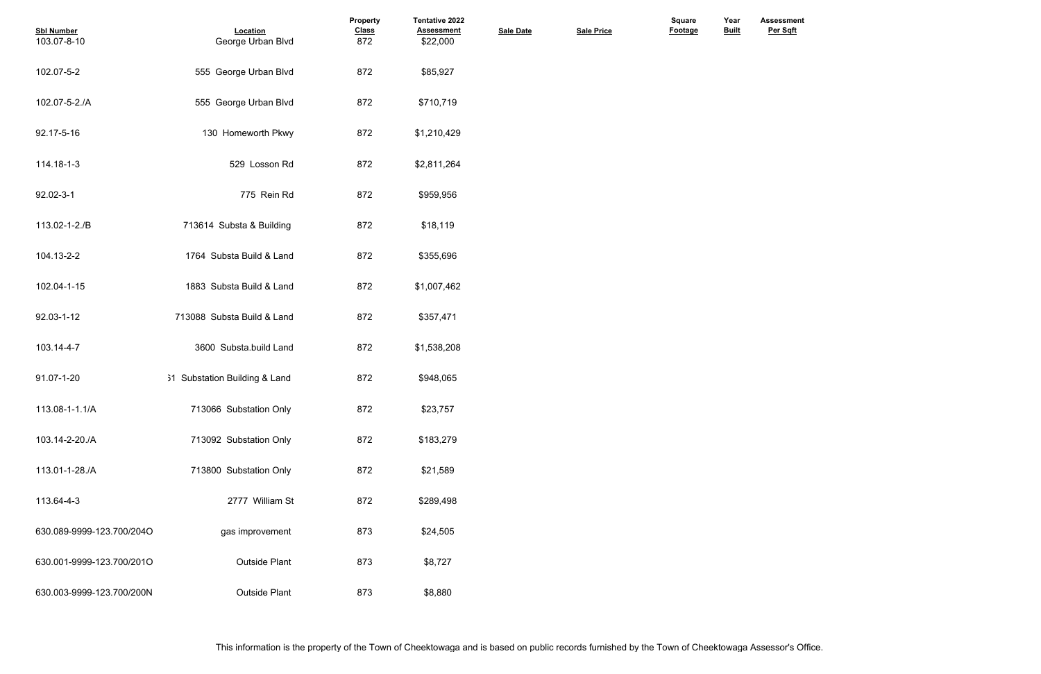| Sbl Number | Location | Property Class | Tentative 2022 Assessment | Sale Date | Sale Price | Square Footage | Year Built | Assessment Per Sqft |
|---|---|---|---|---|---|---|---|---|
| 103.07-8-10 | George Urban Blvd | 872 | $22,000 | | | | | |
| 102.07-5-2 | 555 George Urban Blvd | 872 | $85,927 | | | | | |
| 102.07-5-2./A | 555 George Urban Blvd | 872 | $710,719 | | | | | |
| 92.17-5-16 | 130 Homeworth Pkwy | 872 | $1,210,429 | | | | | |
| 114.18-1-3 | 529 Losson Rd | 872 | $2,811,264 | | | | | |
| 92.02-3-1 | 775 Rein Rd | 872 | $959,956 | | | | | |
| 113.02-1-2./B | 713614 Substa & Building | 872 | $18,119 | | | | | |
| 104.13-2-2 | 1764 Substa Build & Land | 872 | $355,696 | | | | | |
| 102.04-1-15 | 1883 Substa Build & Land | 872 | $1,007,462 | | | | | |
| 92.03-1-12 | 713088 Substa Build & Land | 872 | $357,471 | | | | | |
| 103.14-4-7 | 3600 Substa.build Land | 872 | $1,538,208 | | | | | |
| 91.07-1-20 | 51 Substation Building & Land | 872 | $948,065 | | | | | |
| 113.08-1-1.1/A | 713066 Substation Only | 872 | $23,757 | | | | | |
| 103.14-2-20./A | 713092 Substation Only | 872 | $183,279 | | | | | |
| 113.01-1-28./A | 713800 Substation Only | 872 | $21,589 | | | | | |
| 113.64-4-3 | 2777 William St | 872 | $289,498 | | | | | |
| 630.089-9999-123.700/204O | gas improvement | 873 | $24,505 | | | | | |
| 630.001-9999-123.700/201O | Outside Plant | 873 | $8,727 | | | | | |
| 630.003-9999-123.700/200N | Outside Plant | 873 | $8,880 | | | | | |

This information is the property of the Town of Cheektowaga and is based on public records furnished by the Town of Cheektowaga Assessor's Office.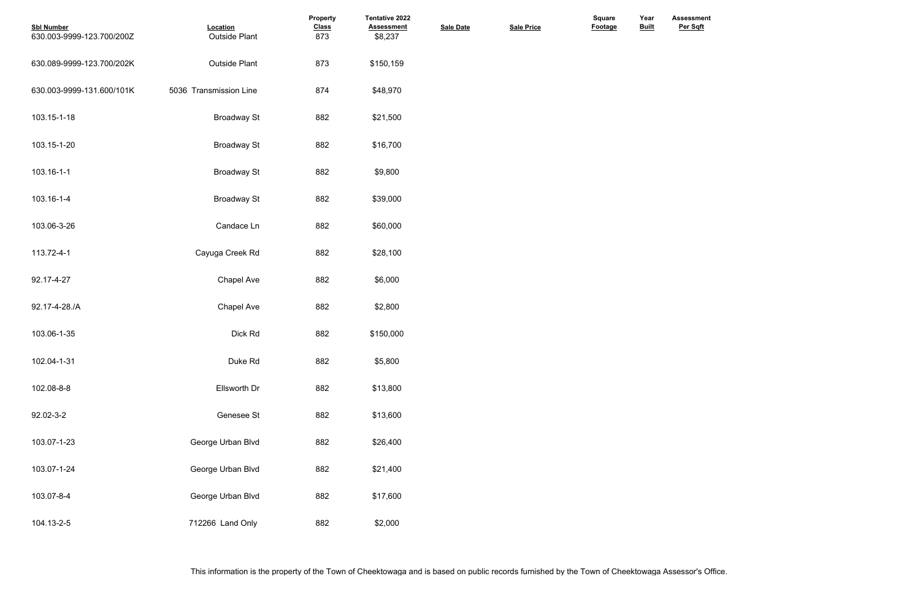| Sbl Number | Location | Property Class | Tentative 2022 Assessment | Sale Date | Sale Price | Square Footage | Year Built | Assessment Per Sqft |
|---|---|---|---|---|---|---|---|---|
| 630.003-9999-123.700/200Z | Outside Plant | 873 | $8,237 | | | | | |
| 630.089-9999-123.700/202K | Outside Plant | 873 | $150,159 | | | | | |
| 630.003-9999-131.600/101K | 5036 Transmission Line | 874 | $48,970 | | | | | |
| 103.15-1-18 | Broadway St | 882 | $21,500 | | | | | |
| 103.15-1-20 | Broadway St | 882 | $16,700 | | | | | |
| 103.16-1-1 | Broadway St | 882 | $9,800 | | | | | |
| 103.16-1-4 | Broadway St | 882 | $39,000 | | | | | |
| 103.06-3-26 | Candace Ln | 882 | $60,000 | | | | | |
| 113.72-4-1 | Cayuga Creek Rd | 882 | $28,100 | | | | | |
| 92.17-4-27 | Chapel Ave | 882 | $6,000 | | | | | |
| 92.17-4-28./A | Chapel Ave | 882 | $2,800 | | | | | |
| 103.06-1-35 | Dick Rd | 882 | $150,000 | | | | | |
| 102.04-1-31 | Duke Rd | 882 | $5,800 | | | | | |
| 102.08-8-8 | Ellsworth Dr | 882 | $13,800 | | | | | |
| 92.02-3-2 | Genesee St | 882 | $13,600 | | | | | |
| 103.07-1-23 | George Urban Blvd | 882 | $26,400 | | | | | |
| 103.07-1-24 | George Urban Blvd | 882 | $21,400 | | | | | |
| 103.07-8-4 | George Urban Blvd | 882 | $17,600 | | | | | |
| 104.13-2-5 | 712266 Land Only | 882 | $2,000 | | | | | |

This information is the property of the Town of Cheektowaga and is based on public records furnished by the Town of Cheektowaga Assessor's Office.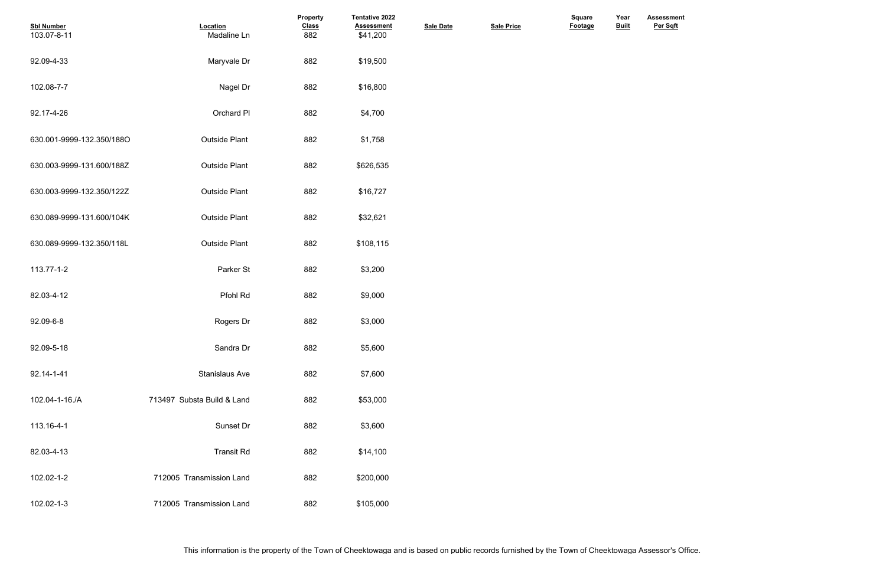| Sbl Number | Location | Property Class | Tentative 2022 Assessment | Sale Date | Sale Price | Square Footage | Year Built | Assessment Per Sqft |
|---|---|---|---|---|---|---|---|---|
| 103.07-8-11 | Madaline Ln | 882 | $41,200 | | | | | |
| 92.09-4-33 | Maryvale Dr | 882 | $19,500 | | | | | |
| 102.08-7-7 | Nagel Dr | 882 | $16,800 | | | | | |
| 92.17-4-26 | Orchard Pl | 882 | $4,700 | | | | | |
| 630.001-9999-132.350/188O | Outside Plant | 882 | $1,758 | | | | | |
| 630.003-9999-131.600/188Z | Outside Plant | 882 | $626,535 | | | | | |
| 630.003-9999-132.350/122Z | Outside Plant | 882 | $16,727 | | | | | |
| 630.089-9999-131.600/104K | Outside Plant | 882 | $32,621 | | | | | |
| 630.089-9999-132.350/118L | Outside Plant | 882 | $108,115 | | | | | |
| 113.77-1-2 | Parker St | 882 | $3,200 | | | | | |
| 82.03-4-12 | Pfohl Rd | 882 | $9,000 | | | | | |
| 92.09-6-8 | Rogers Dr | 882 | $3,000 | | | | | |
| 92.09-5-18 | Sandra Dr | 882 | $5,600 | | | | | |
| 92.14-1-41 | Stanislaus Ave | 882 | $7,600 | | | | | |
| 102.04-1-16./A | 713497 Substa Build & Land | 882 | $53,000 | | | | | |
| 113.16-4-1 | Sunset Dr | 882 | $3,600 | | | | | |
| 82.03-4-13 | Transit Rd | 882 | $14,100 | | | | | |
| 102.02-1-2 | 712005 Transmission Land | 882 | $200,000 | | | | | |
| 102.02-1-3 | 712005 Transmission Land | 882 | $105,000 | | | | | |

This information is the property of the Town of Cheektowaga and is based on public records furnished by the Town of Cheektowaga Assessor's Office.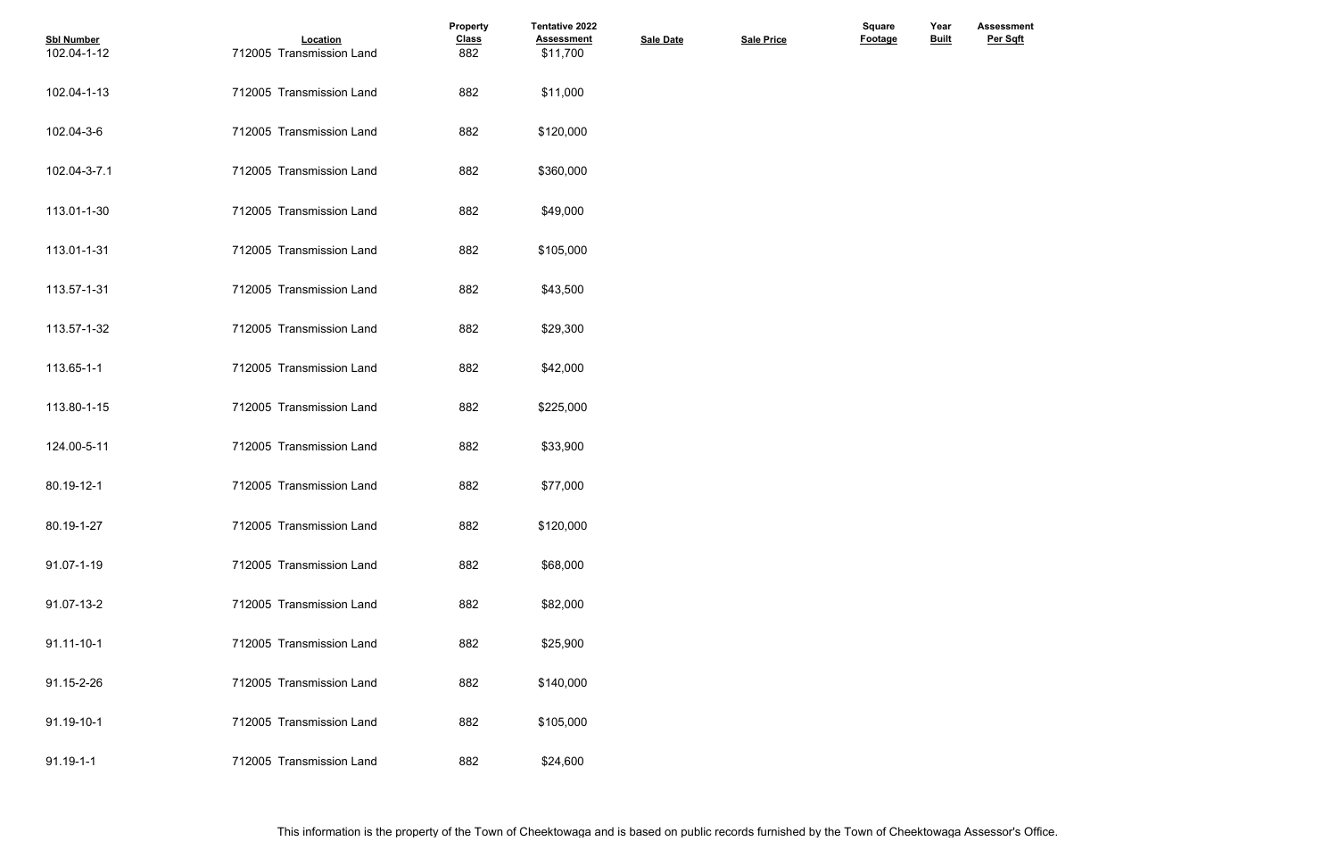| Sbl Number | Location | Property Class | Tentative 2022 Assessment | Sale Date | Sale Price | Square Footage | Year Built | Assessment Per Sqft |
|---|---|---|---|---|---|---|---|---|
| 102.04-1-12 | 712005 Transmission Land | 882 | $11,700 | | | | | |
| 102.04-1-13 | 712005 Transmission Land | 882 | $11,000 | | | | | |
| 102.04-3-6 | 712005 Transmission Land | 882 | $120,000 | | | | | |
| 102.04-3-7.1 | 712005 Transmission Land | 882 | $360,000 | | | | | |
| 113.01-1-30 | 712005 Transmission Land | 882 | $49,000 | | | | | |
| 113.01-1-31 | 712005 Transmission Land | 882 | $105,000 | | | | | |
| 113.57-1-31 | 712005 Transmission Land | 882 | $43,500 | | | | | |
| 113.57-1-32 | 712005 Transmission Land | 882 | $29,300 | | | | | |
| 113.65-1-1 | 712005 Transmission Land | 882 | $42,000 | | | | | |
| 113.80-1-15 | 712005 Transmission Land | 882 | $225,000 | | | | | |
| 124.00-5-11 | 712005 Transmission Land | 882 | $33,900 | | | | | |
| 80.19-12-1 | 712005 Transmission Land | 882 | $77,000 | | | | | |
| 80.19-1-27 | 712005 Transmission Land | 882 | $120,000 | | | | | |
| 91.07-1-19 | 712005 Transmission Land | 882 | $68,000 | | | | | |
| 91.07-13-2 | 712005 Transmission Land | 882 | $82,000 | | | | | |
| 91.11-10-1 | 712005 Transmission Land | 882 | $25,900 | | | | | |
| 91.15-2-26 | 712005 Transmission Land | 882 | $140,000 | | | | | |
| 91.19-10-1 | 712005 Transmission Land | 882 | $105,000 | | | | | |
| 91.19-1-1 | 712005 Transmission Land | 882 | $24,600 | | | | | |

This information is the property of the Town of Cheektowaga and is based on public records furnished by the Town of Cheektowaga Assessor's Office.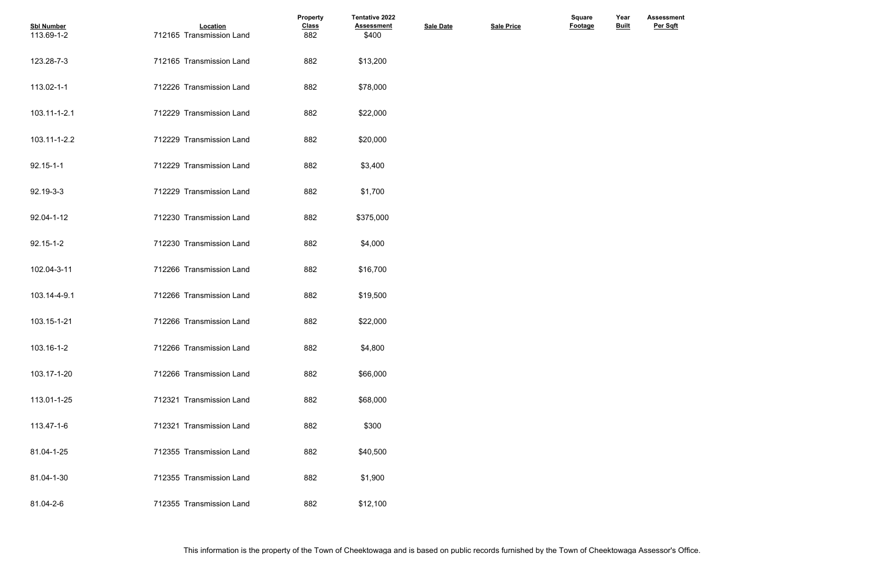| Sbl Number | Location | Property Class | Tentative 2022 Assessment | Sale Date | Sale Price | Square Footage | Year Built | Assessment Per Sqft |
|---|---|---|---|---|---|---|---|---|
| 113.69-1-2 | 712165 Transmission Land | 882 | $400 | | | | | |
| 123.28-7-3 | 712165 Transmission Land | 882 | $13,200 | | | | | |
| 113.02-1-1 | 712226 Transmission Land | 882 | $78,000 | | | | | |
| 103.11-1-2.1 | 712229 Transmission Land | 882 | $22,000 | | | | | |
| 103.11-1-2.2 | 712229 Transmission Land | 882 | $20,000 | | | | | |
| 92.15-1-1 | 712229 Transmission Land | 882 | $3,400 | | | | | |
| 92.19-3-3 | 712229 Transmission Land | 882 | $1,700 | | | | | |
| 92.04-1-12 | 712230 Transmission Land | 882 | $375,000 | | | | | |
| 92.15-1-2 | 712230 Transmission Land | 882 | $4,000 | | | | | |
| 102.04-3-11 | 712266 Transmission Land | 882 | $16,700 | | | | | |
| 103.14-4-9.1 | 712266 Transmission Land | 882 | $19,500 | | | | | |
| 103.15-1-21 | 712266 Transmission Land | 882 | $22,000 | | | | | |
| 103.16-1-2 | 712266 Transmission Land | 882 | $4,800 | | | | | |
| 103.17-1-20 | 712266 Transmission Land | 882 | $66,000 | | | | | |
| 113.01-1-25 | 712321 Transmission Land | 882 | $68,000 | | | | | |
| 113.47-1-6 | 712321 Transmission Land | 882 | $300 | | | | | |
| 81.04-1-25 | 712355 Transmission Land | 882 | $40,500 | | | | | |
| 81.04-1-30 | 712355 Transmission Land | 882 | $1,900 | | | | | |
| 81.04-2-6 | 712355 Transmission Land | 882 | $12,100 | | | | | |

This information is the property of the Town of Cheektowaga and is based on public records furnished by the Town of Cheektowaga Assessor's Office.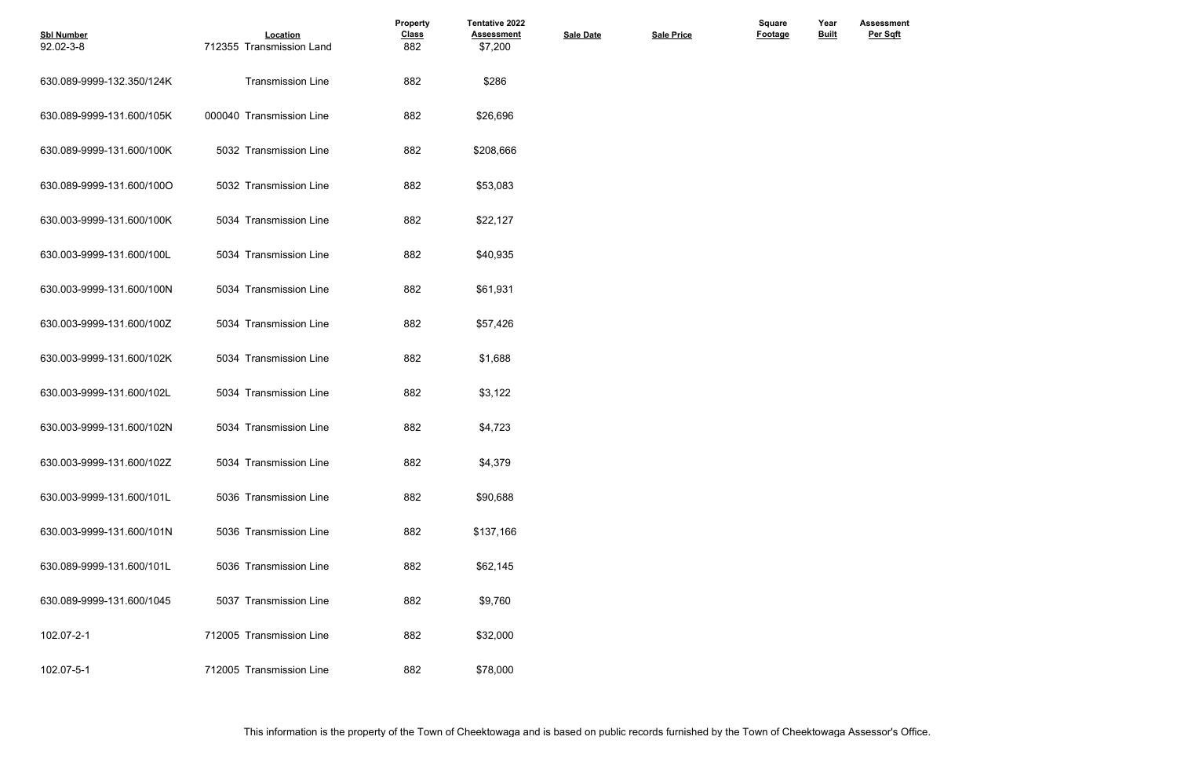| Sbl Number | Location | Property Class | Tentative 2022 Assessment | Sale Date | Sale Price | Square Footage | Year Built | Assessment Per Sqft |
|---|---|---|---|---|---|---|---|---|
| 92.02-3-8 | 712355 Transmission Land | 882 | $7,200 | | | | | |
| 630.089-9999-132.350/124K | Transmission Line | 882 | $286 | | | | | |
| 630.089-9999-131.600/105K | 000040 Transmission Line | 882 | $26,696 | | | | | |
| 630.089-9999-131.600/100K | 5032 Transmission Line | 882 | $208,666 | | | | | |
| 630.089-9999-131.600/100O | 5032 Transmission Line | 882 | $53,083 | | | | | |
| 630.003-9999-131.600/100K | 5034 Transmission Line | 882 | $22,127 | | | | | |
| 630.003-9999-131.600/100L | 5034 Transmission Line | 882 | $40,935 | | | | | |
| 630.003-9999-131.600/100N | 5034 Transmission Line | 882 | $61,931 | | | | | |
| 630.003-9999-131.600/100Z | 5034 Transmission Line | 882 | $57,426 | | | | | |
| 630.003-9999-131.600/102K | 5034 Transmission Line | 882 | $1,688 | | | | | |
| 630.003-9999-131.600/102L | 5034 Transmission Line | 882 | $3,122 | | | | | |
| 630.003-9999-131.600/102N | 5034 Transmission Line | 882 | $4,723 | | | | | |
| 630.003-9999-131.600/102Z | 5034 Transmission Line | 882 | $4,379 | | | | | |
| 630.003-9999-131.600/101L | 5036 Transmission Line | 882 | $90,688 | | | | | |
| 630.003-9999-131.600/101N | 5036 Transmission Line | 882 | $137,166 | | | | | |
| 630.089-9999-131.600/101L | 5036 Transmission Line | 882 | $62,145 | | | | | |
| 630.089-9999-131.600/1045 | 5037 Transmission Line | 882 | $9,760 | | | | | |
| 102.07-2-1 | 712005 Transmission Line | 882 | $32,000 | | | | | |
| 102.07-5-1 | 712005 Transmission Line | 882 | $78,000 | | | | | |

This information is the property of the Town of Cheektowaga and is based on public records furnished by the Town of Cheektowaga Assessor's Office.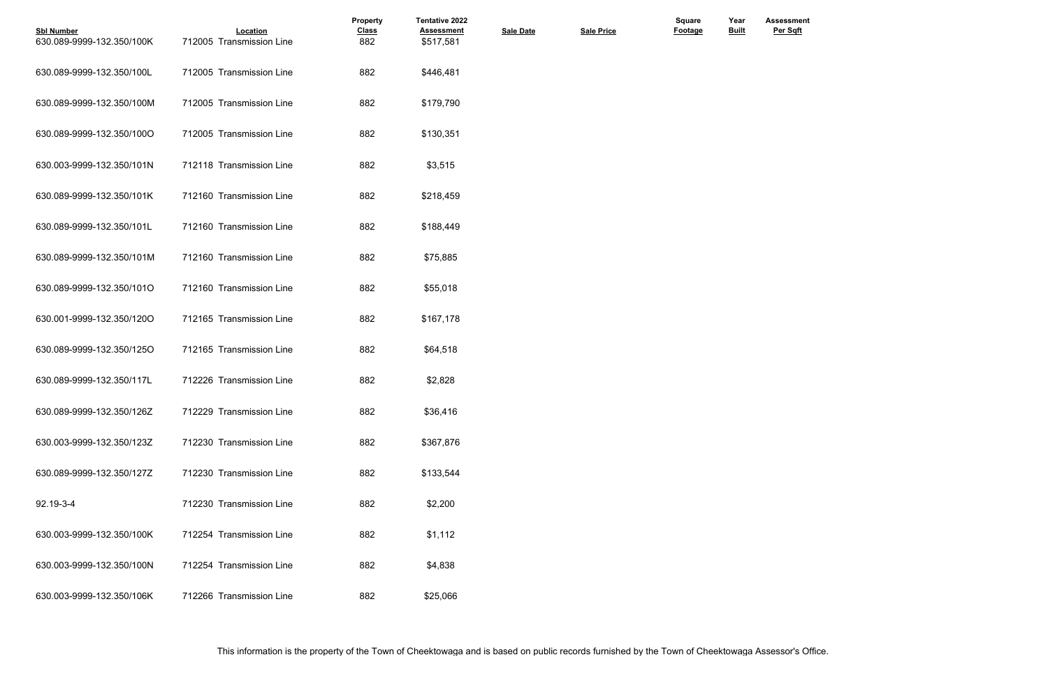| Sbl Number | Location | Property Class | Tentative 2022 Assessment | Sale Date | Sale Price | Square Footage | Year Built | Assessment Per Sqft |
|---|---|---|---|---|---|---|---|---|
| 630.089-9999-132.350/100K | 712005 Transmission Line | 882 | $517,581 | | | | | |
| 630.089-9999-132.350/100L | 712005 Transmission Line | 882 | $446,481 | | | | | |
| 630.089-9999-132.350/100M | 712005 Transmission Line | 882 | $179,790 | | | | | |
| 630.089-9999-132.350/100O | 712005 Transmission Line | 882 | $130,351 | | | | | |
| 630.003-9999-132.350/101N | 712118 Transmission Line | 882 | $3,515 | | | | | |
| 630.089-9999-132.350/101K | 712160 Transmission Line | 882 | $218,459 | | | | | |
| 630.089-9999-132.350/101L | 712160 Transmission Line | 882 | $188,449 | | | | | |
| 630.089-9999-132.350/101M | 712160 Transmission Line | 882 | $75,885 | | | | | |
| 630.089-9999-132.350/101O | 712160 Transmission Line | 882 | $55,018 | | | | | |
| 630.001-9999-132.350/120O | 712165 Transmission Line | 882 | $167,178 | | | | | |
| 630.089-9999-132.350/125O | 712165 Transmission Line | 882 | $64,518 | | | | | |
| 630.089-9999-132.350/117L | 712226 Transmission Line | 882 | $2,828 | | | | | |
| 630.089-9999-132.350/126Z | 712229 Transmission Line | 882 | $36,416 | | | | | |
| 630.003-9999-132.350/123Z | 712230 Transmission Line | 882 | $367,876 | | | | | |
| 630.089-9999-132.350/127Z | 712230 Transmission Line | 882 | $133,544 | | | | | |
| 92.19-3-4 | 712230 Transmission Line | 882 | $2,200 | | | | | |
| 630.003-9999-132.350/100K | 712254 Transmission Line | 882 | $1,112 | | | | | |
| 630.003-9999-132.350/100N | 712254 Transmission Line | 882 | $4,838 | | | | | |
| 630.003-9999-132.350/106K | 712266 Transmission Line | 882 | $25,066 | | | | | |

This information is the property of the Town of Cheektowaga and is based on public records furnished by the Town of Cheektowaga Assessor's Office.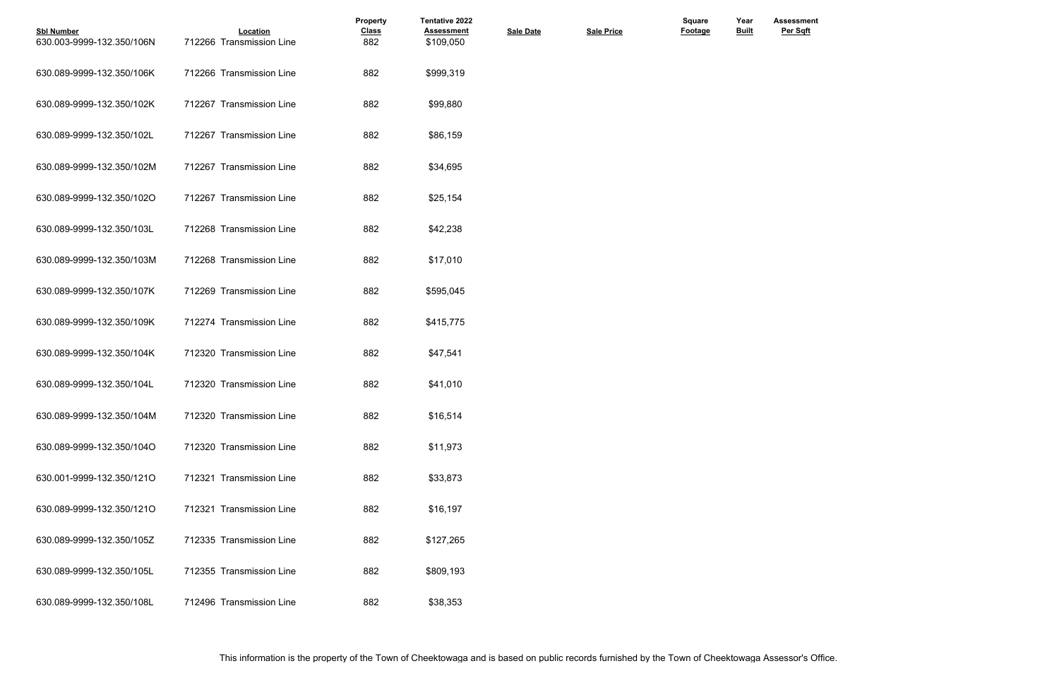| Sbl Number | Location | Property Class | Tentative 2022 Assessment | Sale Date | Sale Price | Square Footage | Year Built | Assessment Per Sqft |
|---|---|---|---|---|---|---|---|---|
| 630.003-9999-132.350/106N | 712266 Transmission Line | 882 | $109,050 | | | | | |
| 630.089-9999-132.350/106K | 712266 Transmission Line | 882 | $999,319 | | | | | |
| 630.089-9999-132.350/102K | 712267 Transmission Line | 882 | $99,880 | | | | | |
| 630.089-9999-132.350/102L | 712267 Transmission Line | 882 | $86,159 | | | | | |
| 630.089-9999-132.350/102M | 712267 Transmission Line | 882 | $34,695 | | | | | |
| 630.089-9999-132.350/102O | 712267 Transmission Line | 882 | $25,154 | | | | | |
| 630.089-9999-132.350/103L | 712268 Transmission Line | 882 | $42,238 | | | | | |
| 630.089-9999-132.350/103M | 712268 Transmission Line | 882 | $17,010 | | | | | |
| 630.089-9999-132.350/107K | 712269 Transmission Line | 882 | $595,045 | | | | | |
| 630.089-9999-132.350/109K | 712274 Transmission Line | 882 | $415,775 | | | | | |
| 630.089-9999-132.350/104K | 712320 Transmission Line | 882 | $47,541 | | | | | |
| 630.089-9999-132.350/104L | 712320 Transmission Line | 882 | $41,010 | | | | | |
| 630.089-9999-132.350/104M | 712320 Transmission Line | 882 | $16,514 | | | | | |
| 630.089-9999-132.350/104O | 712320 Transmission Line | 882 | $11,973 | | | | | |
| 630.001-9999-132.350/121O | 712321 Transmission Line | 882 | $33,873 | | | | | |
| 630.089-9999-132.350/121O | 712321 Transmission Line | 882 | $16,197 | | | | | |
| 630.089-9999-132.350/105Z | 712335 Transmission Line | 882 | $127,265 | | | | | |
| 630.089-9999-132.350/105L | 712355 Transmission Line | 882 | $809,193 | | | | | |
| 630.089-9999-132.350/108L | 712496 Transmission Line | 882 | $38,353 | | | | | |

This information is the property of the Town of Cheektowaga and is based on public records furnished by the Town of Cheektowaga Assessor's Office.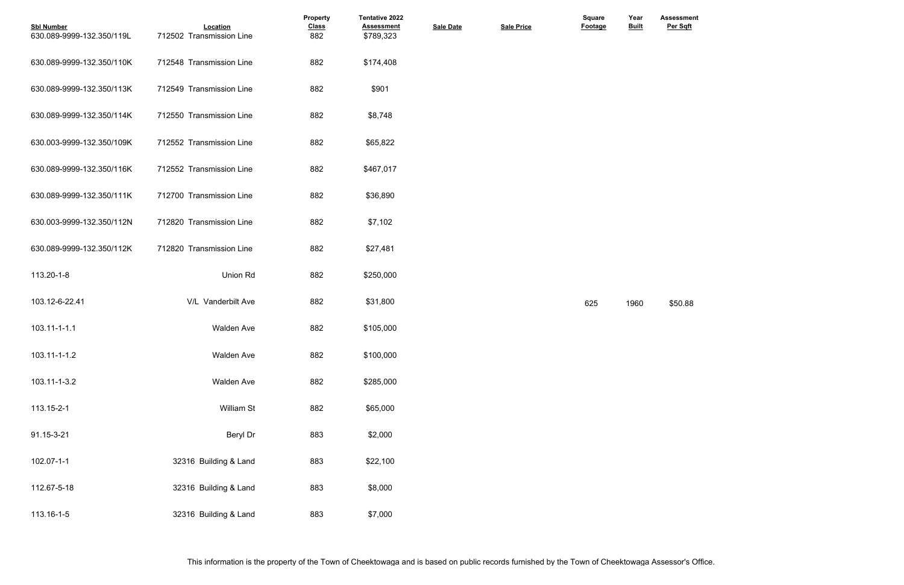| Sbl Number | Location | Property Class | Tentative 2022 Assessment | Sale Date | Sale Price | Square Footage | Year Built | Assessment Per Sqft |
|---|---|---|---|---|---|---|---|---|
| 630.089-9999-132.350/119L | 712502 Transmission Line | 882 | $789,323 | | | | | |
| 630.089-9999-132.350/110K | 712548 Transmission Line | 882 | $174,408 | | | | | |
| 630.089-9999-132.350/113K | 712549 Transmission Line | 882 | $901 | | | | | |
| 630.089-9999-132.350/114K | 712550 Transmission Line | 882 | $8,748 | | | | | |
| 630.003-9999-132.350/109K | 712552 Transmission Line | 882 | $65,822 | | | | | |
| 630.089-9999-132.350/116K | 712552 Transmission Line | 882 | $467,017 | | | | | |
| 630.089-9999-132.350/111K | 712700 Transmission Line | 882 | $36,890 | | | | | |
| 630.003-9999-132.350/112N | 712820 Transmission Line | 882 | $7,102 | | | | | |
| 630.089-9999-132.350/112K | 712820 Transmission Line | 882 | $27,481 | | | | | |
| 113.20-1-8 | Union Rd | 882 | $250,000 | | | | | |
| 103.12-6-22.41 | V/L Vanderbilt Ave | 882 | $31,800 | | | 625 | 1960 | $50.88 |
| 103.11-1-1.1 | Walden Ave | 882 | $105,000 | | | | | |
| 103.11-1-1.2 | Walden Ave | 882 | $100,000 | | | | | |
| 103.11-1-3.2 | Walden Ave | 882 | $285,000 | | | | | |
| 113.15-2-1 | William St | 882 | $65,000 | | | | | |
| 91.15-3-21 | Beryl Dr | 883 | $2,000 | | | | | |
| 102.07-1-1 | 32316 Building & Land | 883 | $22,100 | | | | | |
| 112.67-5-18 | 32316 Building & Land | 883 | $8,000 | | | | | |
| 113.16-1-5 | 32316 Building & Land | 883 | $7,000 | | | | | |

This information is the property of the Town of Cheektowaga and is based on public records furnished by the Town of Cheektowaga Assessor's Office.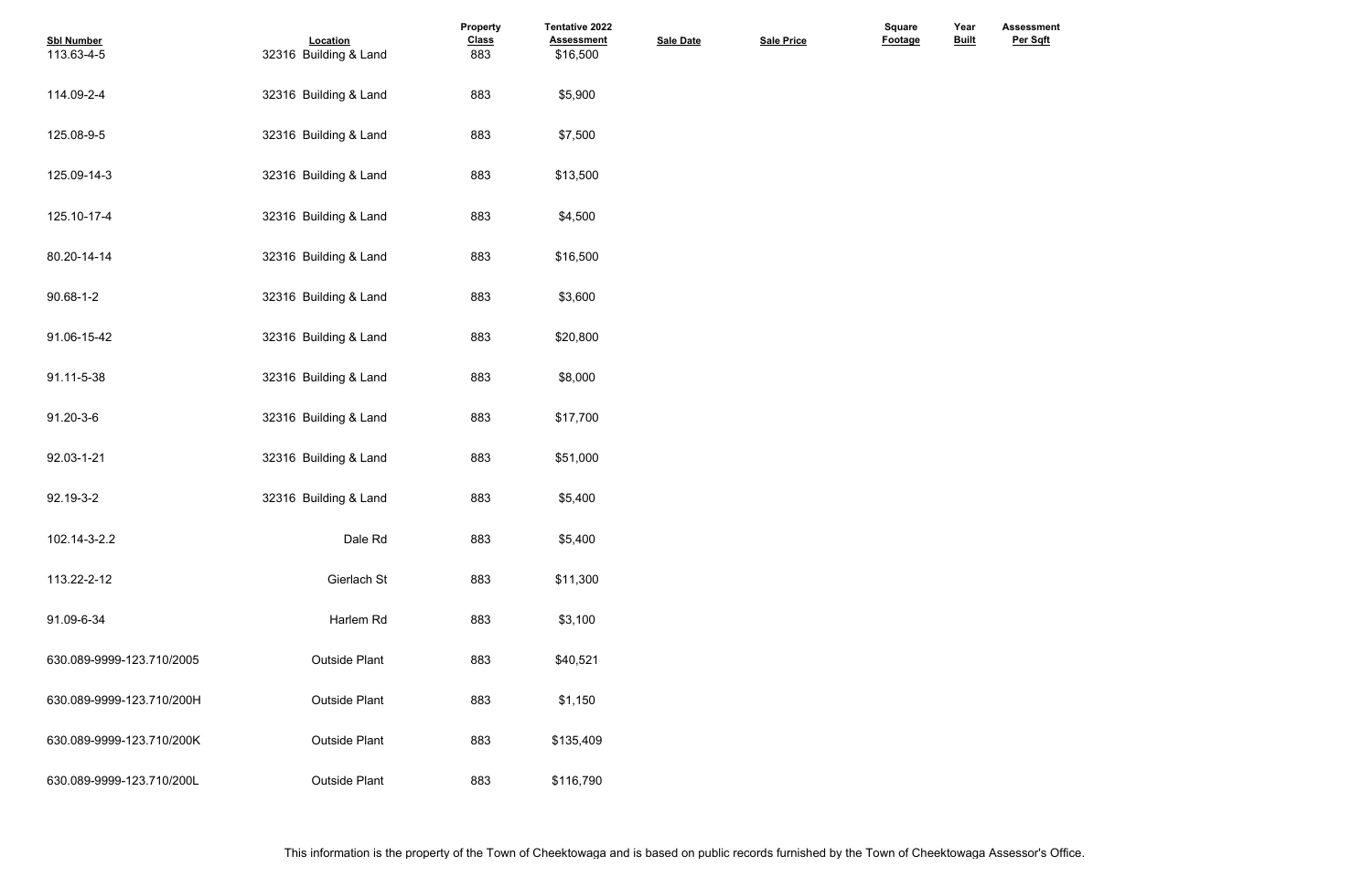| Sbl Number | Location | Property Class | Tentative 2022 Assessment | Sale Date | Sale Price | Square Footage | Year Built | Assessment Per Sqft |
|---|---|---|---|---|---|---|---|---|
| 113.63-4-5 | 32316 Building & Land | 883 | $16,500 | | | | | |
| 114.09-2-4 | 32316 Building & Land | 883 | $5,900 | | | | | |
| 125.08-9-5 | 32316 Building & Land | 883 | $7,500 | | | | | |
| 125.09-14-3 | 32316 Building & Land | 883 | $13,500 | | | | | |
| 125.10-17-4 | 32316 Building & Land | 883 | $4,500 | | | | | |
| 80.20-14-14 | 32316 Building & Land | 883 | $16,500 | | | | | |
| 90.68-1-2 | 32316 Building & Land | 883 | $3,600 | | | | | |
| 91.06-15-42 | 32316 Building & Land | 883 | $20,800 | | | | | |
| 91.11-5-38 | 32316 Building & Land | 883 | $8,000 | | | | | |
| 91.20-3-6 | 32316 Building & Land | 883 | $17,700 | | | | | |
| 92.03-1-21 | 32316 Building & Land | 883 | $51,000 | | | | | |
| 92.19-3-2 | 32316 Building & Land | 883 | $5,400 | | | | | |
| 102.14-3-2.2 | Dale Rd | 883 | $5,400 | | | | | |
| 113.22-2-12 | Gierlach St | 883 | $11,300 | | | | | |
| 91.09-6-34 | Harlem Rd | 883 | $3,100 | | | | | |
| 630.089-9999-123.710/2005 | Outside Plant | 883 | $40,521 | | | | | |
| 630.089-9999-123.710/200H | Outside Plant | 883 | $1,150 | | | | | |
| 630.089-9999-123.710/200K | Outside Plant | 883 | $135,409 | | | | | |
| 630.089-9999-123.710/200L | Outside Plant | 883 | $116,790 | | | | | |

This information is the property of the Town of Cheektowaga and is based on public records furnished by the Town of Cheektowaga Assessor's Office.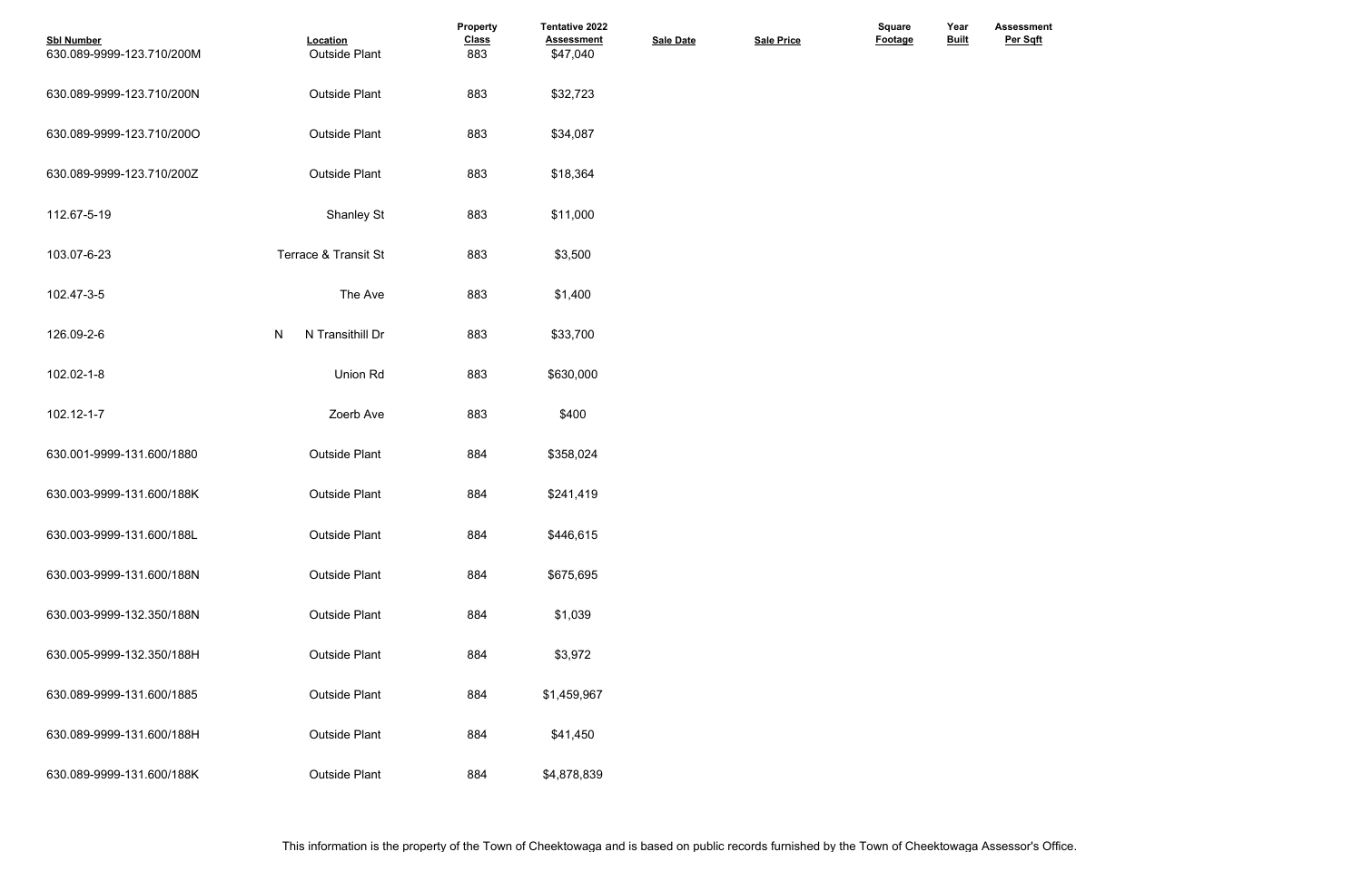| Sbl Number | Location | Property Class | Tentative 2022 Assessment | Sale Date | Sale Price | Square Footage | Year Built | Assessment Per Sqft |
|---|---|---|---|---|---|---|---|---|
| 630.089-9999-123.710/200M | Outside Plant | 883 | $47,040 | | | | | |
| 630.089-9999-123.710/200N | Outside Plant | 883 | $32,723 | | | | | |
| 630.089-9999-123.710/200O | Outside Plant | 883 | $34,087 | | | | | |
| 630.089-9999-123.710/200Z | Outside Plant | 883 | $18,364 | | | | | |
| 112.67-5-19 | Shanley St | 883 | $11,000 | | | | | |
| 103.07-6-23 | Terrace & Transit St | 883 | $3,500 | | | | | |
| 102.47-3-5 | The Ave | 883 | $1,400 | | | | | |
| 126.09-2-6 | N N Transithill Dr | 883 | $33,700 | | | | | |
| 102.02-1-8 | Union Rd | 883 | $630,000 | | | | | |
| 102.12-1-7 | Zoerb Ave | 883 | $400 | | | | | |
| 630.001-9999-131.600/1880 | Outside Plant | 884 | $358,024 | | | | | |
| 630.003-9999-131.600/188K | Outside Plant | 884 | $241,419 | | | | | |
| 630.003-9999-131.600/188L | Outside Plant | 884 | $446,615 | | | | | |
| 630.003-9999-131.600/188N | Outside Plant | 884 | $675,695 | | | | | |
| 630.003-9999-132.350/188N | Outside Plant | 884 | $1,039 | | | | | |
| 630.005-9999-132.350/188H | Outside Plant | 884 | $3,972 | | | | | |
| 630.089-9999-131.600/1885 | Outside Plant | 884 | $1,459,967 | | | | | |
| 630.089-9999-131.600/188H | Outside Plant | 884 | $41,450 | | | | | |
| 630.089-9999-131.600/188K | Outside Plant | 884 | $4,878,839 | | | | | |

This information is the property of the Town of Cheektowaga and is based on public records furnished by the Town of Cheektowaga Assessor's Office.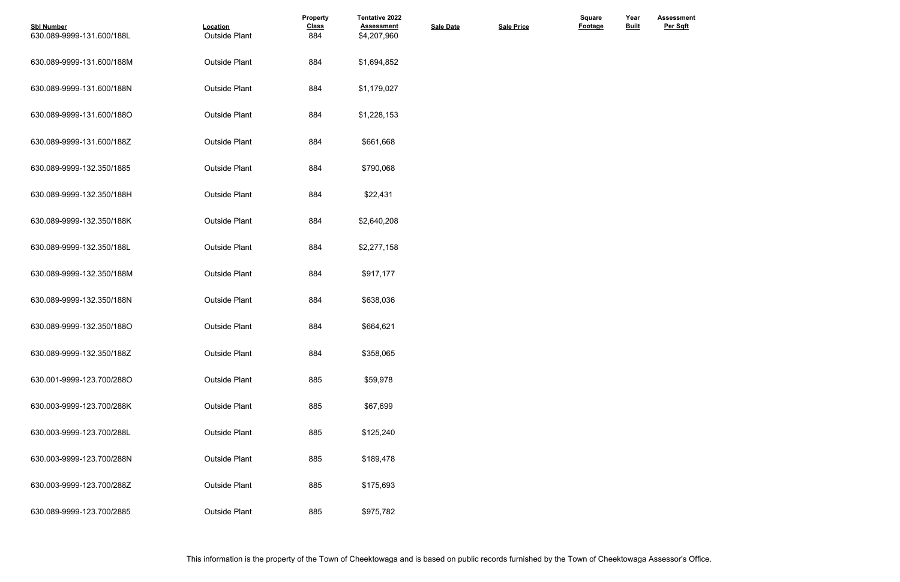| Sbl Number | Location | Property Class | Tentative 2022 Assessment | Sale Date | Sale Price | Square Footage | Year Built | Assessment Per Sqft |
|---|---|---|---|---|---|---|---|---|
| 630.089-9999-131.600/188L | Outside Plant | 884 | $4,207,960 | | | | | |
| 630.089-9999-131.600/188M | Outside Plant | 884 | $1,694,852 | | | | | |
| 630.089-9999-131.600/188N | Outside Plant | 884 | $1,179,027 | | | | | |
| 630.089-9999-131.600/188O | Outside Plant | 884 | $1,228,153 | | | | | |
| 630.089-9999-131.600/188Z | Outside Plant | 884 | $661,668 | | | | | |
| 630.089-9999-132.350/1885 | Outside Plant | 884 | $790,068 | | | | | |
| 630.089-9999-132.350/188H | Outside Plant | 884 | $22,431 | | | | | |
| 630.089-9999-132.350/188K | Outside Plant | 884 | $2,640,208 | | | | | |
| 630.089-9999-132.350/188L | Outside Plant | 884 | $2,277,158 | | | | | |
| 630.089-9999-132.350/188M | Outside Plant | 884 | $917,177 | | | | | |
| 630.089-9999-132.350/188N | Outside Plant | 884 | $638,036 | | | | | |
| 630.089-9999-132.350/188O | Outside Plant | 884 | $664,621 | | | | | |
| 630.089-9999-132.350/188Z | Outside Plant | 884 | $358,065 | | | | | |
| 630.001-9999-123.700/288O | Outside Plant | 885 | $59,978 | | | | | |
| 630.003-9999-123.700/288K | Outside Plant | 885 | $67,699 | | | | | |
| 630.003-9999-123.700/288L | Outside Plant | 885 | $125,240 | | | | | |
| 630.003-9999-123.700/288N | Outside Plant | 885 | $189,478 | | | | | |
| 630.003-9999-123.700/288Z | Outside Plant | 885 | $175,693 | | | | | |
| 630.089-9999-123.700/2885 | Outside Plant | 885 | $975,782 | | | | | |

This information is the property of the Town of Cheektowaga and is based on public records furnished by the Town of Cheektowaga Assessor's Office.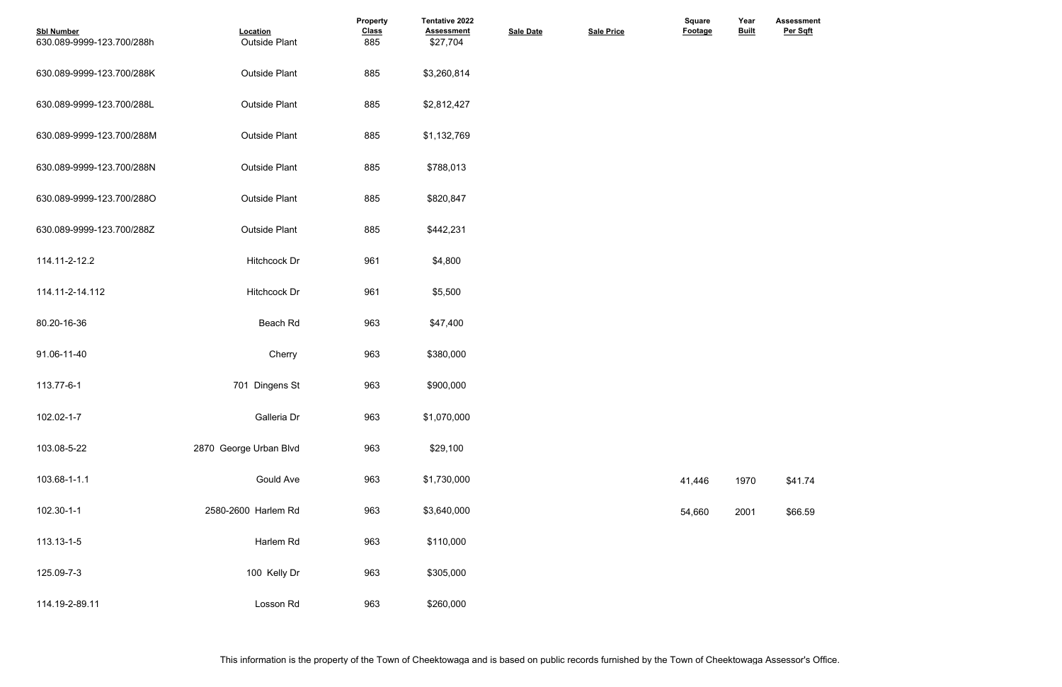| Sbl Number | Location | Property Class | Tentative 2022 Assessment | Sale Date | Sale Price | Square Footage | Year Built | Assessment Per Sqft |
|---|---|---|---|---|---|---|---|---|
| 630.089-9999-123.700/288h | Outside Plant | 885 | $27,704 | | | | | |
| 630.089-9999-123.700/288K | Outside Plant | 885 | $3,260,814 | | | | | |
| 630.089-9999-123.700/288L | Outside Plant | 885 | $2,812,427 | | | | | |
| 630.089-9999-123.700/288M | Outside Plant | 885 | $1,132,769 | | | | | |
| 630.089-9999-123.700/288N | Outside Plant | 885 | $788,013 | | | | | |
| 630.089-9999-123.700/288O | Outside Plant | 885 | $820,847 | | | | | |
| 630.089-9999-123.700/288Z | Outside Plant | 885 | $442,231 | | | | | |
| 114.11-2-12.2 | Hitchcock Dr | 961 | $4,800 | | | | | |
| 114.11-2-14.112 | Hitchcock Dr | 961 | $5,500 | | | | | |
| 80.20-16-36 | Beach Rd | 963 | $47,400 | | | | | |
| 91.06-11-40 | Cherry | 963 | $380,000 | | | | | |
| 113.77-6-1 | 701 Dingens St | 963 | $900,000 | | | | | |
| 102.02-1-7 | Galleria Dr | 963 | $1,070,000 | | | | | |
| 103.08-5-22 | 2870 George Urban Blvd | 963 | $29,100 | | | | | |
| 103.68-1-1.1 | Gould Ave | 963 | $1,730,000 | | | 41,446 | 1970 | $41.74 |
| 102.30-1-1 | 2580-2600 Harlem Rd | 963 | $3,640,000 | | | 54,660 | 2001 | $66.59 |
| 113.13-1-5 | Harlem Rd | 963 | $110,000 | | | | | |
| 125.09-7-3 | 100 Kelly Dr | 963 | $305,000 | | | | | |
| 114.19-2-89.11 | Losson Rd | 963 | $260,000 | | | | | |

This information is the property of the Town of Cheektowaga and is based on public records furnished by the Town of Cheektowaga Assessor's Office.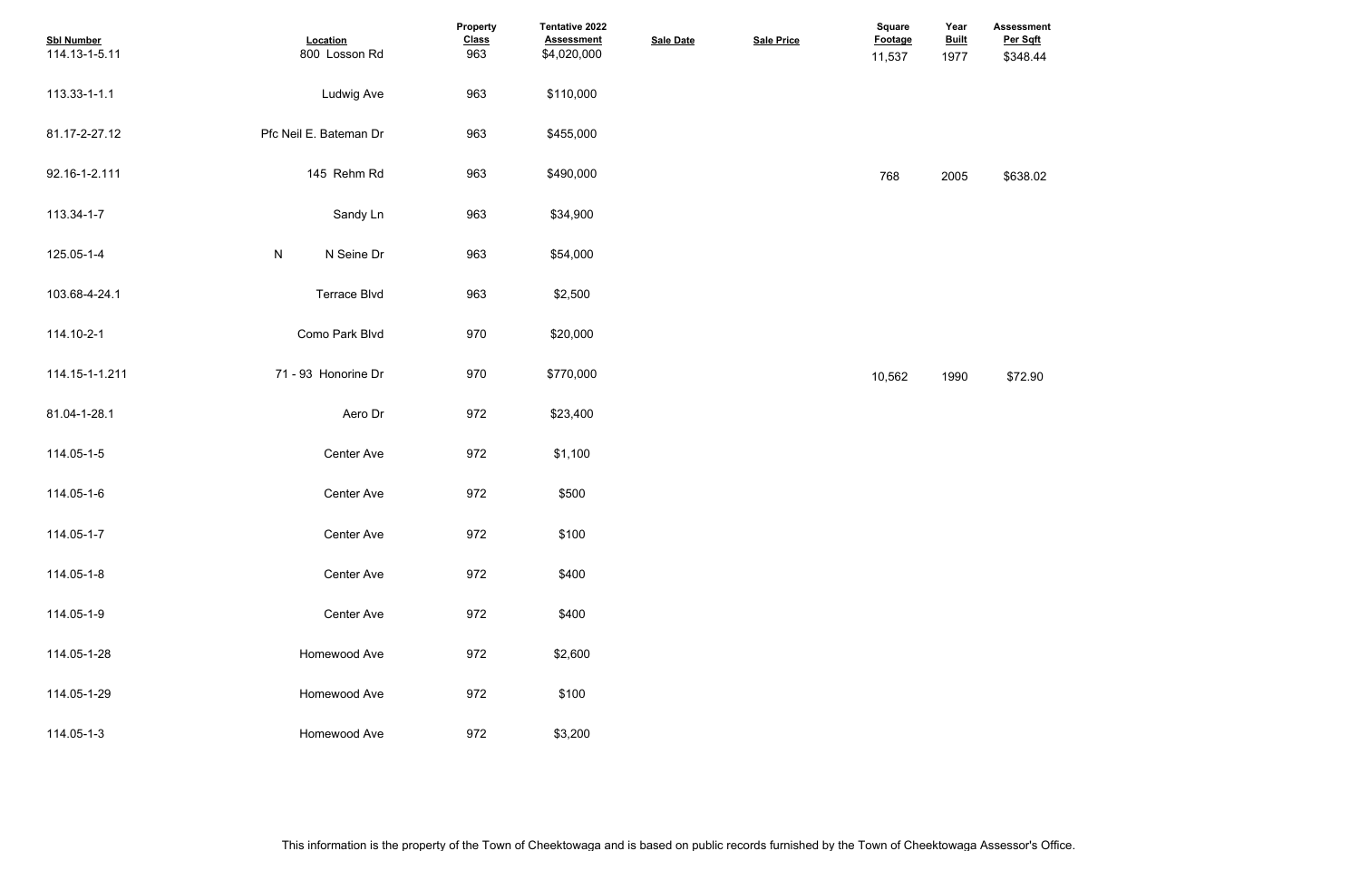| Sbl Number | Location | Property Class | Tentative 2022 Assessment | Sale Date | Sale Price | Square Footage | Year Built | Assessment Per Sqft |
|---|---|---|---|---|---|---|---|---|
| 114.13-1-5.11 | 800 Losson Rd | 963 | $4,020,000 | | | 11,537 | 1977 | $348.44 |
| 113.33-1-1.1 | Ludwig Ave | 963 | $110,000 | | | | | |
| 81.17-2-27.12 | Pfc Neil E. Bateman Dr | 963 | $455,000 | | | | | |
| 92.16-1-2.111 | 145 Rehm Rd | 963 | $490,000 | | | 768 | 2005 | $638.02 |
| 113.34-1-7 | Sandy Ln | 963 | $34,900 | | | | | |
| 125.05-1-4 | N N Seine Dr | 963 | $54,000 | | | | | |
| 103.68-4-24.1 | Terrace Blvd | 963 | $2,500 | | | | | |
| 114.10-2-1 | Como Park Blvd | 970 | $20,000 | | | | | |
| 114.15-1-1.211 | 71 - 93 Honorine Dr | 970 | $770,000 | | | 10,562 | 1990 | $72.90 |
| 81.04-1-28.1 | Aero Dr | 972 | $23,400 | | | | | |
| 114.05-1-5 | Center Ave | 972 | $1,100 | | | | | |
| 114.05-1-6 | Center Ave | 972 | $500 | | | | | |
| 114.05-1-7 | Center Ave | 972 | $100 | | | | | |
| 114.05-1-8 | Center Ave | 972 | $400 | | | | | |
| 114.05-1-9 | Center Ave | 972 | $400 | | | | | |
| 114.05-1-28 | Homewood Ave | 972 | $2,600 | | | | | |
| 114.05-1-29 | Homewood Ave | 972 | $100 | | | | | |
| 114.05-1-3 | Homewood Ave | 972 | $3,200 | | | | | |

This information is the property of the Town of Cheektowaga and is based on public records furnished by the Town of Cheektowaga Assessor's Office.